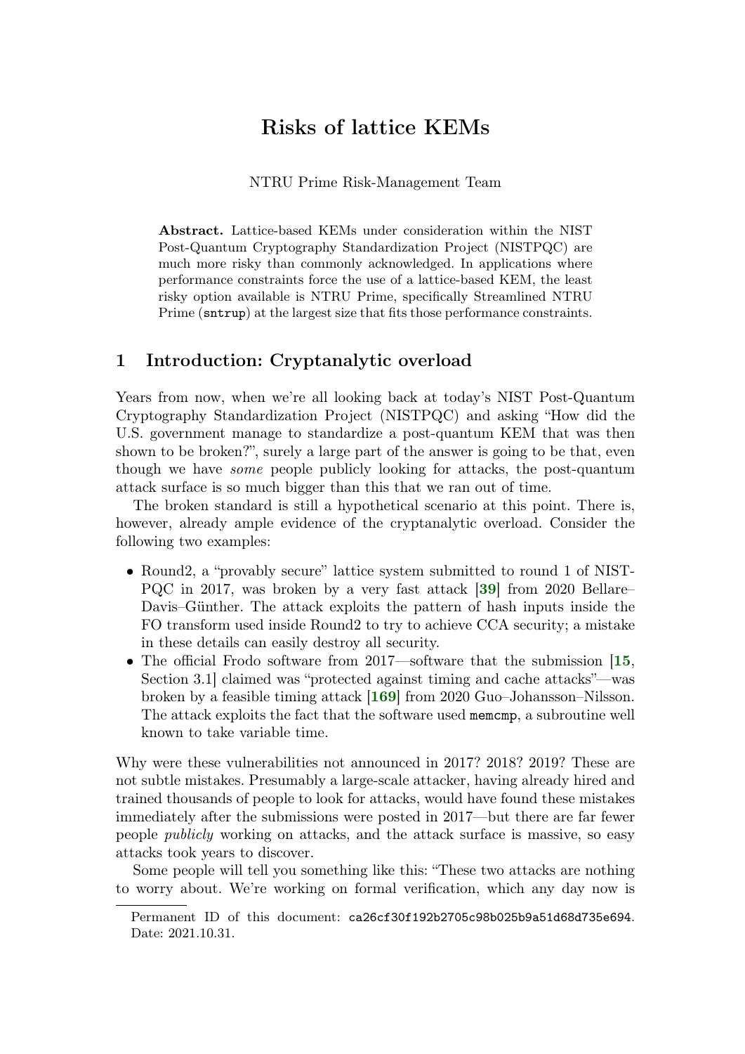# Risks of lattice KEMs

NTRU Prime Risk-Management Team

**Abstract.** Lattice-based KEMs under consideration within the NIST Post-Quantum Cryptography Standardization Project (NISTPQC) are much more risky than commonly acknowledged. In applications where performance constraints force the use of a lattice-based KEM, the least risky option available is NTRU Prime, specifically Streamlined NTRU Prime (`sntrup`) at the largest size that fits those performance constraints.

## 1 Introduction: Cryptanalytic overload

Years from now, when we're all looking back at today's NIST Post-Quantum Cryptography Standardization Project (NISTPQC) and asking "How did the U.S. government manage to standardize a post-quantum KEM that was then shown to be broken?", surely a large part of the answer is going to be that, even though we have *some* people publicly looking for attacks, the post-quantum attack surface is so much bigger than this that we ran out of time.

The broken standard is still a hypothetical scenario at this point. There is, however, already ample evidence of the cryptanalytic overload. Consider the following two examples:

- Round2, a "provably secure" lattice system submitted to round 1 of NISTPQC in 2017, was broken by a very fast attack [**39**] from 2020 Bellare–Davis–Günther. The attack exploits the pattern of hash inputs inside the FO transform used inside Round2 to try to achieve CCA security; a mistake in these details can easily destroy all security.
- The official Frodo software from 2017—software that the submission [**15**, Section 3.1] claimed was "protected against timing and cache attacks"—was broken by a feasible timing attack [**169**] from 2020 Guo–Johansson–Nilsson. The attack exploits the fact that the software used `memcmp`, a subroutine well known to take variable time.

Why were these vulnerabilities not announced in 2017? 2018? 2019? These are not subtle mistakes. Presumably a large-scale attacker, having already hired and trained thousands of people to look for attacks, would have found these mistakes immediately after the submissions were posted in 2017—but there are far fewer people *publicly* working on attacks, and the attack surface is massive, so easy attacks took years to discover.

Some people will tell you something like this: "These two attacks are nothing to worry about. We're working on formal verification, which any day now is

Permanent ID of this document: `ca26cf30f192b2705c98b025b9a51d68d735e694`. Date: 2021.10.31.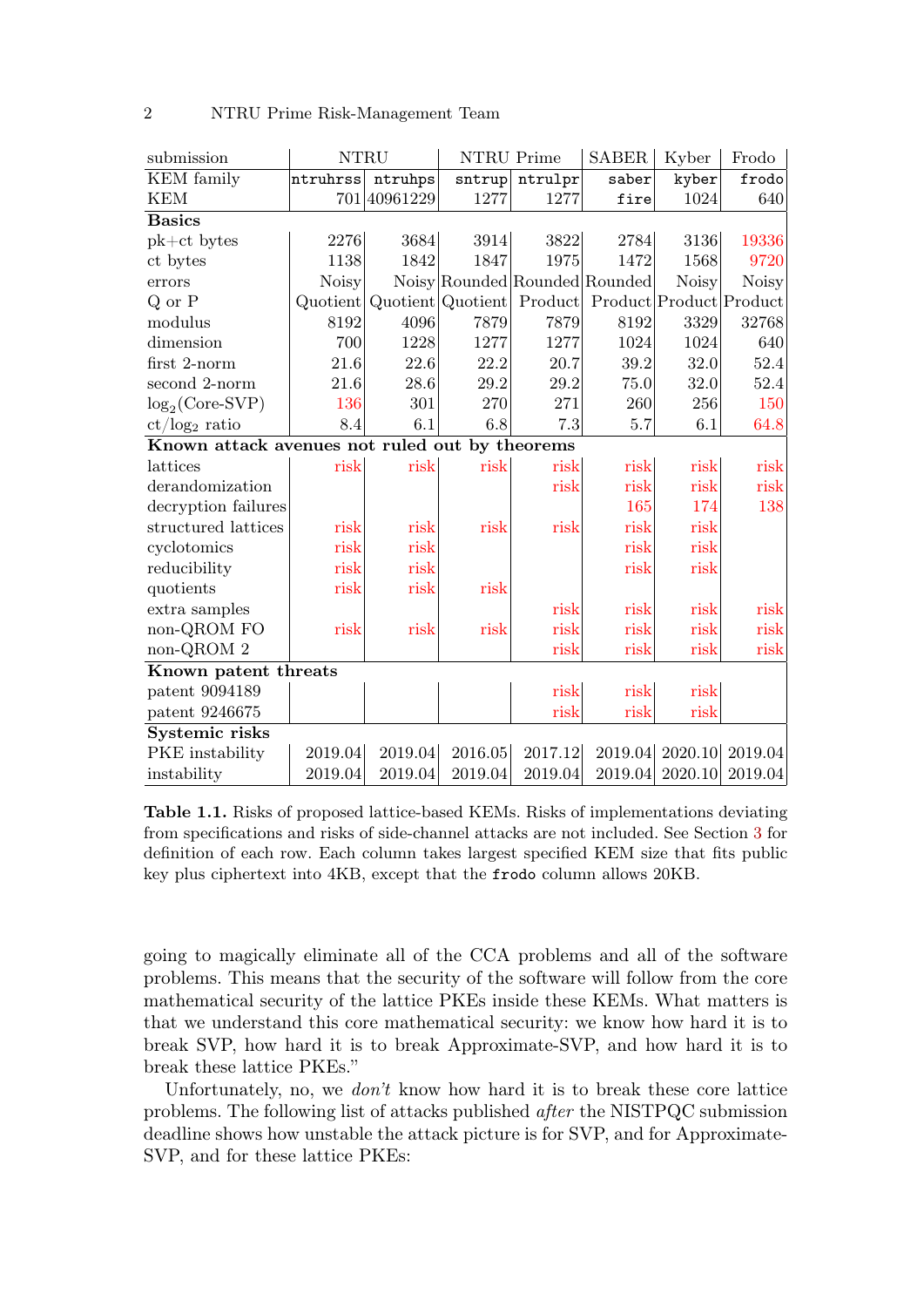| submission | NTRU | | NTRU Prime | | SABER | Kyber | Frodo |
|---|---|---|---|---|---|---|---|
| KEM family | `ntruhrss` | `ntruhps` | `sntrup` | `ntrulpr` | `saber` | `kyber` | `frodo` |
| KEM | 701 | 40961229 | 1277 | 1277 | `fire` | 1024 | 640 |
| **Basics** | | | | | | | |
| pk+ct bytes | 2276 | 3684 | 3914 | 3822 | 2784 | 3136 | 19336 |
| ct bytes | 1138 | 1842 | 1847 | 1975 | 1472 | 1568 | 9720 |
| errors | Noisy | Noisy | Rounded | Rounded | Rounded | Noisy | Noisy |
| Q or P | Quotient | Quotient | Quotient | Product | Product | Product | Product |
| modulus | 8192 | 4096 | 7879 | 7879 | 8192 | 3329 | 32768 |
| dimension | 700 | 1228 | 1277 | 1277 | 1024 | 1024 | 640 |
| first 2-norm | 21.6 | 22.6 | 22.2 | 20.7 | 39.2 | 32.0 | 52.4 |
| second 2-norm | 21.6 | 28.6 | 29.2 | 29.2 | 75.0 | 32.0 | 52.4 |
| $\log_2$(Core-SVP) | 136 | 301 | 270 | 271 | 260 | 256 | 150 |
| ct/$\log_2$ ratio | 8.4 | 6.1 | 6.8 | 7.3 | 5.7 | 6.1 | 64.8 |
| **Known attack avenues not ruled out by theorems** | | | | | | | |
| lattices | risk | risk | risk | risk | risk | risk | risk |
| derandomization | | | | risk | risk | risk | risk |
| decryption failures | | | | | 165 | 174 | 138 |
| structured lattices | risk | risk | risk | risk | risk | risk | |
| cyclotomics | risk | risk | | | risk | risk | |
| reducibility | risk | risk | | | risk | risk | |
| quotients | risk | risk | risk | | | | |
| extra samples | | | | risk | risk | risk | risk |
| non-QROM FO | risk | risk | risk | risk | risk | risk | risk |
| non-QROM 2 | | | | risk | risk | risk | risk |
| **Known patent threats** | | | | | | | |
| patent 9094189 | | | | risk | risk | risk | |
| patent 9246675 | | | | risk | risk | risk | |
| **Systemic risks** | | | | | | | |
| PKE instability | 2019.04 | 2019.04 | 2016.05 | 2017.12 | 2019.04 | 2020.10 | 2019.04 |
| instability | 2019.04 | 2019.04 | 2019.04 | 2019.04 | 2019.04 | 2020.10 | 2019.04 |

**Table 1.1.** Risks of proposed lattice-based KEMs. Risks of implementations deviating from specifications and risks of side-channel attacks are not included. See Section 3 for definition of each row. Each column takes largest specified KEM size that fits public key plus ciphertext into 4KB, except that the `frodo` column allows 20KB.

going to magically eliminate all of the CCA problems and all of the software problems. This means that the security of the software will follow from the core mathematical security of the lattice PKEs inside these KEMs. What matters is that we understand this core mathematical security: we know how hard it is to break SVP, how hard it is to break Approximate-SVP, and how hard it is to break these lattice PKEs."

Unfortunately, no, we *don't* know how hard it is to break these core lattice problems. The following list of attacks published *after* the NISTPQC submission deadline shows how unstable the attack picture is for SVP, and for Approximate-SVP, and for these lattice PKEs: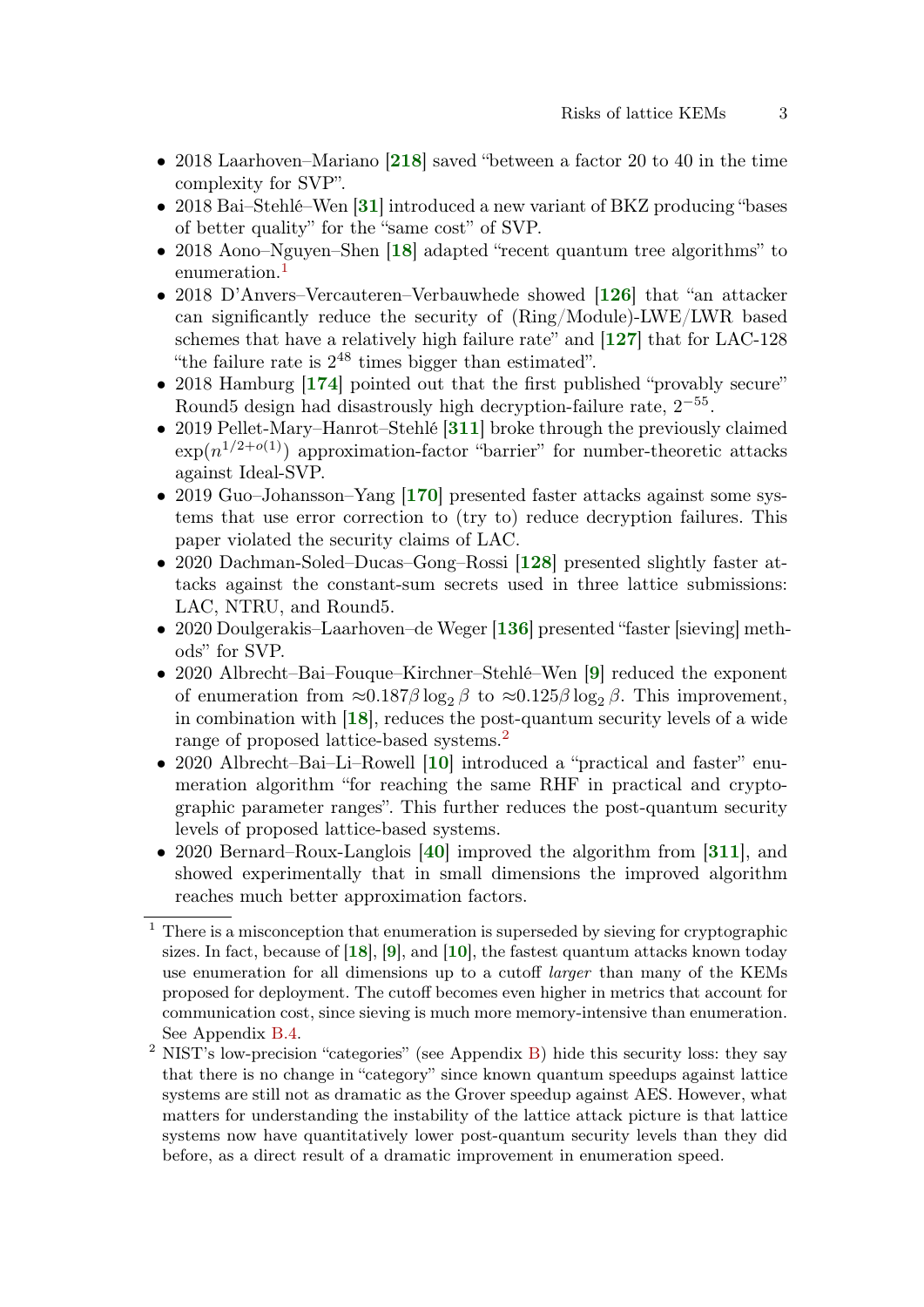- 2018 Laarhoven–Mariano [218] saved "between a factor 20 to 40 in the time complexity for SVP".
- 2018 Bai–Stehlé–Wen [31] introduced a new variant of BKZ producing "bases of better quality" for the "same cost" of SVP.
- 2018 Aono–Nguyen–Shen [18] adapted "recent quantum tree algorithms" to enumeration.[1]
- 2018 D'Anvers–Vercauteren–Verbauwhede showed [126] that "an attacker can significantly reduce the security of (Ring/Module)-LWE/LWR based schemes that have a relatively high failure rate" and [127] that for LAC-128 "the failure rate is $2^{48}$ times bigger than estimated".
- 2018 Hamburg [174] pointed out that the first published "provably secure" Round5 design had disastrously high decryption-failure rate, $2^{-55}$.
- 2019 Pellet-Mary–Hanrot–Stehlé [311] broke through the previously claimed $\exp(n^{1/2+o(1)})$ approximation-factor "barrier" for number-theoretic attacks against Ideal-SVP.
- 2019 Guo–Johansson–Yang [170] presented faster attacks against some systems that use error correction to (try to) reduce decryption failures. This paper violated the security claims of LAC.
- 2020 Dachman-Soled–Ducas–Gong–Rossi [128] presented slightly faster attacks against the constant-sum secrets used in three lattice submissions: LAC, NTRU, and Round5.
- 2020 Doulgerakis–Laarhoven–de Weger [136] presented "faster [sieving] methods" for SVP.
- 2020 Albrecht–Bai–Fouque–Kirchner–Stehlé–Wen [9] reduced the exponent of enumeration from $\approx 0.187\beta \log_2 \beta$ to $\approx 0.125\beta \log_2 \beta$. This improvement, in combination with [18], reduces the post-quantum security levels of a wide range of proposed lattice-based systems.[2]
- 2020 Albrecht–Bai–Li–Rowell [10] introduced a "practical and faster" enumeration algorithm "for reaching the same RHF in practical and cryptographic parameter ranges". This further reduces the post-quantum security levels of proposed lattice-based systems.
- 2020 Bernard–Roux-Langlois [40] improved the algorithm from [311], and showed experimentally that in small dimensions the improved algorithm reaches much better approximation factors.

[1] There is a misconception that enumeration is superseded by sieving for cryptographic sizes. In fact, because of [18], [9], and [10], the fastest quantum attacks known today use enumeration for all dimensions up to a cutoff *larger* than many of the KEMs proposed for deployment. The cutoff becomes even higher in metrics that account for communication cost, since sieving is much more memory-intensive than enumeration. See Appendix B.4.

[2] NIST's low-precision "categories" (see Appendix B) hide this security loss: they say that there is no change in "category" since known quantum speedups against lattice systems are still not as dramatic as the Grover speedup against AES. However, what matters for understanding the instability of the lattice attack picture is that lattice systems now have quantitatively lower post-quantum security levels than they did before, as a direct result of a dramatic improvement in enumeration speed.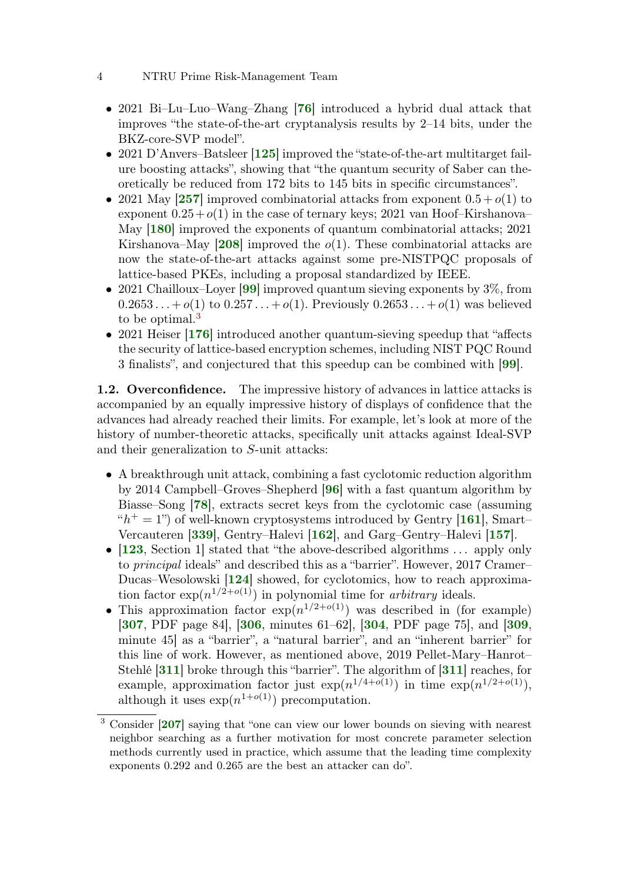- 2021 Bi–Lu–Luo–Wang–Zhang [**76**] introduced a hybrid dual attack that improves "the state-of-the-art cryptanalysis results by 2–14 bits, under the BKZ-core-SVP model".
- 2021 D'Anvers–Batsleer [**125**] improved the "state-of-the-art multitarget failure boosting attacks", showing that "the quantum security of Saber can theoretically be reduced from 172 bits to 145 bits in specific circumstances".
- 2021 May [**257**] improved combinatorial attacks from exponent $0.5 + o(1)$ to exponent $0.25 + o(1)$ in the case of ternary keys; 2021 van Hoof–Kirshanova–May [**180**] improved the exponents of quantum combinatorial attacks; 2021 Kirshanova–May [**208**] improved the $o(1)$. These combinatorial attacks are now the state-of-the-art attacks against some pre-NISTPQC proposals of lattice-based PKEs, including a proposal standardized by IEEE.
- 2021 Chailloux–Loyer [**99**] improved quantum sieving exponents by 3%, from $0.2653\ldots + o(1)$ to $0.257\ldots + o(1)$. Previously $0.2653\ldots + o(1)$ was believed to be optimal.[3]
- 2021 Heiser [**176**] introduced another quantum-sieving speedup that "affects the security of lattice-based encryption schemes, including NIST PQC Round 3 finalists", and conjectured that this speedup can be combined with [**99**].

**1.2. Overconfidence.** The impressive history of advances in lattice attacks is accompanied by an equally impressive history of displays of confidence that the advances had already reached their limits. For example, let's look at more of the history of number-theoretic attacks, specifically unit attacks against Ideal-SVP and their generalization to $S$-unit attacks:

- A breakthrough unit attack, combining a fast cyclotomic reduction algorithm by 2014 Campbell–Groves–Shepherd [**96**] with a fast quantum algorithm by Biasse–Song [**78**], extracts secret keys from the cyclotomic case (assuming "$h^+ = 1$") of well-known cryptosystems introduced by Gentry [**161**], Smart–Vercauteren [**339**], Gentry–Halevi [**162**], and Garg–Gentry–Halevi [**157**].
- [**123**, Section 1] stated that "the above-described algorithms ... apply only to *principal* ideals" and described this as a "barrier". However, 2017 Cramer–Ducas–Wesolowski [**124**] showed, for cyclotomics, how to reach approximation factor $\exp(n^{1/2+o(1)})$ in polynomial time for *arbitrary* ideals.
- This approximation factor $\exp(n^{1/2+o(1)})$ was described in (for example) [**307**, PDF page 84], [**306**, minutes 61–62], [**304**, PDF page 75], and [**309**, minute 45] as a "barrier", a "natural barrier", and an "inherent barrier" for this line of work. However, as mentioned above, 2019 Pellet-Mary–Hanrot–Stehlé [**311**] broke through this "barrier". The algorithm of [**311**] reaches, for example, approximation factor just $\exp(n^{1/4+o(1)})$ in time $\exp(n^{1/2+o(1)})$, although it uses $\exp(n^{1+o(1)})$ precomputation.

[3] Consider [**207**] saying that "one can view our lower bounds on sieving with nearest neighbor searching as a further motivation for most concrete parameter selection methods currently used in practice, which assume that the leading time complexity exponents 0.292 and 0.265 are the best an attacker can do".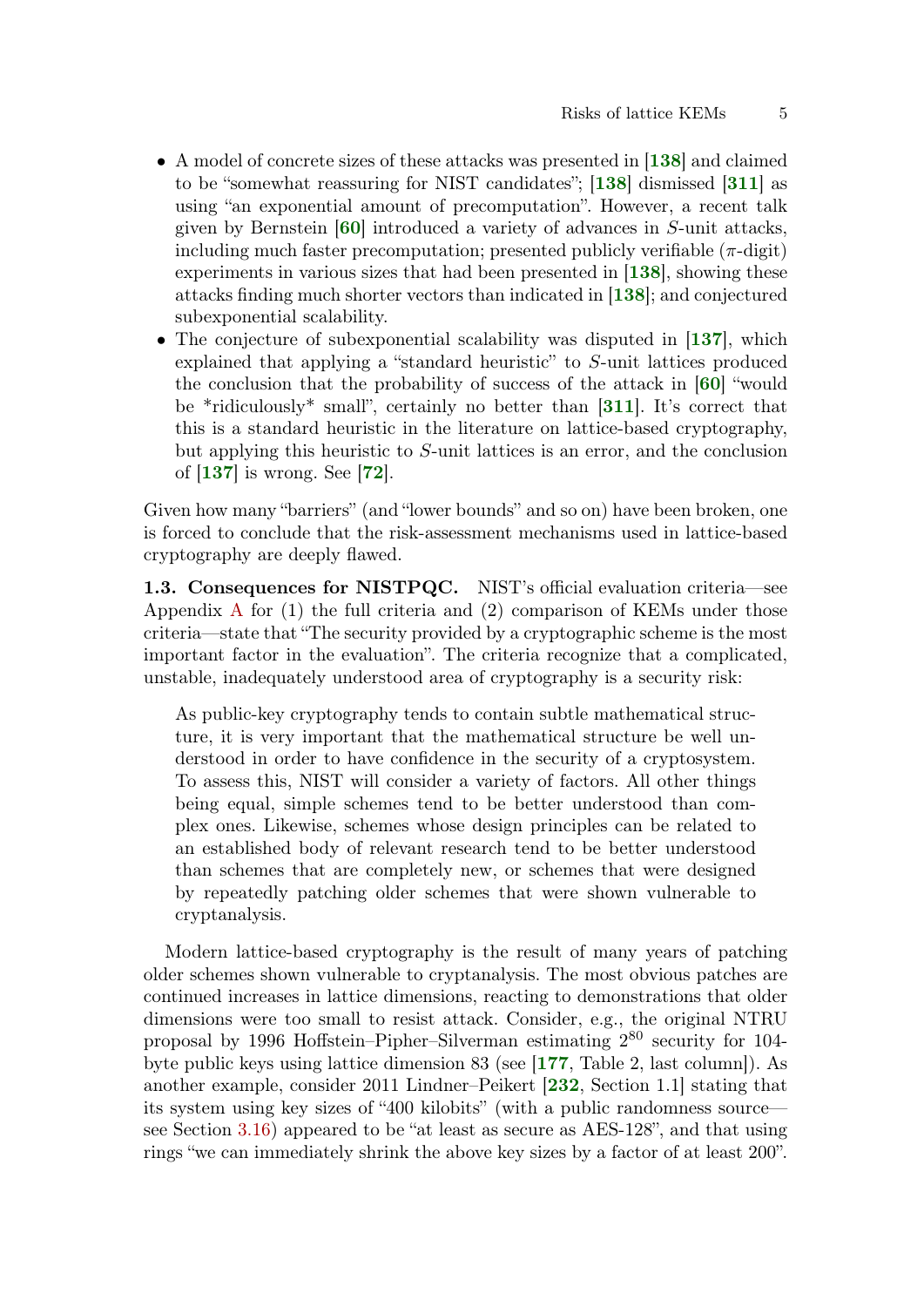- A model of concrete sizes of these attacks was presented in [**138**] and claimed to be "somewhat reassuring for NIST candidates"; [**138**] dismissed [**311**] as using "an exponential amount of precomputation". However, a recent talk given by Bernstein [**60**] introduced a variety of advances in $S$-unit attacks, including much faster precomputation; presented publicly verifiable ($\pi$-digit) experiments in various sizes that had been presented in [**138**], showing these attacks finding much shorter vectors than indicated in [**138**]; and conjectured subexponential scalability.
- The conjecture of subexponential scalability was disputed in [**137**], which explained that applying a "standard heuristic" to $S$-unit lattices produced the conclusion that the probability of success of the attack in [**60**] "would be *ridiculously* small", certainly no better than [**311**]. It's correct that this is a standard heuristic in the literature on lattice-based cryptography, but applying this heuristic to $S$-unit lattices is an error, and the conclusion of [**137**] is wrong. See [**72**].

Given how many "barriers" (and "lower bounds" and so on) have been broken, one is forced to conclude that the risk-assessment mechanisms used in lattice-based cryptography are deeply flawed.

**1.3. Consequences for NISTPQC.** NIST's official evaluation criteria—see Appendix A for (1) the full criteria and (2) comparison of KEMs under those criteria—state that "The security provided by a cryptographic scheme is the most important factor in the evaluation". The criteria recognize that a complicated, unstable, inadequately understood area of cryptography is a security risk:

> As public-key cryptography tends to contain subtle mathematical structure, it is very important that the mathematical structure be well understood in order to have confidence in the security of a cryptosystem. To assess this, NIST will consider a variety of factors. All other things being equal, simple schemes tend to be better understood than complex ones. Likewise, schemes whose design principles can be related to an established body of relevant research tend to be better understood than schemes that are completely new, or schemes that were designed by repeatedly patching older schemes that were shown vulnerable to cryptanalysis.

Modern lattice-based cryptography is the result of many years of patching older schemes shown vulnerable to cryptanalysis. The most obvious patches are continued increases in lattice dimensions, reacting to demonstrations that older dimensions were too small to resist attack. Consider, e.g., the original NTRU proposal by 1996 Hoffstein–Pipher–Silverman estimating $2^{80}$ security for 104-byte public keys using lattice dimension 83 (see [**177**, Table 2, last column]). As another example, consider 2011 Lindner–Peikert [**232**, Section 1.1] stating that its system using key sizes of "400 kilobits" (with a public randomness source—see Section 3.16) appeared to be "at least as secure as AES-128", and that using rings "we can immediately shrink the above key sizes by a factor of at least 200".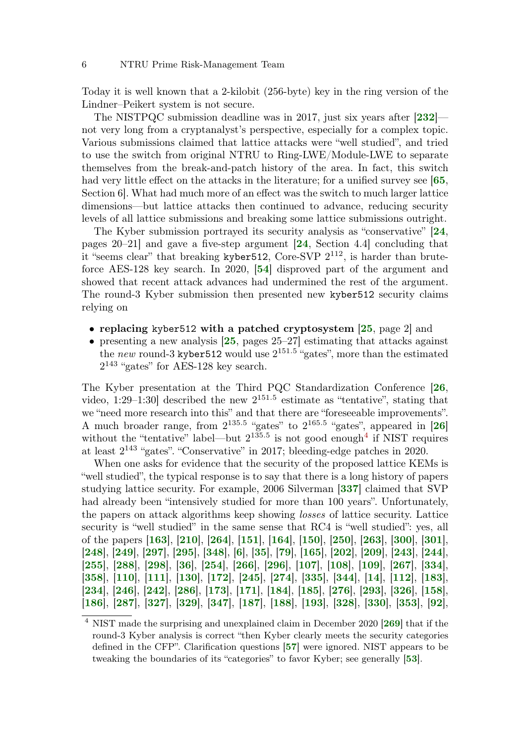Today it is well known that a 2-kilobit (256-byte) key in the ring version of the Lindner–Peikert system is not secure.

The NISTPQC submission deadline was in 2017, just six years after [232]—not very long from a cryptanalyst's perspective, especially for a complex topic. Various submissions claimed that lattice attacks were "well studied", and tried to use the switch from original NTRU to Ring-LWE/Module-LWE to separate themselves from the break-and-patch history of the area. In fact, this switch had very little effect on the attacks in the literature; for a unified survey see [65, Section 6]. What had much more of an effect was the switch to much larger lattice dimensions—but lattice attacks then continued to advance, reducing security levels of all lattice submissions and breaking some lattice submissions outright.

The Kyber submission portrayed its security analysis as "conservative" [24, pages 20–21] and gave a five-step argument [24, Section 4.4] concluding that it "seems clear" that breaking `kyber512`, Core-SVP $2^{112}$, is harder than brute-force AES-128 key search. In 2020, [54] disproved part of the argument and showed that recent attack advances had undermined the rest of the argument. The round-3 Kyber submission then presented new `kyber512` security claims relying on

- **replacing `kyber512` with a patched cryptosystem** [25, page 2] and
- presenting a new analysis [25, pages 25–27] estimating that attacks against the *new* round-3 `kyber512` would use $2^{151.5}$ "gates", more than the estimated $2^{143}$ "gates" for AES-128 key search.

The Kyber presentation at the Third PQC Standardization Conference [26, video, 1:29–1:30] described the new $2^{151.5}$ estimate as "tentative", stating that we "need more research into this" and that there are "foreseeable improvements". A much broader range, from $2^{135.5}$ "gates" to $2^{165.5}$ "gates", appeared in [26] without the "tentative" label—but $2^{135.5}$ is not good enough[4] if NIST requires at least $2^{143}$ "gates". "Conservative" in 2017; bleeding-edge patches in 2020.

When one asks for evidence that the security of the proposed lattice KEMs is "well studied", the typical response is to say that there is a long history of papers studying lattice security. For example, 2006 Silverman [337] claimed that SVP had already been "intensively studied for more than 100 years". Unfortunately, the papers on attack algorithms keep showing *losses* of lattice security. Lattice security is "well studied" in the same sense that RC4 is "well studied": yes, all of the papers [163], [210], [264], [151], [164], [150], [250], [263], [300], [301], [248], [249], [297], [295], [348], [6], [35], [79], [165], [202], [209], [243], [244], [255], [288], [298], [36], [254], [266], [296], [107], [108], [109], [267], [334], [358], [110], [111], [130], [172], [245], [274], [335], [344], [14], [112], [183], [234], [246], [242], [286], [173], [171], [184], [185], [276], [293], [326], [158], [186], [287], [327], [329], [347], [187], [188], [193], [328], [330], [353], [92],

[4] NIST made the surprising and unexplained claim in December 2020 [269] that if the round-3 Kyber analysis is correct "then Kyber clearly meets the security categories defined in the CFP". Clarification questions [57] were ignored. NIST appears to be tweaking the boundaries of its "categories" to favor Kyber; see generally [53].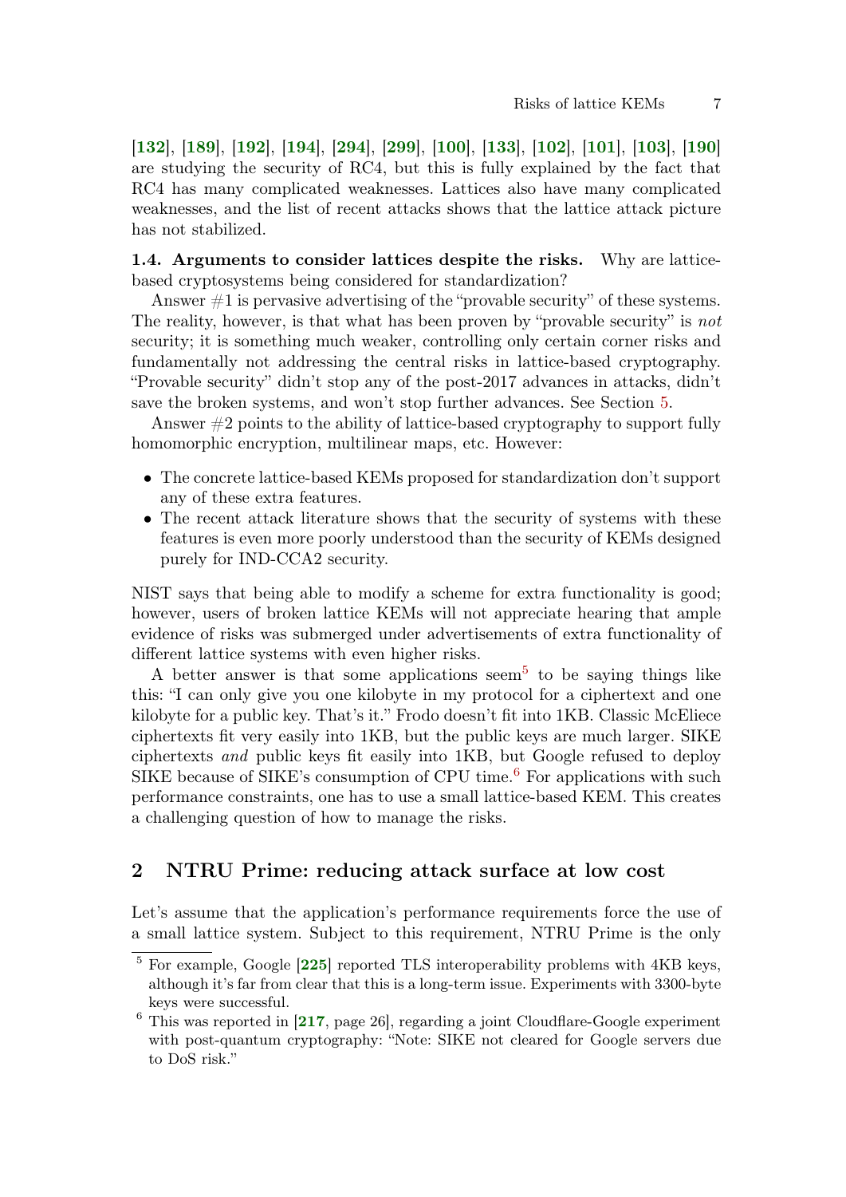[132], [189], [192], [194], [294], [299], [100], [133], [102], [101], [103], [190] are studying the security of RC4, but this is fully explained by the fact that RC4 has many complicated weaknesses. Lattices also have many complicated weaknesses, and the list of recent attacks shows that the lattice attack picture has not stabilized.

**1.4. Arguments to consider lattices despite the risks.** Why are lattice-based cryptosystems being considered for standardization?

Answer #1 is pervasive advertising of the "provable security" of these systems. The reality, however, is that what has been proven by "provable security" is *not* security; it is something much weaker, controlling only certain corner risks and fundamentally not addressing the central risks in lattice-based cryptography. "Provable security" didn't stop any of the post-2017 advances in attacks, didn't save the broken systems, and won't stop further advances. See Section 5.

Answer #2 points to the ability of lattice-based cryptography to support fully homomorphic encryption, multilinear maps, etc. However:

- The concrete lattice-based KEMs proposed for standardization don't support any of these extra features.
- The recent attack literature shows that the security of systems with these features is even more poorly understood than the security of KEMs designed purely for IND-CCA2 security.

NIST says that being able to modify a scheme for extra functionality is good; however, users of broken lattice KEMs will not appreciate hearing that ample evidence of risks was submerged under advertisements of extra functionality of different lattice systems with even higher risks.

A better answer is that some applications seem[5] to be saying things like this: "I can only give you one kilobyte in my protocol for a ciphertext and one kilobyte for a public key. That's it." Frodo doesn't fit into 1KB. Classic McEliece ciphertexts fit very easily into 1KB, but the public keys are much larger. SIKE ciphertexts *and* public keys fit easily into 1KB, but Google refused to deploy SIKE because of SIKE's consumption of CPU time.[6] For applications with such performance constraints, one has to use a small lattice-based KEM. This creates a challenging question of how to manage the risks.

## 2 NTRU Prime: reducing attack surface at low cost

Let's assume that the application's performance requirements force the use of a small lattice system. Subject to this requirement, NTRU Prime is the only

---

[5] For example, Google [225] reported TLS interoperability problems with 4KB keys, although it's far from clear that this is a long-term issue. Experiments with 3300-byte keys were successful.

[6] This was reported in [217, page 26], regarding a joint Cloudflare-Google experiment with post-quantum cryptography: "Note: SIKE not cleared for Google servers due to DoS risk."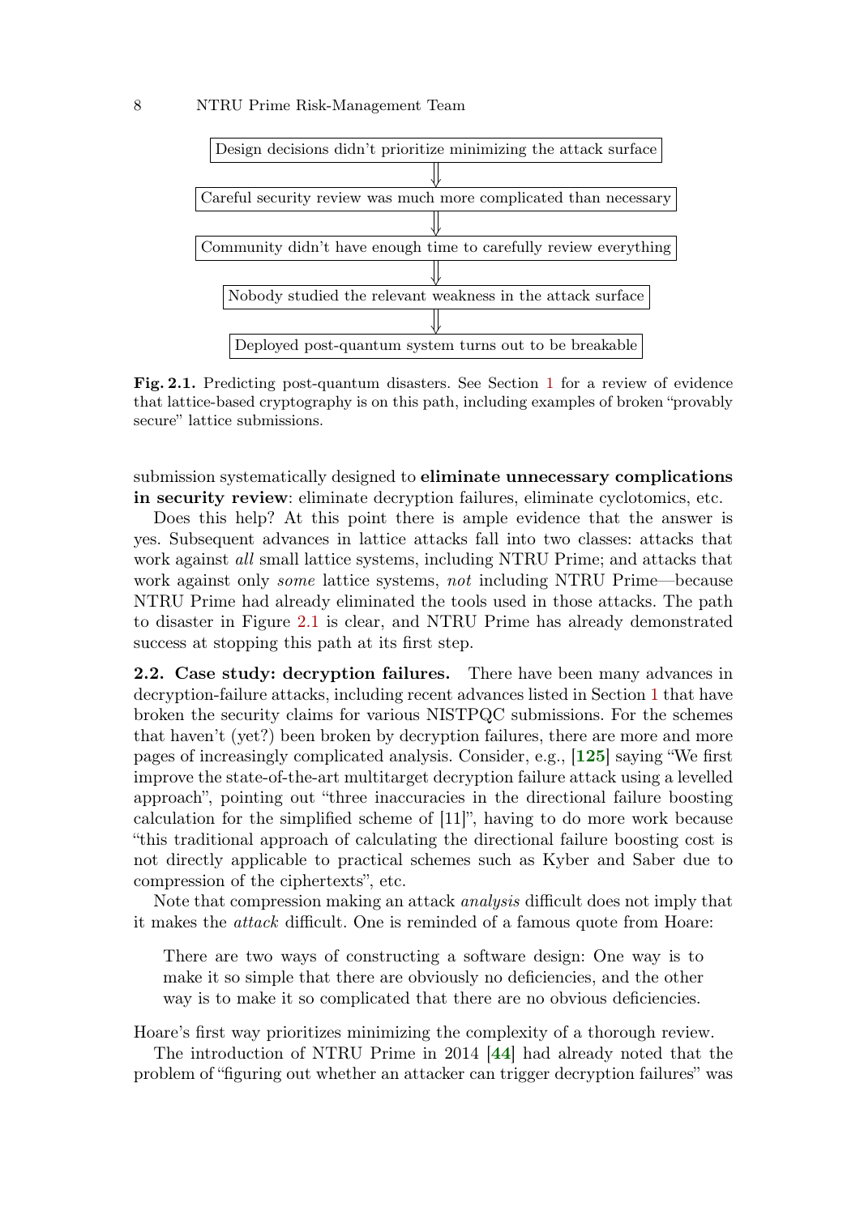Design decisions didn't prioritize minimizing the attack surface

⇓

Careful security review was much more complicated than necessary

⇓

Community didn't have enough time to carefully review everything

⇓

Nobody studied the relevant weakness in the attack surface

⇓

Deployed post-quantum system turns out to be breakable

**Fig. 2.1.** Predicting post-quantum disasters. See Section 1 for a review of evidence that lattice-based cryptography is on this path, including examples of broken "provably secure" lattice submissions.

submission systematically designed to **eliminate unnecessary complications in security review**: eliminate decryption failures, eliminate cyclotomics, etc.

Does this help? At this point there is ample evidence that the answer is yes. Subsequent advances in lattice attacks fall into two classes: attacks that work against *all* small lattice systems, including NTRU Prime; and attacks that work against only *some* lattice systems, *not* including NTRU Prime—because NTRU Prime had already eliminated the tools used in those attacks. The path to disaster in Figure 2.1 is clear, and NTRU Prime has already demonstrated success at stopping this path at its first step.

**2.2. Case study: decryption failures.** There have been many advances in decryption-failure attacks, including recent advances listed in Section 1 that have broken the security claims for various NISTPQC submissions. For the schemes that haven't (yet?) been broken by decryption failures, there are more and more pages of increasingly complicated analysis. Consider, e.g., [**125**] saying "We first improve the state-of-the-art multitarget decryption failure attack using a levelled approach", pointing out "three inaccuracies in the directional failure boosting calculation for the simplified scheme of [11]", having to do more work because "this traditional approach of calculating the directional failure boosting cost is not directly applicable to practical schemes such as Kyber and Saber due to compression of the ciphertexts", etc.

Note that compression making an attack *analysis* difficult does not imply that it makes the *attack* difficult. One is reminded of a famous quote from Hoare:

> There are two ways of constructing a software design: One way is to make it so simple that there are obviously no deficiencies, and the other way is to make it so complicated that there are no obvious deficiencies.

Hoare's first way prioritizes minimizing the complexity of a thorough review.

The introduction of NTRU Prime in 2014 [**44**] had already noted that the problem of "figuring out whether an attacker can trigger decryption failures" was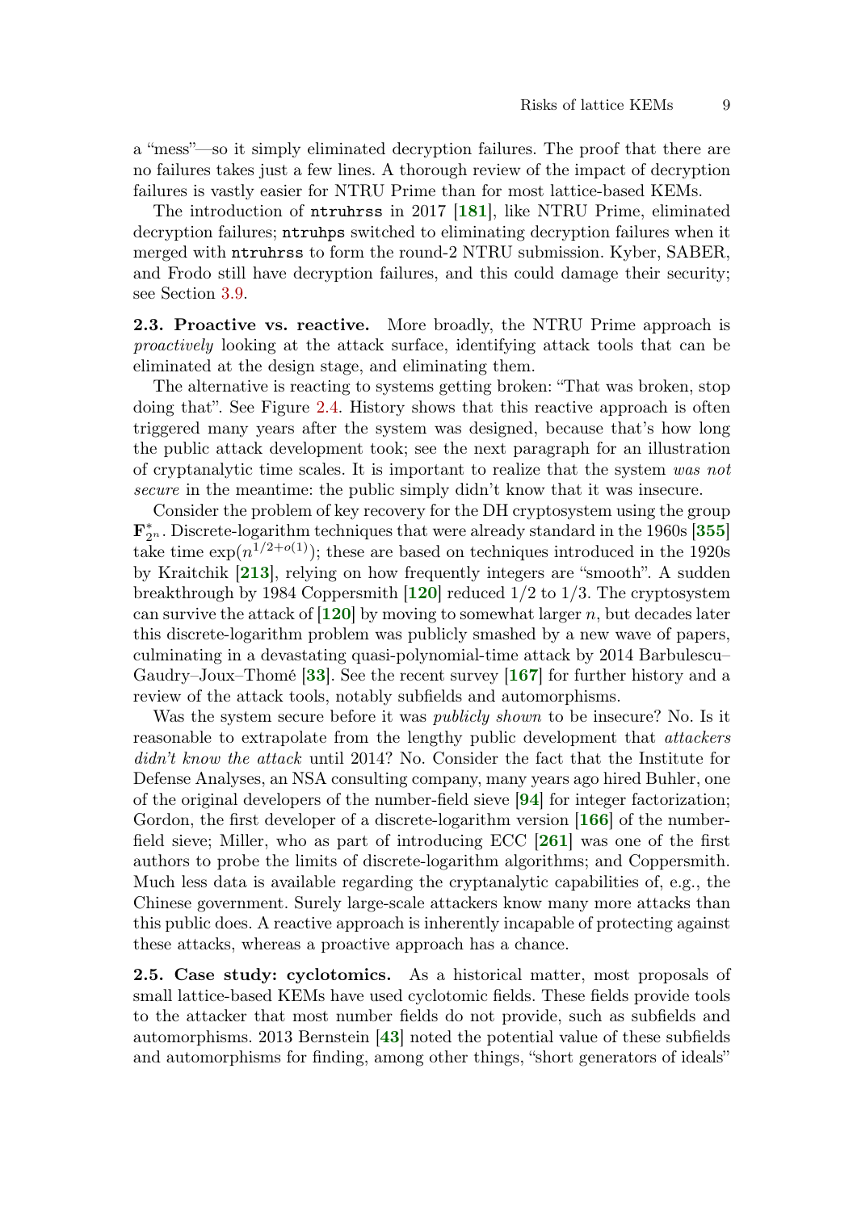a "mess"—so it simply eliminated decryption failures. The proof that there are no failures takes just a few lines. A thorough review of the impact of decryption failures is vastly easier for NTRU Prime than for most lattice-based KEMs.

The introduction of `ntruhrss` in 2017 [**181**], like NTRU Prime, eliminated decryption failures; `ntruhps` switched to eliminating decryption failures when it merged with `ntruhrss` to form the round-2 NTRU submission. Kyber, SABER, and Frodo still have decryption failures, and this could damage their security; see Section 3.9.

**2.3. Proactive vs. reactive.** More broadly, the NTRU Prime approach is *proactively* looking at the attack surface, identifying attack tools that can be eliminated at the design stage, and eliminating them.

The alternative is reacting to systems getting broken: "That was broken, stop doing that". See Figure 2.4. History shows that this reactive approach is often triggered many years after the system was designed, because that's how long the public attack development took; see the next paragraph for an illustration of cryptanalytic time scales. It is important to realize that the system *was not secure* in the meantime: the public simply didn't know that it was insecure.

Consider the problem of key recovery for the DH cryptosystem using the group $\mathbf{F}_{2^n}^*$. Discrete-logarithm techniques that were already standard in the 1960s [**355**] take time $\exp(n^{1/2+o(1)})$; these are based on techniques introduced in the 1920s by Kraitchik [**213**], relying on how frequently integers are "smooth". A sudden breakthrough by 1984 Coppersmith [**120**] reduced $1/2$ to $1/3$. The cryptosystem can survive the attack of [**120**] by moving to somewhat larger $n$, but decades later this discrete-logarithm problem was publicly smashed by a new wave of papers, culminating in a devastating quasi-polynomial-time attack by 2014 Barbulescu–Gaudry–Joux–Thomé [**33**]. See the recent survey [**167**] for further history and a review of the attack tools, notably subfields and automorphisms.

Was the system secure before it was *publicly shown* to be insecure? No. Is it reasonable to extrapolate from the lengthy public development that *attackers didn't know the attack* until 2014? No. Consider the fact that the Institute for Defense Analyses, an NSA consulting company, many years ago hired Buhler, one of the original developers of the number-field sieve [**94**] for integer factorization; Gordon, the first developer of a discrete-logarithm version [**166**] of the number-field sieve; Miller, who as part of introducing ECC [**261**] was one of the first authors to probe the limits of discrete-logarithm algorithms; and Coppersmith. Much less data is available regarding the cryptanalytic capabilities of, e.g., the Chinese government. Surely large-scale attackers know many more attacks than this public does. A reactive approach is inherently incapable of protecting against these attacks, whereas a proactive approach has a chance.

**2.5. Case study: cyclotomics.** As a historical matter, most proposals of small lattice-based KEMs have used cyclotomic fields. These fields provide tools to the attacker that most number fields do not provide, such as subfields and automorphisms. 2013 Bernstein [**43**] noted the potential value of these subfields and automorphisms for finding, among other things, "short generators of ideals"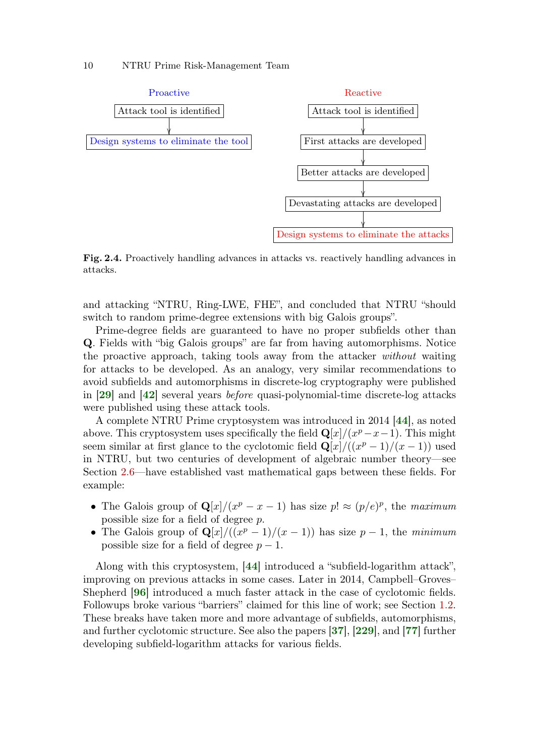Proactive

Attack tool is identified → Design systems to eliminate the tool

Reactive

Attack tool is identified → First attacks are developed → Better attacks are developed → Devastating attacks are developed → Design systems to eliminate the attacks

**Fig. 2.4.** Proactively handling advances in attacks vs. reactively handling advances in attacks.

and attacking "NTRU, Ring-LWE, FHE", and concluded that NTRU "should switch to random prime-degree extensions with big Galois groups".

Prime-degree fields are guaranteed to have no proper subfields other than $\mathbf{Q}$. Fields with "big Galois groups" are far from having automorphisms. Notice the proactive approach, taking tools away from the attacker *without* waiting for attacks to be developed. As an analogy, very similar recommendations to avoid subfields and automorphisms in discrete-log cryptography were published in [29] and [42] several years *before* quasi-polynomial-time discrete-log attacks were published using these attack tools.

A complete NTRU Prime cryptosystem was introduced in 2014 [44], as noted above. This cryptosystem uses specifically the field $\mathbf{Q}[x]/(x^p - x - 1)$. This might seem similar at first glance to the cyclotomic field $\mathbf{Q}[x]/((x^p-1)/(x-1))$ used in NTRU, but two centuries of development of algebraic number theory—see Section 2.6—have established vast mathematical gaps between these fields. For example:

- The Galois group of $\mathbf{Q}[x]/(x^p - x - 1)$ has size $p! \approx (p/e)^p$, the *maximum* possible size for a field of degree $p$.
- The Galois group of $\mathbf{Q}[x]/((x^p-1)/(x-1))$ has size $p-1$, the *minimum* possible size for a field of degree $p-1$.

Along with this cryptosystem, [44] introduced a "subfield-logarithm attack", improving on previous attacks in some cases. Later in 2014, Campbell–Groves–Shepherd [96] introduced a much faster attack in the case of cyclotomic fields. Followups broke various "barriers" claimed for this line of work; see Section 1.2. These breaks have taken more and more advantage of subfields, automorphisms, and further cyclotomic structure. See also the papers [37], [229], and [77] further developing subfield-logarithm attacks for various fields.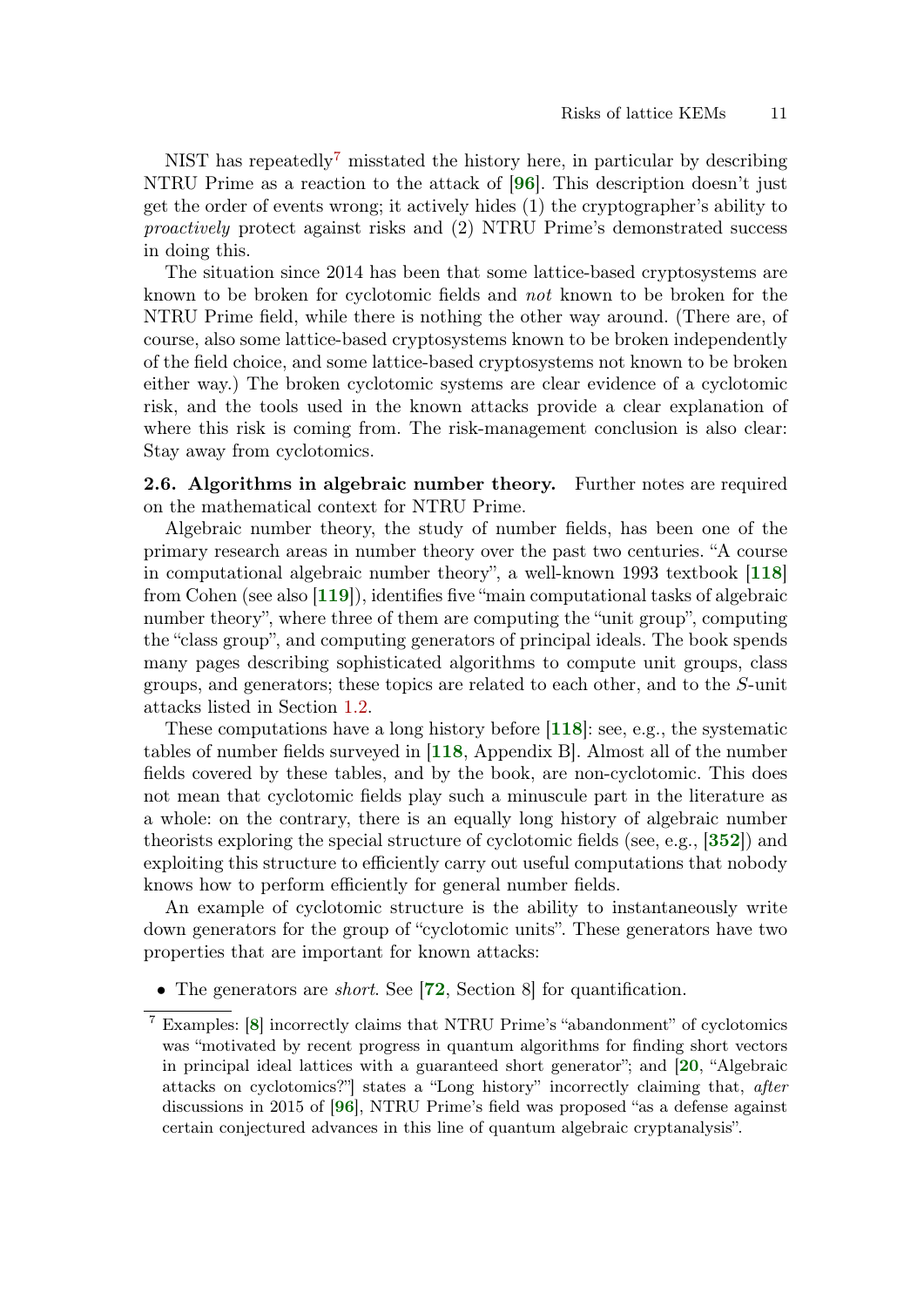NIST has repeatedly[7] misstated the history here, in particular by describing NTRU Prime as a reaction to the attack of [**96**]. This description doesn't just get the order of events wrong; it actively hides (1) the cryptographer's ability to *proactively* protect against risks and (2) NTRU Prime's demonstrated success in doing this.

The situation since 2014 has been that some lattice-based cryptosystems are known to be broken for cyclotomic fields and *not* known to be broken for the NTRU Prime field, while there is nothing the other way around. (There are, of course, also some lattice-based cryptosystems known to be broken independently of the field choice, and some lattice-based cryptosystems not known to be broken either way.) The broken cyclotomic systems are clear evidence of a cyclotomic risk, and the tools used in the known attacks provide a clear explanation of where this risk is coming from. The risk-management conclusion is also clear: Stay away from cyclotomics.

**2.6. Algorithms in algebraic number theory.** Further notes are required on the mathematical context for NTRU Prime.

Algebraic number theory, the study of number fields, has been one of the primary research areas in number theory over the past two centuries. "A course in computational algebraic number theory", a well-known 1993 textbook [**118**] from Cohen (see also [**119**]), identifies five "main computational tasks of algebraic number theory", where three of them are computing the "unit group", computing the "class group", and computing generators of principal ideals. The book spends many pages describing sophisticated algorithms to compute unit groups, class groups, and generators; these topics are related to each other, and to the $S$-unit attacks listed in Section 1.2.

These computations have a long history before [**118**]: see, e.g., the systematic tables of number fields surveyed in [**118**, Appendix B]. Almost all of the number fields covered by these tables, and by the book, are non-cyclotomic. This does not mean that cyclotomic fields play such a minuscule part in the literature as a whole: on the contrary, there is an equally long history of algebraic number theorists exploring the special structure of cyclotomic fields (see, e.g., [**352**]) and exploiting this structure to efficiently carry out useful computations that nobody knows how to perform efficiently for general number fields.

An example of cyclotomic structure is the ability to instantaneously write down generators for the group of "cyclotomic units". These generators have two properties that are important for known attacks:

- The generators are *short*. See [**72**, Section 8] for quantification.

[7] Examples: [**8**] incorrectly claims that NTRU Prime's "abandonment" of cyclotomics was "motivated by recent progress in quantum algorithms for finding short vectors in principal ideal lattices with a guaranteed short generator"; and [**20**, "Algebraic attacks on cyclotomics?"] states a "Long history" incorrectly claiming that, *after* discussions in 2015 of [**96**], NTRU Prime's field was proposed "as a defense against certain conjectured advances in this line of quantum algebraic cryptanalysis".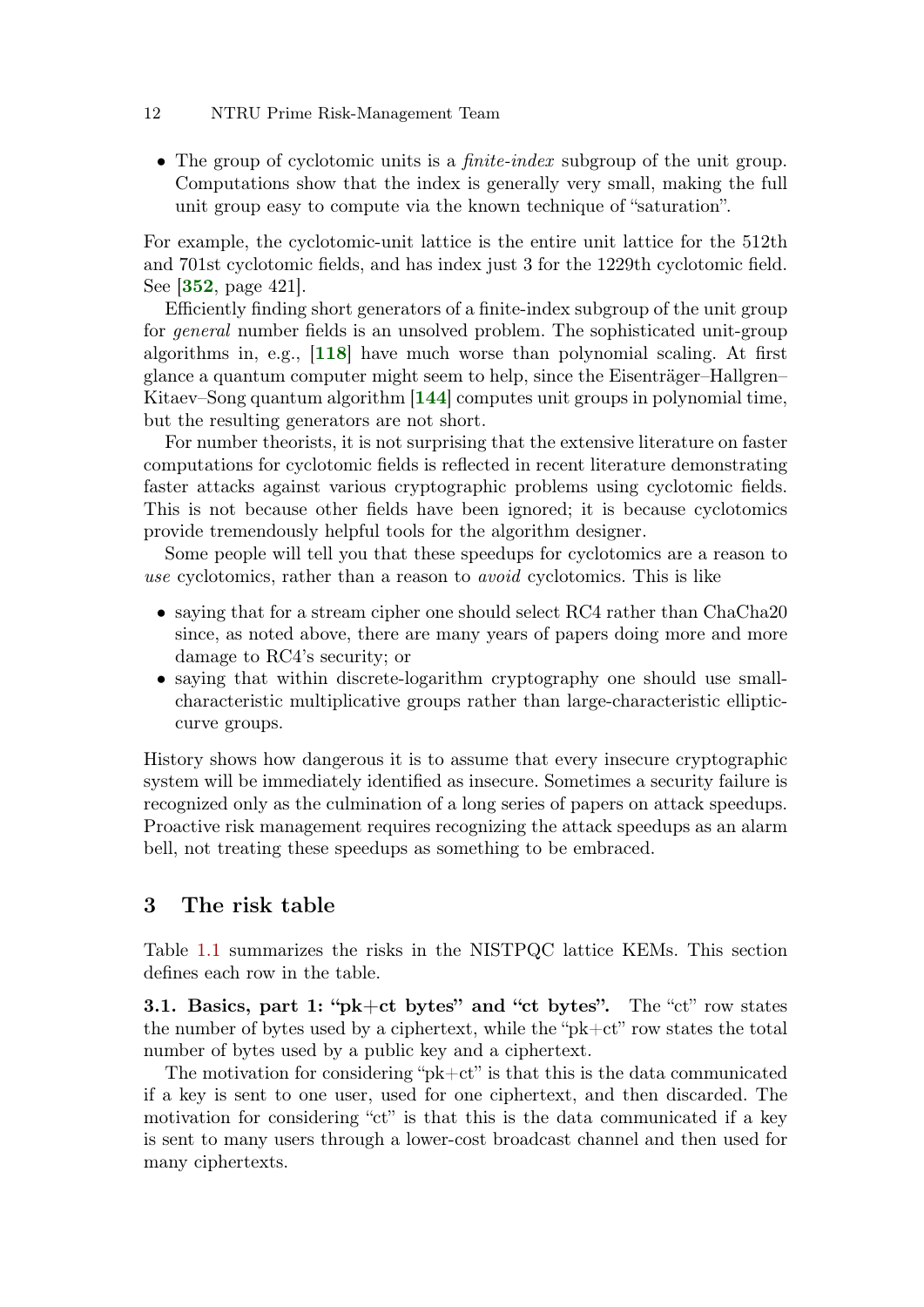- The group of cyclotomic units is a *finite-index* subgroup of the unit group. Computations show that the index is generally very small, making the full unit group easy to compute via the known technique of "saturation".

For example, the cyclotomic-unit lattice is the entire unit lattice for the 512th and 701st cyclotomic fields, and has index just 3 for the 1229th cyclotomic field. See [**352**, page 421].

Efficiently finding short generators of a finite-index subgroup of the unit group for *general* number fields is an unsolved problem. The sophisticated unit-group algorithms in, e.g., [**118**] have much worse than polynomial scaling. At first glance a quantum computer might seem to help, since the Eisenträger–Hallgren–Kitaev–Song quantum algorithm [**144**] computes unit groups in polynomial time, but the resulting generators are not short.

For number theorists, it is not surprising that the extensive literature on faster computations for cyclotomic fields is reflected in recent literature demonstrating faster attacks against various cryptographic problems using cyclotomic fields. This is not because other fields have been ignored; it is because cyclotomics provide tremendously helpful tools for the algorithm designer.

Some people will tell you that these speedups for cyclotomics are a reason to *use* cyclotomics, rather than a reason to *avoid* cyclotomics. This is like

- saying that for a stream cipher one should select RC4 rather than ChaCha20 since, as noted above, there are many years of papers doing more and more damage to RC4's security; or
- saying that within discrete-logarithm cryptography one should use small-characteristic multiplicative groups rather than large-characteristic elliptic-curve groups.

History shows how dangerous it is to assume that every insecure cryptographic system will be immediately identified as insecure. Sometimes a security failure is recognized only as the culmination of a long series of papers on attack speedups. Proactive risk management requires recognizing the attack speedups as an alarm bell, not treating these speedups as something to be embraced.

## 3 The risk table

Table 1.1 summarizes the risks in the NISTPQC lattice KEMs. This section defines each row in the table.

**3.1. Basics, part 1: "pk+ct bytes" and "ct bytes".** The "ct" row states the number of bytes used by a ciphertext, while the "pk+ct" row states the total number of bytes used by a public key and a ciphertext.

The motivation for considering "pk+ct" is that this is the data communicated if a key is sent to one user, used for one ciphertext, and then discarded. The motivation for considering "ct" is that this is the data communicated if a key is sent to many users through a lower-cost broadcast channel and then used for many ciphertexts.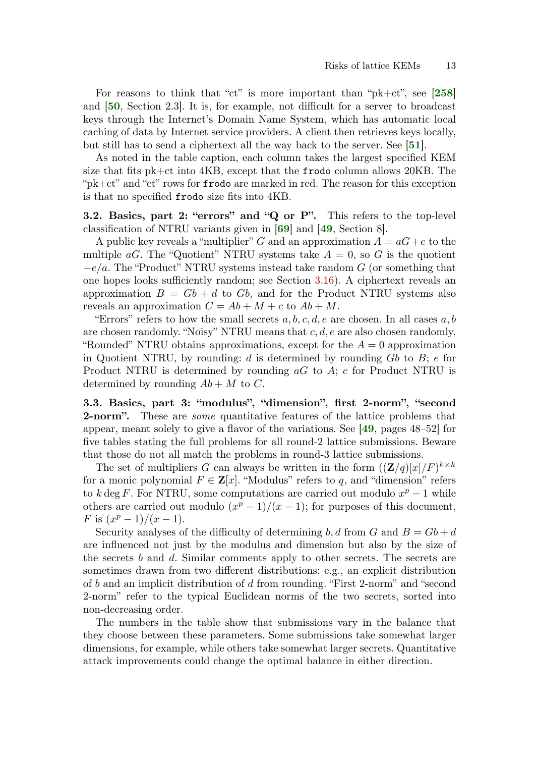For reasons to think that "ct" is more important than "pk+ct", see [**258**] and [**50**, Section 2.3]. It is, for example, not difficult for a server to broadcast keys through the Internet's Domain Name System, which has automatic local caching of data by Internet service providers. A client then retrieves keys locally, but still has to send a ciphertext all the way back to the server. See [**51**].

As noted in the table caption, each column takes the largest specified KEM size that fits pk+ct into 4KB, except that the `frodo` column allows 20KB. The "pk+ct" and "ct" rows for `frodo` are marked in red. The reason for this exception is that no specified `frodo` size fits into 4KB.

**3.2. Basics, part 2: "errors" and "Q or P".** This refers to the top-level classification of NTRU variants given in [**69**] and [**49**, Section 8].

A public key reveals a "multiplier" $G$ and an approximation $A = aG + e$ to the multiple $aG$. The "Quotient" NTRU systems take $A = 0$, so $G$ is the quotient $-e/a$. The "Product" NTRU systems instead take random $G$ (or something that one hopes looks sufficiently random; see Section 3.16). A ciphertext reveals an approximation $B = Gb + d$ to $Gb$, and for the Product NTRU systems also reveals an approximation $C = Ab + M + c$ to $Ab + M$.

"Errors" refers to how the small secrets $a, b, c, d, e$ are chosen. In all cases $a, b$ are chosen randomly. "Noisy" NTRU means that $c, d, e$ are also chosen randomly. "Rounded" NTRU obtains approximations, except for the $A = 0$ approximation in Quotient NTRU, by rounding: $d$ is determined by rounding $Gb$ to $B$; $e$ for Product NTRU is determined by rounding $aG$ to $A$; $c$ for Product NTRU is determined by rounding $Ab + M$ to $C$.

**3.3. Basics, part 3: "modulus", "dimension", first 2-norm", "second 2-norm".** These are *some* quantitative features of the lattice problems that appear, meant solely to give a flavor of the variations. See [**49**, pages 48–52] for five tables stating the full problems for all round-2 lattice submissions. Beware that those do not all match the problems in round-3 lattice submissions.

The set of multipliers $G$ can always be written in the form $((\mathbf{Z}/q)[x]/F)^{k \times k}$ for a monic polynomial $F \in \mathbf{Z}[x]$. "Modulus" refers to $q$, and "dimension" refers to $k \deg F$. For NTRU, some computations are carried out modulo $x^p - 1$ while others are carried out modulo $(x^p - 1)/(x - 1)$; for purposes of this document, $F$ is $(x^p - 1)/(x - 1)$.

Security analyses of the difficulty of determining $b, d$ from $G$ and $B = Gb + d$ are influenced not just by the modulus and dimension but also by the size of the secrets $b$ and $d$. Similar comments apply to other secrets. The secrets are sometimes drawn from two different distributions: e.g., an explicit distribution of $b$ and an implicit distribution of $d$ from rounding. "First 2-norm" and "second 2-norm" refer to the typical Euclidean norms of the two secrets, sorted into non-decreasing order.

The numbers in the table show that submissions vary in the balance that they choose between these parameters. Some submissions take somewhat larger dimensions, for example, while others take somewhat larger secrets. Quantitative attack improvements could change the optimal balance in either direction.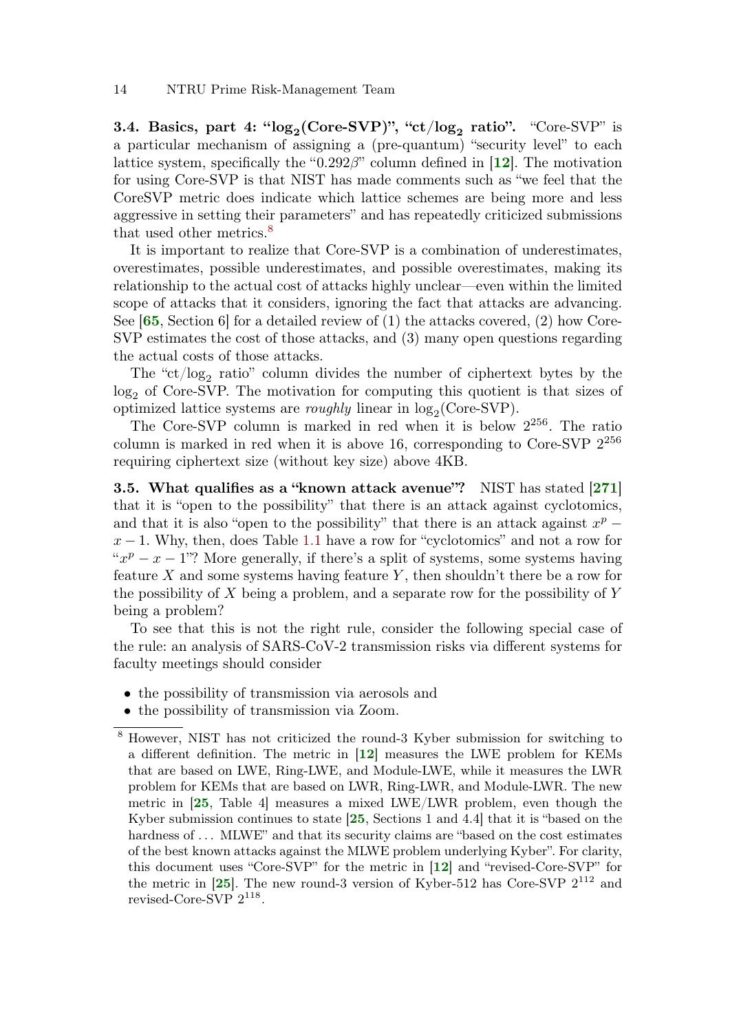**3.4. Basics, part 4: "$\log_2$(Core-SVP)", "ct/$\log_2$ ratio".** "Core-SVP" is a particular mechanism of assigning a (pre-quantum) "security level" to each lattice system, specifically the "$0.292\beta$" column defined in [12]. The motivation for using Core-SVP is that NIST has made comments such as "we feel that the CoreSVP metric does indicate which lattice schemes are being more and less aggressive in setting their parameters" and has repeatedly criticized submissions that used other metrics.[8]

It is important to realize that Core-SVP is a combination of underestimates, overestimates, possible underestimates, and possible overestimates, making its relationship to the actual cost of attacks highly unclear—even within the limited scope of attacks that it considers, ignoring the fact that attacks are advancing. See [65, Section 6] for a detailed review of (1) the attacks covered, (2) how Core-SVP estimates the cost of those attacks, and (3) many open questions regarding the actual costs of those attacks.

The "ct/$\log_2$ ratio" column divides the number of ciphertext bytes by the $\log_2$ of Core-SVP. The motivation for computing this quotient is that sizes of optimized lattice systems are *roughly* linear in $\log_2$(Core-SVP).

The Core-SVP column is marked in red when it is below $2^{256}$. The ratio column is marked in red when it is above 16, corresponding to Core-SVP $2^{256}$ requiring ciphertext size (without key size) above 4KB.

**3.5. What qualifies as a "known attack avenue"?** NIST has stated [271] that it is "open to the possibility" that there is an attack against cyclotomics, and that it is also "open to the possibility" that there is an attack against $x^p - x - 1$. Why, then, does Table 1.1 have a row for "cyclotomics" and not a row for "$x^p - x - 1$"? More generally, if there's a split of systems, some systems having feature $X$ and some systems having feature $Y$, then shouldn't there be a row for the possibility of $X$ being a problem, and a separate row for the possibility of $Y$ being a problem?

To see that this is not the right rule, consider the following special case of the rule: an analysis of SARS-CoV-2 transmission risks via different systems for faculty meetings should consider

- the possibility of transmission via aerosols and
- the possibility of transmission via Zoom.

---

[8] However, NIST has not criticized the round-3 Kyber submission for switching to a different definition. The metric in [12] measures the LWE problem for KEMs that are based on LWE, Ring-LWE, and Module-LWE, while it measures the LWR problem for KEMs that are based on LWR, Ring-LWR, and Module-LWR. The new metric in [25, Table 4] measures a mixed LWE/LWR problem, even though the Kyber submission continues to state [25, Sections 1 and 4.4] that it is "based on the hardness of ... MLWE" and that its security claims are "based on the cost estimates of the best known attacks against the MLWE problem underlying Kyber". For clarity, this document uses "Core-SVP" for the metric in [12] and "revised-Core-SVP" for the metric in [25]. The new round-3 version of Kyber-512 has Core-SVP $2^{112}$ and revised-Core-SVP $2^{118}$.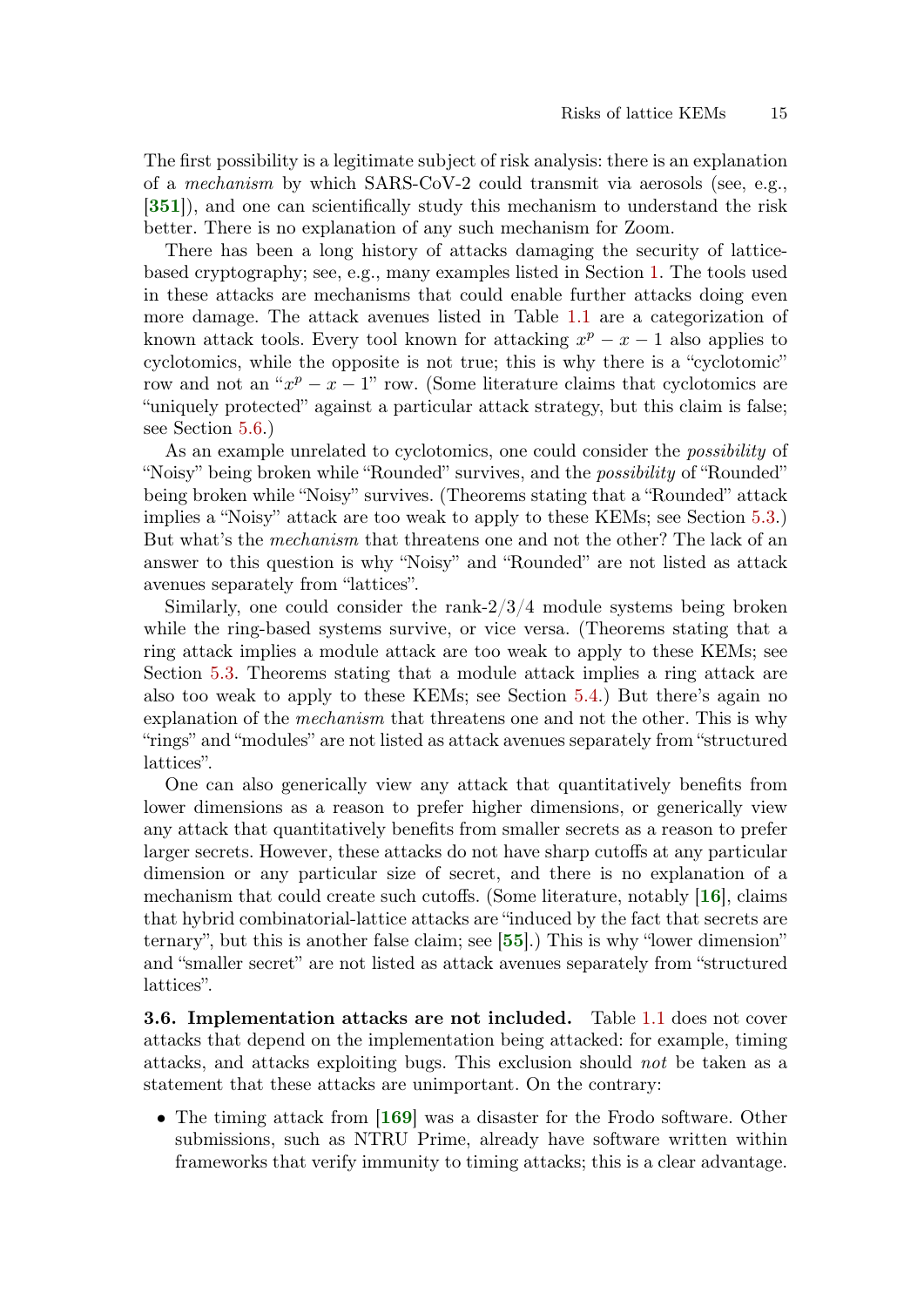The first possibility is a legitimate subject of risk analysis: there is an explanation of a *mechanism* by which SARS-CoV-2 could transmit via aerosols (see, e.g., [**351**]), and one can scientifically study this mechanism to understand the risk better. There is no explanation of any such mechanism for Zoom.

There has been a long history of attacks damaging the security of lattice-based cryptography; see, e.g., many examples listed in Section 1. The tools used in these attacks are mechanisms that could enable further attacks doing even more damage. The attack avenues listed in Table 1.1 are a categorization of known attack tools. Every tool known for attacking $x^p - x - 1$ also applies to cyclotomics, while the opposite is not true; this is why there is a "cyclotomic" row and not an "$x^p - x - 1$" row. (Some literature claims that cyclotomics are "uniquely protected" against a particular attack strategy, but this claim is false; see Section 5.6.)

As an example unrelated to cyclotomics, one could consider the *possibility* of "Noisy" being broken while "Rounded" survives, and the *possibility* of "Rounded" being broken while "Noisy" survives. (Theorems stating that a "Rounded" attack implies a "Noisy" attack are too weak to apply to these KEMs; see Section 5.3.) But what's the *mechanism* that threatens one and not the other? The lack of an answer to this question is why "Noisy" and "Rounded" are not listed as attack avenues separately from "lattices".

Similarly, one could consider the rank-2/3/4 module systems being broken while the ring-based systems survive, or vice versa. (Theorems stating that a ring attack implies a module attack are too weak to apply to these KEMs; see Section 5.3. Theorems stating that a module attack implies a ring attack are also too weak to apply to these KEMs; see Section 5.4.) But there's again no explanation of the *mechanism* that threatens one and not the other. This is why "rings" and "modules" are not listed as attack avenues separately from "structured lattices".

One can also generically view any attack that quantitatively benefits from lower dimensions as a reason to prefer higher dimensions, or generically view any attack that quantitatively benefits from smaller secrets as a reason to prefer larger secrets. However, these attacks do not have sharp cutoffs at any particular dimension or any particular size of secret, and there is no explanation of a mechanism that could create such cutoffs. (Some literature, notably [**16**], claims that hybrid combinatorial-lattice attacks are "induced by the fact that secrets are ternary", but this is another false claim; see [**55**].) This is why "lower dimension" and "smaller secret" are not listed as attack avenues separately from "structured lattices".

**3.6. Implementation attacks are not included.** Table 1.1 does not cover attacks that depend on the implementation being attacked: for example, timing attacks, and attacks exploiting bugs. This exclusion should *not* be taken as a statement that these attacks are unimportant. On the contrary:

- The timing attack from [**169**] was a disaster for the Frodo software. Other submissions, such as NTRU Prime, already have software written within frameworks that verify immunity to timing attacks; this is a clear advantage.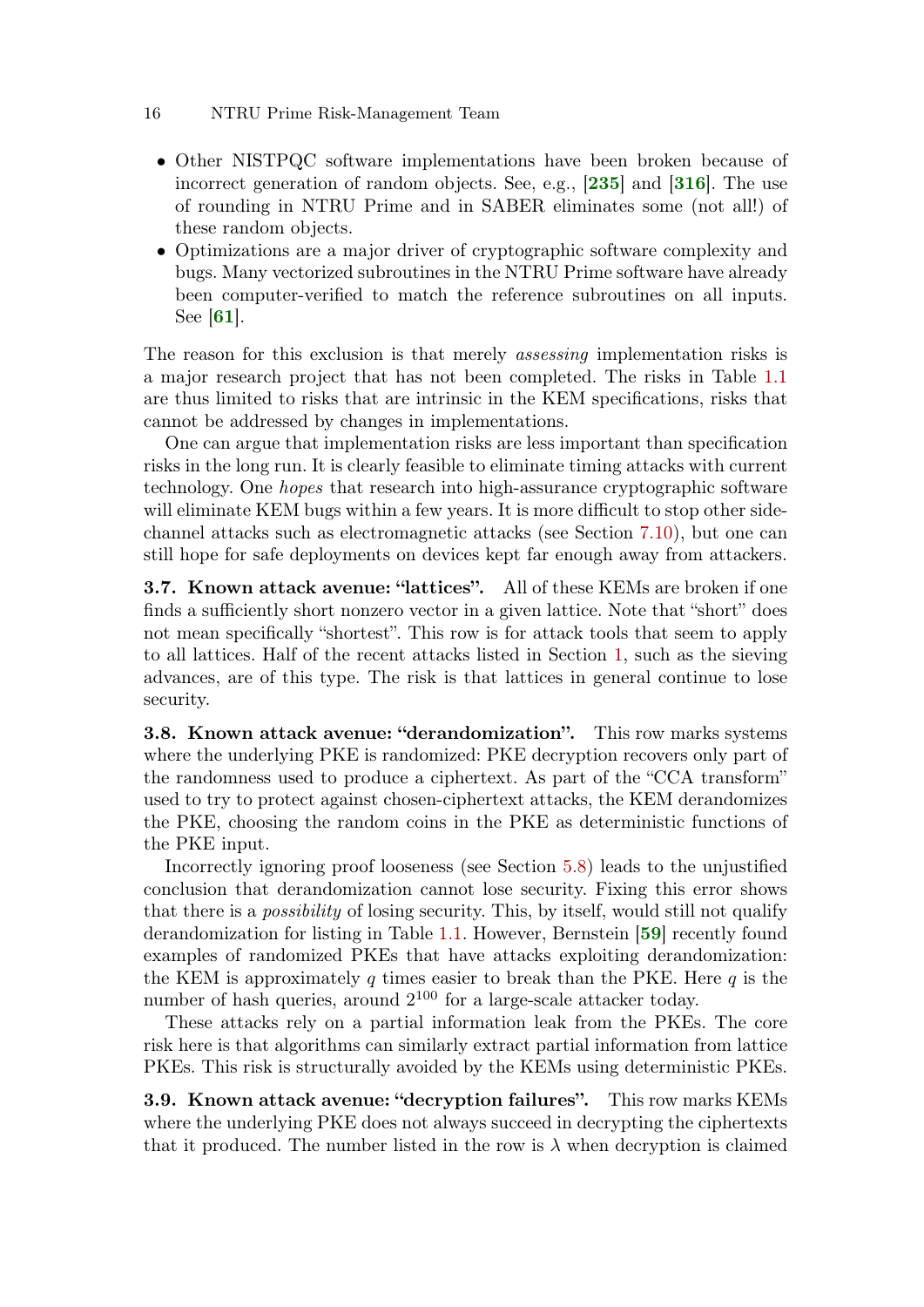- Other NISTPQC software implementations have been broken because of incorrect generation of random objects. See, e.g., [**235**] and [**316**]. The use of rounding in NTRU Prime and in SABER eliminates some (not all!) of these random objects.
- Optimizations are a major driver of cryptographic software complexity and bugs. Many vectorized subroutines in the NTRU Prime software have already been computer-verified to match the reference subroutines on all inputs. See [**61**].

The reason for this exclusion is that merely *assessing* implementation risks is a major research project that has not been completed. The risks in Table 1.1 are thus limited to risks that are intrinsic in the KEM specifications, risks that cannot be addressed by changes in implementations.

One can argue that implementation risks are less important than specification risks in the long run. It is clearly feasible to eliminate timing attacks with current technology. One *hopes* that research into high-assurance cryptographic software will eliminate KEM bugs within a few years. It is more difficult to stop other side-channel attacks such as electromagnetic attacks (see Section 7.10), but one can still hope for safe deployments on devices kept far enough away from attackers.

**3.7. Known attack avenue: "lattices".** All of these KEMs are broken if one finds a sufficiently short nonzero vector in a given lattice. Note that "short" does not mean specifically "shortest". This row is for attack tools that seem to apply to all lattices. Half of the recent attacks listed in Section 1, such as the sieving advances, are of this type. The risk is that lattices in general continue to lose security.

**3.8. Known attack avenue: "derandomization".** This row marks systems where the underlying PKE is randomized: PKE decryption recovers only part of the randomness used to produce a ciphertext. As part of the "CCA transform" used to try to protect against chosen-ciphertext attacks, the KEM derandomizes the PKE, choosing the random coins in the PKE as deterministic functions of the PKE input.

Incorrectly ignoring proof looseness (see Section 5.8) leads to the unjustified conclusion that derandomization cannot lose security. Fixing this error shows that there is a *possibility* of losing security. This, by itself, would still not qualify derandomization for listing in Table 1.1. However, Bernstein [**59**] recently found examples of randomized PKEs that have attacks exploiting derandomization: the KEM is approximately $q$ times easier to break than the PKE. Here $q$ is the number of hash queries, around $2^{100}$ for a large-scale attacker today.

These attacks rely on a partial information leak from the PKEs. The core risk here is that algorithms can similarly extract partial information from lattice PKEs. This risk is structurally avoided by the KEMs using deterministic PKEs.

**3.9. Known attack avenue: "decryption failures".** This row marks KEMs where the underlying PKE does not always succeed in decrypting the ciphertexts that it produced. The number listed in the row is $\lambda$ when decryption is claimed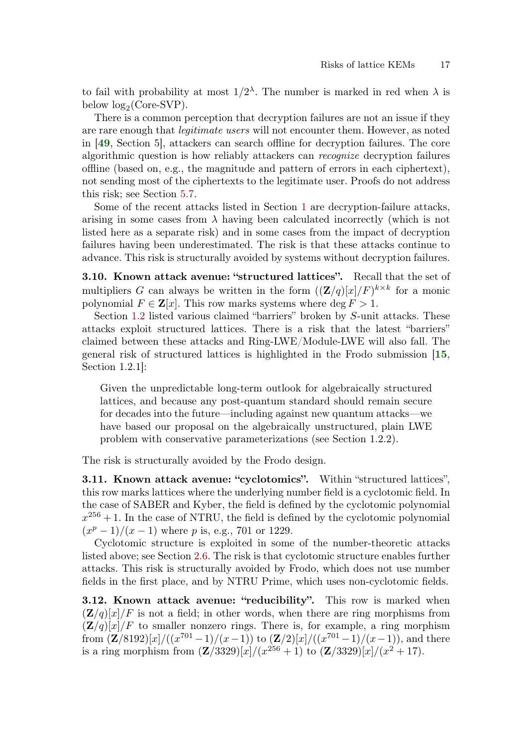to fail with probability at most $1/2^{\lambda}$. The number is marked in red when $\lambda$ is below $\log_2$(Core-SVP).

There is a common perception that decryption failures are not an issue if they are rare enough that *legitimate users* will not encounter them. However, as noted in [49, Section 5], attackers can search offline for decryption failures. The core algorithmic question is how reliably attackers can *recognize* decryption failures offline (based on, e.g., the magnitude and pattern of errors in each ciphertext), not sending most of the ciphertexts to the legitimate user. Proofs do not address this risk; see Section 5.7.

Some of the recent attacks listed in Section 1 are decryption-failure attacks, arising in some cases from $\lambda$ having been calculated incorrectly (which is not listed here as a separate risk) and in some cases from the impact of decryption failures having been underestimated. The risk is that these attacks continue to advance. This risk is structurally avoided by systems without decryption failures.

**3.10. Known attack avenue: "structured lattices".** Recall that the set of multipliers $G$ can always be written in the form $((\mathbf{Z}/q)[x]/F)^{k\times k}$ for a monic polynomial $F \in \mathbf{Z}[x]$. This row marks systems where $\deg F > 1$.

Section 1.2 listed various claimed "barriers" broken by $S$-unit attacks. These attacks exploit structured lattices. There is a risk that the latest "barriers" claimed between these attacks and Ring-LWE/Module-LWE will also fall. The general risk of structured lattices is highlighted in the Frodo submission [15, Section 1.2.1]:

> Given the unpredictable long-term outlook for algebraically structured lattices, and because any post-quantum standard should remain secure for decades into the future—including against new quantum attacks—we have based our proposal on the algebraically unstructured, plain LWE problem with conservative parameterizations (see Section 1.2.2).

The risk is structurally avoided by the Frodo design.

**3.11. Known attack avenue: "cyclotomics".** Within "structured lattices", this row marks lattices where the underlying number field is a cyclotomic field. In the case of SABER and Kyber, the field is defined by the cyclotomic polynomial $x^{256} + 1$. In the case of NTRU, the field is defined by the cyclotomic polynomial $(x^p - 1)/(x - 1)$ where $p$ is, e.g., 701 or 1229.

Cyclotomic structure is exploited in some of the number-theoretic attacks listed above; see Section 2.6. The risk is that cyclotomic structure enables further attacks. This risk is structurally avoided by Frodo, which does not use number fields in the first place, and by NTRU Prime, which uses non-cyclotomic fields.

**3.12. Known attack avenue: "reducibility".** This row is marked when $(\mathbf{Z}/q)[x]/F$ is not a field; in other words, when there are ring morphisms from $(\mathbf{Z}/q)[x]/F$ to smaller nonzero rings. There is, for example, a ring morphism from $(\mathbf{Z}/8192)[x]/((x^{701}-1)/(x-1))$ to $(\mathbf{Z}/2)[x]/((x^{701}-1)/(x-1))$, and there is a ring morphism from $(\mathbf{Z}/3329)[x]/(x^{256}+1)$ to $(\mathbf{Z}/3329)[x]/(x^2+17)$.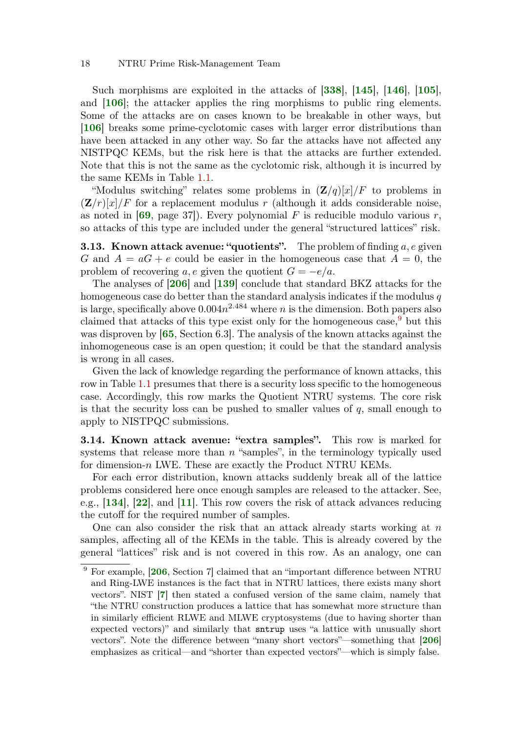Such morphisms are exploited in the attacks of [**338**], [**145**], [**146**], [**105**], and [**106**]; the attacker applies the ring morphisms to public ring elements. Some of the attacks are on cases known to be breakable in other ways, but [**106**] breaks some prime-cyclotomic cases with larger error distributions than have been attacked in any other way. So far the attacks have not affected any NISTPQC KEMs, but the risk here is that the attacks are further extended. Note that this is not the same as the cyclotomic risk, although it is incurred by the same KEMs in Table 1.1.

"Modulus switching" relates some problems in $(\mathbf{Z}/q)[x]/F$ to problems in $(\mathbf{Z}/r)[x]/F$ for a replacement modulus $r$ (although it adds considerable noise, as noted in [**69**, page 37]). Every polynomial $F$ is reducible modulo various $r$, so attacks of this type are included under the general "structured lattices" risk.

**3.13. Known attack avenue: "quotients".** The problem of finding $a, e$ given $G$ and $A = aG + e$ could be easier in the homogeneous case that $A = 0$, the problem of recovering $a, e$ given the quotient $G = -e/a$.

The analyses of [**206**] and [**139**] conclude that standard BKZ attacks for the homogeneous case do better than the standard analysis indicates if the modulus $q$ is large, specifically above $0.004n^{2.484}$ where $n$ is the dimension. Both papers also claimed that attacks of this type exist only for the homogeneous case,[9] but this was disproven by [**65**, Section 6.3]. The analysis of the known attacks against the inhomogeneous case is an open question; it could be that the standard analysis is wrong in all cases.

Given the lack of knowledge regarding the performance of known attacks, this row in Table 1.1 presumes that there is a security loss specific to the homogeneous case. Accordingly, this row marks the Quotient NTRU systems. The core risk is that the security loss can be pushed to smaller values of $q$, small enough to apply to NISTPQC submissions.

**3.14. Known attack avenue: "extra samples".** This row is marked for systems that release more than $n$ "samples", in the terminology typically used for dimension-$n$ LWE. These are exactly the Product NTRU KEMs.

For each error distribution, known attacks suddenly break all of the lattice problems considered here once enough samples are released to the attacker. See, e.g., [**134**], [**22**], and [**11**]. This row covers the risk of attack advances reducing the cutoff for the required number of samples.

One can also consider the risk that an attack already starts working at $n$ samples, affecting all of the KEMs in the table. This is already covered by the general "lattices" risk and is not covered in this row. As an analogy, one can

---

[9] For example, [**206**, Section 7] claimed that an "important difference between NTRU and Ring-LWE instances is the fact that in NTRU lattices, there exists many short vectors". NIST [**7**] then stated a confused version of the same claim, namely that "the NTRU construction produces a lattice that has somewhat more structure than in similarly efficient RLWE and MLWE cryptosystems (due to having shorter than expected vectors)" and similarly that `sntrup` uses "a lattice with unusually short vectors". Note the difference between "many short vectors"—something that [**206**] emphasizes as critical—and "shorter than expected vectors"—which is simply false.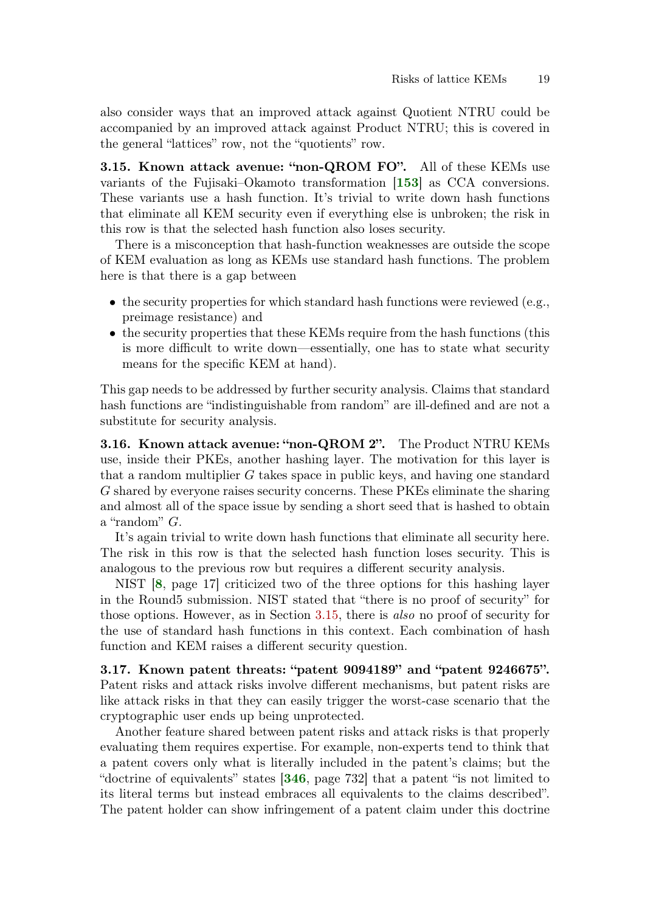also consider ways that an improved attack against Quotient NTRU could be accompanied by an improved attack against Product NTRU; this is covered in the general "lattices" row, not the "quotients" row.

**3.15. Known attack avenue: "non-QROM FO".** All of these KEMs use variants of the Fujisaki–Okamoto transformation [**153**] as CCA conversions. These variants use a hash function. It's trivial to write down hash functions that eliminate all KEM security even if everything else is unbroken; the risk in this row is that the selected hash function also loses security.

There is a misconception that hash-function weaknesses are outside the scope of KEM evaluation as long as KEMs use standard hash functions. The problem here is that there is a gap between

- the security properties for which standard hash functions were reviewed (e.g., preimage resistance) and
- the security properties that these KEMs require from the hash functions (this is more difficult to write down—essentially, one has to state what security means for the specific KEM at hand).

This gap needs to be addressed by further security analysis. Claims that standard hash functions are "indistinguishable from random" are ill-defined and are not a substitute for security analysis.

**3.16. Known attack avenue: "non-QROM 2".** The Product NTRU KEMs use, inside their PKEs, another hashing layer. The motivation for this layer is that a random multiplier $G$ takes space in public keys, and having one standard $G$ shared by everyone raises security concerns. These PKEs eliminate the sharing and almost all of the space issue by sending a short seed that is hashed to obtain a "random" $G$.

It's again trivial to write down hash functions that eliminate all security here. The risk in this row is that the selected hash function loses security. This is analogous to the previous row but requires a different security analysis.

NIST [**8**, page 17] criticized two of the three options for this hashing layer in the Round5 submission. NIST stated that "there is no proof of security" for those options. However, as in Section 3.15, there is *also* no proof of security for the use of standard hash functions in this context. Each combination of hash function and KEM raises a different security question.

**3.17. Known patent threats: "patent 9094189" and "patent 9246675".** Patent risks and attack risks involve different mechanisms, but patent risks are like attack risks in that they can easily trigger the worst-case scenario that the cryptographic user ends up being unprotected.

Another feature shared between patent risks and attack risks is that properly evaluating them requires expertise. For example, non-experts tend to think that a patent covers only what is literally included in the patent's claims; but the "doctrine of equivalents" states [**346**, page 732] that a patent "is not limited to its literal terms but instead embraces all equivalents to the claims described". The patent holder can show infringement of a patent claim under this doctrine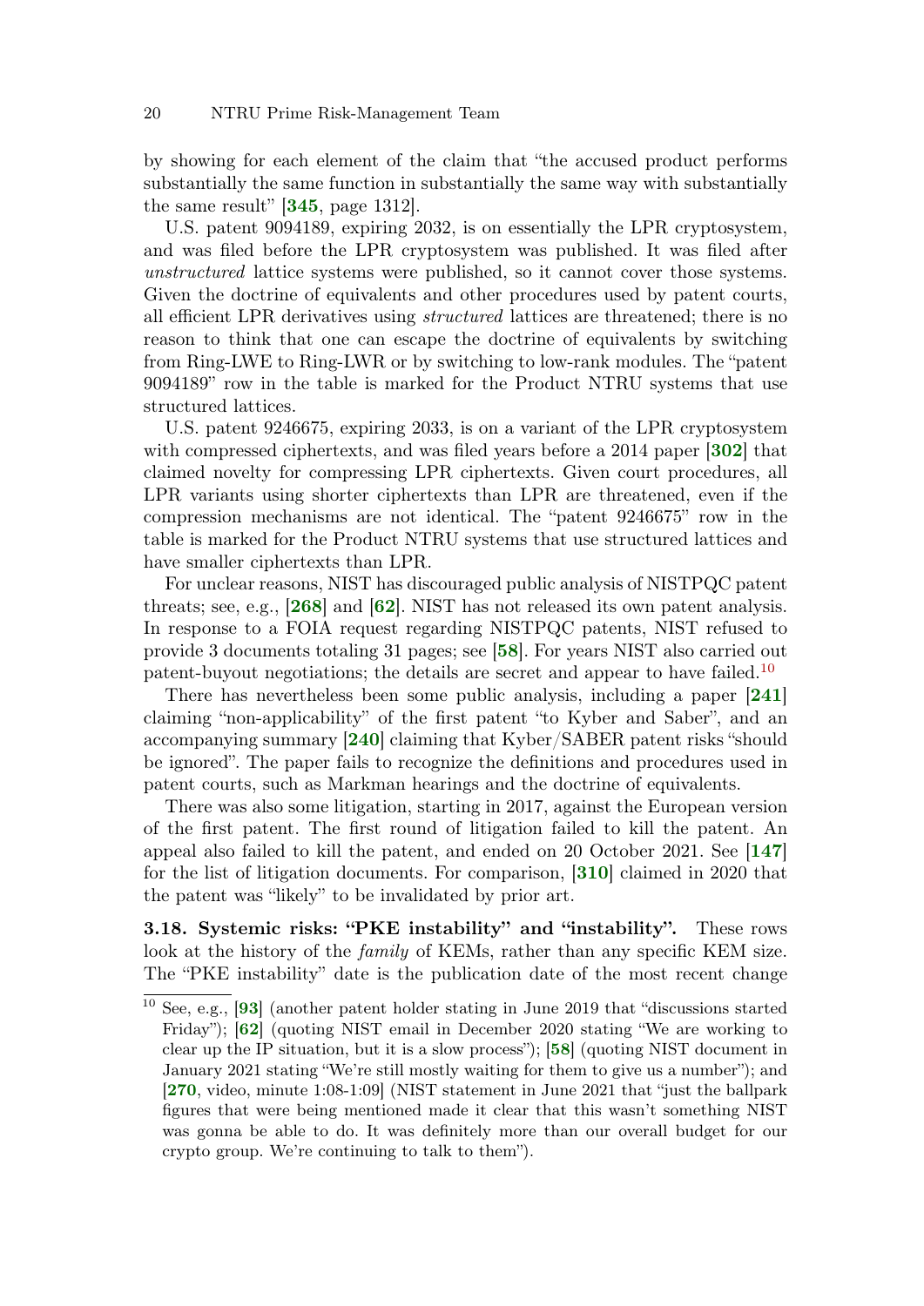by showing for each element of the claim that "the accused product performs substantially the same function in substantially the same way with substantially the same result" [**345**, page 1312].

U.S. patent 9094189, expiring 2032, is on essentially the LPR cryptosystem, and was filed before the LPR cryptosystem was published. It was filed after *unstructured* lattice systems were published, so it cannot cover those systems. Given the doctrine of equivalents and other procedures used by patent courts, all efficient LPR derivatives using *structured* lattices are threatened; there is no reason to think that one can escape the doctrine of equivalents by switching from Ring-LWE to Ring-LWR or by switching to low-rank modules. The "patent 9094189" row in the table is marked for the Product NTRU systems that use structured lattices.

U.S. patent 9246675, expiring 2033, is on a variant of the LPR cryptosystem with compressed ciphertexts, and was filed years before a 2014 paper [**302**] that claimed novelty for compressing LPR ciphertexts. Given court procedures, all LPR variants using shorter ciphertexts than LPR are threatened, even if the compression mechanisms are not identical. The "patent 9246675" row in the table is marked for the Product NTRU systems that use structured lattices and have smaller ciphertexts than LPR.

For unclear reasons, NIST has discouraged public analysis of NISTPQC patent threats; see, e.g., [**268**] and [**62**]. NIST has not released its own patent analysis. In response to a FOIA request regarding NISTPQC patents, NIST refused to provide 3 documents totaling 31 pages; see [**58**]. For years NIST also carried out patent-buyout negotiations; the details are secret and appear to have failed.[10]

There has nevertheless been some public analysis, including a paper [**241**] claiming "non-applicability" of the first patent "to Kyber and Saber", and an accompanying summary [**240**] claiming that Kyber/SABER patent risks "should be ignored". The paper fails to recognize the definitions and procedures used in patent courts, such as Markman hearings and the doctrine of equivalents.

There was also some litigation, starting in 2017, against the European version of the first patent. The first round of litigation failed to kill the patent. An appeal also failed to kill the patent, and ended on 20 October 2021. See [**147**] for the list of litigation documents. For comparison, [**310**] claimed in 2020 that the patent was "likely" to be invalidated by prior art.

**3.18. Systemic risks: "PKE instability" and "instability".** These rows look at the history of the *family* of KEMs, rather than any specific KEM size. The "PKE instability" date is the publication date of the most recent change

[10] See, e.g., [**93**] (another patent holder stating in June 2019 that "discussions started Friday"); [**62**] (quoting NIST email in December 2020 stating "We are working to clear up the IP situation, but it is a slow process"); [**58**] (quoting NIST document in January 2021 stating "We're still mostly waiting for them to give us a number"); and [**270**, video, minute 1:08-1:09] (NIST statement in June 2021 that "just the ballpark figures that were being mentioned made it clear that this wasn't something NIST was gonna be able to do. It was definitely more than our overall budget for our crypto group. We're continuing to talk to them").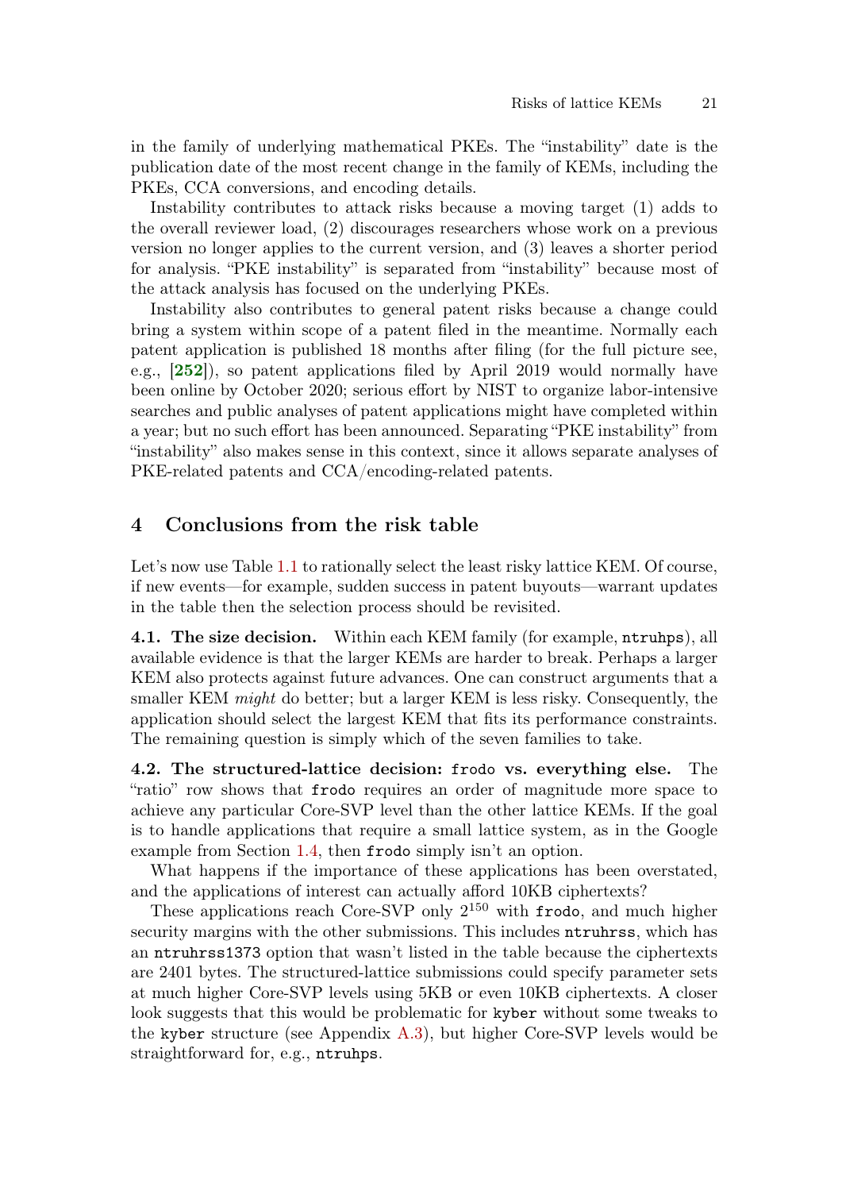in the family of underlying mathematical PKEs. The "instability" date is the publication date of the most recent change in the family of KEMs, including the PKEs, CCA conversions, and encoding details.

Instability contributes to attack risks because a moving target (1) adds to the overall reviewer load, (2) discourages researchers whose work on a previous version no longer applies to the current version, and (3) leaves a shorter period for analysis. "PKE instability" is separated from "instability" because most of the attack analysis has focused on the underlying PKEs.

Instability also contributes to general patent risks because a change could bring a system within scope of a patent filed in the meantime. Normally each patent application is published 18 months after filing (for the full picture see, e.g., [**252**]), so patent applications filed by April 2019 would normally have been online by October 2020; serious effort by NIST to organize labor-intensive searches and public analyses of patent applications might have completed within a year; but no such effort has been announced. Separating "PKE instability" from "instability" also makes sense in this context, since it allows separate analyses of PKE-related patents and CCA/encoding-related patents.

## 4 Conclusions from the risk table

Let's now use Table 1.1 to rationally select the least risky lattice KEM. Of course, if new events—for example, sudden success in patent buyouts—warrant updates in the table then the selection process should be revisited.

**4.1. The size decision.** Within each KEM family (for example, `ntruhps`), all available evidence is that the larger KEMs are harder to break. Perhaps a larger KEM also protects against future advances. One can construct arguments that a smaller KEM *might* do better; but a larger KEM is less risky. Consequently, the application should select the largest KEM that fits its performance constraints. The remaining question is simply which of the seven families to take.

**4.2. The structured-lattice decision: `frodo` vs. everything else.** The "ratio" row shows that `frodo` requires an order of magnitude more space to achieve any particular Core-SVP level than the other lattice KEMs. If the goal is to handle applications that require a small lattice system, as in the Google example from Section 1.4, then `frodo` simply isn't an option.

What happens if the importance of these applications has been overstated, and the applications of interest can actually afford 10KB ciphertexts?

These applications reach Core-SVP only $2^{150}$ with `frodo`, and much higher security margins with the other submissions. This includes `ntruhrss`, which has an `ntruhrss1373` option that wasn't listed in the table because the ciphertexts are 2401 bytes. The structured-lattice submissions could specify parameter sets at much higher Core-SVP levels using 5KB or even 10KB ciphertexts. A closer look suggests that this would be problematic for `kyber` without some tweaks to the `kyber` structure (see Appendix A.3), but higher Core-SVP levels would be straightforward for, e.g., `ntruhps`.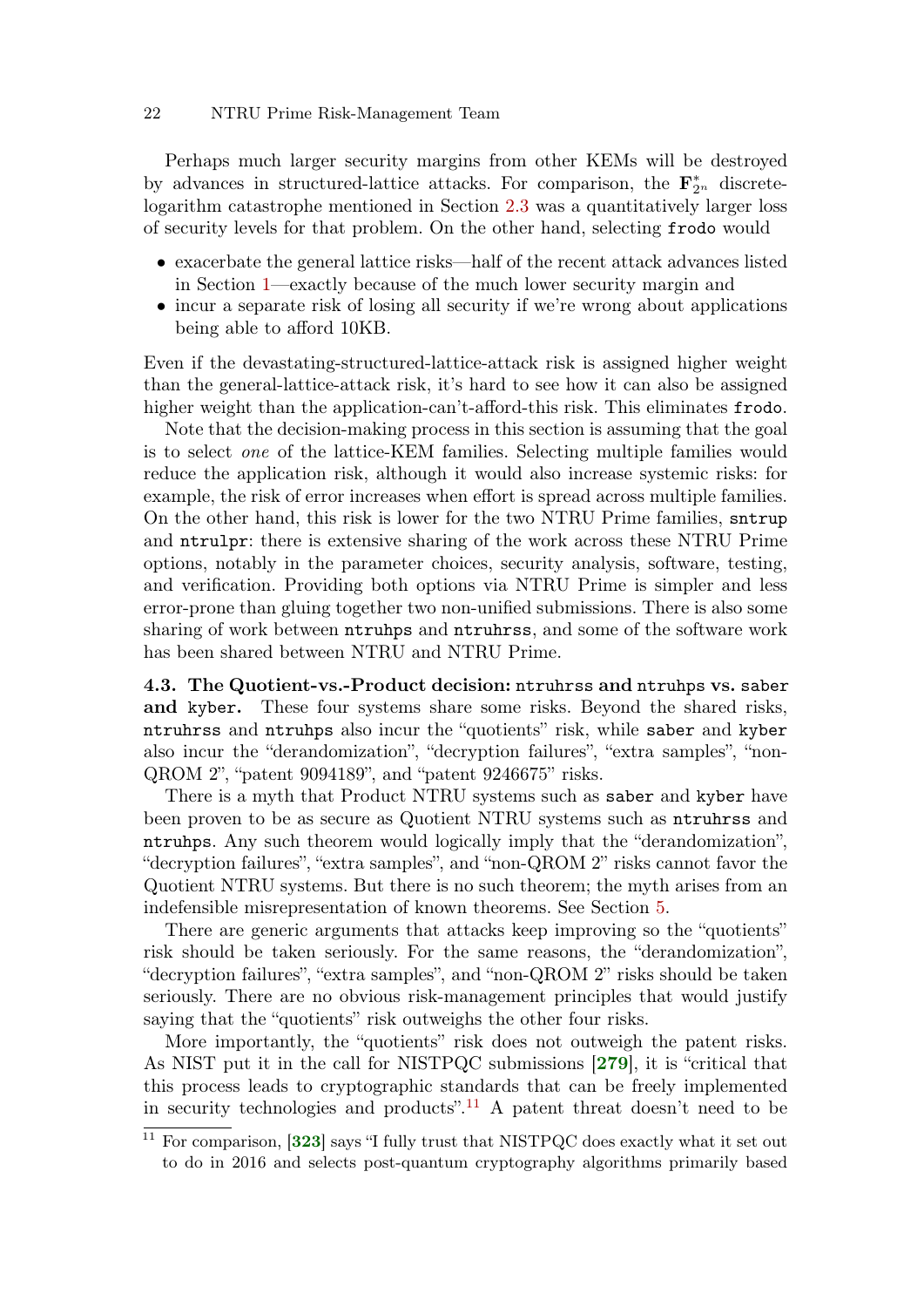Perhaps much larger security margins from other KEMs will be destroyed by advances in structured-lattice attacks. For comparison, the $\mathbf{F}_{2^n}^*$ discrete-logarithm catastrophe mentioned in Section 2.3 was a quantitatively larger loss of security levels for that problem. On the other hand, selecting `frodo` would

- exacerbate the general lattice risks—half of the recent attack advances listed in Section 1—exactly because of the much lower security margin and
- incur a separate risk of losing all security if we're wrong about applications being able to afford 10KB.

Even if the devastating-structured-lattice-attack risk is assigned higher weight than the general-lattice-attack risk, it's hard to see how it can also be assigned higher weight than the application-can't-afford-this risk. This eliminates `frodo`.

Note that the decision-making process in this section is assuming that the goal is to select *one* of the lattice-KEM families. Selecting multiple families would reduce the application risk, although it would also increase systemic risks: for example, the risk of error increases when effort is spread across multiple families. On the other hand, this risk is lower for the two NTRU Prime families, `sntrup` and `ntrulpr`: there is extensive sharing of the work across these NTRU Prime options, notably in the parameter choices, security analysis, software, testing, and verification. Providing both options via NTRU Prime is simpler and less error-prone than gluing together two non-unified submissions. There is also some sharing of work between `ntruhps` and `ntruhrss`, and some of the software work has been shared between NTRU and NTRU Prime.

**4.3. The Quotient-vs.-Product decision: `ntruhrss` and `ntruhps` vs. `saber` and `kyber`.** These four systems share some risks. Beyond the shared risks, `ntruhrss` and `ntruhps` also incur the "quotients" risk, while `saber` and `kyber` also incur the "derandomization", "decryption failures", "extra samples", "non-QROM 2", "patent 9094189", and "patent 9246675" risks.

There is a myth that Product NTRU systems such as `saber` and `kyber` have been proven to be as secure as Quotient NTRU systems such as `ntruhrss` and `ntruhps`. Any such theorem would logically imply that the "derandomization", "decryption failures", "extra samples", and "non-QROM 2" risks cannot favor the Quotient NTRU systems. But there is no such theorem; the myth arises from an indefensible misrepresentation of known theorems. See Section 5.

There are generic arguments that attacks keep improving so the "quotients" risk should be taken seriously. For the same reasons, the "derandomization", "decryption failures", "extra samples", and "non-QROM 2" risks should be taken seriously. There are no obvious risk-management principles that would justify saying that the "quotients" risk outweighs the other four risks.

More importantly, the "quotients" risk does not outweigh the patent risks. As NIST put it in the call for NISTPQC submissions [279], it is "critical that this process leads to cryptographic standards that can be freely implemented in security technologies and products".[11] A patent threat doesn't need to be

[11] For comparison, [323] says "I fully trust that NISTPQC does exactly what it set out to do in 2016 and selects post-quantum cryptography algorithms primarily based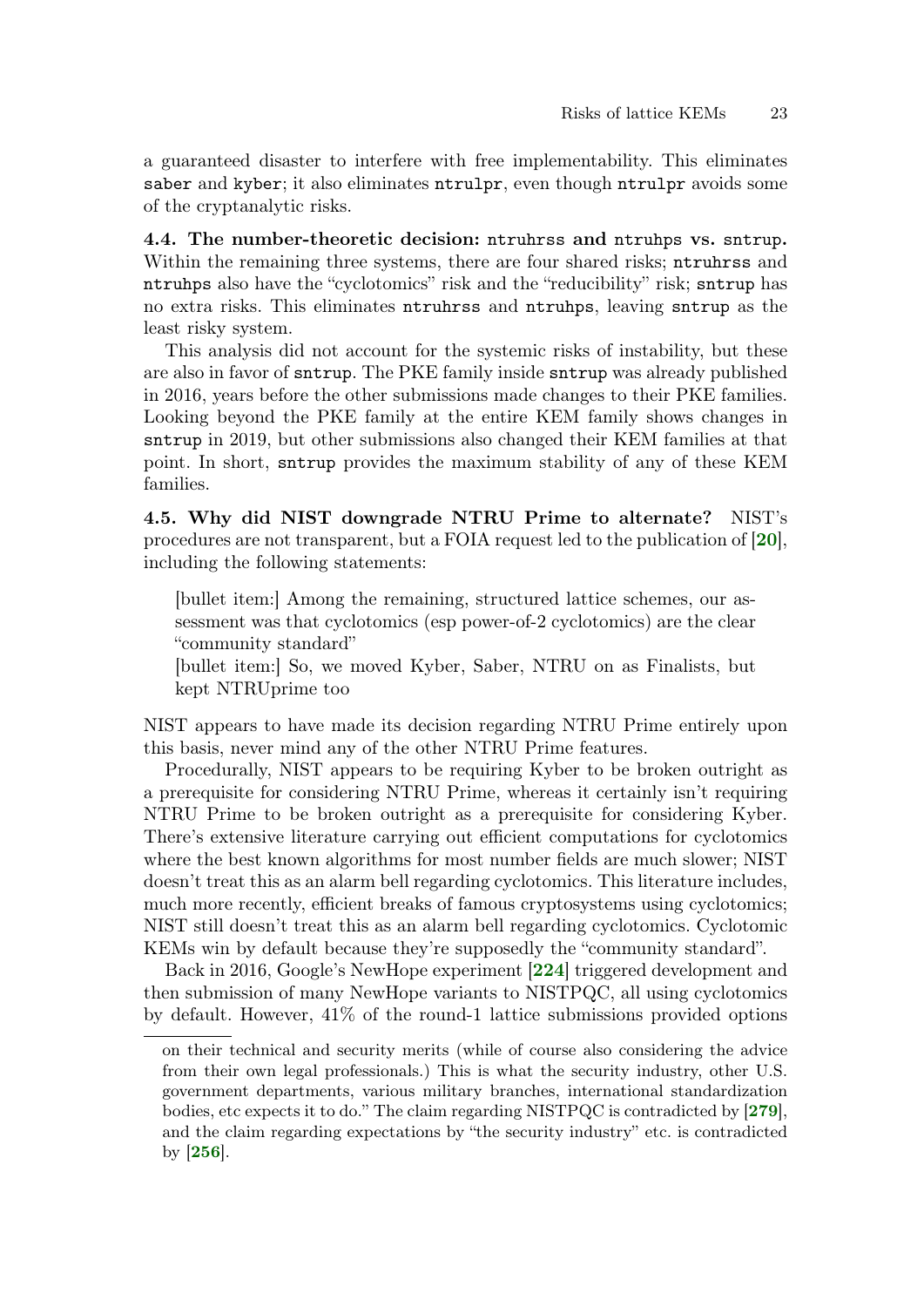a guaranteed disaster to interfere with free implementability. This eliminates saber and kyber; it also eliminates ntrulpr, even though ntrulpr avoids some of the cryptanalytic risks.

**4.4. The number-theoretic decision: ntruhrss and ntruhps vs. sntrup.** Within the remaining three systems, there are four shared risks; ntruhrss and ntruhps also have the "cyclotomics" risk and the "reducibility" risk; sntrup has no extra risks. This eliminates ntruhrss and ntruhps, leaving sntrup as the least risky system.

This analysis did not account for the systemic risks of instability, but these are also in favor of sntrup. The PKE family inside sntrup was already published in 2016, years before the other submissions made changes to their PKE families. Looking beyond the PKE family at the entire KEM family shows changes in sntrup in 2019, but other submissions also changed their KEM families at that point. In short, sntrup provides the maximum stability of any of these KEM families.

**4.5. Why did NIST downgrade NTRU Prime to alternate?** NIST's procedures are not transparent, but a FOIA request led to the publication of [20], including the following statements:

> [bullet item:] Among the remaining, structured lattice schemes, our assessment was that cyclotomics (esp power-of-2 cyclotomics) are the clear "community standard"
>
> [bullet item:] So, we moved Kyber, Saber, NTRU on as Finalists, but kept NTRUprime too

NIST appears to have made its decision regarding NTRU Prime entirely upon this basis, never mind any of the other NTRU Prime features.

Procedurally, NIST appears to be requiring Kyber to be broken outright as a prerequisite for considering NTRU Prime, whereas it certainly isn't requiring NTRU Prime to be broken outright as a prerequisite for considering Kyber. There's extensive literature carrying out efficient computations for cyclotomics where the best known algorithms for most number fields are much slower; NIST doesn't treat this as an alarm bell regarding cyclotomics. This literature includes, much more recently, efficient breaks of famous cryptosystems using cyclotomics; NIST still doesn't treat this as an alarm bell regarding cyclotomics. Cyclotomic KEMs win by default because they're supposedly the "community standard".

Back in 2016, Google's NewHope experiment [224] triggered development and then submission of many NewHope variants to NISTPQC, all using cyclotomics by default. However, 41% of the round-1 lattice submissions provided options

---

on their technical and security merits (while of course also considering the advice from their own legal professionals.) This is what the security industry, other U.S. government departments, various military branches, international standardization bodies, etc expects it to do." The claim regarding NISTPQC is contradicted by [279], and the claim regarding expectations by "the security industry" etc. is contradicted by [256].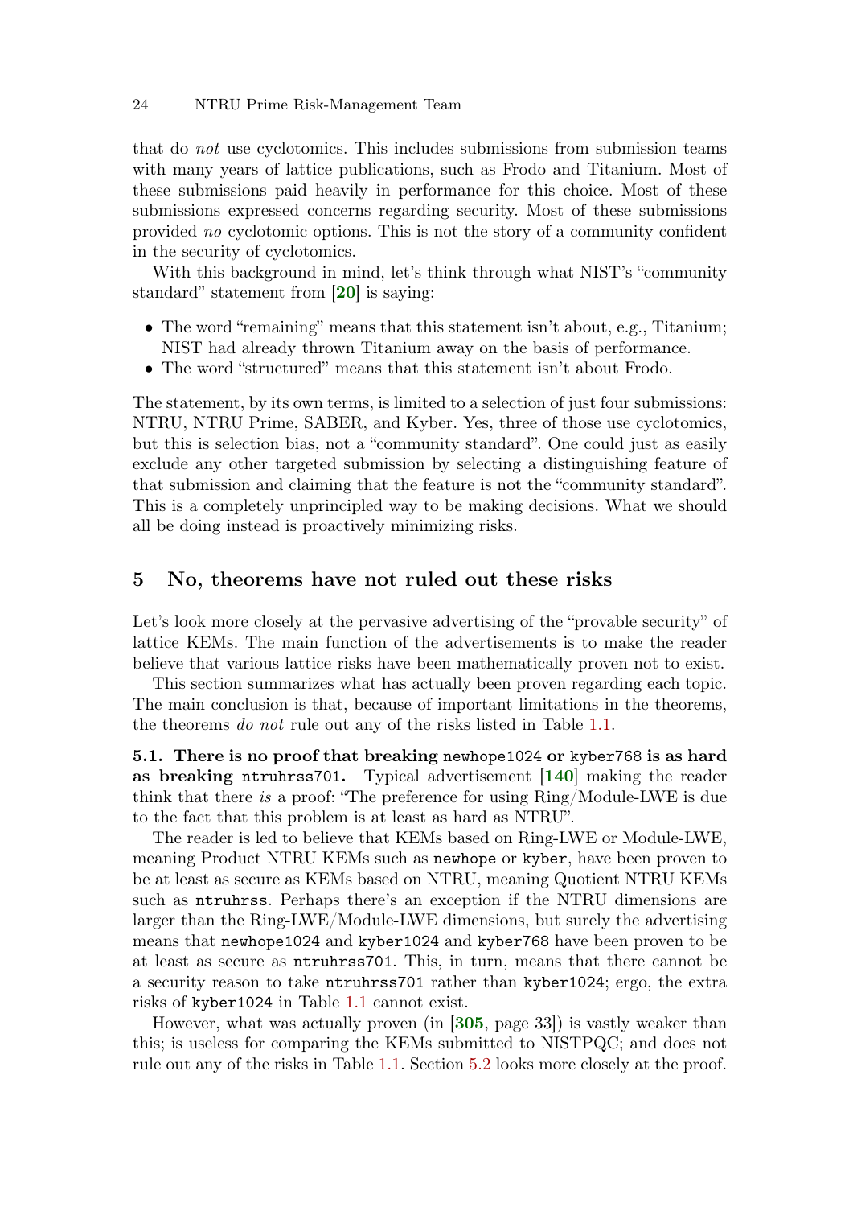that do *not* use cyclotomics. This includes submissions from submission teams with many years of lattice publications, such as Frodo and Titanium. Most of these submissions paid heavily in performance for this choice. Most of these submissions expressed concerns regarding security. Most of these submissions provided *no* cyclotomic options. This is not the story of a community confident in the security of cyclotomics.

With this background in mind, let's think through what NIST's "community standard" statement from [20] is saying:

- The word "remaining" means that this statement isn't about, e.g., Titanium; NIST had already thrown Titanium away on the basis of performance.
- The word "structured" means that this statement isn't about Frodo.

The statement, by its own terms, is limited to a selection of just four submissions: NTRU, NTRU Prime, SABER, and Kyber. Yes, three of those use cyclotomics, but this is selection bias, not a "community standard". One could just as easily exclude any other targeted submission by selecting a distinguishing feature of that submission and claiming that the feature is not the "community standard". This is a completely unprincipled way to be making decisions. What we should all be doing instead is proactively minimizing risks.

## 5 No, theorems have not ruled out these risks

Let's look more closely at the pervasive advertising of the "provable security" of lattice KEMs. The main function of the advertisements is to make the reader believe that various lattice risks have been mathematically proven not to exist.

This section summarizes what has actually been proven regarding each topic. The main conclusion is that, because of important limitations in the theorems, the theorems *do not* rule out any of the risks listed in Table 1.1.

**5.1. There is no proof that breaking `newhope1024` or `kyber768` is as hard as breaking `ntruhrss701`.** Typical advertisement [140] making the reader think that there *is* a proof: "The preference for using Ring/Module-LWE is due to the fact that this problem is at least as hard as NTRU".

The reader is led to believe that KEMs based on Ring-LWE or Module-LWE, meaning Product NTRU KEMs such as `newhope` or `kyber`, have been proven to be at least as secure as KEMs based on NTRU, meaning Quotient NTRU KEMs such as `ntruhrss`. Perhaps there's an exception if the NTRU dimensions are larger than the Ring-LWE/Module-LWE dimensions, but surely the advertising means that `newhope1024` and `kyber1024` and `kyber768` have been proven to be at least as secure as `ntruhrss701`. This, in turn, means that there cannot be a security reason to take `ntruhrss701` rather than `kyber1024`; ergo, the extra risks of `kyber1024` in Table 1.1 cannot exist.

However, what was actually proven (in [305, page 33]) is vastly weaker than this; is useless for comparing the KEMs submitted to NISTPQC; and does not rule out any of the risks in Table 1.1. Section 5.2 looks more closely at the proof.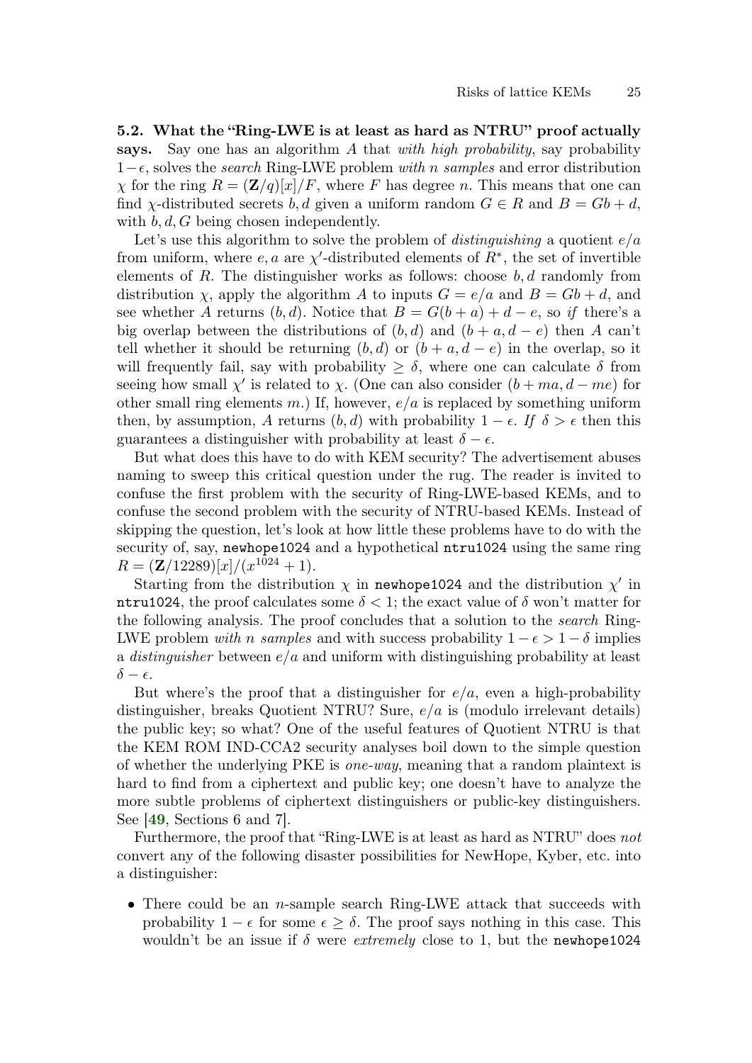**5.2. What the "Ring-LWE is at least as hard as NTRU" proof actually says.** Say one has an algorithm $A$ that *with high probability*, say probability $1-\epsilon$, solves the *search* Ring-LWE problem *with $n$ samples* and error distribution $\chi$ for the ring $R = (\mathbf{Z}/q)[x]/F$, where $F$ has degree $n$. This means that one can find $\chi$-distributed secrets $b, d$ given a uniform random $G \in R$ and $B = Gb + d$, with $b, d, G$ being chosen independently.

Let's use this algorithm to solve the problem of *distinguishing* a quotient $e/a$ from uniform, where $e, a$ are $\chi'$-distributed elements of $R^*$, the set of invertible elements of $R$. The distinguisher works as follows: choose $b, d$ randomly from distribution $\chi$, apply the algorithm $A$ to inputs $G = e/a$ and $B = Gb + d$, and see whether $A$ returns $(b, d)$. Notice that $B = G(b + a) + d - e$, so *if* there's a big overlap between the distributions of $(b, d)$ and $(b + a, d - e)$ then $A$ can't tell whether it should be returning $(b, d)$ or $(b + a, d - e)$ in the overlap, so it will frequently fail, say with probability $\geq \delta$, where one can calculate $\delta$ from seeing how small $\chi'$ is related to $\chi$. (One can also consider $(b + ma, d - me)$ for other small ring elements $m$.) If, however, $e/a$ is replaced by something uniform then, by assumption, $A$ returns $(b, d)$ with probability $1 - \epsilon$. *If* $\delta > \epsilon$ then this guarantees a distinguisher with probability at least $\delta - \epsilon$.

But what does this have to do with KEM security? The advertisement abuses naming to sweep this critical question under the rug. The reader is invited to confuse the first problem with the security of Ring-LWE-based KEMs, and to confuse the second problem with the security of NTRU-based KEMs. Instead of skipping the question, let's look at how little these problems have to do with the security of, say, `newhope1024` and a hypothetical `ntru1024` using the same ring $R = (\mathbf{Z}/12289)[x]/(x^{1024} + 1)$.

Starting from the distribution $\chi$ in `newhope1024` and the distribution $\chi'$ in `ntru1024`, the proof calculates some $\delta < 1$; the exact value of $\delta$ won't matter for the following analysis. The proof concludes that a solution to the *search* Ring-LWE problem *with $n$ samples* and with success probability $1 - \epsilon > 1 - \delta$ implies a *distinguisher* between $e/a$ and uniform with distinguishing probability at least $\delta - \epsilon$.

But where's the proof that a distinguisher for $e/a$, even a high-probability distinguisher, breaks Quotient NTRU? Sure, $e/a$ is (modulo irrelevant details) the public key; so what? One of the useful features of Quotient NTRU is that the KEM ROM IND-CCA2 security analyses boil down to the simple question of whether the underlying PKE is *one-way*, meaning that a random plaintext is hard to find from a ciphertext and public key; one doesn't have to analyze the more subtle problems of ciphertext distinguishers or public-key distinguishers. See [**49**, Sections 6 and 7].

Furthermore, the proof that "Ring-LWE is at least as hard as NTRU" does *not* convert any of the following disaster possibilities for NewHope, Kyber, etc. into a distinguisher:

- There could be an $n$-sample search Ring-LWE attack that succeeds with probability $1 - \epsilon$ for some $\epsilon \geq \delta$. The proof says nothing in this case. This wouldn't be an issue if $\delta$ were *extremely* close to 1, but the `newhope1024`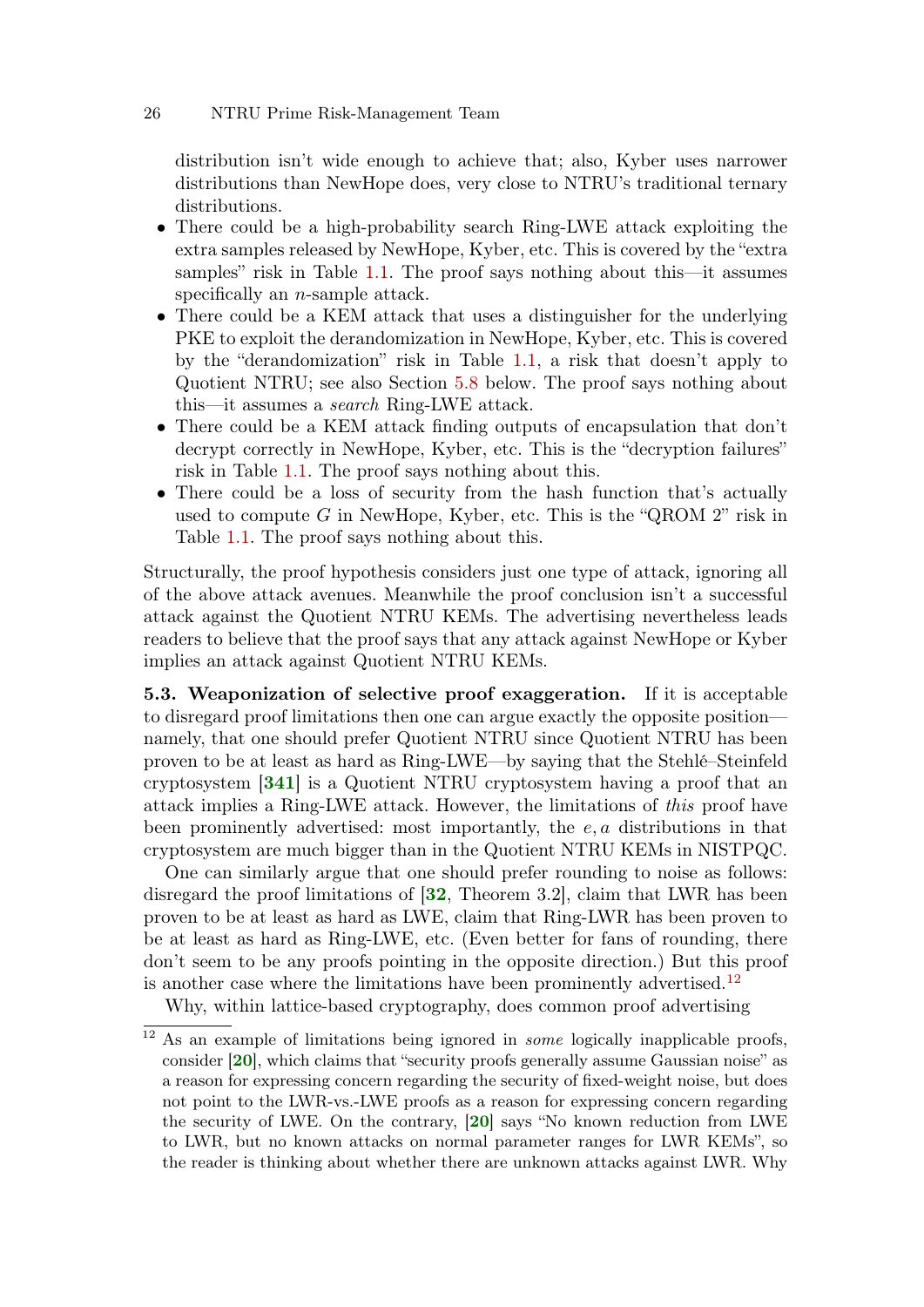distribution isn't wide enough to achieve that; also, Kyber uses narrower distributions than NewHope does, very close to NTRU's traditional ternary distributions.

- There could be a high-probability search Ring-LWE attack exploiting the extra samples released by NewHope, Kyber, etc. This is covered by the "extra samples" risk in Table 1.1. The proof says nothing about this—it assumes specifically an $n$-sample attack.
- There could be a KEM attack that uses a distinguisher for the underlying PKE to exploit the derandomization in NewHope, Kyber, etc. This is covered by the "derandomization" risk in Table 1.1, a risk that doesn't apply to Quotient NTRU; see also Section 5.8 below. The proof says nothing about this—it assumes a *search* Ring-LWE attack.
- There could be a KEM attack finding outputs of encapsulation that don't decrypt correctly in NewHope, Kyber, etc. This is the "decryption failures" risk in Table 1.1. The proof says nothing about this.
- There could be a loss of security from the hash function that's actually used to compute $G$ in NewHope, Kyber, etc. This is the "QROM 2" risk in Table 1.1. The proof says nothing about this.

Structurally, the proof hypothesis considers just one type of attack, ignoring all of the above attack avenues. Meanwhile the proof conclusion isn't a successful attack against the Quotient NTRU KEMs. The advertising nevertheless leads readers to believe that the proof says that any attack against NewHope or Kyber implies an attack against Quotient NTRU KEMs.

**5.3. Weaponization of selective proof exaggeration.** If it is acceptable to disregard proof limitations then one can argue exactly the opposite position—namely, that one should prefer Quotient NTRU since Quotient NTRU has been proven to be at least as hard as Ring-LWE—by saying that the Stehlé–Steinfeld cryptosystem [**341**] is a Quotient NTRU cryptosystem having a proof that an attack implies a Ring-LWE attack. However, the limitations of *this* proof have been prominently advertised: most importantly, the $e, a$ distributions in that cryptosystem are much bigger than in the Quotient NTRU KEMs in NISTPQC.

One can similarly argue that one should prefer rounding to noise as follows: disregard the proof limitations of [**32**, Theorem 3.2], claim that LWR has been proven to be at least as hard as LWE, claim that Ring-LWR has been proven to be at least as hard as Ring-LWE, etc. (Even better for fans of rounding, there don't seem to be any proofs pointing in the opposite direction.) But this proof is another case where the limitations have been prominently advertised.[12]

Why, within lattice-based cryptography, does common proof advertising

[12] As an example of limitations being ignored in *some* logically inapplicable proofs, consider [**20**], which claims that "security proofs generally assume Gaussian noise" as a reason for expressing concern regarding the security of fixed-weight noise, but does not point to the LWR-vs.-LWE proofs as a reason for expressing concern regarding the security of LWE. On the contrary, [**20**] says "No known reduction from LWE to LWR, but no known attacks on normal parameter ranges for LWR KEMs", so the reader is thinking about whether there are unknown attacks against LWR. Why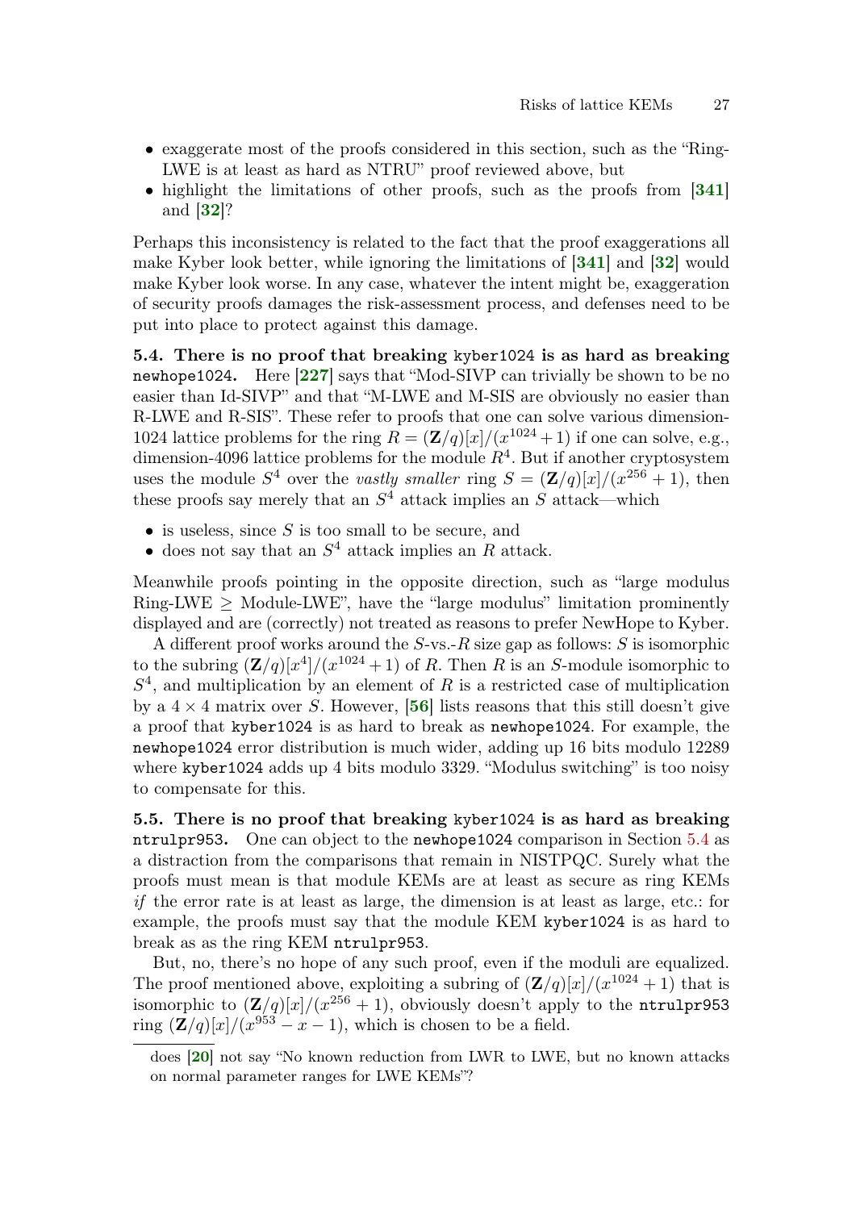- exaggerate most of the proofs considered in this section, such as the "Ring-LWE is at least as hard as NTRU" proof reviewed above, but
- highlight the limitations of other proofs, such as the proofs from [341] and [32]?

Perhaps this inconsistency is related to the fact that the proof exaggerations all make Kyber look better, while ignoring the limitations of [341] and [32] would make Kyber look worse. In any case, whatever the intent might be, exaggeration of security proofs damages the risk-assessment process, and defenses need to be put into place to protect against this damage.

**5.4. There is no proof that breaking `kyber1024` is as hard as breaking `newhope1024`.** Here [227] says that "Mod-SIVP can trivially be shown to be no easier than Id-SIVP" and that "M-LWE and M-SIS are obviously no easier than R-LWE and R-SIS". These refer to proofs that one can solve various dimension-1024 lattice problems for the ring $R = (\mathbf{Z}/q)[x]/(x^{1024}+1)$ if one can solve, e.g., dimension-4096 lattice problems for the module $R^4$. But if another cryptosystem uses the module $S^4$ over the *vastly smaller* ring $S = (\mathbf{Z}/q)[x]/(x^{256}+1)$, then these proofs say merely that an $S^4$ attack implies an $S$ attack—which

- is useless, since $S$ is too small to be secure, and
- does not say that an $S^4$ attack implies an $R$ attack.

Meanwhile proofs pointing in the opposite direction, such as "large modulus Ring-LWE $\geq$ Module-LWE", have the "large modulus" limitation prominently displayed and are (correctly) not treated as reasons to prefer NewHope to Kyber.

A different proof works around the $S$-vs.-$R$ size gap as follows: $S$ is isomorphic to the subring $(\mathbf{Z}/q)[x^4]/(x^{1024}+1)$ of $R$. Then $R$ is an $S$-module isomorphic to $S^4$, and multiplication by an element of $R$ is a restricted case of multiplication by a $4 \times 4$ matrix over $S$. However, [56] lists reasons that this still doesn't give a proof that `kyber1024` is as hard to break as `newhope1024`. For example, the `newhope1024` error distribution is much wider, adding up 16 bits modulo 12289 where `kyber1024` adds up 4 bits modulo 3329. "Modulus switching" is too noisy to compensate for this.

**5.5. There is no proof that breaking `kyber1024` is as hard as breaking `ntrulpr953`.** One can object to the `newhope1024` comparison in Section 5.4 as a distraction from the comparisons that remain in NISTPQC. Surely what the proofs must mean is that module KEMs are at least as secure as ring KEMs *if* the error rate is at least as large, the dimension is at least as large, etc.: for example, the proofs must say that the module KEM `kyber1024` is as hard to break as as the ring KEM `ntrulpr953`.

But, no, there's no hope of any such proof, even if the moduli are equalized. The proof mentioned above, exploiting a subring of $(\mathbf{Z}/q)[x]/(x^{1024}+1)$ that is isomorphic to $(\mathbf{Z}/q)[x]/(x^{256}+1)$, obviously doesn't apply to the `ntrulpr953` ring $(\mathbf{Z}/q)[x]/(x^{953}-x-1)$, which is chosen to be a field.

---

does [20] not say "No known reduction from LWR to LWE, but no known attacks on normal parameter ranges for LWE KEMs"?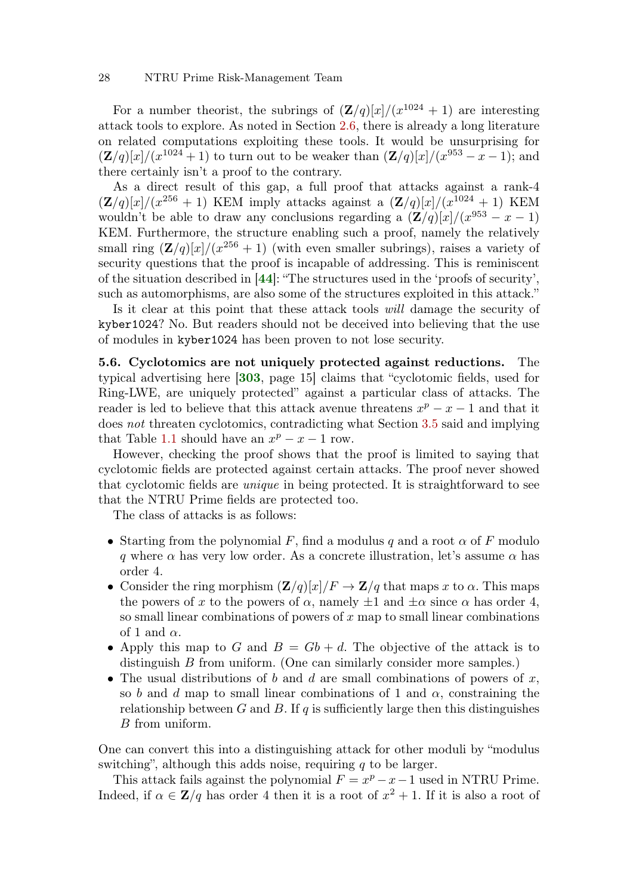For a number theorist, the subrings of $(\mathbf{Z}/q)[x]/(x^{1024}+1)$ are interesting attack tools to explore. As noted in Section 2.6, there is already a long literature on related computations exploiting these tools. It would be unsurprising for $(\mathbf{Z}/q)[x]/(x^{1024}+1)$ to turn out to be weaker than $(\mathbf{Z}/q)[x]/(x^{953}-x-1)$; and there certainly isn't a proof to the contrary.

As a direct result of this gap, a full proof that attacks against a rank-4 $(\mathbf{Z}/q)[x]/(x^{256}+1)$ KEM imply attacks against a $(\mathbf{Z}/q)[x]/(x^{1024}+1)$ KEM wouldn't be able to draw any conclusions regarding a $(\mathbf{Z}/q)[x]/(x^{953}-x-1)$ KEM. Furthermore, the structure enabling such a proof, namely the relatively small ring $(\mathbf{Z}/q)[x]/(x^{256}+1)$ (with even smaller subrings), raises a variety of security questions that the proof is incapable of addressing. This is reminiscent of the situation described in [**44**]: "The structures used in the 'proofs of security', such as automorphisms, are also some of the structures exploited in this attack."

Is it clear at this point that these attack tools *will* damage the security of `kyber1024`? No. But readers should not be deceived into believing that the use of modules in `kyber1024` has been proven to not lose security.

**5.6. Cyclotomics are not uniquely protected against reductions.** The typical advertising here [**303**, page 15] claims that "cyclotomic fields, used for Ring-LWE, are uniquely protected" against a particular class of attacks. The reader is led to believe that this attack avenue threatens $x^p-x-1$ and that it does *not* threaten cyclotomics, contradicting what Section 3.5 said and implying that Table 1.1 should have an $x^p-x-1$ row.

However, checking the proof shows that the proof is limited to saying that cyclotomic fields are protected against certain attacks. The proof never showed that cyclotomic fields are *unique* in being protected. It is straightforward to see that the NTRU Prime fields are protected too.

The class of attacks is as follows:

- Starting from the polynomial $F$, find a modulus $q$ and a root $\alpha$ of $F$ modulo $q$ where $\alpha$ has very low order. As a concrete illustration, let's assume $\alpha$ has order 4.
- Consider the ring morphism $(\mathbf{Z}/q)[x]/F \to \mathbf{Z}/q$ that maps $x$ to $\alpha$. This maps the powers of $x$ to the powers of $\alpha$, namely $\pm 1$ and $\pm\alpha$ since $\alpha$ has order 4, so small linear combinations of powers of $x$ map to small linear combinations of 1 and $\alpha$.
- Apply this map to $G$ and $B = Gb + d$. The objective of the attack is to distinguish $B$ from uniform. (One can similarly consider more samples.)
- The usual distributions of $b$ and $d$ are small combinations of powers of $x$, so $b$ and $d$ map to small linear combinations of 1 and $\alpha$, constraining the relationship between $G$ and $B$. If $q$ is sufficiently large then this distinguishes $B$ from uniform.

One can convert this into a distinguishing attack for other moduli by "modulus switching", although this adds noise, requiring $q$ to be larger.

This attack fails against the polynomial $F = x^p - x - 1$ used in NTRU Prime. Indeed, if $\alpha \in \mathbf{Z}/q$ has order 4 then it is a root of $x^2+1$. If it is also a root of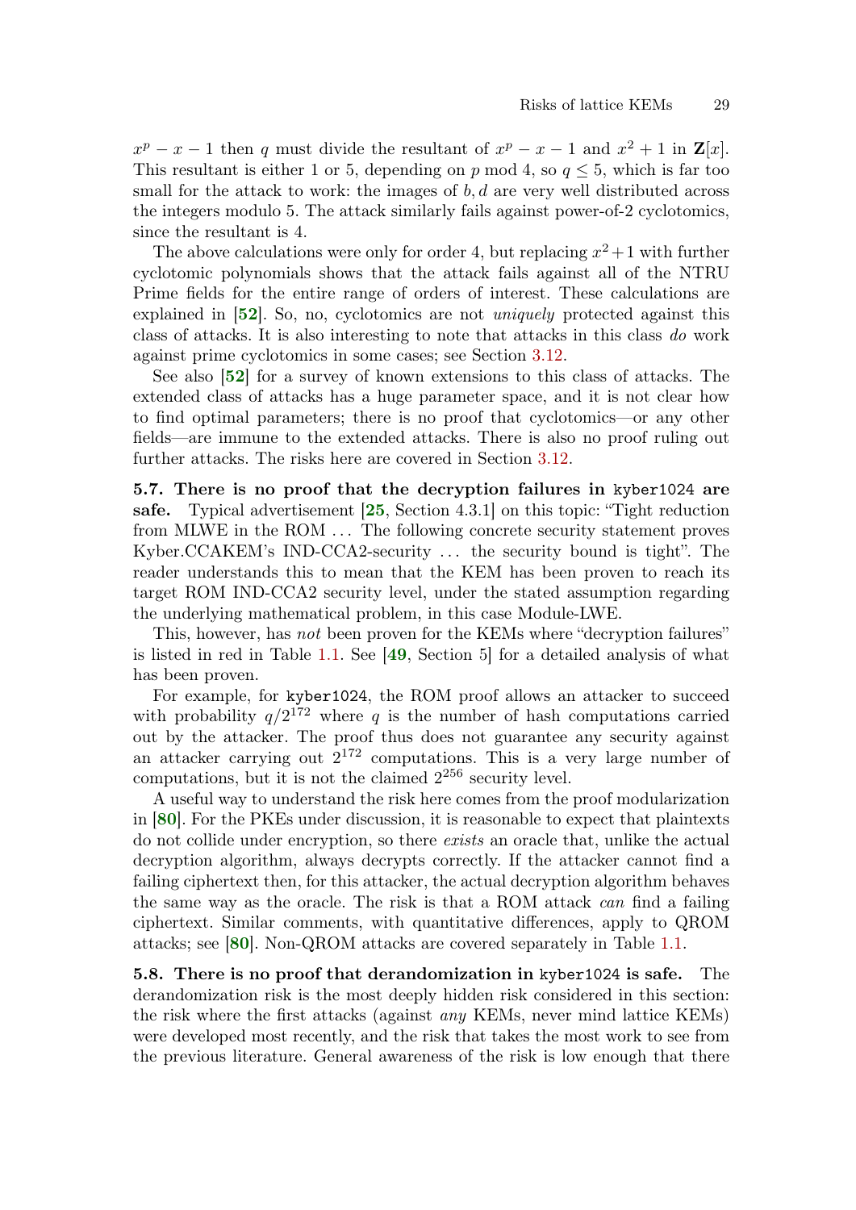$x^p - x - 1$ then $q$ must divide the resultant of $x^p - x - 1$ and $x^2 + 1$ in $\mathbf{Z}[x]$. This resultant is either 1 or 5, depending on $p$ mod 4, so $q \le 5$, which is far too small for the attack to work: the images of $b, d$ are very well distributed across the integers modulo 5. The attack similarly fails against power-of-2 cyclotomics, since the resultant is 4.

The above calculations were only for order 4, but replacing $x^2+1$ with further cyclotomic polynomials shows that the attack fails against all of the NTRU Prime fields for the entire range of orders of interest. These calculations are explained in [**52**]. So, no, cyclotomics are not *uniquely* protected against this class of attacks. It is also interesting to note that attacks in this class *do* work against prime cyclotomics in some cases; see Section 3.12.

See also [**52**] for a survey of known extensions to this class of attacks. The extended class of attacks has a huge parameter space, and it is not clear how to find optimal parameters; there is no proof that cyclotomics—or any other fields—are immune to the extended attacks. There is also no proof ruling out further attacks. The risks here are covered in Section 3.12.

**5.7. There is no proof that the decryption failures in `kyber1024` are safe.** Typical advertisement [**25**, Section 4.3.1] on this topic: "Tight reduction from MLWE in the ROM ... The following concrete security statement proves Kyber.CCAKEM's IND-CCA2-security ... the security bound is tight". The reader understands this to mean that the KEM has been proven to reach its target ROM IND-CCA2 security level, under the stated assumption regarding the underlying mathematical problem, in this case Module-LWE.

This, however, has *not* been proven for the KEMs where "decryption failures" is listed in red in Table 1.1. See [**49**, Section 5] for a detailed analysis of what has been proven.

For example, for `kyber1024`, the ROM proof allows an attacker to succeed with probability $q/2^{172}$ where $q$ is the number of hash computations carried out by the attacker. The proof thus does not guarantee any security against an attacker carrying out $2^{172}$ computations. This is a very large number of computations, but it is not the claimed $2^{256}$ security level.

A useful way to understand the risk here comes from the proof modularization in [**80**]. For the PKEs under discussion, it is reasonable to expect that plaintexts do not collide under encryption, so there *exists* an oracle that, unlike the actual decryption algorithm, always decrypts correctly. If the attacker cannot find a failing ciphertext then, for this attacker, the actual decryption algorithm behaves the same way as the oracle. The risk is that a ROM attack *can* find a failing ciphertext. Similar comments, with quantitative differences, apply to QROM attacks; see [**80**]. Non-QROM attacks are covered separately in Table 1.1.

**5.8. There is no proof that derandomization in `kyber1024` is safe.** The derandomization risk is the most deeply hidden risk considered in this section: the risk where the first attacks (against *any* KEMs, never mind lattice KEMs) were developed most recently, and the risk that takes the most work to see from the previous literature. General awareness of the risk is low enough that there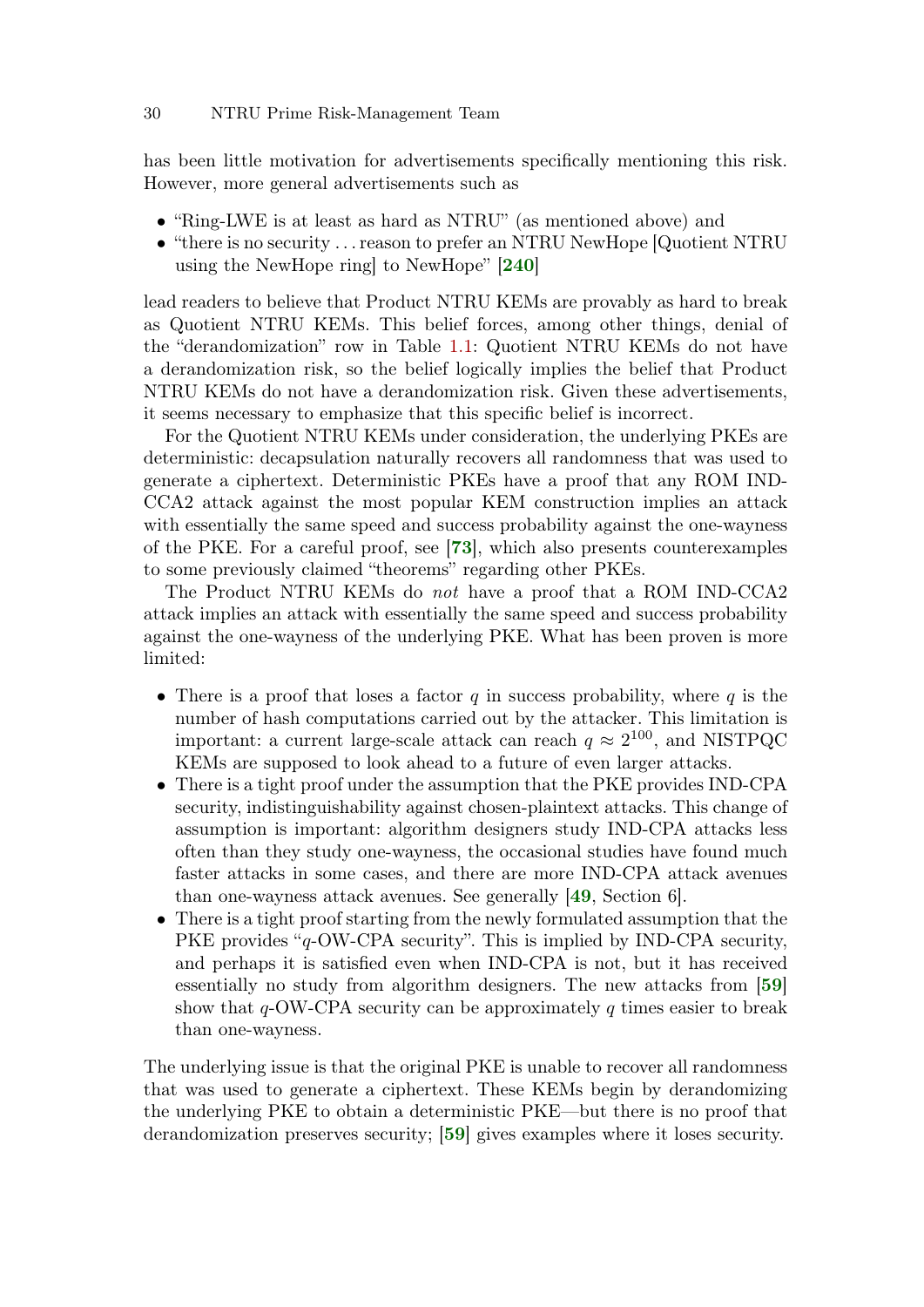has been little motivation for advertisements specifically mentioning this risk. However, more general advertisements such as

- "Ring-LWE is at least as hard as NTRU" (as mentioned above) and
- "there is no security . . . reason to prefer an NTRU NewHope [Quotient NTRU using the NewHope ring] to NewHope" [**240**]

lead readers to believe that Product NTRU KEMs are provably as hard to break as Quotient NTRU KEMs. This belief forces, among other things, denial of the "derandomization" row in Table 1.1: Quotient NTRU KEMs do not have a derandomization risk, so the belief logically implies the belief that Product NTRU KEMs do not have a derandomization risk. Given these advertisements, it seems necessary to emphasize that this specific belief is incorrect.

For the Quotient NTRU KEMs under consideration, the underlying PKEs are deterministic: decapsulation naturally recovers all randomness that was used to generate a ciphertext. Deterministic PKEs have a proof that any ROM IND-CCA2 attack against the most popular KEM construction implies an attack with essentially the same speed and success probability against the one-wayness of the PKE. For a careful proof, see [**73**], which also presents counterexamples to some previously claimed "theorems" regarding other PKEs.

The Product NTRU KEMs do *not* have a proof that a ROM IND-CCA2 attack implies an attack with essentially the same speed and success probability against the one-wayness of the underlying PKE. What has been proven is more limited:

- There is a proof that loses a factor $q$ in success probability, where $q$ is the number of hash computations carried out by the attacker. This limitation is important: a current large-scale attack can reach $q \approx 2^{100}$, and NISTPQC KEMs are supposed to look ahead to a future of even larger attacks.
- There is a tight proof under the assumption that the PKE provides IND-CPA security, indistinguishability against chosen-plaintext attacks. This change of assumption is important: algorithm designers study IND-CPA attacks less often than they study one-wayness, the occasional studies have found much faster attacks in some cases, and there are more IND-CPA attack avenues than one-wayness attack avenues. See generally [**49**, Section 6].
- There is a tight proof starting from the newly formulated assumption that the PKE provides "$q$-OW-CPA security". This is implied by IND-CPA security, and perhaps it is satisfied even when IND-CPA is not, but it has received essentially no study from algorithm designers. The new attacks from [**59**] show that $q$-OW-CPA security can be approximately $q$ times easier to break than one-wayness.

The underlying issue is that the original PKE is unable to recover all randomness that was used to generate a ciphertext. These KEMs begin by derandomizing the underlying PKE to obtain a deterministic PKE—but there is no proof that derandomization preserves security; [**59**] gives examples where it loses security.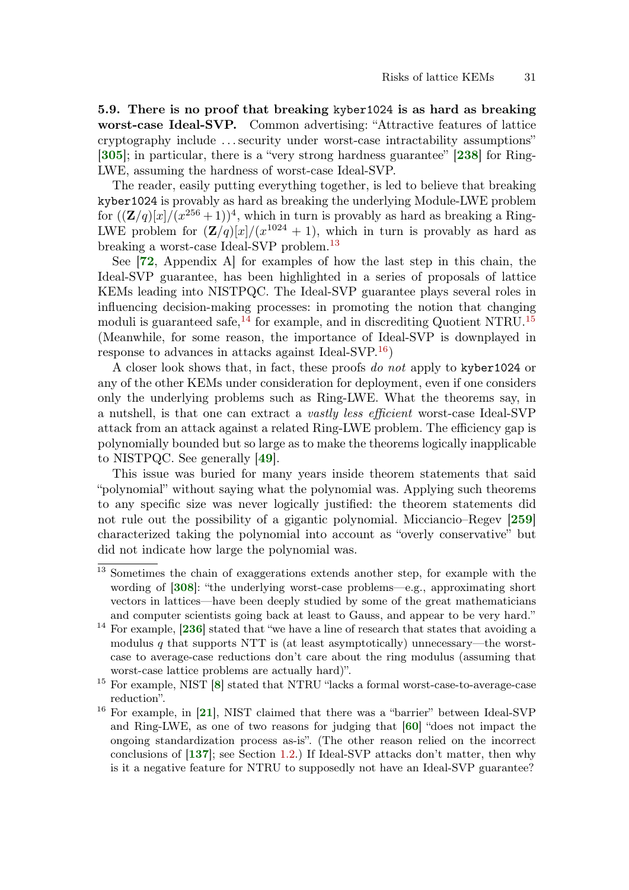**5.9. There is no proof that breaking `kyber1024` is as hard as breaking worst-case Ideal-SVP.** Common advertising: "Attractive features of lattice cryptography include ... security under worst-case intractability assumptions" [**305**]; in particular, there is a "very strong hardness guarantee" [**238**] for Ring-LWE, assuming the hardness of worst-case Ideal-SVP.

The reader, easily putting everything together, is led to believe that breaking `kyber1024` is provably as hard as breaking the underlying Module-LWE problem for $((\mathbf{Z}/q)[x]/(x^{256}+1))^4$, which in turn is provably as hard as breaking a Ring-LWE problem for $(\mathbf{Z}/q)[x]/(x^{1024}+1)$, which in turn is provably as hard as breaking a worst-case Ideal-SVP problem.[13]

See [**72**, Appendix A] for examples of how the last step in this chain, the Ideal-SVP guarantee, has been highlighted in a series of proposals of lattice KEMs leading into NISTPQC. The Ideal-SVP guarantee plays several roles in influencing decision-making processes: in promoting the notion that changing moduli is guaranteed safe,[14] for example, and in discrediting Quotient NTRU.[15] (Meanwhile, for some reason, the importance of Ideal-SVP is downplayed in response to advances in attacks against Ideal-SVP.[16])

A closer look shows that, in fact, these proofs *do not* apply to `kyber1024` or any of the other KEMs under consideration for deployment, even if one considers only the underlying problems such as Ring-LWE. What the theorems say, in a nutshell, is that one can extract a *vastly less efficient* worst-case Ideal-SVP attack from an attack against a related Ring-LWE problem. The efficiency gap is polynomially bounded but so large as to make the theorems logically inapplicable to NISTPQC. See generally [**49**].

This issue was buried for many years inside theorem statements that said "polynomial" without saying what the polynomial was. Applying such theorems to any specific size was never logically justified: the theorem statements did not rule out the possibility of a gigantic polynomial. Micciancio–Regev [**259**] characterized taking the polynomial into account as "overly conservative" but did not indicate how large the polynomial was.

---

[13] Sometimes the chain of exaggerations extends another step, for example with the wording of [**308**]: "the underlying worst-case problems—e.g., approximating short vectors in lattices—have been deeply studied by some of the great mathematicians and computer scientists going back at least to Gauss, and appear to be very hard."

[14] For example, [**236**] stated that "we have a line of research that states that avoiding a modulus $q$ that supports NTT is (at least asymptotically) unnecessary—the worst-case to average-case reductions don't care about the ring modulus (assuming that worst-case lattice problems are actually hard)".

[15] For example, NIST [**8**] stated that NTRU "lacks a formal worst-case-to-average-case reduction".

[16] For example, in [**21**], NIST claimed that there was a "barrier" between Ideal-SVP and Ring-LWE, as one of two reasons for judging that [**60**] "does not impact the ongoing standardization process as-is". (The other reason relied on the incorrect conclusions of [**137**]; see Section 1.2.) If Ideal-SVP attacks don't matter, then why is it a negative feature for NTRU to supposedly not have an Ideal-SVP guarantee?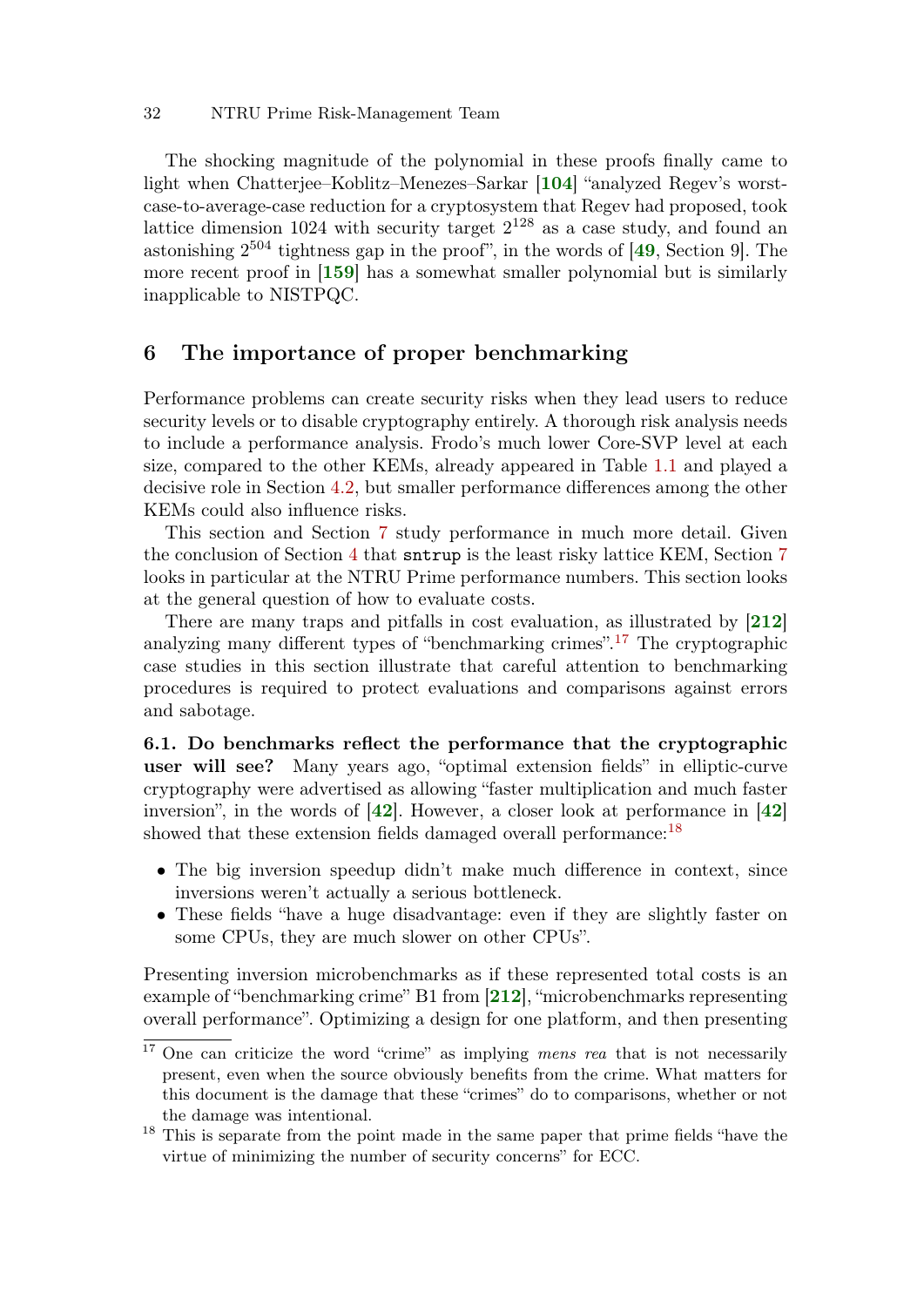The shocking magnitude of the polynomial in these proofs finally came to light when Chatterjee–Koblitz–Menezes–Sarkar [**104**] "analyzed Regev's worst-case-to-average-case reduction for a cryptosystem that Regev had proposed, took lattice dimension 1024 with security target $2^{128}$ as a case study, and found an astonishing $2^{504}$ tightness gap in the proof", in the words of [**49**, Section 9]. The more recent proof in [**159**] has a somewhat smaller polynomial but is similarly inapplicable to NISTPQC.

## 6 The importance of proper benchmarking

Performance problems can create security risks when they lead users to reduce security levels or to disable cryptography entirely. A thorough risk analysis needs to include a performance analysis. Frodo's much lower Core-SVP level at each size, compared to the other KEMs, already appeared in Table 1.1 and played a decisive role in Section 4.2, but smaller performance differences among the other KEMs could also influence risks.

This section and Section 7 study performance in much more detail. Given the conclusion of Section 4 that `sntrup` is the least risky lattice KEM, Section 7 looks in particular at the NTRU Prime performance numbers. This section looks at the general question of how to evaluate costs.

There are many traps and pitfalls in cost evaluation, as illustrated by [**212**] analyzing many different types of "benchmarking crimes".[17] The cryptographic case studies in this section illustrate that careful attention to benchmarking procedures is required to protect evaluations and comparisons against errors and sabotage.

**6.1. Do benchmarks reflect the performance that the cryptographic user will see?** Many years ago, "optimal extension fields" in elliptic-curve cryptography were advertised as allowing "faster multiplication and much faster inversion", in the words of [**42**]. However, a closer look at performance in [**42**] showed that these extension fields damaged overall performance:[18]

- The big inversion speedup didn't make much difference in context, since inversions weren't actually a serious bottleneck.
- These fields "have a huge disadvantage: even if they are slightly faster on some CPUs, they are much slower on other CPUs".

Presenting inversion microbenchmarks as if these represented total costs is an example of "benchmarking crime" B1 from [**212**], "microbenchmarks representing overall performance". Optimizing a design for one platform, and then presenting

---

[17] One can criticize the word "crime" as implying *mens rea* that is not necessarily present, even when the source obviously benefits from the crime. What matters for this document is the damage that these "crimes" do to comparisons, whether or not the damage was intentional.

[18] This is separate from the point made in the same paper that prime fields "have the virtue of minimizing the number of security concerns" for ECC.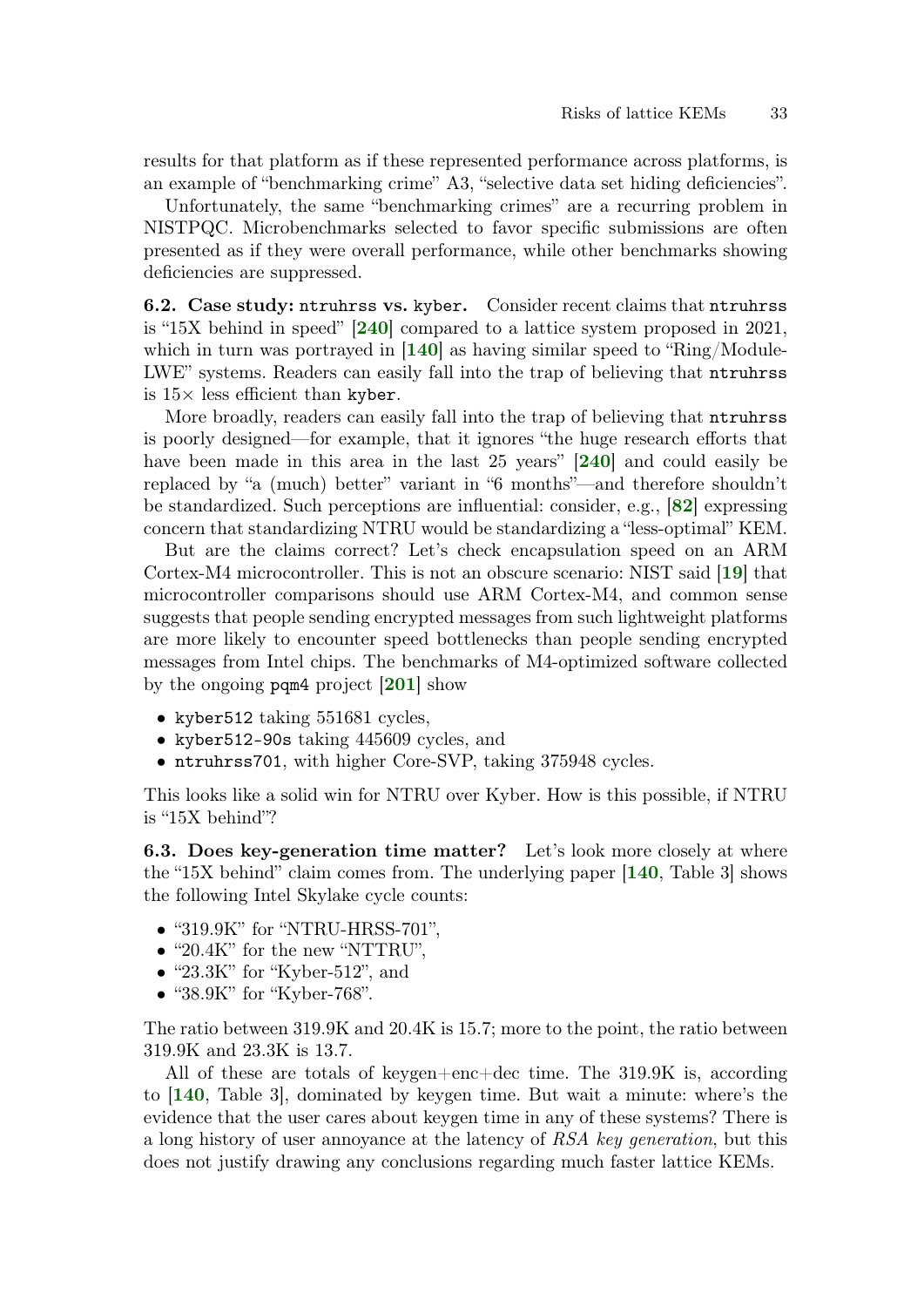results for that platform as if these represented performance across platforms, is an example of "benchmarking crime" A3, "selective data set hiding deficiencies".

Unfortunately, the same "benchmarking crimes" are a recurring problem in NISTPQC. Microbenchmarks selected to favor specific submissions are often presented as if they were overall performance, while other benchmarks showing deficiencies are suppressed.

**6.2. Case study: `ntruhrss` vs. `kyber`.** Consider recent claims that `ntruhrss` is "15X behind in speed" [**240**] compared to a lattice system proposed in 2021, which in turn was portrayed in [**140**] as having similar speed to "Ring/Module-LWE" systems. Readers can easily fall into the trap of believing that `ntruhrss` is 15× less efficient than `kyber`.

More broadly, readers can easily fall into the trap of believing that `ntruhrss` is poorly designed—for example, that it ignores "the huge research efforts that have been made in this area in the last 25 years" [**240**] and could easily be replaced by "a (much) better" variant in "6 months"—and therefore shouldn't be standardized. Such perceptions are influential: consider, e.g., [**82**] expressing concern that standardizing NTRU would be standardizing a "less-optimal" KEM.

But are the claims correct? Let's check encapsulation speed on an ARM Cortex-M4 microcontroller. This is not an obscure scenario: NIST said [**19**] that microcontroller comparisons should use ARM Cortex-M4, and common sense suggests that people sending encrypted messages from such lightweight platforms are more likely to encounter speed bottlenecks than people sending encrypted messages from Intel chips. The benchmarks of M4-optimized software collected by the ongoing `pqm4` project [**201**] show

- `kyber512` taking 551681 cycles,
- `kyber512-90s` taking 445609 cycles, and
- `ntruhrss701`, with higher Core-SVP, taking 375948 cycles.

This looks like a solid win for NTRU over Kyber. How is this possible, if NTRU is "15X behind"?

**6.3. Does key-generation time matter?** Let's look more closely at where the "15X behind" claim comes from. The underlying paper [**140**, Table 3] shows the following Intel Skylake cycle counts:

- "319.9K" for "NTRU-HRSS-701",
- "20.4K" for the new "NTTRU",
- "23.3K" for "Kyber-512", and
- "38.9K" for "Kyber-768".

The ratio between 319.9K and 20.4K is 15.7; more to the point, the ratio between 319.9K and 23.3K is 13.7.

All of these are totals of keygen+enc+dec time. The 319.9K is, according to [**140**, Table 3], dominated by keygen time. But wait a minute: where's the evidence that the user cares about keygen time in any of these systems? There is a long history of user annoyance at the latency of *RSA key generation*, but this does not justify drawing any conclusions regarding much faster lattice KEMs.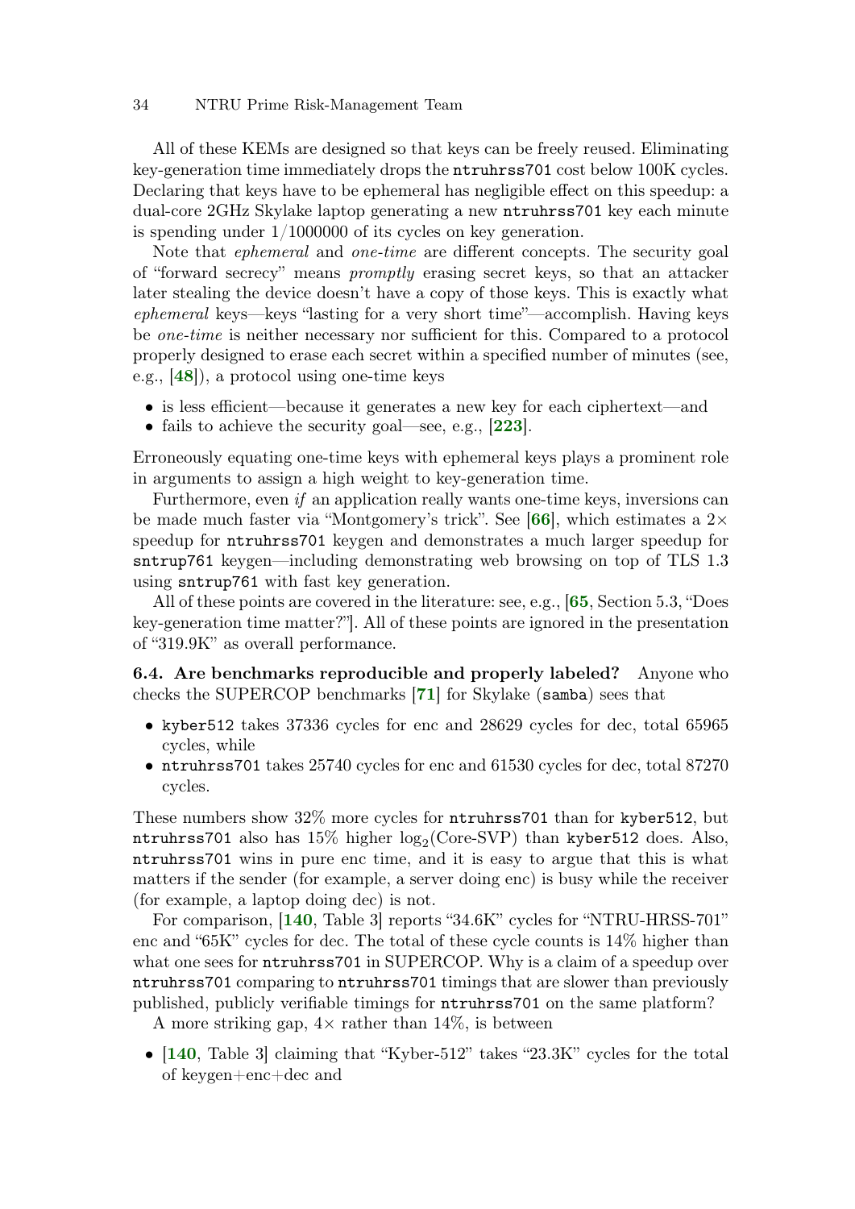All of these KEMs are designed so that keys can be freely reused. Eliminating key-generation time immediately drops the `ntruhrss701` cost below 100K cycles. Declaring that keys have to be ephemeral has negligible effect on this speedup: a dual-core 2GHz Skylake laptop generating a new `ntruhrss701` key each minute is spending under 1/1000000 of its cycles on key generation.

Note that *ephemeral* and *one-time* are different concepts. The security goal of "forward secrecy" means *promptly* erasing secret keys, so that an attacker later stealing the device doesn't have a copy of those keys. This is exactly what *ephemeral* keys—keys "lasting for a very short time"—accomplish. Having keys be *one-time* is neither necessary nor sufficient for this. Compared to a protocol properly designed to erase each secret within a specified number of minutes (see, e.g., [**48**]), a protocol using one-time keys

- is less efficient—because it generates a new key for each ciphertext—and
- fails to achieve the security goal—see, e.g., [**223**].

Erroneously equating one-time keys with ephemeral keys plays a prominent role in arguments to assign a high weight to key-generation time.

Furthermore, even *if* an application really wants one-time keys, inversions can be made much faster via "Montgomery's trick". See [**66**], which estimates a $2\times$ speedup for `ntruhrss701` keygen and demonstrates a much larger speedup for `sntrup761` keygen—including demonstrating web browsing on top of TLS 1.3 using `sntrup761` with fast key generation.

All of these points are covered in the literature: see, e.g., [**65**, Section 5.3, "Does key-generation time matter?"]. All of these points are ignored in the presentation of "319.9K" as overall performance.

**6.4. Are benchmarks reproducible and properly labeled?** Anyone who checks the SUPERCOP benchmarks [**71**] for Skylake (`samba`) sees that

- `kyber512` takes 37336 cycles for enc and 28629 cycles for dec, total 65965 cycles, while
- `ntruhrss701` takes 25740 cycles for enc and 61530 cycles for dec, total 87270 cycles.

These numbers show 32% more cycles for `ntruhrss701` than for `kyber512`, but `ntruhrss701` also has 15% higher $\log_2$(Core-SVP) than `kyber512` does. Also, `ntruhrss701` wins in pure enc time, and it is easy to argue that this is what matters if the sender (for example, a server doing enc) is busy while the receiver (for example, a laptop doing dec) is not.

For comparison, [**140**, Table 3] reports "34.6K" cycles for "NTRU-HRSS-701" enc and "65K" cycles for dec. The total of these cycle counts is 14% higher than what one sees for `ntruhrss701` in SUPERCOP. Why is a claim of a speedup over `ntruhrss701` comparing to `ntruhrss701` timings that are slower than previously published, publicly verifiable timings for `ntruhrss701` on the same platform?

A more striking gap, $4\times$ rather than 14%, is between

- [**140**, Table 3] claiming that "Kyber-512" takes "23.3K" cycles for the total of keygen+enc+dec and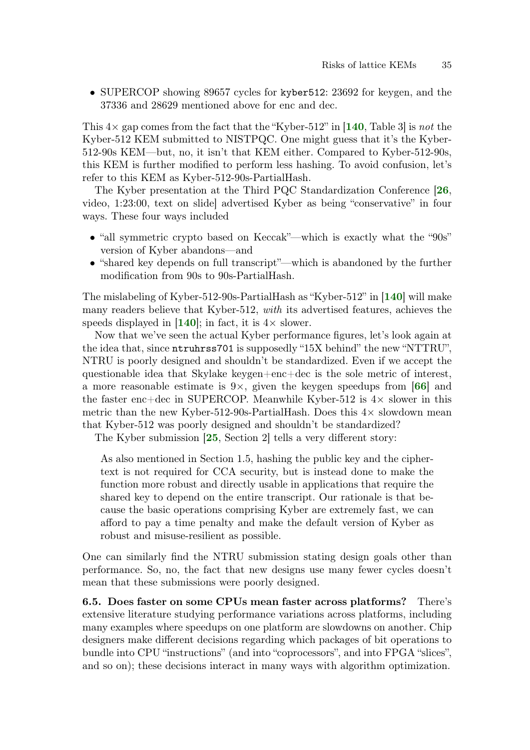- SUPERCOP showing 89657 cycles for `kyber512`: 23692 for keygen, and the 37336 and 28629 mentioned above for enc and dec.

This 4× gap comes from the fact that the "Kyber-512" in [**140**, Table 3] is *not* the Kyber-512 KEM submitted to NISTPQC. One might guess that it's the Kyber-512-90s KEM—but, no, it isn't that KEM either. Compared to Kyber-512-90s, this KEM is further modified to perform less hashing. To avoid confusion, let's refer to this KEM as Kyber-512-90s-PartialHash.

The Kyber presentation at the Third PQC Standardization Conference [**26**, video, 1:23:00, text on slide] advertised Kyber as being "conservative" in four ways. These four ways included

- "all symmetric crypto based on Keccak"—which is exactly what the "90s" version of Kyber abandons—and
- "shared key depends on full transcript"—which is abandoned by the further modification from 90s to 90s-PartialHash.

The mislabeling of Kyber-512-90s-PartialHash as "Kyber-512" in [**140**] will make many readers believe that Kyber-512, *with* its advertised features, achieves the speeds displayed in [**140**]; in fact, it is 4× slower.

Now that we've seen the actual Kyber performance figures, let's look again at the idea that, since `ntruhrss701` is supposedly "15X behind" the new "NTTRU", NTRU is poorly designed and shouldn't be standardized. Even if we accept the questionable idea that Skylake keygen+enc+dec is the sole metric of interest, a more reasonable estimate is 9×, given the keygen speedups from [**66**] and the faster enc+dec in SUPERCOP. Meanwhile Kyber-512 is 4× slower in this metric than the new Kyber-512-90s-PartialHash. Does this 4× slowdown mean that Kyber-512 was poorly designed and shouldn't be standardized?

The Kyber submission [**25**, Section 2] tells a very different story:

> As also mentioned in Section 1.5, hashing the public key and the ciphertext is not required for CCA security, but is instead done to make the function more robust and directly usable in applications that require the shared key to depend on the entire transcript. Our rationale is that because the basic operations comprising Kyber are extremely fast, we can afford to pay a time penalty and make the default version of Kyber as robust and misuse-resilient as possible.

One can similarly find the NTRU submission stating design goals other than performance. So, no, the fact that new designs use many fewer cycles doesn't mean that these submissions were poorly designed.

**6.5. Does faster on some CPUs mean faster across platforms?** There's extensive literature studying performance variations across platforms, including many examples where speedups on one platform are slowdowns on another. Chip designers make different decisions regarding which packages of bit operations to bundle into CPU "instructions" (and into "coprocessors", and into FPGA "slices", and so on); these decisions interact in many ways with algorithm optimization.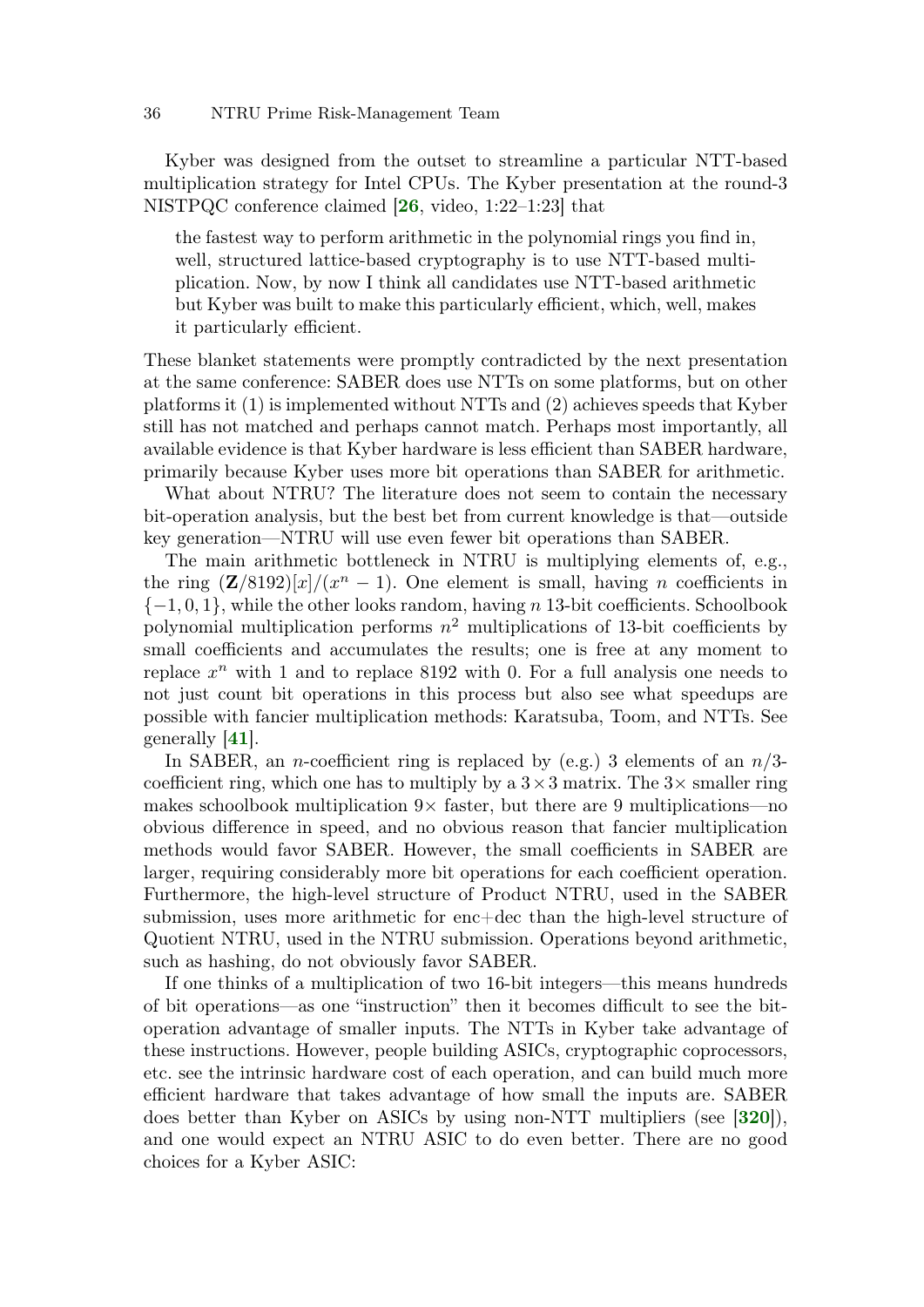Kyber was designed from the outset to streamline a particular NTT-based multiplication strategy for Intel CPUs. The Kyber presentation at the round-3 NISTPQC conference claimed [**26**, video, 1:22–1:23] that

> the fastest way to perform arithmetic in the polynomial rings you find in, well, structured lattice-based cryptography is to use NTT-based multiplication. Now, by now I think all candidates use NTT-based arithmetic but Kyber was built to make this particularly efficient, which, well, makes it particularly efficient.

These blanket statements were promptly contradicted by the next presentation at the same conference: SABER does use NTTs on some platforms, but on other platforms it (1) is implemented without NTTs and (2) achieves speeds that Kyber still has not matched and perhaps cannot match. Perhaps most importantly, all available evidence is that Kyber hardware is less efficient than SABER hardware, primarily because Kyber uses more bit operations than SABER for arithmetic.

What about NTRU? The literature does not seem to contain the necessary bit-operation analysis, but the best bet from current knowledge is that—outside key generation—NTRU will use even fewer bit operations than SABER.

The main arithmetic bottleneck in NTRU is multiplying elements of, e.g., the ring $(\mathbf{Z}/8192)[x]/(x^n - 1)$. One element is small, having $n$ coefficients in $\{-1, 0, 1\}$, while the other looks random, having $n$ 13-bit coefficients. Schoolbook polynomial multiplication performs $n^2$ multiplications of 13-bit coefficients by small coefficients and accumulates the results; one is free at any moment to replace $x^n$ with 1 and to replace 8192 with 0. For a full analysis one needs to not just count bit operations in this process but also see what speedups are possible with fancier multiplication methods: Karatsuba, Toom, and NTTs. See generally [**41**].

In SABER, an $n$-coefficient ring is replaced by (e.g.) 3 elements of an $n/3$-coefficient ring, which one has to multiply by a $3 \times 3$ matrix. The $3\times$ smaller ring makes schoolbook multiplication $9\times$ faster, but there are 9 multiplications—no obvious difference in speed, and no obvious reason that fancier multiplication methods would favor SABER. However, the small coefficients in SABER are larger, requiring considerably more bit operations for each coefficient operation. Furthermore, the high-level structure of Product NTRU, used in the SABER submission, uses more arithmetic for enc+dec than the high-level structure of Quotient NTRU, used in the NTRU submission. Operations beyond arithmetic, such as hashing, do not obviously favor SABER.

If one thinks of a multiplication of two 16-bit integers—this means hundreds of bit operations—as one "instruction" then it becomes difficult to see the bit-operation advantage of smaller inputs. The NTTs in Kyber take advantage of these instructions. However, people building ASICs, cryptographic coprocessors, etc. see the intrinsic hardware cost of each operation, and can build much more efficient hardware that takes advantage of how small the inputs are. SABER does better than Kyber on ASICs by using non-NTT multipliers (see [**320**]), and one would expect an NTRU ASIC to do even better. There are no good choices for a Kyber ASIC: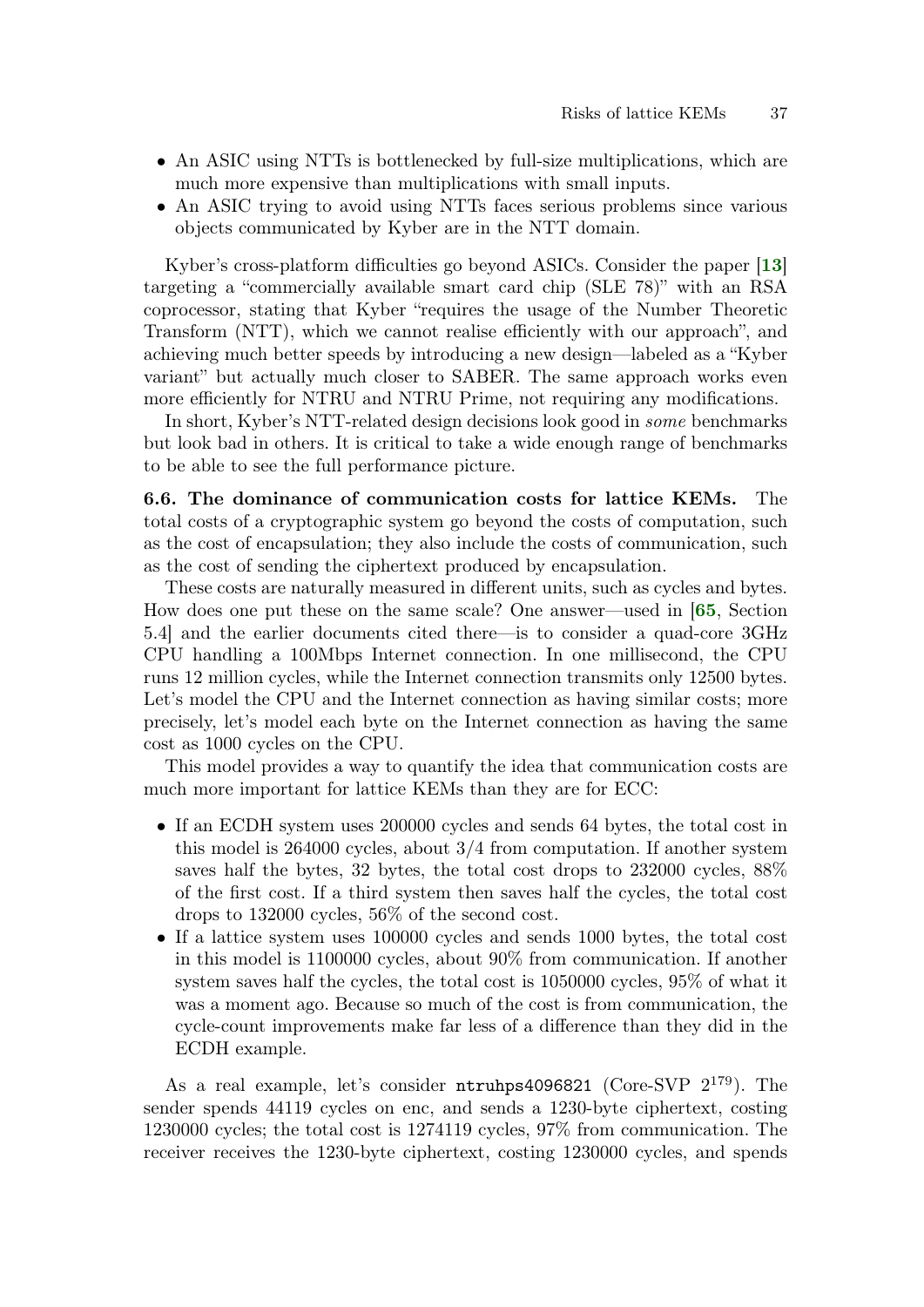- An ASIC using NTTs is bottlenecked by full-size multiplications, which are much more expensive than multiplications with small inputs.
- An ASIC trying to avoid using NTTs faces serious problems since various objects communicated by Kyber are in the NTT domain.

Kyber's cross-platform difficulties go beyond ASICs. Consider the paper [**13**] targeting a "commercially available smart card chip (SLE 78)" with an RSA coprocessor, stating that Kyber "requires the usage of the Number Theoretic Transform (NTT), which we cannot realise efficiently with our approach", and achieving much better speeds by introducing a new design—labeled as a "Kyber variant" but actually much closer to SABER. The same approach works even more efficiently for NTRU and NTRU Prime, not requiring any modifications.

In short, Kyber's NTT-related design decisions look good in *some* benchmarks but look bad in others. It is critical to take a wide enough range of benchmarks to be able to see the full performance picture.

**6.6. The dominance of communication costs for lattice KEMs.** The total costs of a cryptographic system go beyond the costs of computation, such as the cost of encapsulation; they also include the costs of communication, such as the cost of sending the ciphertext produced by encapsulation.

These costs are naturally measured in different units, such as cycles and bytes. How does one put these on the same scale? One answer—used in [**65**, Section 5.4] and the earlier documents cited there—is to consider a quad-core 3GHz CPU handling a 100Mbps Internet connection. In one millisecond, the CPU runs 12 million cycles, while the Internet connection transmits only 12500 bytes. Let's model the CPU and the Internet connection as having similar costs; more precisely, let's model each byte on the Internet connection as having the same cost as 1000 cycles on the CPU.

This model provides a way to quantify the idea that communication costs are much more important for lattice KEMs than they are for ECC:

- If an ECDH system uses 200000 cycles and sends 64 bytes, the total cost in this model is 264000 cycles, about 3/4 from computation. If another system saves half the bytes, 32 bytes, the total cost drops to 232000 cycles, 88% of the first cost. If a third system then saves half the cycles, the total cost drops to 132000 cycles, 56% of the second cost.
- If a lattice system uses 100000 cycles and sends 1000 bytes, the total cost in this model is 1100000 cycles, about 90% from communication. If another system saves half the cycles, the total cost is 1050000 cycles, 95% of what it was a moment ago. Because so much of the cost is from communication, the cycle-count improvements make far less of a difference than they did in the ECDH example.

As a real example, let's consider `ntruhps4096821` (Core-SVP $2^{179}$). The sender spends 44119 cycles on enc, and sends a 1230-byte ciphertext, costing 1230000 cycles; the total cost is 1274119 cycles, 97% from communication. The receiver receives the 1230-byte ciphertext, costing 1230000 cycles, and spends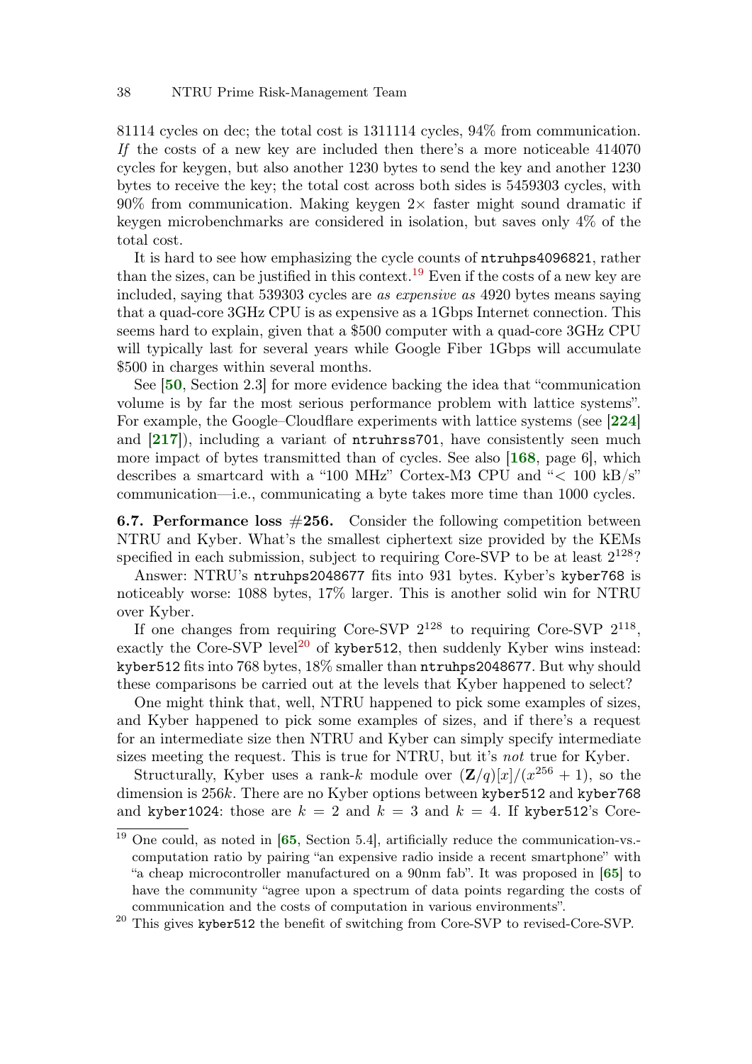81114 cycles on dec; the total cost is 1311114 cycles, 94% from communication. *If* the costs of a new key are included then there's a more noticeable 414070 cycles for keygen, but also another 1230 bytes to send the key and another 1230 bytes to receive the key; the total cost across both sides is 5459303 cycles, with 90% from communication. Making keygen $2\times$ faster might sound dramatic if keygen microbenchmarks are considered in isolation, but saves only 4% of the total cost.

It is hard to see how emphasizing the cycle counts of `ntruhps4096821`, rather than the sizes, can be justified in this context.[19] Even if the costs of a new key are included, saying that 539303 cycles are *as expensive as* 4920 bytes means saying that a quad-core 3GHz CPU is as expensive as a 1Gbps Internet connection. This seems hard to explain, given that a $500 computer with a quad-core 3GHz CPU will typically last for several years while Google Fiber 1Gbps will accumulate $500 in charges within several months.

See [**50**, Section 2.3] for more evidence backing the idea that "communication volume is by far the most serious performance problem with lattice systems". For example, the Google–Cloudflare experiments with lattice systems (see [**224**] and [**217**]), including a variant of `ntruhrss701`, have consistently seen much more impact of bytes transmitted than of cycles. See also [**168**, page 6], which describes a smartcard with a "100 MHz" Cortex-M3 CPU and "< 100 kB/s" communication—i.e., communicating a byte takes more time than 1000 cycles.

**6.7. Performance loss #256.** Consider the following competition between NTRU and Kyber. What's the smallest ciphertext size provided by the KEMs specified in each submission, subject to requiring Core-SVP to be at least $2^{128}$?

Answer: NTRU's `ntruhps2048677` fits into 931 bytes. Kyber's `kyber768` is noticeably worse: 1088 bytes, 17% larger. This is another solid win for NTRU over Kyber.

If one changes from requiring Core-SVP $2^{128}$ to requiring Core-SVP $2^{118}$, exactly the Core-SVP level[20] of `kyber512`, then suddenly Kyber wins instead: `kyber512` fits into 768 bytes, 18% smaller than `ntruhps2048677`. But why should these comparisons be carried out at the levels that Kyber happened to select?

One might think that, well, NTRU happened to pick some examples of sizes, and Kyber happened to pick some examples of sizes, and if there's a request for an intermediate size then NTRU and Kyber can simply specify intermediate sizes meeting the request. This is true for NTRU, but it's *not* true for Kyber.

Structurally, Kyber uses a rank-$k$ module over $(\mathbf{Z}/q)[x]/(x^{256}+1)$, so the dimension is $256k$. There are no Kyber options between `kyber512` and `kyber768` and `kyber1024`: those are $k = 2$ and $k = 3$ and $k = 4$. If `kyber512`'s Core-

[19] One could, as noted in [**65**, Section 5.4], artificially reduce the communication-vs.-computation ratio by pairing "an expensive radio inside a recent smartphone" with "a cheap microcontroller manufactured on a 90nm fab". It was proposed in [**65**] to have the community "agree upon a spectrum of data points regarding the costs of communication and the costs of computation in various environments".

[20] This gives `kyber512` the benefit of switching from Core-SVP to revised-Core-SVP.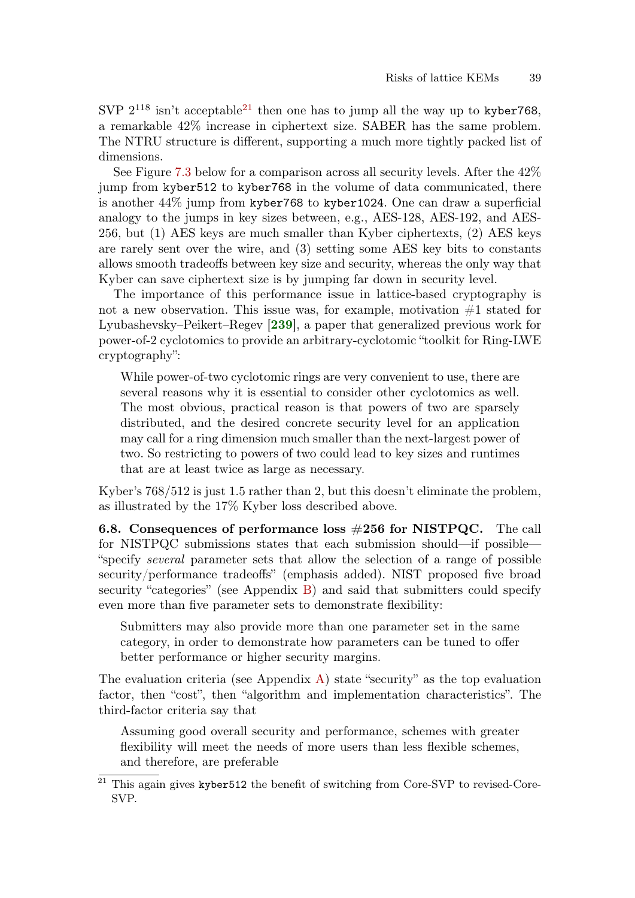SVP $2^{118}$ isn't acceptable[21] then one has to jump all the way up to `kyber768`, a remarkable 42% increase in ciphertext size. SABER has the same problem. The NTRU structure is different, supporting a much more tightly packed list of dimensions.

See Figure 7.3 below for a comparison across all security levels. After the 42% jump from `kyber512` to `kyber768` in the volume of data communicated, there is another 44% jump from `kyber768` to `kyber1024`. One can draw a superficial analogy to the jumps in key sizes between, e.g., AES-128, AES-192, and AES-256, but (1) AES keys are much smaller than Kyber ciphertexts, (2) AES keys are rarely sent over the wire, and (3) setting some AES key bits to constants allows smooth tradeoffs between key size and security, whereas the only way that Kyber can save ciphertext size is by jumping far down in security level.

The importance of this performance issue in lattice-based cryptography is not a new observation. This issue was, for example, motivation #1 stated for Lyubashevsky–Peikert–Regev [**239**], a paper that generalized previous work for power-of-2 cyclotomics to provide an arbitrary-cyclotomic "toolkit for Ring-LWE cryptography":

> While power-of-two cyclotomic rings are very convenient to use, there are several reasons why it is essential to consider other cyclotomics as well. The most obvious, practical reason is that powers of two are sparsely distributed, and the desired concrete security level for an application may call for a ring dimension much smaller than the next-largest power of two. So restricting to powers of two could lead to key sizes and runtimes that are at least twice as large as necessary.

Kyber's 768/512 is just 1.5 rather than 2, but this doesn't eliminate the problem, as illustrated by the 17% Kyber loss described above.

**6.8. Consequences of performance loss #256 for NISTPQC.** The call for NISTPQC submissions states that each submission should—if possible—"specify *several* parameter sets that allow the selection of a range of possible security/performance tradeoffs" (emphasis added). NIST proposed five broad security "categories" (see Appendix B) and said that submitters could specify even more than five parameter sets to demonstrate flexibility:

> Submitters may also provide more than one parameter set in the same category, in order to demonstrate how parameters can be tuned to offer better performance or higher security margins.

The evaluation criteria (see Appendix A) state "security" as the top evaluation factor, then "cost", then "algorithm and implementation characteristics". The third-factor criteria say that

> Assuming good overall security and performance, schemes with greater flexibility will meet the needs of more users than less flexible schemes, and therefore, are preferable

[21] This again gives `kyber512` the benefit of switching from Core-SVP to revised-Core-SVP.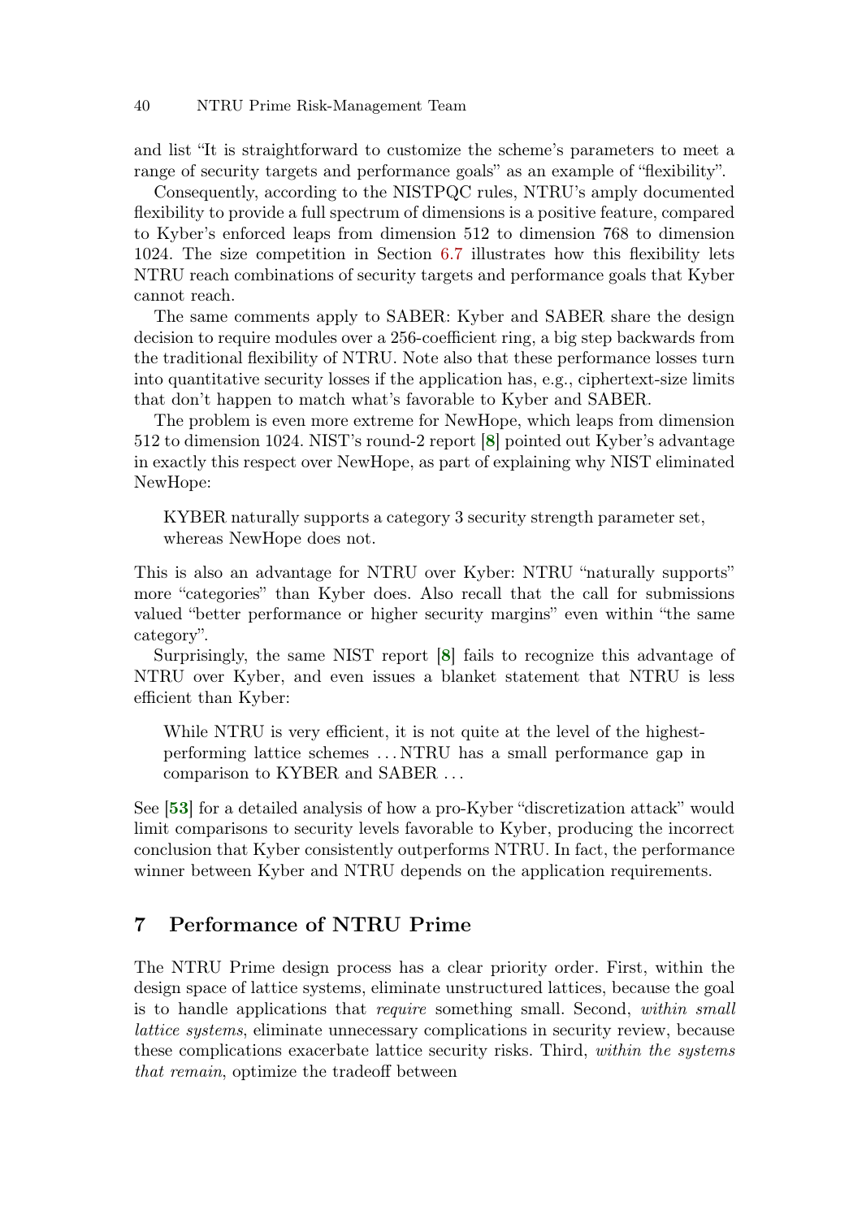and list "It is straightforward to customize the scheme's parameters to meet a range of security targets and performance goals" as an example of "flexibility".

Consequently, according to the NISTPQC rules, NTRU's amply documented flexibility to provide a full spectrum of dimensions is a positive feature, compared to Kyber's enforced leaps from dimension 512 to dimension 768 to dimension 1024. The size competition in Section 6.7 illustrates how this flexibility lets NTRU reach combinations of security targets and performance goals that Kyber cannot reach.

The same comments apply to SABER: Kyber and SABER share the design decision to require modules over a 256-coefficient ring, a big step backwards from the traditional flexibility of NTRU. Note also that these performance losses turn into quantitative security losses if the application has, e.g., ciphertext-size limits that don't happen to match what's favorable to Kyber and SABER.

The problem is even more extreme for NewHope, which leaps from dimension 512 to dimension 1024. NIST's round-2 report [8] pointed out Kyber's advantage in exactly this respect over NewHope, as part of explaining why NIST eliminated NewHope:

> KYBER naturally supports a category 3 security strength parameter set, whereas NewHope does not.

This is also an advantage for NTRU over Kyber: NTRU "naturally supports" more "categories" than Kyber does. Also recall that the call for submissions valued "better performance or higher security margins" even within "the same category".

Surprisingly, the same NIST report [8] fails to recognize this advantage of NTRU over Kyber, and even issues a blanket statement that NTRU is less efficient than Kyber:

> While NTRU is very efficient, it is not quite at the level of the highest-performing lattice schemes ... NTRU has a small performance gap in comparison to KYBER and SABER ...

See [53] for a detailed analysis of how a pro-Kyber "discretization attack" would limit comparisons to security levels favorable to Kyber, producing the incorrect conclusion that Kyber consistently outperforms NTRU. In fact, the performance winner between Kyber and NTRU depends on the application requirements.

## 7 Performance of NTRU Prime

The NTRU Prime design process has a clear priority order. First, within the design space of lattice systems, eliminate unstructured lattices, because the goal is to handle applications that *require* something small. Second, *within small lattice systems*, eliminate unnecessary complications in security review, because these complications exacerbate lattice security risks. Third, *within the systems that remain*, optimize the tradeoff between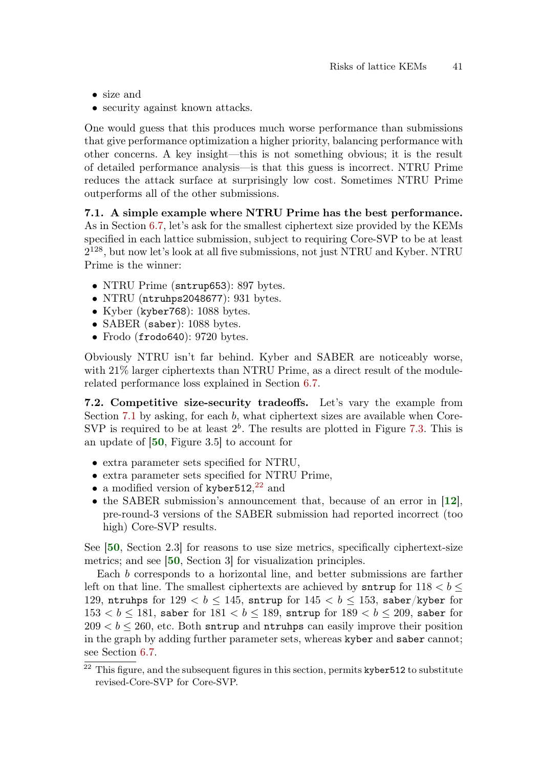- size and
- security against known attacks.

One would guess that this produces much worse performance than submissions that give performance optimization a higher priority, balancing performance with other concerns. A key insight—this is not something obvious; it is the result of detailed performance analysis—is that this guess is incorrect. NTRU Prime reduces the attack surface at surprisingly low cost. Sometimes NTRU Prime outperforms all of the other submissions.

**7.1. A simple example where NTRU Prime has the best performance.** As in Section 6.7, let's ask for the smallest ciphertext size provided by the KEMs specified in each lattice submission, subject to requiring Core-SVP to be at least $2^{128}$, but now let's look at all five submissions, not just NTRU and Kyber. NTRU Prime is the winner:

- NTRU Prime (`sntrup653`): 897 bytes.
- NTRU (`ntruhps2048677`): 931 bytes.
- Kyber (`kyber768`): 1088 bytes.
- SABER (`saber`): 1088 bytes.
- Frodo (`frodo640`): 9720 bytes.

Obviously NTRU isn't far behind. Kyber and SABER are noticeably worse, with 21% larger ciphertexts than NTRU Prime, as a direct result of the module-related performance loss explained in Section 6.7.

**7.2. Competitive size-security tradeoffs.** Let's vary the example from Section 7.1 by asking, for each $b$, what ciphertext sizes are available when Core-SVP is required to be at least $2^b$. The results are plotted in Figure 7.3. This is an update of [**50**, Figure 3.5] to account for

- extra parameter sets specified for NTRU,
- extra parameter sets specified for NTRU Prime,
- a modified version of `kyber512`,[22] and
- the SABER submission's announcement that, because of an error in [**12**], pre-round-3 versions of the SABER submission had reported incorrect (too high) Core-SVP results.

See [**50**, Section 2.3] for reasons to use size metrics, specifically ciphertext-size metrics; and see [**50**, Section 3] for visualization principles.

Each $b$ corresponds to a horizontal line, and better submissions are farther left on that line. The smallest ciphertexts are achieved by `sntrup` for $118 < b \leq 129$, `ntruhps` for $129 < b \leq 145$, `sntrup` for $145 < b \leq 153$, `saber`/`kyber` for $153 < b \leq 181$, `saber` for $181 < b \leq 189$, `sntrup` for $189 < b \leq 209$, `saber` for $209 < b \leq 260$, etc. Both `sntrup` and `ntruhps` can easily improve their position in the graph by adding further parameter sets, whereas `kyber` and `saber` cannot; see Section 6.7.

[22] This figure, and the subsequent figures in this section, permits `kyber512` to substitute revised-Core-SVP for Core-SVP.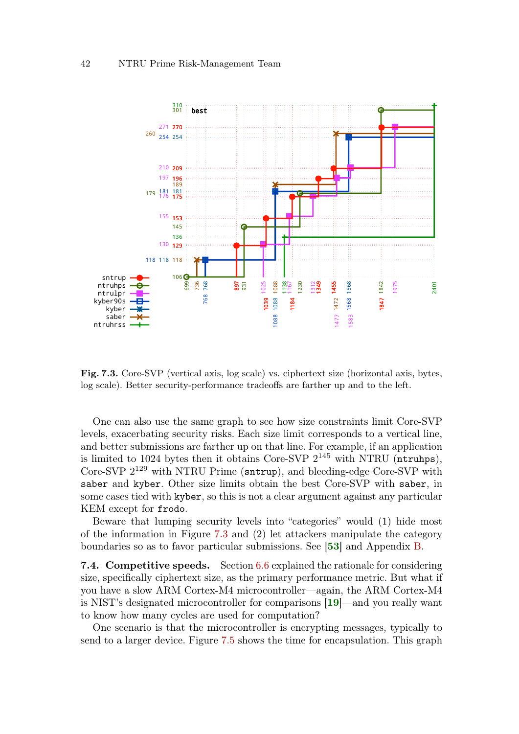**Fig. 7.3.** Core-SVP (vertical axis, log scale) vs. ciphertext size (horizontal axis, bytes, log scale). Better security-performance tradeoffs are farther up and to the left.

One can also use the same graph to see how size constraints limit Core-SVP levels, exacerbating security risks. Each size limit corresponds to a vertical line, and better submissions are farther up on that line. For example, if an application is limited to 1024 bytes then it obtains Core-SVP $2^{145}$ with NTRU (`ntruhps`), Core-SVP $2^{129}$ with NTRU Prime (`sntrup`), and bleeding-edge Core-SVP with `saber` and `kyber`. Other size limits obtain the best Core-SVP with `saber`, in some cases tied with `kyber`, so this is not a clear argument against any particular KEM except for `frodo`.

Beware that lumping security levels into "categories" would (1) hide most of the information in Figure 7.3 and (2) let attackers manipulate the category boundaries so as to favor particular submissions. See [53] and Appendix B.

**7.4. Competitive speeds.** Section 6.6 explained the rationale for considering size, specifically ciphertext size, as the primary performance metric. But what if you have a slow ARM Cortex-M4 microcontroller—again, the ARM Cortex-M4 is NIST's designated microcontroller for comparisons [19]—and you really want to know how many cycles are used for computation?

One scenario is that the microcontroller is encrypting messages, typically to send to a larger device. Figure 7.5 shows the time for encapsulation. This graph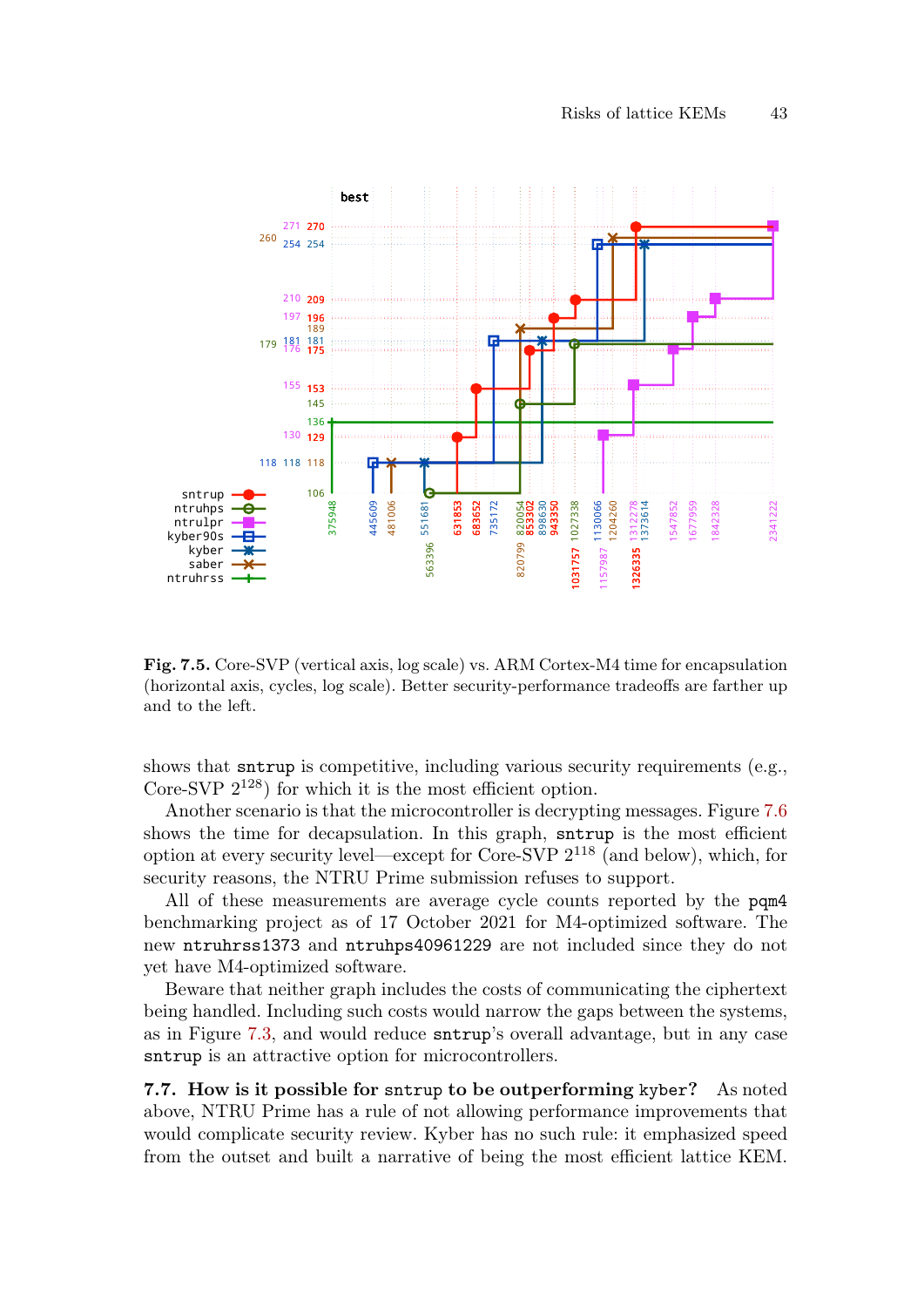**Fig. 7.5.** Core-SVP (vertical axis, log scale) vs. ARM Cortex-M4 time for encapsulation (horizontal axis, cycles, log scale). Better security-performance tradeoffs are farther up and to the left.

shows that `sntrup` is competitive, including various security requirements (e.g., Core-SVP $2^{128}$) for which it is the most efficient option.

Another scenario is that the microcontroller is decrypting messages. Figure 7.6 shows the time for decapsulation. In this graph, `sntrup` is the most efficient option at every security level—except for Core-SVP $2^{118}$ (and below), which, for security reasons, the NTRU Prime submission refuses to support.

All of these measurements are average cycle counts reported by the `pqm4` benchmarking project as of 17 October 2021 for M4-optimized software. The new `ntruhrss1373` and `ntruhps40961229` are not included since they do not yet have M4-optimized software.

Beware that neither graph includes the costs of communicating the ciphertext being handled. Including such costs would narrow the gaps between the systems, as in Figure 7.3, and would reduce `sntrup`'s overall advantage, but in any case `sntrup` is an attractive option for microcontrollers.

**7.7. How is it possible for `sntrup` to be outperforming `kyber`?** As noted above, NTRU Prime has a rule of not allowing performance improvements that would complicate security review. Kyber has no such rule: it emphasized speed from the outset and built a narrative of being the most efficient lattice KEM.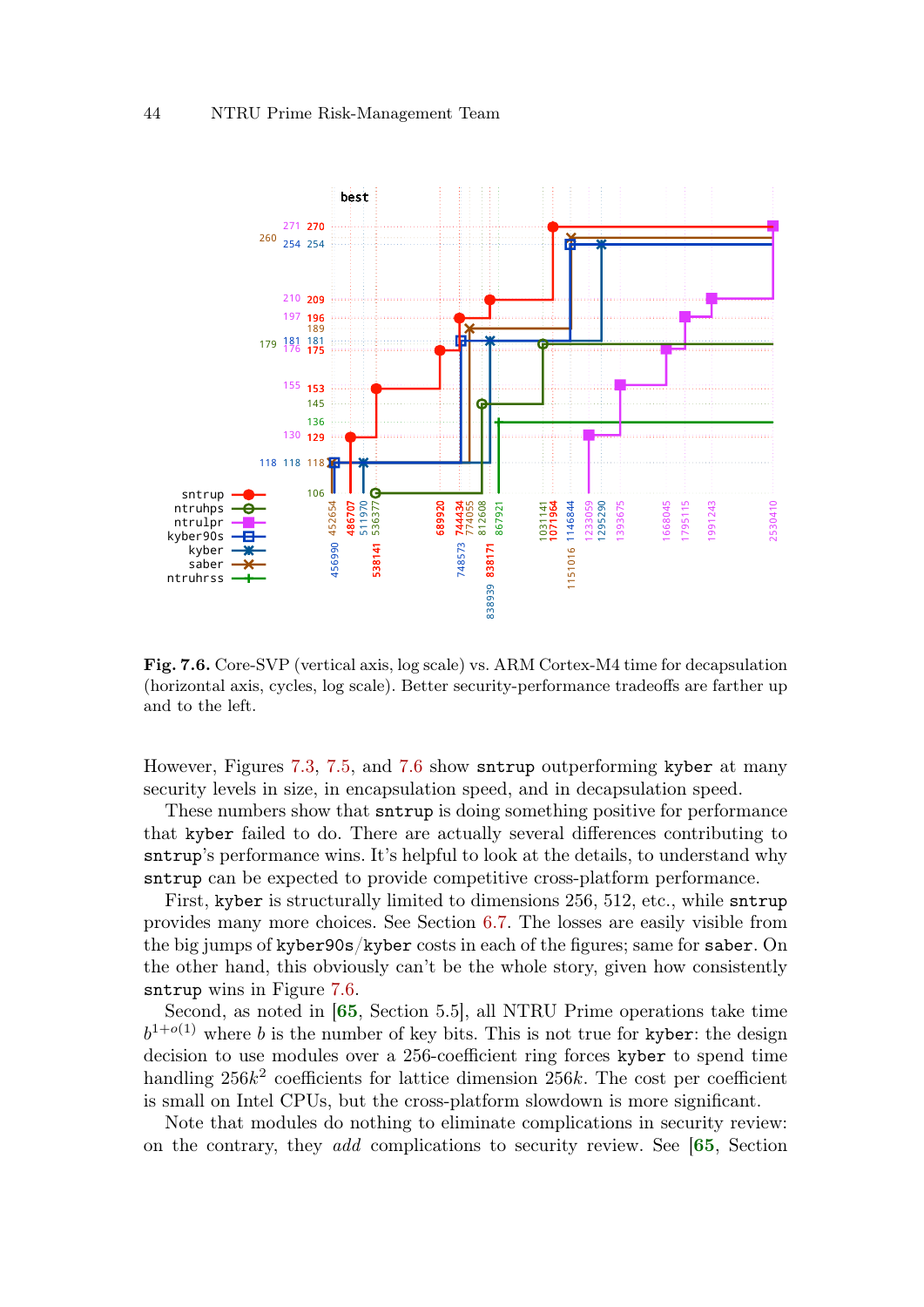**Fig. 7.6.** Core-SVP (vertical axis, log scale) vs. ARM Cortex-M4 time for decapsulation (horizontal axis, cycles, log scale). Better security-performance tradeoffs are farther up and to the left.

However, Figures 7.3, 7.5, and 7.6 show `sntrup` outperforming `kyber` at many security levels in size, in encapsulation speed, and in decapsulation speed.

These numbers show that `sntrup` is doing something positive for performance that `kyber` failed to do. There are actually several differences contributing to `sntrup`'s performance wins. It's helpful to look at the details, to understand why `sntrup` can be expected to provide competitive cross-platform performance.

First, `kyber` is structurally limited to dimensions 256, 512, etc., while `sntrup` provides many more choices. See Section 6.7. The losses are easily visible from the big jumps of `kyber90s`/`kyber` costs in each of the figures; same for `saber`. On the other hand, this obviously can't be the whole story, given how consistently `sntrup` wins in Figure 7.6.

Second, as noted in [65, Section 5.5], all NTRU Prime operations take time $b^{1+o(1)}$ where $b$ is the number of key bits. This is not true for `kyber`: the design decision to use modules over a 256-coefficient ring forces `kyber` to spend time handling $256k^2$ coefficients for lattice dimension $256k$. The cost per coefficient is small on Intel CPUs, but the cross-platform slowdown is more significant.

Note that modules do nothing to eliminate complications in security review: on the contrary, they *add* complications to security review. See [65, Section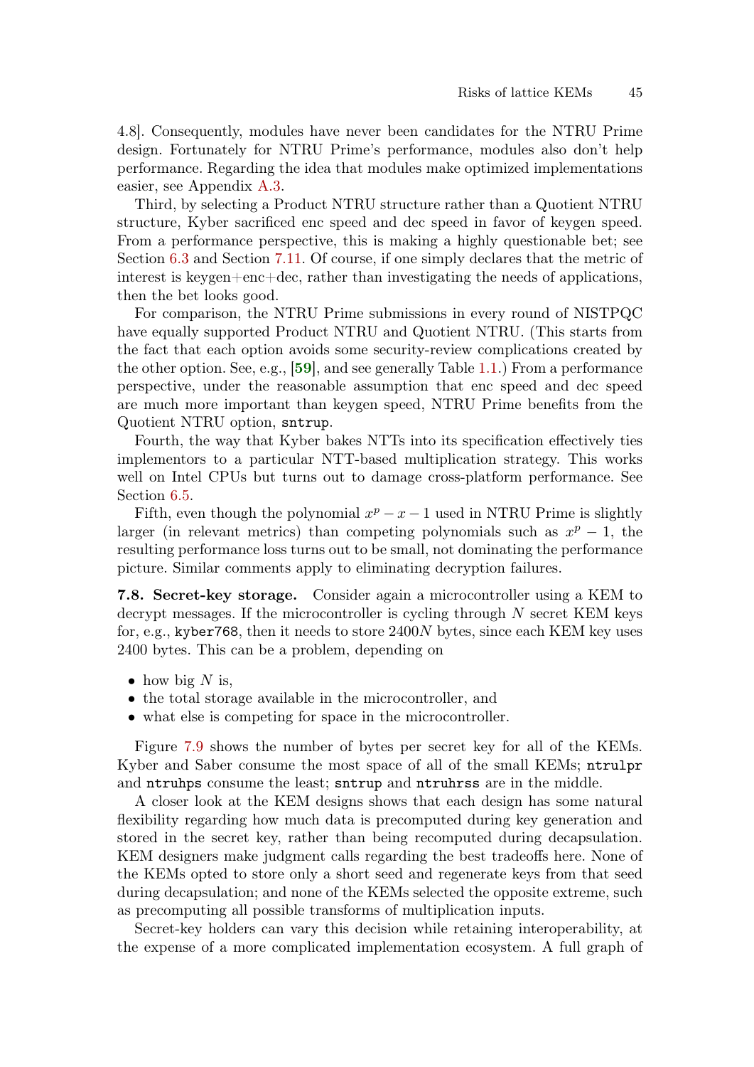4.8]. Consequently, modules have never been candidates for the NTRU Prime design. Fortunately for NTRU Prime's performance, modules also don't help performance. Regarding the idea that modules make optimized implementations easier, see Appendix A.3.

Third, by selecting a Product NTRU structure rather than a Quotient NTRU structure, Kyber sacrificed enc speed and dec speed in favor of keygen speed. From a performance perspective, this is making a highly questionable bet; see Section 6.3 and Section 7.11. Of course, if one simply declares that the metric of interest is keygen+enc+dec, rather than investigating the needs of applications, then the bet looks good.

For comparison, the NTRU Prime submissions in every round of NISTPQC have equally supported Product NTRU and Quotient NTRU. (This starts from the fact that each option avoids some security-review complications created by the other option. See, e.g., [**59**], and see generally Table 1.1.) From a performance perspective, under the reasonable assumption that enc speed and dec speed are much more important than keygen speed, NTRU Prime benefits from the Quotient NTRU option, `sntrup`.

Fourth, the way that Kyber bakes NTTs into its specification effectively ties implementors to a particular NTT-based multiplication strategy. This works well on Intel CPUs but turns out to damage cross-platform performance. See Section 6.5.

Fifth, even though the polynomial $x^p - x - 1$ used in NTRU Prime is slightly larger (in relevant metrics) than competing polynomials such as $x^p - 1$, the resulting performance loss turns out to be small, not dominating the performance picture. Similar comments apply to eliminating decryption failures.

**7.8. Secret-key storage.** Consider again a microcontroller using a KEM to decrypt messages. If the microcontroller is cycling through $N$ secret KEM keys for, e.g., `kyber768`, then it needs to store $2400N$ bytes, since each KEM key uses 2400 bytes. This can be a problem, depending on

- how big $N$ is,
- the total storage available in the microcontroller, and
- what else is competing for space in the microcontroller.

Figure 7.9 shows the number of bytes per secret key for all of the KEMs. Kyber and Saber consume the most space of all of the small KEMs; `ntrulpr` and `ntruhps` consume the least; `sntrup` and `ntruhrss` are in the middle.

A closer look at the KEM designs shows that each design has some natural flexibility regarding how much data is precomputed during key generation and stored in the secret key, rather than being recomputed during decapsulation. KEM designers make judgment calls regarding the best tradeoffs here. None of the KEMs opted to store only a short seed and regenerate keys from that seed during decapsulation; and none of the KEMs selected the opposite extreme, such as precomputing all possible transforms of multiplication inputs.

Secret-key holders can vary this decision while retaining interoperability, at the expense of a more complicated implementation ecosystem. A full graph of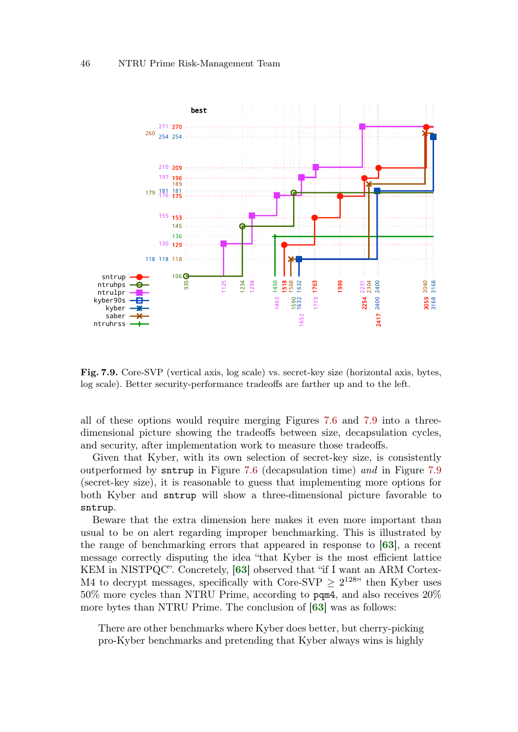**Fig. 7.9.** Core-SVP (vertical axis, log scale) vs. secret-key size (horizontal axis, bytes, log scale). Better security-performance tradeoffs are farther up and to the left.

all of these options would require merging Figures 7.6 and 7.9 into a three-dimensional picture showing the tradeoffs between size, decapsulation cycles, and security, after implementation work to measure those tradeoffs.

Given that Kyber, with its own selection of secret-key size, is consistently outperformed by `sntrup` in Figure 7.6 (decapsulation time) *and* in Figure 7.9 (secret-key size), it is reasonable to guess that implementing more options for both Kyber and `sntrup` will show a three-dimensional picture favorable to `sntrup`.

Beware that the extra dimension here makes it even more important than usual to be on alert regarding improper benchmarking. This is illustrated by the range of benchmarking errors that appeared in response to [63], a recent message correctly disputing the idea "that Kyber is the most efficient lattice KEM in NISTPQC". Concretely, [63] observed that "if I want an ARM Cortex-M4 to decrypt messages, specifically with Core-SVP $\geq 2^{128}$" then Kyber uses 50% more cycles than NTRU Prime, according to `pqm4`, and also receives 20% more bytes than NTRU Prime. The conclusion of [63] was as follows:

> There are other benchmarks where Kyber does better, but cherry-picking pro-Kyber benchmarks and pretending that Kyber always wins is highly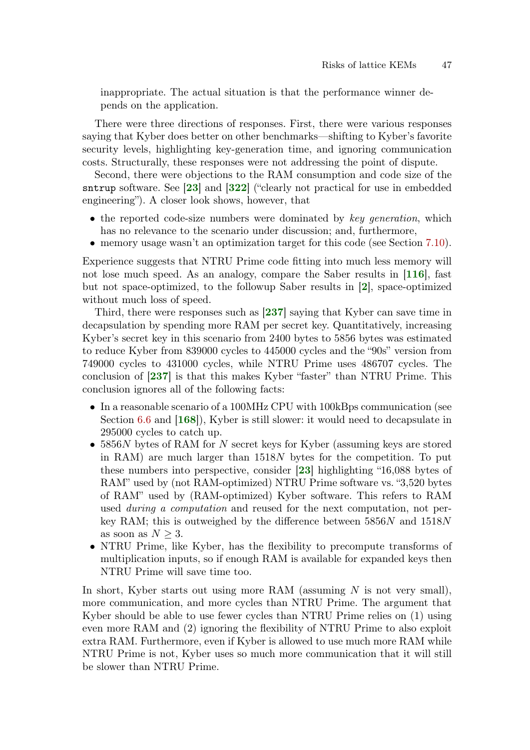inappropriate. The actual situation is that the performance winner depends on the application.

There were three directions of responses. First, there were various responses saying that Kyber does better on other benchmarks—shifting to Kyber's favorite security levels, highlighting key-generation time, and ignoring communication costs. Structurally, these responses were not addressing the point of dispute.

Second, there were objections to the RAM consumption and code size of the `sntrup` software. See [**23**] and [**322**] ("clearly not practical for use in embedded engineering"). A closer look shows, however, that

- the reported code-size numbers were dominated by *key generation*, which has no relevance to the scenario under discussion; and, furthermore,
- memory usage wasn't an optimization target for this code (see Section 7.10).

Experience suggests that NTRU Prime code fitting into much less memory will not lose much speed. As an analogy, compare the Saber results in [**116**], fast but not space-optimized, to the followup Saber results in [**2**], space-optimized without much loss of speed.

Third, there were responses such as [**237**] saying that Kyber can save time in decapsulation by spending more RAM per secret key. Quantitatively, increasing Kyber's secret key in this scenario from 2400 bytes to 5856 bytes was estimated to reduce Kyber from 839000 cycles to 445000 cycles and the "90s" version from 749000 cycles to 431000 cycles, while NTRU Prime uses 486707 cycles. The conclusion of [**237**] is that this makes Kyber "faster" than NTRU Prime. This conclusion ignores all of the following facts:

- In a reasonable scenario of a 100MHz CPU with 100kBps communication (see Section 6.6 and [**168**]), Kyber is still slower: it would need to decapsulate in 295000 cycles to catch up.
- $5856N$ bytes of RAM for $N$ secret keys for Kyber (assuming keys are stored in RAM) are much larger than $1518N$ bytes for the competition. To put these numbers into perspective, consider [**23**] highlighting "16,088 bytes of RAM" used by (not RAM-optimized) NTRU Prime software vs. "3,520 bytes of RAM" used by (RAM-optimized) Kyber software. This refers to RAM used *during a computation* and reused for the next computation, not per-key RAM; this is outweighed by the difference between $5856N$ and $1518N$ as soon as $N \geq 3$.
- NTRU Prime, like Kyber, has the flexibility to precompute transforms of multiplication inputs, so if enough RAM is available for expanded keys then NTRU Prime will save time too.

In short, Kyber starts out using more RAM (assuming $N$ is not very small), more communication, and more cycles than NTRU Prime. The argument that Kyber should be able to use fewer cycles than NTRU Prime relies on (1) using even more RAM and (2) ignoring the flexibility of NTRU Prime to also exploit extra RAM. Furthermore, even if Kyber is allowed to use much more RAM while NTRU Prime is not, Kyber uses so much more communication that it will still be slower than NTRU Prime.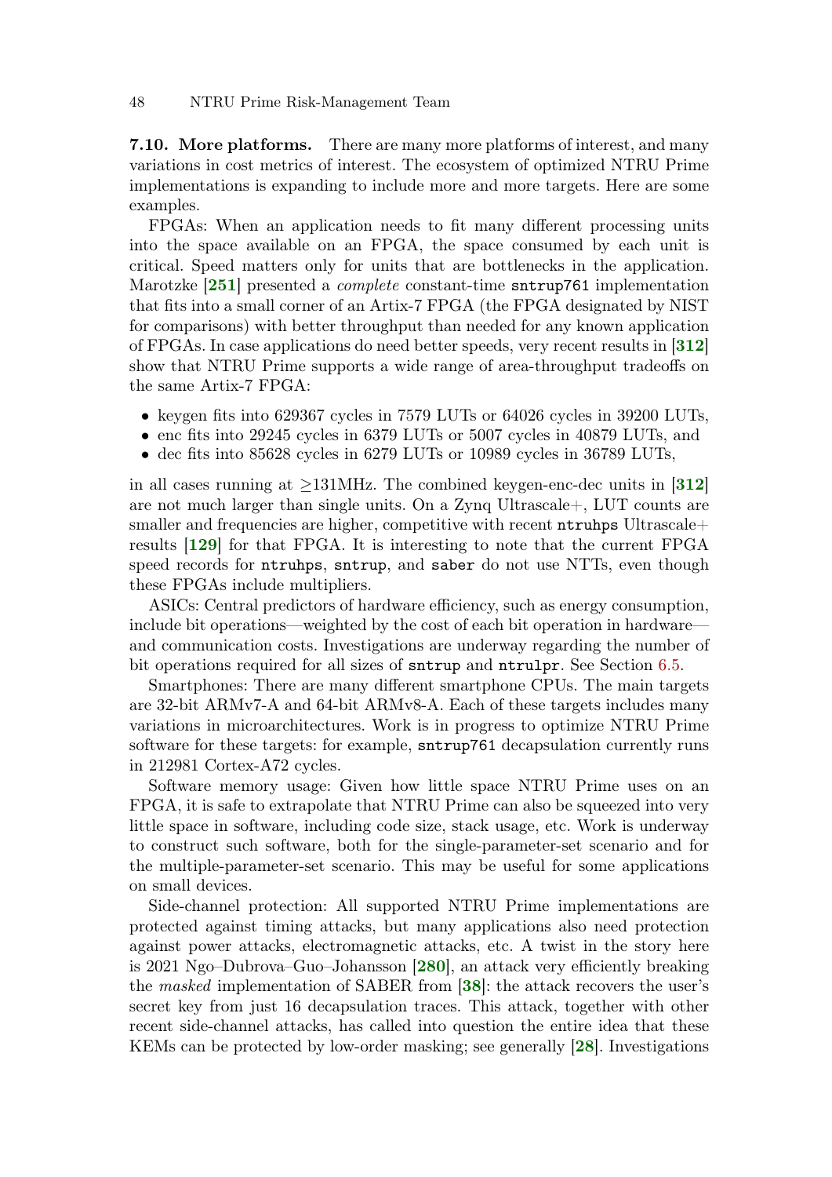**7.10. More platforms.** There are many more platforms of interest, and many variations in cost metrics of interest. The ecosystem of optimized NTRU Prime implementations is expanding to include more and more targets. Here are some examples.

FPGAs: When an application needs to fit many different processing units into the space available on an FPGA, the space consumed by each unit is critical. Speed matters only for units that are bottlenecks in the application. Marotzke [**251**] presented a *complete* constant-time `sntrup761` implementation that fits into a small corner of an Artix-7 FPGA (the FPGA designated by NIST for comparisons) with better throughput than needed for any known application of FPGAs. In case applications do need better speeds, very recent results in [**312**] show that NTRU Prime supports a wide range of area-throughput tradeoffs on the same Artix-7 FPGA:

- keygen fits into 629367 cycles in 7579 LUTs or 64026 cycles in 39200 LUTs,
- enc fits into 29245 cycles in 6379 LUTs or 5007 cycles in 40879 LUTs, and
- dec fits into 85628 cycles in 6279 LUTs or 10989 cycles in 36789 LUTs,

in all cases running at $\geq$131MHz. The combined keygen-enc-dec units in [**312**] are not much larger than single units. On a Zynq Ultrascale+, LUT counts are smaller and frequencies are higher, competitive with recent `ntruhps` Ultrascale+ results [**129**] for that FPGA. It is interesting to note that the current FPGA speed records for `ntruhps`, `sntrup`, and `saber` do not use NTTs, even though these FPGAs include multipliers.

ASICs: Central predictors of hardware efficiency, such as energy consumption, include bit operations—weighted by the cost of each bit operation in hardware—and communication costs. Investigations are underway regarding the number of bit operations required for all sizes of `sntrup` and `ntrulpr`. See Section 6.5.

Smartphones: There are many different smartphone CPUs. The main targets are 32-bit ARMv7-A and 64-bit ARMv8-A. Each of these targets includes many variations in microarchitectures. Work is in progress to optimize NTRU Prime software for these targets: for example, `sntrup761` decapsulation currently runs in 212981 Cortex-A72 cycles.

Software memory usage: Given how little space NTRU Prime uses on an FPGA, it is safe to extrapolate that NTRU Prime can also be squeezed into very little space in software, including code size, stack usage, etc. Work is underway to construct such software, both for the single-parameter-set scenario and for the multiple-parameter-set scenario. This may be useful for some applications on small devices.

Side-channel protection: All supported NTRU Prime implementations are protected against timing attacks, but many applications also need protection against power attacks, electromagnetic attacks, etc. A twist in the story here is 2021 Ngo–Dubrova–Guo–Johansson [**280**], an attack very efficiently breaking the *masked* implementation of SABER from [**38**]: the attack recovers the user's secret key from just 16 decapsulation traces. This attack, together with other recent side-channel attacks, has called into question the entire idea that these KEMs can be protected by low-order masking; see generally [**28**]. Investigations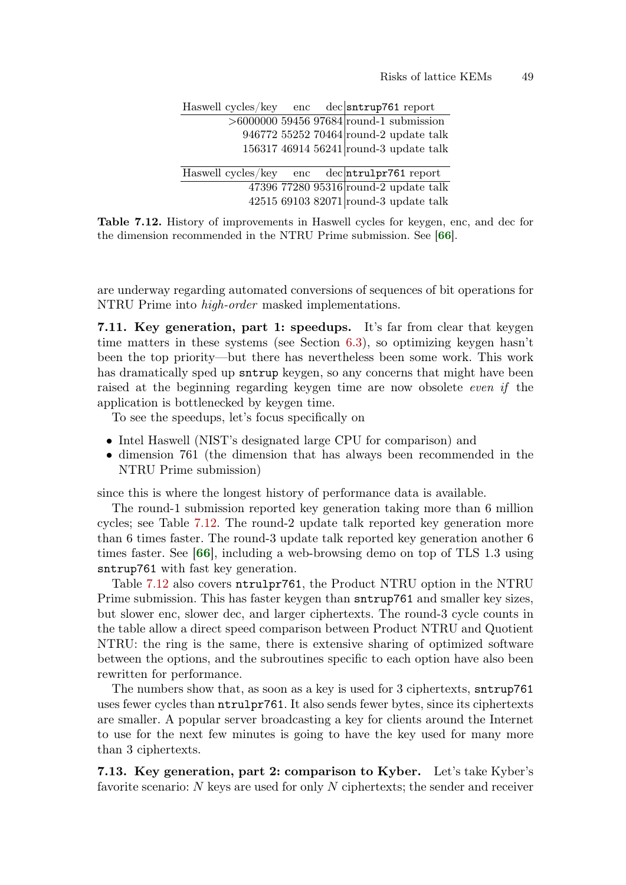| Haswell cycles/key | enc | dec | `sntrup761` report |
|---|---|---|---|
| >6000000 | 59456 | 97684 | round-1 submission |
| 946772 | 55252 | 70464 | round-2 update talk |
| 156317 | 46914 | 56241 | round-3 update talk |

| Haswell cycles/key | enc | dec | `ntrulpr761` report |
|---|---|---|---|
| 47396 | 77280 | 95316 | round-2 update talk |
| 42515 | 69103 | 82071 | round-3 update talk |

**Table 7.12.** History of improvements in Haswell cycles for keygen, enc, and dec for the dimension recommended in the NTRU Prime submission. See [**66**].

are underway regarding automated conversions of sequences of bit operations for NTRU Prime into *high-order* masked implementations.

**7.11. Key generation, part 1: speedups.** It's far from clear that keygen time matters in these systems (see Section 6.3), so optimizing keygen hasn't been the top priority—but there has nevertheless been some work. This work has dramatically sped up `sntrup` keygen, so any concerns that might have been raised at the beginning regarding keygen time are now obsolete *even if* the application is bottlenecked by keygen time.

To see the speedups, let's focus specifically on

- Intel Haswell (NIST's designated large CPU for comparison) and
- dimension 761 (the dimension that has always been recommended in the NTRU Prime submission)

since this is where the longest history of performance data is available.

The round-1 submission reported key generation taking more than 6 million cycles; see Table 7.12. The round-2 update talk reported key generation more than 6 times faster. The round-3 update talk reported key generation another 6 times faster. See [**66**], including a web-browsing demo on top of TLS 1.3 using `sntrup761` with fast key generation.

Table 7.12 also covers `ntrulpr761`, the Product NTRU option in the NTRU Prime submission. This has faster keygen than `sntrup761` and smaller key sizes, but slower enc, slower dec, and larger ciphertexts. The round-3 cycle counts in the table allow a direct speed comparison between Product NTRU and Quotient NTRU: the ring is the same, there is extensive sharing of optimized software between the options, and the subroutines specific to each option have also been rewritten for performance.

The numbers show that, as soon as a key is used for 3 ciphertexts, `sntrup761` uses fewer cycles than `ntrulpr761`. It also sends fewer bytes, since its ciphertexts are smaller. A popular server broadcasting a key for clients around the Internet to use for the next few minutes is going to have the key used for many more than 3 ciphertexts.

**7.13. Key generation, part 2: comparison to Kyber.** Let's take Kyber's favorite scenario: $N$ keys are used for only $N$ ciphertexts; the sender and receiver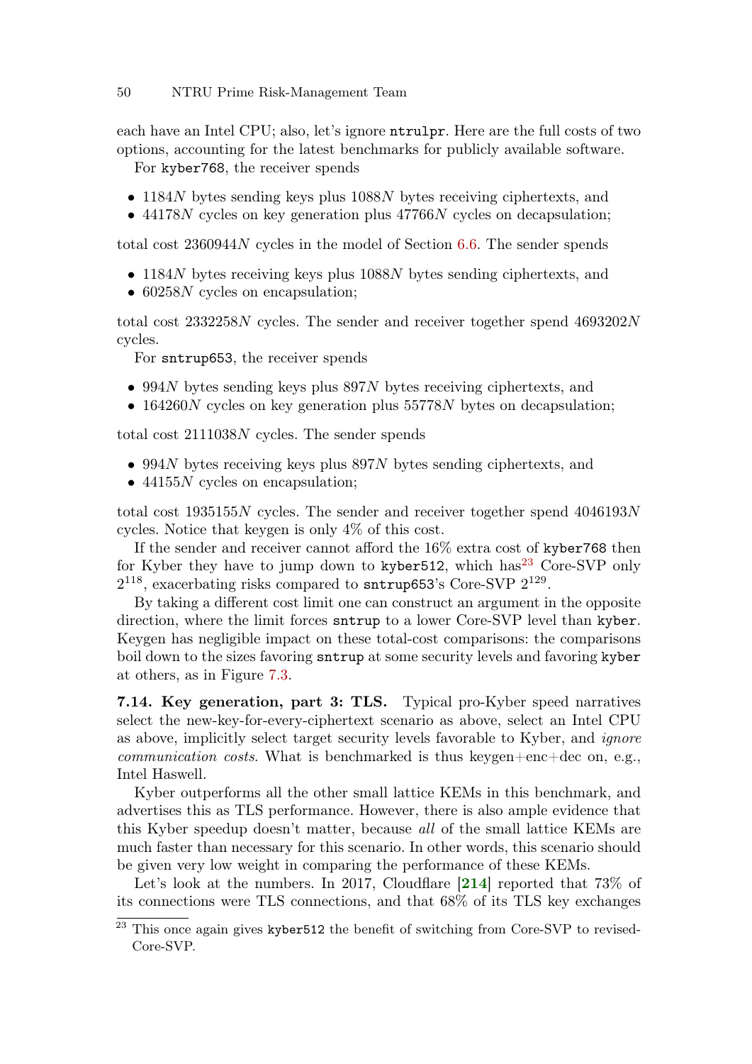each have an Intel CPU; also, let's ignore `ntrulpr`. Here are the full costs of two options, accounting for the latest benchmarks for publicly available software.

For `kyber768`, the receiver spends

- $1184N$ bytes sending keys plus $1088N$ bytes receiving ciphertexts, and
- $44178N$ cycles on key generation plus $47766N$ cycles on decapsulation;

total cost $2360944N$ cycles in the model of Section 6.6. The sender spends

- $1184N$ bytes receiving keys plus $1088N$ bytes sending ciphertexts, and
- $60258N$ cycles on encapsulation;

total cost $2332258N$ cycles. The sender and receiver together spend $4693202N$ cycles.

For `sntrup653`, the receiver spends

- $994N$ bytes sending keys plus $897N$ bytes receiving ciphertexts, and
- $164260N$ cycles on key generation plus $55778N$ bytes on decapsulation;

total cost $2111038N$ cycles. The sender spends

- $994N$ bytes receiving keys plus $897N$ bytes sending ciphertexts, and
- $44155N$ cycles on encapsulation;

total cost $1935155N$ cycles. The sender and receiver together spend $4046193N$ cycles. Notice that keygen is only 4% of this cost.

If the sender and receiver cannot afford the 16% extra cost of `kyber768` then for Kyber they have to jump down to `kyber512`, which has[23] Core-SVP only $2^{118}$, exacerbating risks compared to `sntrup653`'s Core-SVP $2^{129}$.

By taking a different cost limit one can construct an argument in the opposite direction, where the limit forces `sntrup` to a lower Core-SVP level than `kyber`. Keygen has negligible impact on these total-cost comparisons: the comparisons boil down to the sizes favoring `sntrup` at some security levels and favoring `kyber` at others, as in Figure 7.3.

**7.14. Key generation, part 3: TLS.** Typical pro-Kyber speed narratives select the new-key-for-every-ciphertext scenario as above, select an Intel CPU as above, implicitly select target security levels favorable to Kyber, and *ignore communication costs*. What is benchmarked is thus keygen+enc+dec on, e.g., Intel Haswell.

Kyber outperforms all the other small lattice KEMs in this benchmark, and advertises this as TLS performance. However, there is also ample evidence that this Kyber speedup doesn't matter, because *all* of the small lattice KEMs are much faster than necessary for this scenario. In other words, this scenario should be given very low weight in comparing the performance of these KEMs.

Let's look at the numbers. In 2017, Cloudflare [**214**] reported that 73% of its connections were TLS connections, and that 68% of its TLS key exchanges

[23] This once again gives `kyber512` the benefit of switching from Core-SVP to revised-Core-SVP.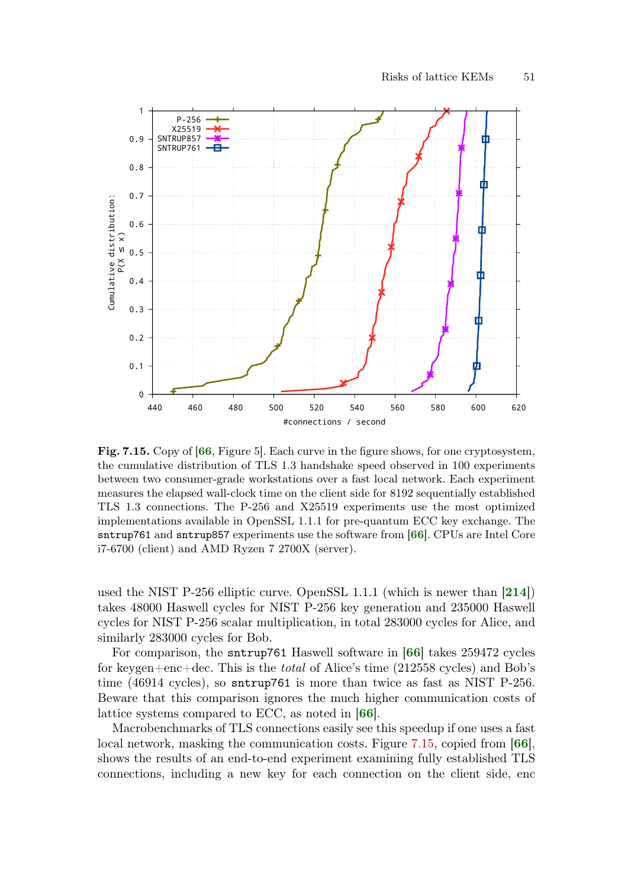**Fig. 7.15.** Copy of [**66**, Figure 5]. Each curve in the figure shows, for one cryptosystem, the cumulative distribution of TLS 1.3 handshake speed observed in 100 experiments between two consumer-grade workstations over a fast local network. Each experiment measures the elapsed wall-clock time on the client side for 8192 sequentially established TLS 1.3 connections. The P-256 and X25519 experiments use the most optimized implementations available in OpenSSL 1.1.1 for pre-quantum ECC key exchange. The `sntrup761` and `sntrup857` experiments use the software from [**66**]. CPUs are Intel Core i7-6700 (client) and AMD Ryzen 7 2700X (server).

used the NIST P-256 elliptic curve. OpenSSL 1.1.1 (which is newer than [**214**]) takes 48000 Haswell cycles for NIST P-256 key generation and 235000 Haswell cycles for NIST P-256 scalar multiplication, in total 283000 cycles for Alice, and similarly 283000 cycles for Bob.

For comparison, the `sntrup761` Haswell software in [**66**] takes 259472 cycles for keygen+enc+dec. This is the *total* of Alice's time (212558 cycles) and Bob's time (46914 cycles), so `sntrup761` is more than twice as fast as NIST P-256. Beware that this comparison ignores the much higher communication costs of lattice systems compared to ECC, as noted in [**66**].

Macrobenchmarks of TLS connections easily see this speedup if one uses a fast local network, masking the communication costs. Figure 7.15, copied from [**66**], shows the results of an end-to-end experiment examining fully established TLS connections, including a new key for each connection on the client side, enc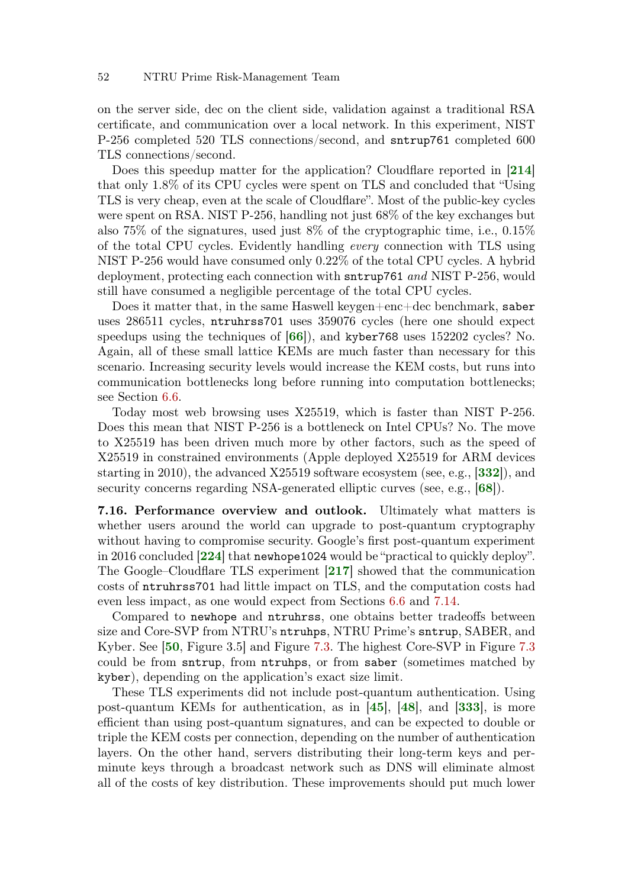on the server side, dec on the client side, validation against a traditional RSA certificate, and communication over a local network. In this experiment, NIST P-256 completed 520 TLS connections/second, and `sntrup761` completed 600 TLS connections/second.

Does this speedup matter for the application? Cloudflare reported in [**214**] that only 1.8% of its CPU cycles were spent on TLS and concluded that "Using TLS is very cheap, even at the scale of Cloudflare". Most of the public-key cycles were spent on RSA. NIST P-256, handling not just 68% of the key exchanges but also 75% of the signatures, used just 8% of the cryptographic time, i.e., 0.15% of the total CPU cycles. Evidently handling *every* connection with TLS using NIST P-256 would have consumed only 0.22% of the total CPU cycles. A hybrid deployment, protecting each connection with `sntrup761` *and* NIST P-256, would still have consumed a negligible percentage of the total CPU cycles.

Does it matter that, in the same Haswell keygen+enc+dec benchmark, `saber` uses 286511 cycles, `ntruhrss701` uses 359076 cycles (here one should expect speedups using the techniques of [**66**]), and `kyber768` uses 152202 cycles? No. Again, all of these small lattice KEMs are much faster than necessary for this scenario. Increasing security levels would increase the KEM costs, but runs into communication bottlenecks long before running into computation bottlenecks; see Section 6.6.

Today most web browsing uses X25519, which is faster than NIST P-256. Does this mean that NIST P-256 is a bottleneck on Intel CPUs? No. The move to X25519 has been driven much more by other factors, such as the speed of X25519 in constrained environments (Apple deployed X25519 for ARM devices starting in 2010), the advanced X25519 software ecosystem (see, e.g., [**332**]), and security concerns regarding NSA-generated elliptic curves (see, e.g., [**68**]).

**7.16. Performance overview and outlook.** Ultimately what matters is whether users around the world can upgrade to post-quantum cryptography without having to compromise security. Google's first post-quantum experiment in 2016 concluded [**224**] that `newhope1024` would be "practical to quickly deploy". The Google–Cloudflare TLS experiment [**217**] showed that the communication costs of `ntruhrss701` had little impact on TLS, and the computation costs had even less impact, as one would expect from Sections 6.6 and 7.14.

Compared to `newhope` and `ntruhrss`, one obtains better tradeoffs between size and Core-SVP from NTRU's `ntruhps`, NTRU Prime's `sntrup`, SABER, and Kyber. See [**50**, Figure 3.5] and Figure 7.3. The highest Core-SVP in Figure 7.3 could be from `sntrup`, from `ntruhps`, or from `saber` (sometimes matched by `kyber`), depending on the application's exact size limit.

These TLS experiments did not include post-quantum authentication. Using post-quantum KEMs for authentication, as in [**45**], [**48**], and [**333**], is more efficient than using post-quantum signatures, and can be expected to double or triple the KEM costs per connection, depending on the number of authentication layers. On the other hand, servers distributing their long-term keys and per-minute keys through a broadcast network such as DNS will eliminate almost all of the costs of key distribution. These improvements should put much lower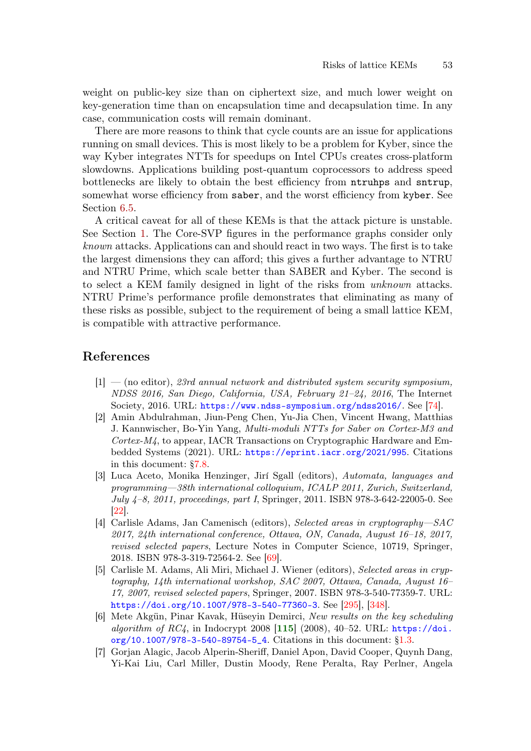weight on public-key size than on ciphertext size, and much lower weight on key-generation time than on encapsulation time and decapsulation time. In any case, communication costs will remain dominant.

There are more reasons to think that cycle counts are an issue for applications running on small devices. This is most likely to be a problem for Kyber, since the way Kyber integrates NTTs for speedups on Intel CPUs creates cross-platform slowdowns. Applications building post-quantum coprocessors to address speed bottlenecks are likely to obtain the best efficiency from `ntruhps` and `sntrup`, somewhat worse efficiency from `saber`, and the worst efficiency from `kyber`. See Section 6.5.

A critical caveat for all of these KEMs is that the attack picture is unstable. See Section 1. The Core-SVP figures in the performance graphs consider only *known* attacks. Applications can and should react in two ways. The first is to take the largest dimensions they can afford; this gives a further advantage to NTRU and NTRU Prime, which scale better than SABER and Kyber. The second is to select a KEM family designed in light of the risks from *unknown* attacks. NTRU Prime's performance profile demonstrates that eliminating as many of these risks as possible, subject to the requirement of being a small lattice KEM, is compatible with attractive performance.

## References

[1] — (no editor), *23rd annual network and distributed system security symposium, NDSS 2016, San Diego, California, USA, February 21–24, 2016*, The Internet Society, 2016. URL: https://www.ndss-symposium.org/ndss2016/. See [74].

[2] Amin Abdulrahman, Jiun-Peng Chen, Yu-Jia Chen, Vincent Hwang, Matthias J. Kannwischer, Bo-Yin Yang, *Multi-moduli NTTs for Saber on Cortex-M3 and Cortex-M4*, to appear, IACR Transactions on Cryptographic Hardware and Embedded Systems (2021). URL: https://eprint.iacr.org/2021/995. Citations in this document: §7.8.

[3] Luca Aceto, Monika Henzinger, Jirí Sgall (editors), *Automata, languages and programming—38th international colloquium, ICALP 2011, Zurich, Switzerland, July 4–8, 2011, proceedings, part I*, Springer, 2011. ISBN 978-3-642-22005-0. See [22].

[4] Carlisle Adams, Jan Camenisch (editors), *Selected areas in cryptography—SAC 2017, 24th international conference, Ottawa, ON, Canada, August 16–18, 2017, revised selected papers*, Lecture Notes in Computer Science, 10719, Springer, 2018. ISBN 978-3-319-72564-2. See [69].

[5] Carlisle M. Adams, Ali Miri, Michael J. Wiener (editors), *Selected areas in cryptography, 14th international workshop, SAC 2007, Ottawa, Canada, August 16–17, 2007, revised selected papers*, Springer, 2007. ISBN 978-3-540-77359-7. URL: https://doi.org/10.1007/978-3-540-77360-3. See [295], [348].

[6] Mete Akgün, Pinar Kavak, Hüseyin Demirci, *New results on the key scheduling algorithm of RC4*, in Indocrypt 2008 [**115**] (2008), 40–52. URL: https://doi.org/10.1007/978-3-540-89754-5_4. Citations in this document: §1.3.

[7] Gorjan Alagic, Jacob Alperin-Sheriff, Daniel Apon, David Cooper, Quynh Dang, Yi-Kai Liu, Carl Miller, Dustin Moody, Rene Peralta, Ray Perlner, Angela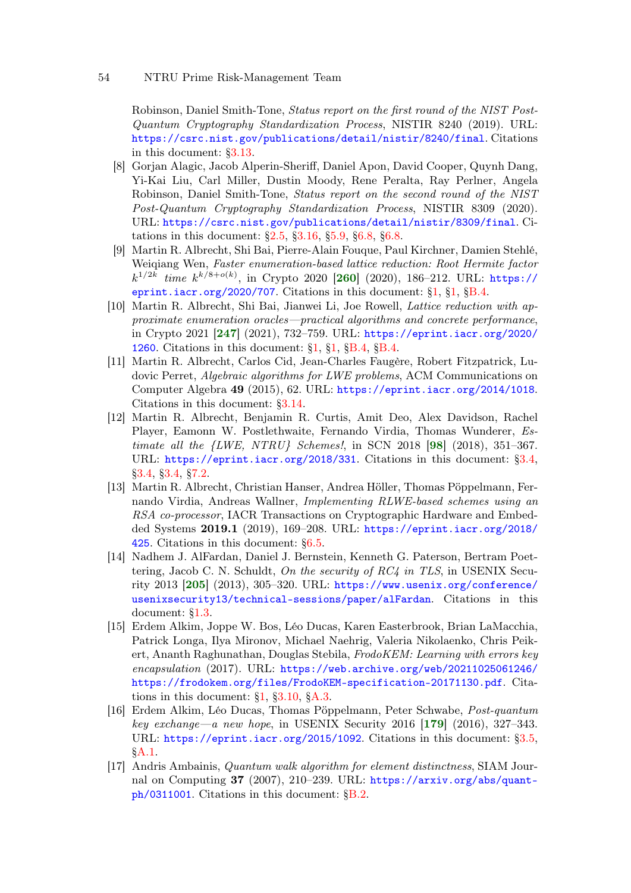Robinson, Daniel Smith-Tone, *Status report on the first round of the NIST Post-Quantum Cryptography Standardization Process*, NISTIR 8240 (2019). URL: https://csrc.nist.gov/publications/detail/nistir/8240/final. Citations in this document: §3.13.

[8] Gorjan Alagic, Jacob Alperin-Sheriff, Daniel Apon, David Cooper, Quynh Dang, Yi-Kai Liu, Carl Miller, Dustin Moody, Rene Peralta, Ray Perlner, Angela Robinson, Daniel Smith-Tone, *Status report on the second round of the NIST Post-Quantum Cryptography Standardization Process*, NISTIR 8309 (2020). URL: https://csrc.nist.gov/publications/detail/nistir/8309/final. Citations in this document: §2.5, §3.16, §5.9, §6.8, §6.8.

[9] Martin R. Albrecht, Shi Bai, Pierre-Alain Fouque, Paul Kirchner, Damien Stehlé, Weiqiang Wen, *Faster enumeration-based lattice reduction: Root Hermite factor $k^{1/2k}$ time $k^{k/8+o(k)}$*, in Crypto 2020 [**260**] (2020), 186–212. URL: https://eprint.iacr.org/2020/707. Citations in this document: §1, §1, §B.4.

[10] Martin R. Albrecht, Shi Bai, Jianwei Li, Joe Rowell, *Lattice reduction with approximate enumeration oracles—practical algorithms and concrete performance*, in Crypto 2021 [**247**] (2021), 732–759. URL: https://eprint.iacr.org/2020/1260. Citations in this document: §1, §1, §B.4, §B.4.

[11] Martin R. Albrecht, Carlos Cid, Jean-Charles Faugère, Robert Fitzpatrick, Ludovic Perret, *Algebraic algorithms for LWE problems*, ACM Communications on Computer Algebra **49** (2015), 62. URL: https://eprint.iacr.org/2014/1018. Citations in this document: §3.14.

[12] Martin R. Albrecht, Benjamin R. Curtis, Amit Deo, Alex Davidson, Rachel Player, Eamonn W. Postlethwaite, Fernando Virdia, Thomas Wunderer, *Estimate all the {LWE, NTRU} Schemes!*, in SCN 2018 [**98**] (2018), 351–367. URL: https://eprint.iacr.org/2018/331. Citations in this document: §3.4, §3.4, §3.4, §7.2.

[13] Martin R. Albrecht, Christian Hanser, Andrea Höller, Thomas Pöppelmann, Fernando Virdia, Andreas Wallner, *Implementing RLWE-based schemes using an RSA co-processor*, IACR Transactions on Cryptographic Hardware and Embedded Systems **2019.1** (2019), 169–208. URL: https://eprint.iacr.org/2018/425. Citations in this document: §6.5.

[14] Nadhem J. AlFardan, Daniel J. Bernstein, Kenneth G. Paterson, Bertram Poettering, Jacob C. N. Schuldt, *On the security of RC4 in TLS*, in USENIX Security 2013 [**205**] (2013), 305–320. URL: https://www.usenix.org/conference/usenixsecurity13/technical-sessions/paper/alFardan. Citations in this document: §1.3.

[15] Erdem Alkim, Joppe W. Bos, Léo Ducas, Karen Easterbrook, Brian LaMacchia, Patrick Longa, Ilya Mironov, Michael Naehrig, Valeria Nikolaenko, Chris Peikert, Ananth Raghunathan, Douglas Stebila, *FrodoKEM: Learning with errors key encapsulation* (2017). URL: https://web.archive.org/web/20211025061246/https://frodokem.org/files/FrodoKEM-specification-20171130.pdf. Citations in this document: §1, §3.10, §A.3.

[16] Erdem Alkim, Léo Ducas, Thomas Pöppelmann, Peter Schwabe, *Post-quantum key exchange—a new hope*, in USENIX Security 2016 [**179**] (2016), 327–343. URL: https://eprint.iacr.org/2015/1092. Citations in this document: §3.5, §A.1.

[17] Andris Ambainis, *Quantum walk algorithm for element distinctness*, SIAM Journal on Computing **37** (2007), 210–239. URL: https://arxiv.org/abs/quant-ph/0311001. Citations in this document: §B.2.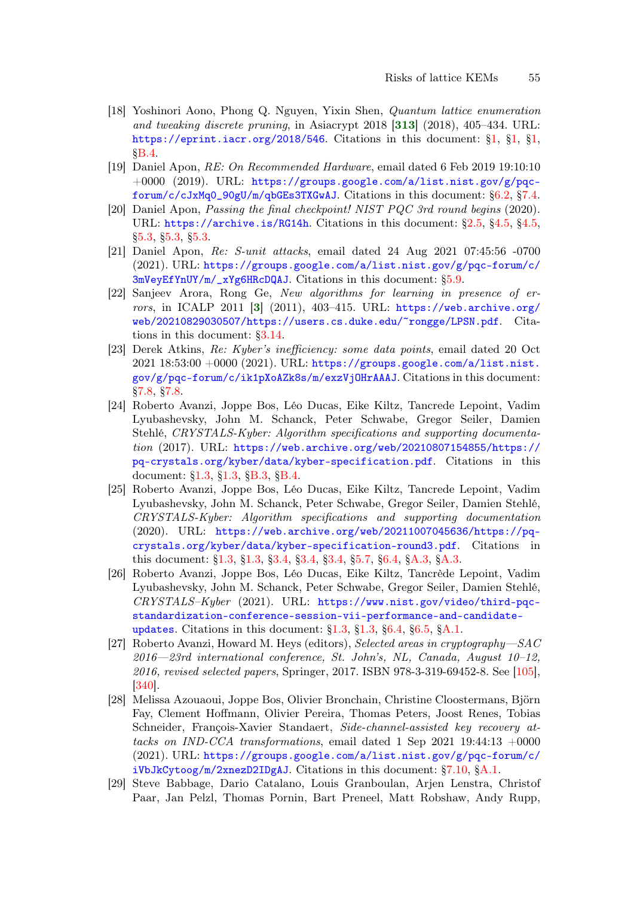[18] Yoshinori Aono, Phong Q. Nguyen, Yixin Shen, *Quantum lattice enumeration and tweaking discrete pruning*, in Asiacrypt 2018 [**313**] (2018), 405–434. URL: https://eprint.iacr.org/2018/546. Citations in this document: §1, §1, §1, §B.4.

[19] Daniel Apon, *RE: On Recommended Hardware*, email dated 6 Feb 2019 19:10:10 +0000 (2019). URL: https://groups.google.com/a/list.nist.gov/g/pqc-forum/c/cJxMq0_90gU/m/qbGEs3TXGwAJ. Citations in this document: §6.2, §7.4.

[20] Daniel Apon, *Passing the final checkpoint! NIST PQC 3rd round begins* (2020). URL: https://archive.is/RG14h. Citations in this document: §2.5, §4.5, §4.5, §5.3, §5.3, §5.3.

[21] Daniel Apon, *Re: S-unit attacks*, email dated 24 Aug 2021 07:45:56 -0700 (2021). URL: https://groups.google.com/a/list.nist.gov/g/pqc-forum/c/3mVeyEfYnUY/m/_xYg6HRcDQAJ. Citations in this document: §5.9.

[22] Sanjeev Arora, Rong Ge, *New algorithms for learning in presence of errors*, in ICALP 2011 [**3**] (2011), 403–415. URL: https://web.archive.org/web/20210829030507/https://users.cs.duke.edu/~rongge/LPSN.pdf. Citations in this document: §3.14.

[23] Derek Atkins, *Re: Kyber's inefficiency: some data points*, email dated 20 Oct 2021 18:53:00 +0000 (2021). URL: https://groups.google.com/a/list.nist.gov/g/pqc-forum/c/ik1pXoAZk8s/m/exzVjOHrAAAJ. Citations in this document: §7.8, §7.8.

[24] Roberto Avanzi, Joppe Bos, Léo Ducas, Eike Kiltz, Tancrede Lepoint, Vadim Lyubashevsky, John M. Schanck, Peter Schwabe, Gregor Seiler, Damien Stehlé, *CRYSTALS-Kyber: Algorithm specifications and supporting documentation* (2017). URL: https://web.archive.org/web/20210807154855/https://pq-crystals.org/kyber/data/kyber-specification.pdf. Citations in this document: §1.3, §1.3, §B.3, §B.4.

[25] Roberto Avanzi, Joppe Bos, Léo Ducas, Eike Kiltz, Tancrede Lepoint, Vadim Lyubashevsky, John M. Schanck, Peter Schwabe, Gregor Seiler, Damien Stehlé, *CRYSTALS-Kyber: Algorithm specifications and supporting documentation* (2020). URL: https://web.archive.org/web/20211007045636/https://pq-crystals.org/kyber/data/kyber-specification-round3.pdf. Citations in this document: §1.3, §1.3, §3.4, §3.4, §3.4, §5.7, §6.4, §A.3, §A.3.

[26] Roberto Avanzi, Joppe Bos, Léo Ducas, Eike Kiltz, Tancrède Lepoint, Vadim Lyubashevsky, John M. Schanck, Peter Schwabe, Gregor Seiler, Damien Stehlé, *CRYSTALS–Kyber* (2021). URL: https://www.nist.gov/video/third-pqc-standardization-conference-session-vii-performance-and-candidate-updates. Citations in this document: §1.3, §1.3, §6.4, §6.5, §A.1.

[27] Roberto Avanzi, Howard M. Heys (editors), *Selected areas in cryptography—SAC 2016—23rd international conference, St. John's, NL, Canada, August 10–12, 2016, revised selected papers*, Springer, 2017. ISBN 978-3-319-69452-8. See [105], [340].

[28] Melissa Azouaoui, Joppe Bos, Olivier Bronchain, Christine Cloostermans, Björn Fay, Clement Hoffmann, Olivier Pereira, Thomas Peters, Joost Renes, Tobias Schneider, François-Xavier Standaert, *Side-channel-assisted key recovery attacks on IND-CCA transformations*, email dated 1 Sep 2021 19:44:13 +0000 (2021). URL: https://groups.google.com/a/list.nist.gov/g/pqc-forum/c/iVbJkCytoog/m/2xnezD2IDgAJ. Citations in this document: §7.10, §A.1.

[29] Steve Babbage, Dario Catalano, Louis Granboulan, Arjen Lenstra, Christof Paar, Jan Pelzl, Thomas Pornin, Bart Preneel, Matt Robshaw, Andy Rupp,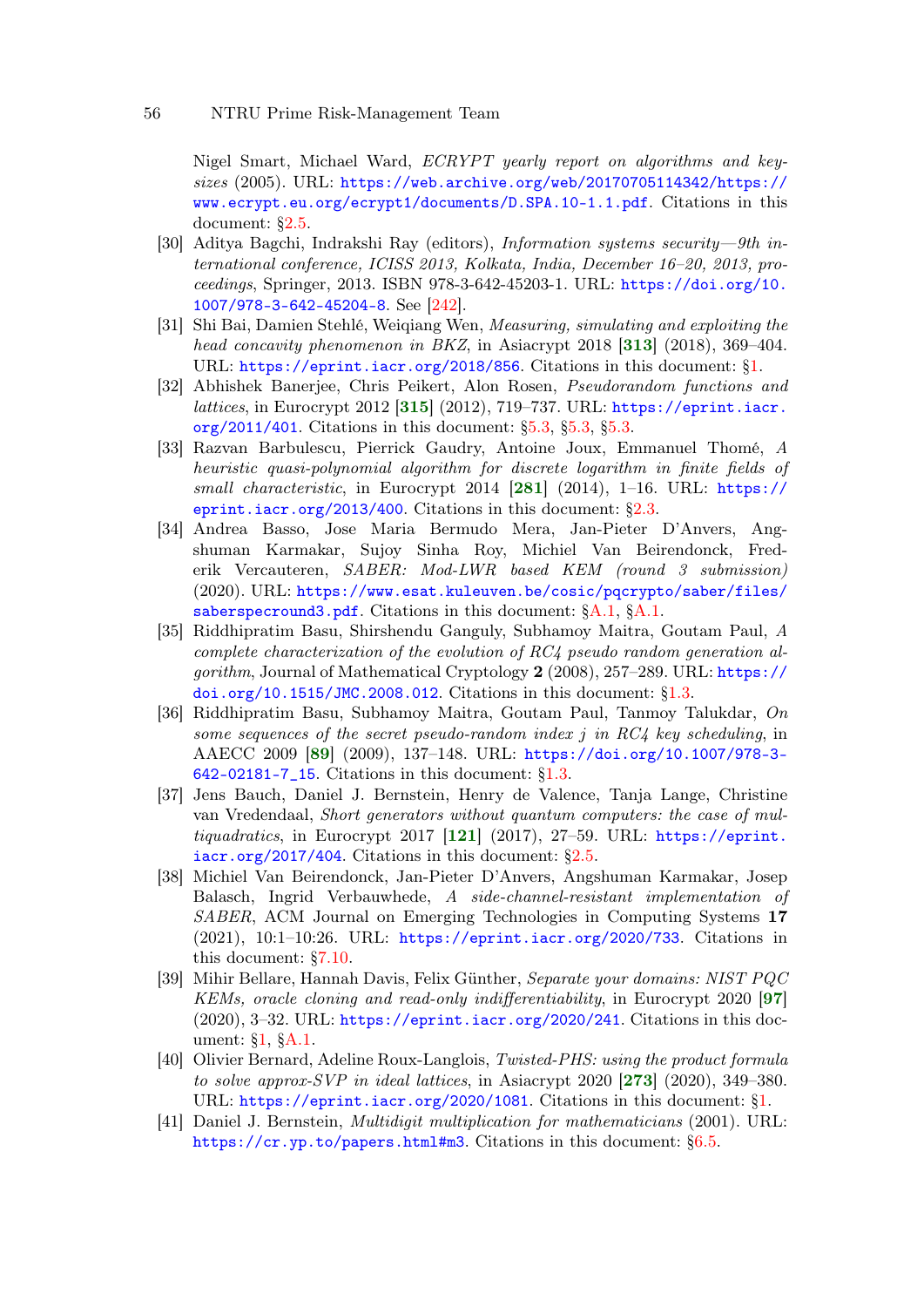Nigel Smart, Michael Ward, *ECRYPT yearly report on algorithms and keysizes* (2005). URL: https://web.archive.org/web/20170705114342/https://www.ecrypt.eu.org/ecrypt1/documents/D.SPA.10-1.1.pdf. Citations in this document: §2.5.

[30] Aditya Bagchi, Indrakshi Ray (editors), *Information systems security—9th international conference, ICISS 2013, Kolkata, India, December 16–20, 2013, proceedings*, Springer, 2013. ISBN 978-3-642-45203-1. URL: https://doi.org/10.1007/978-3-642-45204-8. See [242].

[31] Shi Bai, Damien Stehlé, Weiqiang Wen, *Measuring, simulating and exploiting the head concavity phenomenon in BKZ*, in Asiacrypt 2018 [**313**] (2018), 369–404. URL: https://eprint.iacr.org/2018/856. Citations in this document: §1.

[32] Abhishek Banerjee, Chris Peikert, Alon Rosen, *Pseudorandom functions and lattices*, in Eurocrypt 2012 [**315**] (2012), 719–737. URL: https://eprint.iacr.org/2011/401. Citations in this document: §5.3, §5.3, §5.3.

[33] Razvan Barbulescu, Pierrick Gaudry, Antoine Joux, Emmanuel Thomé, *A heuristic quasi-polynomial algorithm for discrete logarithm in finite fields of small characteristic*, in Eurocrypt 2014 [**281**] (2014), 1–16. URL: https://eprint.iacr.org/2013/400. Citations in this document: §2.3.

[34] Andrea Basso, Jose Maria Bermudo Mera, Jan-Pieter D'Anvers, Angshuman Karmakar, Sujoy Sinha Roy, Michiel Van Beirendonck, Frederik Vercauteren, *SABER: Mod-LWR based KEM (round 3 submission)* (2020). URL: https://www.esat.kuleuven.be/cosic/pqcrypto/saber/files/saberspecround3.pdf. Citations in this document: §A.1, §A.1.

[35] Riddhipratim Basu, Shirshendu Ganguly, Subhamoy Maitra, Goutam Paul, *A complete characterization of the evolution of RC4 pseudo random generation algorithm*, Journal of Mathematical Cryptology **2** (2008), 257–289. URL: https://doi.org/10.1515/JMC.2008.012. Citations in this document: §1.3.

[36] Riddhipratim Basu, Subhamoy Maitra, Goutam Paul, Tanmoy Talukdar, *On some sequences of the secret pseudo-random index j in RC4 key scheduling*, in AAECC 2009 [**89**] (2009), 137–148. URL: https://doi.org/10.1007/978-3-642-02181-7_15. Citations in this document: §1.3.

[37] Jens Bauch, Daniel J. Bernstein, Henry de Valence, Tanja Lange, Christine van Vredendaal, *Short generators without quantum computers: the case of multiquadratics*, in Eurocrypt 2017 [**121**] (2017), 27–59. URL: https://eprint.iacr.org/2017/404. Citations in this document: §2.5.

[38] Michiel Van Beirendonck, Jan-Pieter D'Anvers, Angshuman Karmakar, Josep Balasch, Ingrid Verbauwhede, *A side-channel-resistant implementation of SABER*, ACM Journal on Emerging Technologies in Computing Systems **17** (2021), 10:1–10:26. URL: https://eprint.iacr.org/2020/733. Citations in this document: §7.10.

[39] Mihir Bellare, Hannah Davis, Felix Günther, *Separate your domains: NIST PQC KEMs, oracle cloning and read-only indifferentiability*, in Eurocrypt 2020 [**97**] (2020), 3–32. URL: https://eprint.iacr.org/2020/241. Citations in this document: §1, §A.1.

[40] Olivier Bernard, Adeline Roux-Langlois, *Twisted-PHS: using the product formula to solve approx-SVP in ideal lattices*, in Asiacrypt 2020 [**273**] (2020), 349–380. URL: https://eprint.iacr.org/2020/1081. Citations in this document: §1.

[41] Daniel J. Bernstein, *Multidigit multiplication for mathematicians* (2001). URL: https://cr.yp.to/papers.html#m3. Citations in this document: §6.5.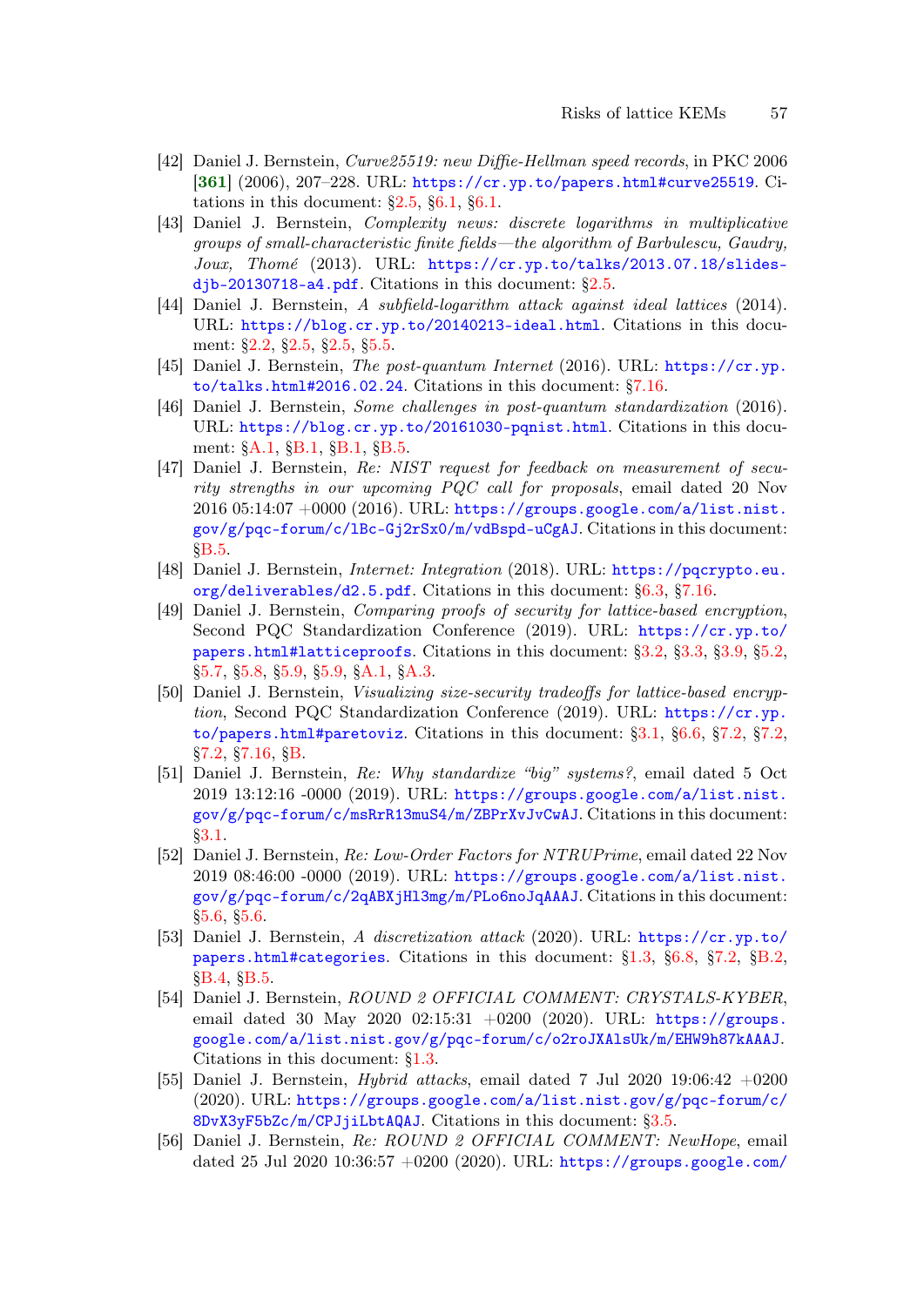[42] Daniel J. Bernstein, *Curve25519: new Diffie-Hellman speed records*, in PKC 2006 [**361**] (2006), 207–228. URL: https://cr.yp.to/papers.html#curve25519. Citations in this document: §2.5, §6.1, §6.1.

[43] Daniel J. Bernstein, *Complexity news: discrete logarithms in multiplicative groups of small-characteristic finite fields—the algorithm of Barbulescu, Gaudry, Joux, Thomé* (2013). URL: https://cr.yp.to/talks/2013.07.18/slides-djb-20130718-a4.pdf. Citations in this document: §2.5.

[44] Daniel J. Bernstein, *A subfield-logarithm attack against ideal lattices* (2014). URL: https://blog.cr.yp.to/20140213-ideal.html. Citations in this document: §2.2, §2.5, §2.5, §5.5.

[45] Daniel J. Bernstein, *The post-quantum Internet* (2016). URL: https://cr.yp.to/talks.html#2016.02.24. Citations in this document: §7.16.

[46] Daniel J. Bernstein, *Some challenges in post-quantum standardization* (2016). URL: https://blog.cr.yp.to/20161030-pqnist.html. Citations in this document: §A.1, §B.1, §B.1, §B.5.

[47] Daniel J. Bernstein, *Re: NIST request for feedback on measurement of security strengths in our upcoming PQC call for proposals*, email dated 20 Nov 2016 05:14:07 +0000 (2016). URL: https://groups.google.com/a/list.nist.gov/g/pqc-forum/c/lBc-Gj2rSx0/m/vdBspd-uCgAJ. Citations in this document: §B.5.

[48] Daniel J. Bernstein, *Internet: Integration* (2018). URL: https://pqcrypto.eu.org/deliverables/d2.5.pdf. Citations in this document: §6.3, §7.16.

[49] Daniel J. Bernstein, *Comparing proofs of security for lattice-based encryption*, Second PQC Standardization Conference (2019). URL: https://cr.yp.to/papers.html#latticeproofs. Citations in this document: §3.2, §3.3, §3.9, §5.2, §5.7, §5.8, §5.9, §5.9, §A.1, §A.3.

[50] Daniel J. Bernstein, *Visualizing size-security tradeoffs for lattice-based encryption*, Second PQC Standardization Conference (2019). URL: https://cr.yp.to/papers.html#paretoviz. Citations in this document: §3.1, §6.6, §7.2, §7.2, §7.2, §7.16, §B.

[51] Daniel J. Bernstein, *Re: Why standardize "big" systems?*, email dated 5 Oct 2019 13:12:16 -0000 (2019). URL: https://groups.google.com/a/list.nist.gov/g/pqc-forum/c/msRrR13muS4/m/ZBPrXvJvCwAJ. Citations in this document: §3.1.

[52] Daniel J. Bernstein, *Re: Low-Order Factors for NTRUPrime*, email dated 22 Nov 2019 08:46:00 -0000 (2019). URL: https://groups.google.com/a/list.nist.gov/g/pqc-forum/c/2qABXjHl3mg/m/PLo6noJqAAAJ. Citations in this document: §5.6, §5.6.

[53] Daniel J. Bernstein, *A discretization attack* (2020). URL: https://cr.yp.to/papers.html#categories. Citations in this document: §1.3, §6.8, §7.2, §B.2, §B.4, §B.5.

[54] Daniel J. Bernstein, *ROUND 2 OFFICIAL COMMENT: CRYSTALS-KYBER*, email dated 30 May 2020 02:15:31 +0200 (2020). URL: https://groups.google.com/a/list.nist.gov/g/pqc-forum/c/o2roJXAlsUk/m/EHW9h87kAAAJ. Citations in this document: §1.3.

[55] Daniel J. Bernstein, *Hybrid attacks*, email dated 7 Jul 2020 19:06:42 +0200 (2020). URL: https://groups.google.com/a/list.nist.gov/g/pqc-forum/c/8DvX3yF5bZc/m/CPJjiLbtAQAJ. Citations in this document: §3.5.

[56] Daniel J. Bernstein, *Re: ROUND 2 OFFICIAL COMMENT: NewHope*, email dated 25 Jul 2020 10:36:57 +0200 (2020). URL: https://groups.google.com/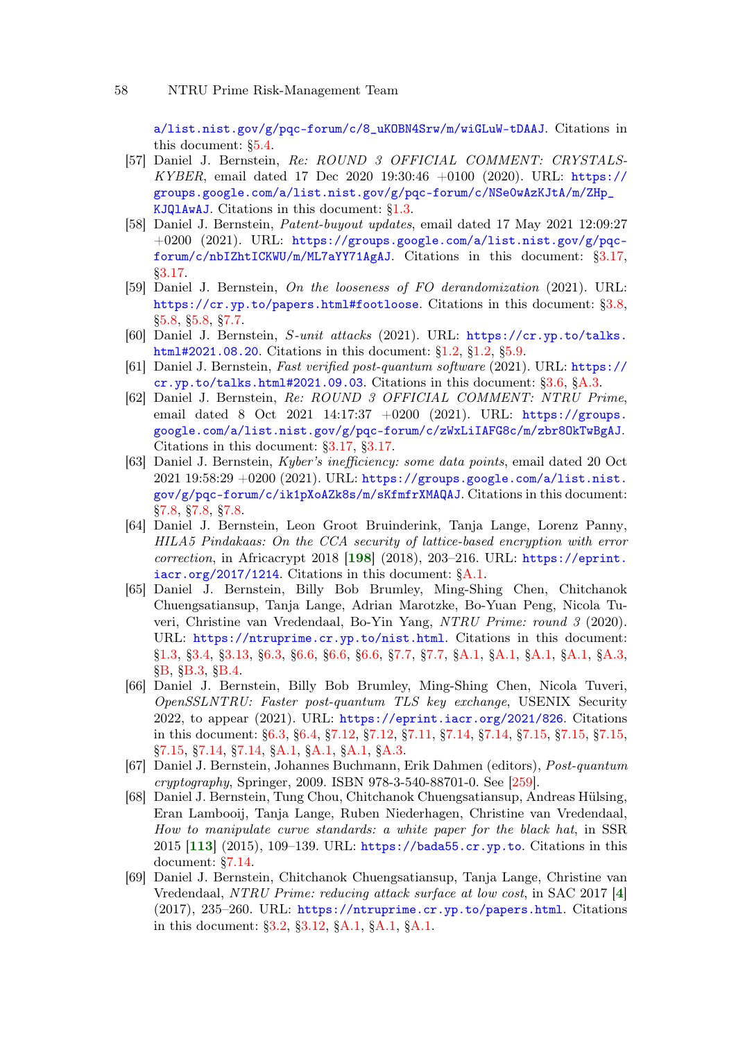a/list.nist.gov/g/pqc-forum/c/8_uKOBN4Srw/m/wiGLuW-tDAAJ. Citations in this document: §5.4.

[57] Daniel J. Bernstein, *Re: ROUND 3 OFFICIAL COMMENT: CRYSTALS-KYBER*, email dated 17 Dec 2020 19:30:46 +0100 (2020). URL: https://groups.google.com/a/list.nist.gov/g/pqc-forum/c/NSe0wAzKJtA/m/ZHp_KJQlAwAJ. Citations in this document: §1.3.

[58] Daniel J. Bernstein, *Patent-buyout updates*, email dated 17 May 2021 12:09:27 +0200 (2021). URL: https://groups.google.com/a/list.nist.gov/g/pqc-forum/c/nbIZhtICKWU/m/ML7aYY71AgAJ. Citations in this document: §3.17, §3.17.

[59] Daniel J. Bernstein, *On the looseness of FO derandomization* (2021). URL: https://cr.yp.to/papers.html#footloose. Citations in this document: §3.8, §5.8, §5.8, §7.7.

[60] Daniel J. Bernstein, *S-unit attacks* (2021). URL: https://cr.yp.to/talks.html#2021.08.20. Citations in this document: §1.2, §1.2, §5.9.

[61] Daniel J. Bernstein, *Fast verified post-quantum software* (2021). URL: https://cr.yp.to/talks.html#2021.09.03. Citations in this document: §3.6, §A.3.

[62] Daniel J. Bernstein, *Re: ROUND 3 OFFICIAL COMMENT: NTRU Prime*, email dated 8 Oct 2021 14:17:37 +0200 (2021). URL: https://groups.google.com/a/list.nist.gov/g/pqc-forum/c/zWxLiIAFG8c/m/zbr8OkTwBgAJ. Citations in this document: §3.17, §3.17.

[63] Daniel J. Bernstein, *Kyber's inefficiency: some data points*, email dated 20 Oct 2021 19:58:29 +0200 (2021). URL: https://groups.google.com/a/list.nist.gov/g/pqc-forum/c/ik1pXoAZk8s/m/sKfmfrXMAQAJ. Citations in this document: §7.8, §7.8, §7.8.

[64] Daniel J. Bernstein, Leon Groot Bruinderink, Tanja Lange, Lorenz Panny, *HILA5 Pindakaas: On the CCA security of lattice-based encryption with error correction*, in Africacrypt 2018 [**198**] (2018), 203–216. URL: https://eprint.iacr.org/2017/1214. Citations in this document: §A.1.

[65] Daniel J. Bernstein, Billy Bob Brumley, Ming-Shing Chen, Chitchanok Chuengsatiansup, Tanja Lange, Adrian Marotzke, Bo-Yuan Peng, Nicola Tuveri, Christine van Vredendaal, Bo-Yin Yang, *NTRU Prime: round 3* (2020). URL: https://ntruprime.cr.yp.to/nist.html. Citations in this document: §1.3, §3.4, §3.13, §6.3, §6.6, §6.6, §6.6, §7.7, §7.7, §A.1, §A.1, §A.1, §A.1, §A.3, §B, §B.3, §B.4.

[66] Daniel J. Bernstein, Billy Bob Brumley, Ming-Shing Chen, Nicola Tuveri, *OpenSSLNTRU: Faster post-quantum TLS key exchange*, USENIX Security 2022, to appear (2021). URL: https://eprint.iacr.org/2021/826. Citations in this document: §6.3, §6.4, §7.12, §7.12, §7.11, §7.14, §7.14, §7.15, §7.15, §7.15, §7.15, §7.14, §7.14, §A.1, §A.1, §A.1, §A.3.

[67] Daniel J. Bernstein, Johannes Buchmann, Erik Dahmen (editors), *Post-quantum cryptography*, Springer, 2009. ISBN 978-3-540-88701-0. See [259].

[68] Daniel J. Bernstein, Tung Chou, Chitchanok Chuengsatiansup, Andreas Hülsing, Eran Lambooij, Tanja Lange, Ruben Niederhagen, Christine van Vredendaal, *How to manipulate curve standards: a white paper for the black hat*, in SSR 2015 [**113**] (2015), 109–139. URL: https://bada55.cr.yp.to. Citations in this document: §7.14.

[69] Daniel J. Bernstein, Chitchanok Chuengsatiansup, Tanja Lange, Christine van Vredendaal, *NTRU Prime: reducing attack surface at low cost*, in SAC 2017 [**4**] (2017), 235–260. URL: https://ntruprime.cr.yp.to/papers.html. Citations in this document: §3.2, §3.12, §A.1, §A.1, §A.1.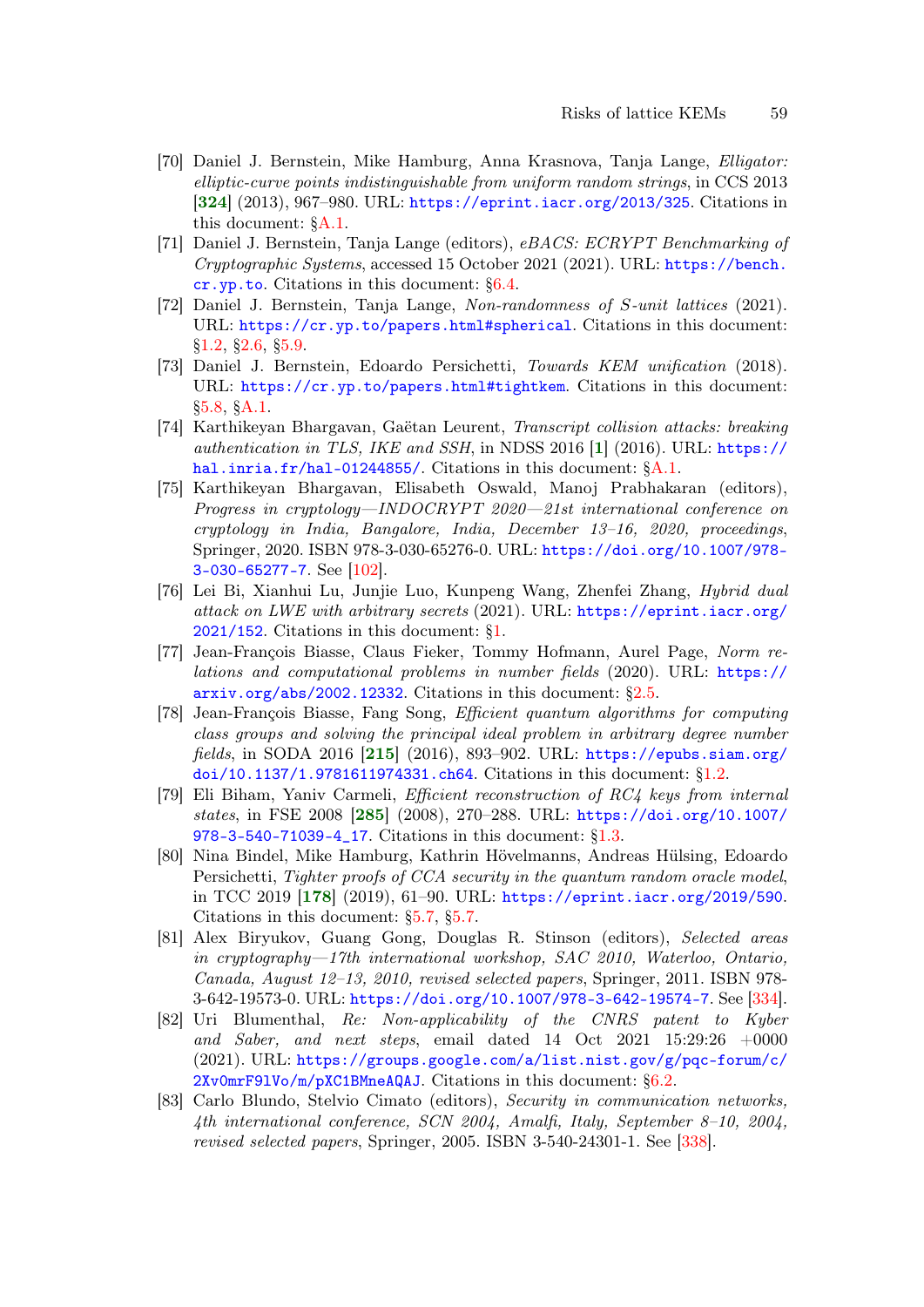[70] Daniel J. Bernstein, Mike Hamburg, Anna Krasnova, Tanja Lange, *Elligator: elliptic-curve points indistinguishable from uniform random strings*, in CCS 2013 [**324**] (2013), 967–980. URL: https://eprint.iacr.org/2013/325. Citations in this document: §A.1.

[71] Daniel J. Bernstein, Tanja Lange (editors), *eBACS: ECRYPT Benchmarking of Cryptographic Systems*, accessed 15 October 2021 (2021). URL: https://bench.cr.yp.to. Citations in this document: §6.4.

[72] Daniel J. Bernstein, Tanja Lange, *Non-randomness of S-unit lattices* (2021). URL: https://cr.yp.to/papers.html#spherical. Citations in this document: §1.2, §2.6, §5.9.

[73] Daniel J. Bernstein, Edoardo Persichetti, *Towards KEM unification* (2018). URL: https://cr.yp.to/papers.html#tightkem. Citations in this document: §5.8, §A.1.

[74] Karthikeyan Bhargavan, Gaëtan Leurent, *Transcript collision attacks: breaking authentication in TLS, IKE and SSH*, in NDSS 2016 [**1**] (2016). URL: https://hal.inria.fr/hal-01244855/. Citations in this document: §A.1.

[75] Karthikeyan Bhargavan, Elisabeth Oswald, Manoj Prabhakaran (editors), *Progress in cryptology—INDOCRYPT 2020—21st international conference on cryptology in India, Bangalore, India, December 13–16, 2020, proceedings*, Springer, 2020. ISBN 978-3-030-65276-0. URL: https://doi.org/10.1007/978-3-030-65277-7. See [102].

[76] Lei Bi, Xianhui Lu, Junjie Luo, Kunpeng Wang, Zhenfei Zhang, *Hybrid dual attack on LWE with arbitrary secrets* (2021). URL: https://eprint.iacr.org/2021/152. Citations in this document: §1.

[77] Jean-François Biasse, Claus Fieker, Tommy Hofmann, Aurel Page, *Norm relations and computational problems in number fields* (2020). URL: https://arxiv.org/abs/2002.12332. Citations in this document: §2.5.

[78] Jean-François Biasse, Fang Song, *Efficient quantum algorithms for computing class groups and solving the principal ideal problem in arbitrary degree number fields*, in SODA 2016 [**215**] (2016), 893–902. URL: https://epubs.siam.org/doi/10.1137/1.9781611974331.ch64. Citations in this document: §1.2.

[79] Eli Biham, Yaniv Carmeli, *Efficient reconstruction of RC4 keys from internal states*, in FSE 2008 [**285**] (2008), 270–288. URL: https://doi.org/10.1007/978-3-540-71039-4_17. Citations in this document: §1.3.

[80] Nina Bindel, Mike Hamburg, Kathrin Hövelmanns, Andreas Hülsing, Edoardo Persichetti, *Tighter proofs of CCA security in the quantum random oracle model*, in TCC 2019 [**178**] (2019), 61–90. URL: https://eprint.iacr.org/2019/590. Citations in this document: §5.7, §5.7.

[81] Alex Biryukov, Guang Gong, Douglas R. Stinson (editors), *Selected areas in cryptography—17th international workshop, SAC 2010, Waterloo, Ontario, Canada, August 12–13, 2010, revised selected papers*, Springer, 2011. ISBN 978-3-642-19573-0. URL: https://doi.org/10.1007/978-3-642-19574-7. See [334].

[82] Uri Blumenthal, *Re: Non-applicability of the CNRS patent to Kyber and Saber, and next steps*, email dated 14 Oct 2021 15:29:26 +0000 (2021). URL: https://groups.google.com/a/list.nist.gov/g/pqc-forum/c/2Xv0mrF9lVo/m/pXC1BMneAQAJ. Citations in this document: §6.2.

[83] Carlo Blundo, Stelvio Cimato (editors), *Security in communication networks, 4th international conference, SCN 2004, Amalfi, Italy, September 8–10, 2004, revised selected papers*, Springer, 2005. ISBN 3-540-24301-1. See [338].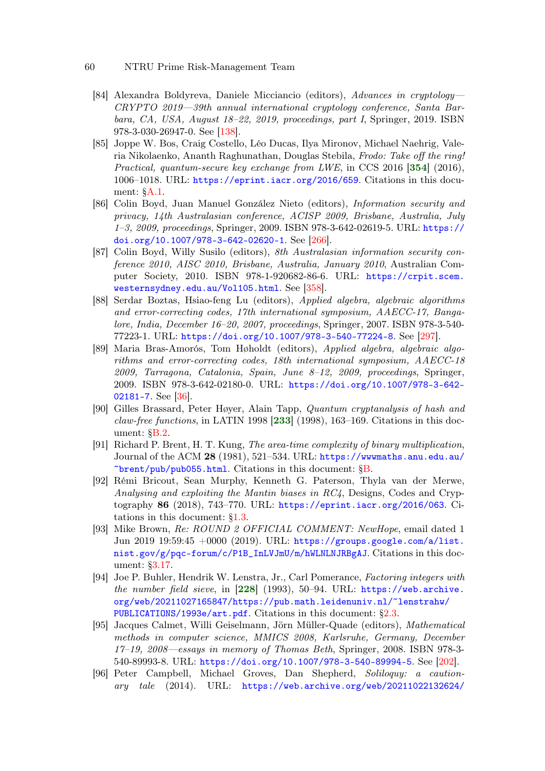[84] Alexandra Boldyreva, Daniele Micciancio (editors), *Advances in cryptology—CRYPTO 2019—39th annual international cryptology conference, Santa Barbara, CA, USA, August 18–22, 2019, proceedings, part I*, Springer, 2019. ISBN 978-3-030-26947-0. See [138].

[85] Joppe W. Bos, Craig Costello, Léo Ducas, Ilya Mironov, Michael Naehrig, Valeria Nikolaenko, Ananth Raghunathan, Douglas Stebila, *Frodo: Take off the ring! Practical, quantum-secure key exchange from LWE*, in CCS 2016 [**354**] (2016), 1006–1018. URL: https://eprint.iacr.org/2016/659. Citations in this document: §A.1.

[86] Colin Boyd, Juan Manuel González Nieto (editors), *Information security and privacy, 14th Australasian conference, ACISP 2009, Brisbane, Australia, July 1–3, 2009, proceedings*, Springer, 2009. ISBN 978-3-642-02619-5. URL: https://doi.org/10.1007/978-3-642-02620-1. See [266].

[87] Colin Boyd, Willy Susilo (editors), *8th Australasian information security conference 2010, AISC 2010, Brisbane, Australia, January 2010*, Australian Computer Society, 2010. ISBN 978-1-920682-86-6. URL: https://crpit.scem.westernsydney.edu.au/Vol105.html. See [358].

[88] Serdar Boztas, Hsiao-feng Lu (editors), *Applied algebra, algebraic algorithms and error-correcting codes, 17th international symposium, AAECC-17, Bangalore, India, December 16–20, 2007, proceedings*, Springer, 2007. ISBN 978-3-540-77223-1. URL: https://doi.org/10.1007/978-3-540-77224-8. See [297].

[89] Maria Bras-Amorós, Tom Høholdt (editors), *Applied algebra, algebraic algorithms and error-correcting codes, 18th international symposium, AAECC-18 2009, Tarragona, Catalonia, Spain, June 8–12, 2009, proceedings*, Springer, 2009. ISBN 978-3-642-02180-0. URL: https://doi.org/10.1007/978-3-642-02181-7. See [36].

[90] Gilles Brassard, Peter Høyer, Alain Tapp, *Quantum cryptanalysis of hash and claw-free functions*, in LATIN 1998 [**233**] (1998), 163–169. Citations in this document: §B.2.

[91] Richard P. Brent, H. T. Kung, *The area-time complexity of binary multiplication*, Journal of the ACM **28** (1981), 521–534. URL: https://wwwmaths.anu.edu.au/~brent/pub/pub055.html. Citations in this document: §B.

[92] Rémi Bricout, Sean Murphy, Kenneth G. Paterson, Thyla van der Merwe, *Analysing and exploiting the Mantin biases in RC4*, Designs, Codes and Cryptography **86** (2018), 743–770. URL: https://eprint.iacr.org/2016/063. Citations in this document: §1.3.

[93] Mike Brown, *Re: ROUND 2 OFFICIAL COMMENT: NewHope*, email dated 1 Jun 2019 19:59:45 +0000 (2019). URL: https://groups.google.com/a/list.nist.gov/g/pqc-forum/c/P1B_InLVJmU/m/hWLNLNJRBgAJ. Citations in this document: §3.17.

[94] Joe P. Buhler, Hendrik W. Lenstra, Jr., Carl Pomerance, *Factoring integers with the number field sieve*, in [**228**] (1993), 50–94. URL: https://web.archive.org/web/20211027165847/https://pub.math.leidenuniv.nl/~lenstrahw/PUBLICATIONS/1993e/art.pdf. Citations in this document: §2.3.

[95] Jacques Calmet, Willi Geiselmann, Jörn Müller-Quade (editors), *Mathematical methods in computer science, MMICS 2008, Karlsruhe, Germany, December 17–19, 2008—essays in memory of Thomas Beth*, Springer, 2008. ISBN 978-3-540-89993-8. URL: https://doi.org/10.1007/978-3-540-89994-5. See [202].

[96] Peter Campbell, Michael Groves, Dan Shepherd, *Soliloquy: a cautionary tale* (2014). URL: https://web.archive.org/web/20211022132624/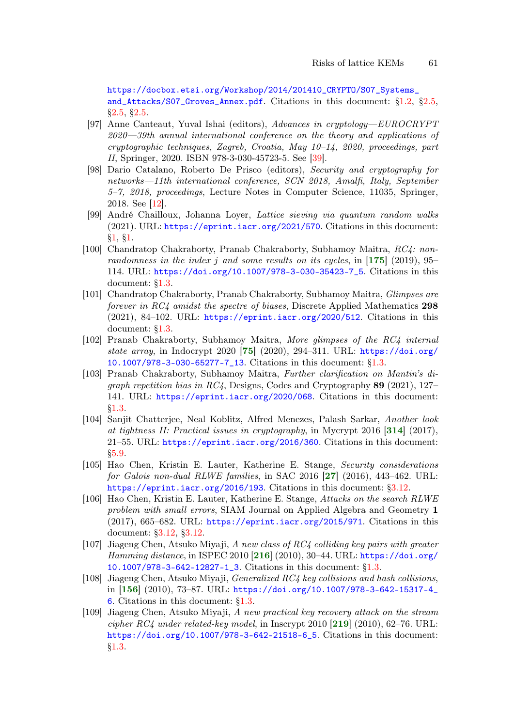https://docbox.etsi.org/Workshop/2014/201410_CRYPTO/S07_Systems_and_Attacks/S07_Groves_Annex.pdf. Citations in this document: §1.2, §2.5, §2.5, §2.5.

[97] Anne Canteaut, Yuval Ishai (editors), *Advances in cryptology—EUROCRYPT 2020—39th annual international conference on the theory and applications of cryptographic techniques, Zagreb, Croatia, May 10–14, 2020, proceedings, part II*, Springer, 2020. ISBN 978-3-030-45723-5. See [39].

[98] Dario Catalano, Roberto De Prisco (editors), *Security and cryptography for networks—11th international conference, SCN 2018, Amalfi, Italy, September 5–7, 2018, proceedings*, Lecture Notes in Computer Science, 11035, Springer, 2018. See [12].

[99] André Chailloux, Johanna Loyer, *Lattice sieving via quantum random walks* (2021). URL: https://eprint.iacr.org/2021/570. Citations in this document: §1, §1.

[100] Chandratop Chakraborty, Pranab Chakraborty, Subhamoy Maitra, *RC4: non-randomness in the index j and some results on its cycles*, in [**175**] (2019), 95–114. URL: https://doi.org/10.1007/978-3-030-35423-7_5. Citations in this document: §1.3.

[101] Chandratop Chakraborty, Pranab Chakraborty, Subhamoy Maitra, *Glimpses are forever in RC4 amidst the spectre of biases*, Discrete Applied Mathematics **298** (2021), 84–102. URL: https://eprint.iacr.org/2020/512. Citations in this document: §1.3.

[102] Pranab Chakraborty, Subhamoy Maitra, *More glimpses of the RC4 internal state array*, in Indocrypt 2020 [**75**] (2020), 294–311. URL: https://doi.org/10.1007/978-3-030-65277-7_13. Citations in this document: §1.3.

[103] Pranab Chakraborty, Subhamoy Maitra, *Further clarification on Mantin's digraph repetition bias in RC4*, Designs, Codes and Cryptography **89** (2021), 127–141. URL: https://eprint.iacr.org/2020/068. Citations in this document: §1.3.

[104] Sanjit Chatterjee, Neal Koblitz, Alfred Menezes, Palash Sarkar, *Another look at tightness II: Practical issues in cryptography*, in Mycrypt 2016 [**314**] (2017), 21–55. URL: https://eprint.iacr.org/2016/360. Citations in this document: §5.9.

[105] Hao Chen, Kristin E. Lauter, Katherine E. Stange, *Security considerations for Galois non-dual RLWE families*, in SAC 2016 [**27**] (2016), 443–462. URL: https://eprint.iacr.org/2016/193. Citations in this document: §3.12.

[106] Hao Chen, Kristin E. Lauter, Katherine E. Stange, *Attacks on the search RLWE problem with small errors*, SIAM Journal on Applied Algebra and Geometry **1** (2017), 665–682. URL: https://eprint.iacr.org/2015/971. Citations in this document: §3.12, §3.12.

[107] Jiageng Chen, Atsuko Miyaji, *A new class of RC4 colliding key pairs with greater Hamming distance*, in ISPEC 2010 [**216**] (2010), 30–44. URL: https://doi.org/10.1007/978-3-642-12827-1_3. Citations in this document: §1.3.

[108] Jiageng Chen, Atsuko Miyaji, *Generalized RC4 key collisions and hash collisions*, in [**156**] (2010), 73–87. URL: https://doi.org/10.1007/978-3-642-15317-4_6. Citations in this document: §1.3.

[109] Jiageng Chen, Atsuko Miyaji, *A new practical key recovery attack on the stream cipher RC4 under related-key model*, in Inscrypt 2010 [**219**] (2010), 62–76. URL: https://doi.org/10.1007/978-3-642-21518-6_5. Citations in this document: §1.3.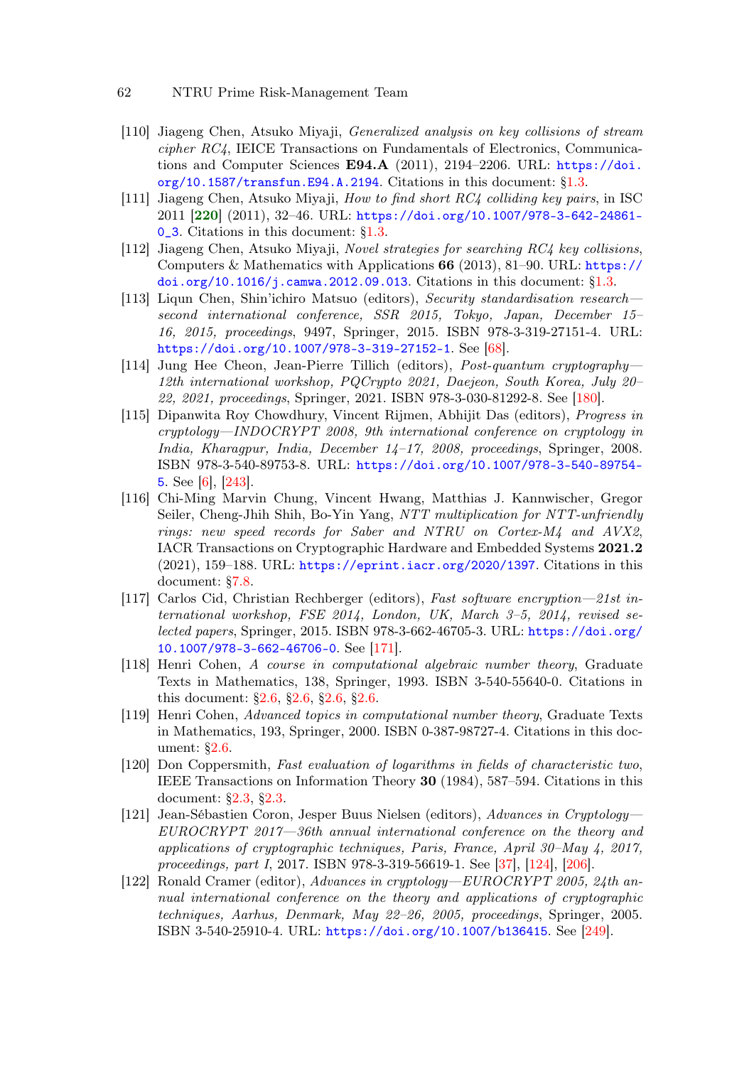[110] Jiageng Chen, Atsuko Miyaji, *Generalized analysis on key collisions of stream cipher RC4*, IEICE Transactions on Fundamentals of Electronics, Communications and Computer Sciences **E94.A** (2011), 2194–2206. URL: https://doi.org/10.1587/transfun.E94.A.2194. Citations in this document: §1.3.

[111] Jiageng Chen, Atsuko Miyaji, *How to find short RC4 colliding key pairs*, in ISC 2011 [**220**] (2011), 32–46. URL: https://doi.org/10.1007/978-3-642-24861-0_3. Citations in this document: §1.3.

[112] Jiageng Chen, Atsuko Miyaji, *Novel strategies for searching RC4 key collisions*, Computers & Mathematics with Applications **66** (2013), 81–90. URL: https://doi.org/10.1016/j.camwa.2012.09.013. Citations in this document: §1.3.

[113] Liqun Chen, Shin'ichiro Matsuo (editors), *Security standardisation research—second international conference, SSR 2015, Tokyo, Japan, December 15–16, 2015, proceedings*, 9497, Springer, 2015. ISBN 978-3-319-27151-4. URL: https://doi.org/10.1007/978-3-319-27152-1. See [68].

[114] Jung Hee Cheon, Jean-Pierre Tillich (editors), *Post-quantum cryptography—12th international workshop, PQCrypto 2021, Daejeon, South Korea, July 20–22, 2021, proceedings*, Springer, 2021. ISBN 978-3-030-81292-8. See [180].

[115] Dipanwita Roy Chowdhury, Vincent Rijmen, Abhijit Das (editors), *Progress in cryptology—INDOCRYPT 2008, 9th international conference on cryptology in India, Kharagpur, India, December 14–17, 2008, proceedings*, Springer, 2008. ISBN 978-3-540-89753-8. URL: https://doi.org/10.1007/978-3-540-89754-5. See [6], [243].

[116] Chi-Ming Marvin Chung, Vincent Hwang, Matthias J. Kannwischer, Gregor Seiler, Cheng-Jhih Shih, Bo-Yin Yang, *NTT multiplication for NTT-unfriendly rings: new speed records for Saber and NTRU on Cortex-M4 and AVX2*, IACR Transactions on Cryptographic Hardware and Embedded Systems **2021.2** (2021), 159–188. URL: https://eprint.iacr.org/2020/1397. Citations in this document: §7.8.

[117] Carlos Cid, Christian Rechberger (editors), *Fast software encryption—21st international workshop, FSE 2014, London, UK, March 3–5, 2014, revised selected papers*, Springer, 2015. ISBN 978-3-662-46705-3. URL: https://doi.org/10.1007/978-3-662-46706-0. See [171].

[118] Henri Cohen, *A course in computational algebraic number theory*, Graduate Texts in Mathematics, 138, Springer, 1993. ISBN 3-540-55640-0. Citations in this document: §2.6, §2.6, §2.6, §2.6.

[119] Henri Cohen, *Advanced topics in computational number theory*, Graduate Texts in Mathematics, 193, Springer, 2000. ISBN 0-387-98727-4. Citations in this document: §2.6.

[120] Don Coppersmith, *Fast evaluation of logarithms in fields of characteristic two*, IEEE Transactions on Information Theory **30** (1984), 587–594. Citations in this document: §2.3, §2.3.

[121] Jean-Sébastien Coron, Jesper Buus Nielsen (editors), *Advances in Cryptology—EUROCRYPT 2017—36th annual international conference on the theory and applications of cryptographic techniques, Paris, France, April 30–May 4, 2017, proceedings, part I*, 2017. ISBN 978-3-319-56619-1. See [37], [124], [206].

[122] Ronald Cramer (editor), *Advances in cryptology—EUROCRYPT 2005, 24th annual international conference on the theory and applications of cryptographic techniques, Aarhus, Denmark, May 22–26, 2005, proceedings*, Springer, 2005. ISBN 3-540-25910-4. URL: https://doi.org/10.1007/b136415. See [249].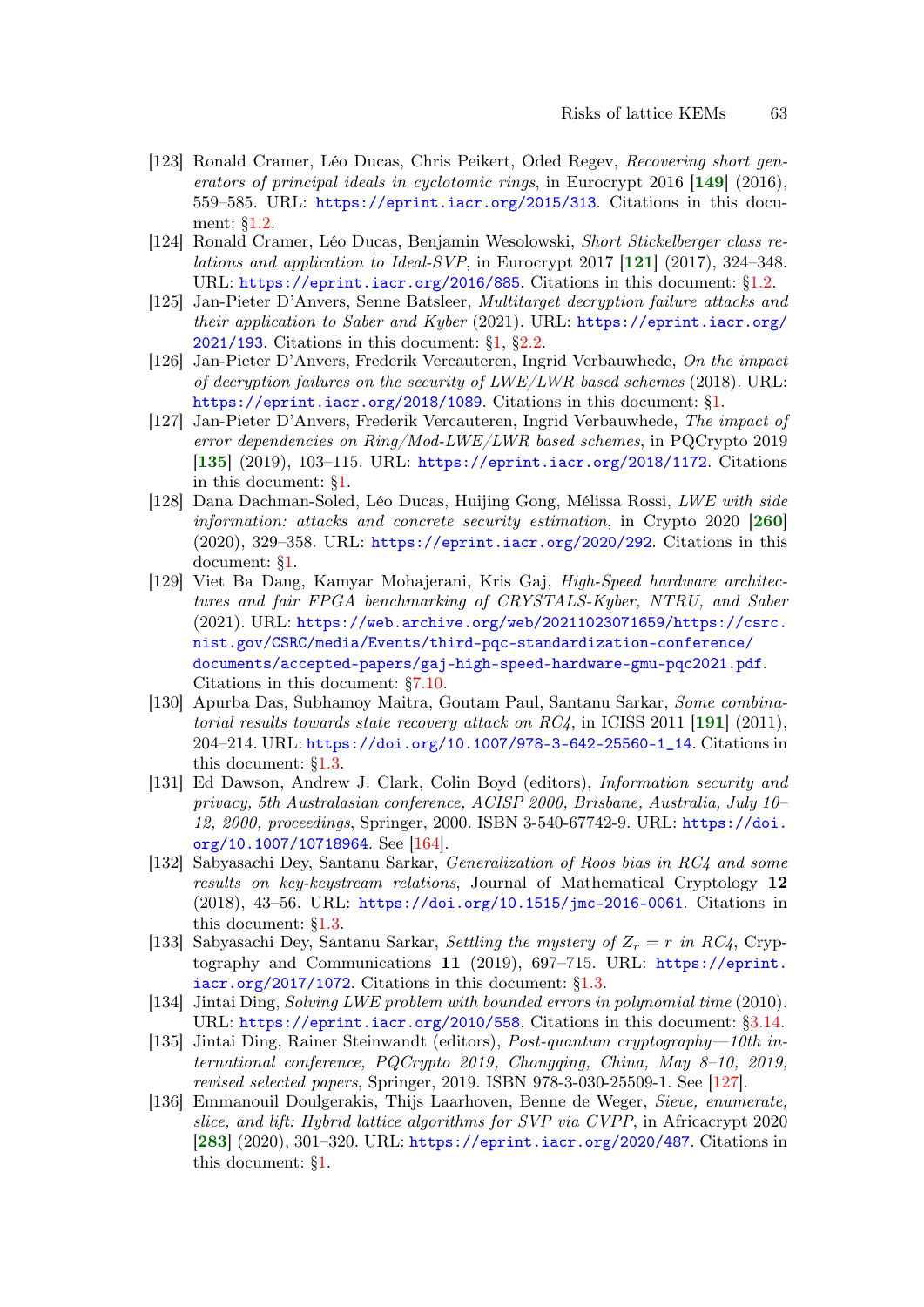[123] Ronald Cramer, Léo Ducas, Chris Peikert, Oded Regev, *Recovering short generators of principal ideals in cyclotomic rings*, in Eurocrypt 2016 [**149**] (2016), 559–585. URL: https://eprint.iacr.org/2015/313. Citations in this document: §1.2.

[124] Ronald Cramer, Léo Ducas, Benjamin Wesolowski, *Short Stickelberger class relations and application to Ideal-SVP*, in Eurocrypt 2017 [**121**] (2017), 324–348. URL: https://eprint.iacr.org/2016/885. Citations in this document: §1.2.

[125] Jan-Pieter D'Anvers, Senne Batsleer, *Multitarget decryption failure attacks and their application to Saber and Kyber* (2021). URL: https://eprint.iacr.org/2021/193. Citations in this document: §1, §2.2.

[126] Jan-Pieter D'Anvers, Frederik Vercauteren, Ingrid Verbauwhede, *On the impact of decryption failures on the security of LWE/LWR based schemes* (2018). URL: https://eprint.iacr.org/2018/1089. Citations in this document: §1.

[127] Jan-Pieter D'Anvers, Frederik Vercauteren, Ingrid Verbauwhede, *The impact of error dependencies on Ring/Mod-LWE/LWR based schemes*, in PQCrypto 2019 [**135**] (2019), 103–115. URL: https://eprint.iacr.org/2018/1172. Citations in this document: §1.

[128] Dana Dachman-Soled, Léo Ducas, Huijing Gong, Mélissa Rossi, *LWE with side information: attacks and concrete security estimation*, in Crypto 2020 [**260**] (2020), 329–358. URL: https://eprint.iacr.org/2020/292. Citations in this document: §1.

[129] Viet Ba Dang, Kamyar Mohajerani, Kris Gaj, *High-Speed hardware architectures and fair FPGA benchmarking of CRYSTALS-Kyber, NTRU, and Saber* (2021). URL: https://web.archive.org/web/20211023071659/https://csrc.nist.gov/CSRC/media/Events/third-pqc-standardization-conference/documents/accepted-papers/gaj-high-speed-hardware-gmu-pqc2021.pdf. Citations in this document: §7.10.

[130] Apurba Das, Subhamoy Maitra, Goutam Paul, Santanu Sarkar, *Some combinatorial results towards state recovery attack on RC4*, in ICISS 2011 [**191**] (2011), 204–214. URL: https://doi.org/10.1007/978-3-642-25560-1_14. Citations in this document: §1.3.

[131] Ed Dawson, Andrew J. Clark, Colin Boyd (editors), *Information security and privacy, 5th Australasian conference, ACISP 2000, Brisbane, Australia, July 10–12, 2000, proceedings*, Springer, 2000. ISBN 3-540-67742-9. URL: https://doi.org/10.1007/10718964. See [164].

[132] Sabyasachi Dey, Santanu Sarkar, *Generalization of Roos bias in RC4 and some results on key-keystream relations*, Journal of Mathematical Cryptology **12** (2018), 43–56. URL: https://doi.org/10.1515/jmc-2016-0061. Citations in this document: §1.3.

[133] Sabyasachi Dey, Santanu Sarkar, *Settling the mystery of $Z_r = r$ in RC4*, Cryptography and Communications **11** (2019), 697–715. URL: https://eprint.iacr.org/2017/1072. Citations in this document: §1.3.

[134] Jintai Ding, *Solving LWE problem with bounded errors in polynomial time* (2010). URL: https://eprint.iacr.org/2010/558. Citations in this document: §3.14.

[135] Jintai Ding, Rainer Steinwandt (editors), *Post-quantum cryptography—10th international conference, PQCrypto 2019, Chongqing, China, May 8–10, 2019, revised selected papers*, Springer, 2019. ISBN 978-3-030-25509-1. See [127].

[136] Emmanouil Doulgerakis, Thijs Laarhoven, Benne de Weger, *Sieve, enumerate, slice, and lift: Hybrid lattice algorithms for SVP via CVPP*, in Africacrypt 2020 [**283**] (2020), 301–320. URL: https://eprint.iacr.org/2020/487. Citations in this document: §1.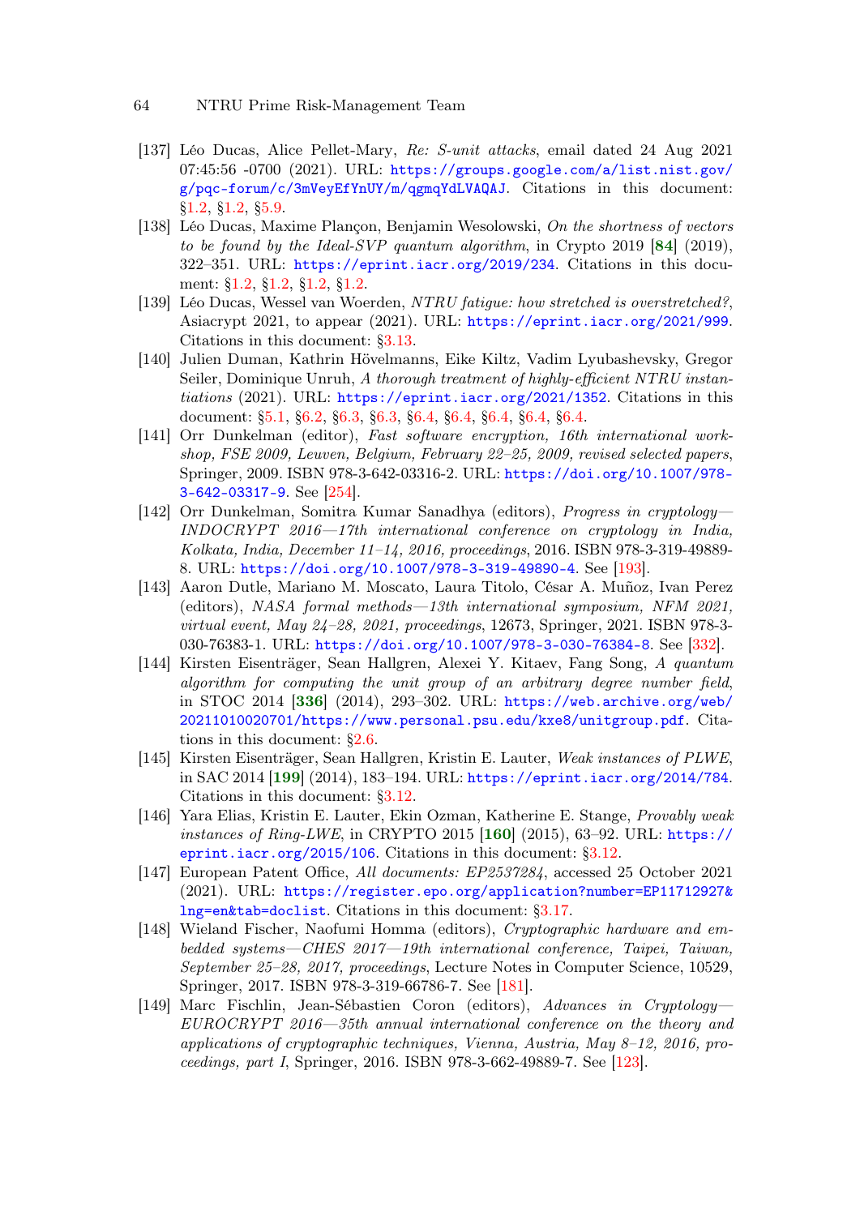[137] Léo Ducas, Alice Pellet-Mary, *Re: S-unit attacks*, email dated 24 Aug 2021 07:45:56 -0700 (2021). URL: https://groups.google.com/a/list.nist.gov/g/pqc-forum/c/3mVeyEfYnUY/m/qgmqYdLVAQAJ. Citations in this document: §1.2, §1.2, §5.9.

[138] Léo Ducas, Maxime Plançon, Benjamin Wesolowski, *On the shortness of vectors to be found by the Ideal-SVP quantum algorithm*, in Crypto 2019 [**84**] (2019), 322–351. URL: https://eprint.iacr.org/2019/234. Citations in this document: §1.2, §1.2, §1.2, §1.2.

[139] Léo Ducas, Wessel van Woerden, *NTRU fatigue: how stretched is overstretched?*, Asiacrypt 2021, to appear (2021). URL: https://eprint.iacr.org/2021/999. Citations in this document: §3.13.

[140] Julien Duman, Kathrin Hövelmanns, Eike Kiltz, Vadim Lyubashevsky, Gregor Seiler, Dominique Unruh, *A thorough treatment of highly-efficient NTRU instantiations* (2021). URL: https://eprint.iacr.org/2021/1352. Citations in this document: §5.1, §6.2, §6.3, §6.3, §6.4, §6.4, §6.4, §6.4, §6.4.

[141] Orr Dunkelman (editor), *Fast software encryption, 16th international workshop, FSE 2009, Leuven, Belgium, February 22–25, 2009, revised selected papers*, Springer, 2009. ISBN 978-3-642-03316-2. URL: https://doi.org/10.1007/978-3-642-03317-9. See [254].

[142] Orr Dunkelman, Somitra Kumar Sanadhya (editors), *Progress in cryptology—INDOCRYPT 2016—17th international conference on cryptology in India, Kolkata, India, December 11–14, 2016, proceedings*, 2016. ISBN 978-3-319-49889-8. URL: https://doi.org/10.1007/978-3-319-49890-4. See [193].

[143] Aaron Dutle, Mariano M. Moscato, Laura Titolo, César A. Muñoz, Ivan Perez (editors), *NASA formal methods—13th international symposium, NFM 2021, virtual event, May 24–28, 2021, proceedings*, 12673, Springer, 2021. ISBN 978-3-030-76383-1. URL: https://doi.org/10.1007/978-3-030-76384-8. See [332].

[144] Kirsten Eisenträger, Sean Hallgren, Alexei Y. Kitaev, Fang Song, *A quantum algorithm for computing the unit group of an arbitrary degree number field*, in STOC 2014 [**336**] (2014), 293–302. URL: https://web.archive.org/web/20211010020701/https://www.personal.psu.edu/kxe8/unitgroup.pdf. Citations in this document: §2.6.

[145] Kirsten Eisenträger, Sean Hallgren, Kristin E. Lauter, *Weak instances of PLWE*, in SAC 2014 [**199**] (2014), 183–194. URL: https://eprint.iacr.org/2014/784. Citations in this document: §3.12.

[146] Yara Elias, Kristin E. Lauter, Ekin Ozman, Katherine E. Stange, *Provably weak instances of Ring-LWE*, in CRYPTO 2015 [**160**] (2015), 63–92. URL: https://eprint.iacr.org/2015/106. Citations in this document: §3.12.

[147] European Patent Office, *All documents: EP2537284*, accessed 25 October 2021 (2021). URL: https://register.epo.org/application?number=EP11712927&lng=en&tab=doclist. Citations in this document: §3.17.

[148] Wieland Fischer, Naofumi Homma (editors), *Cryptographic hardware and embedded systems—CHES 2017—19th international conference, Taipei, Taiwan, September 25–28, 2017, proceedings*, Lecture Notes in Computer Science, 10529, Springer, 2017. ISBN 978-3-319-66786-7. See [181].

[149] Marc Fischlin, Jean-Sébastien Coron (editors), *Advances in Cryptology—EUROCRYPT 2016—35th annual international conference on the theory and applications of cryptographic techniques, Vienna, Austria, May 8–12, 2016, proceedings, part I*, Springer, 2016. ISBN 978-3-662-49889-7. See [123].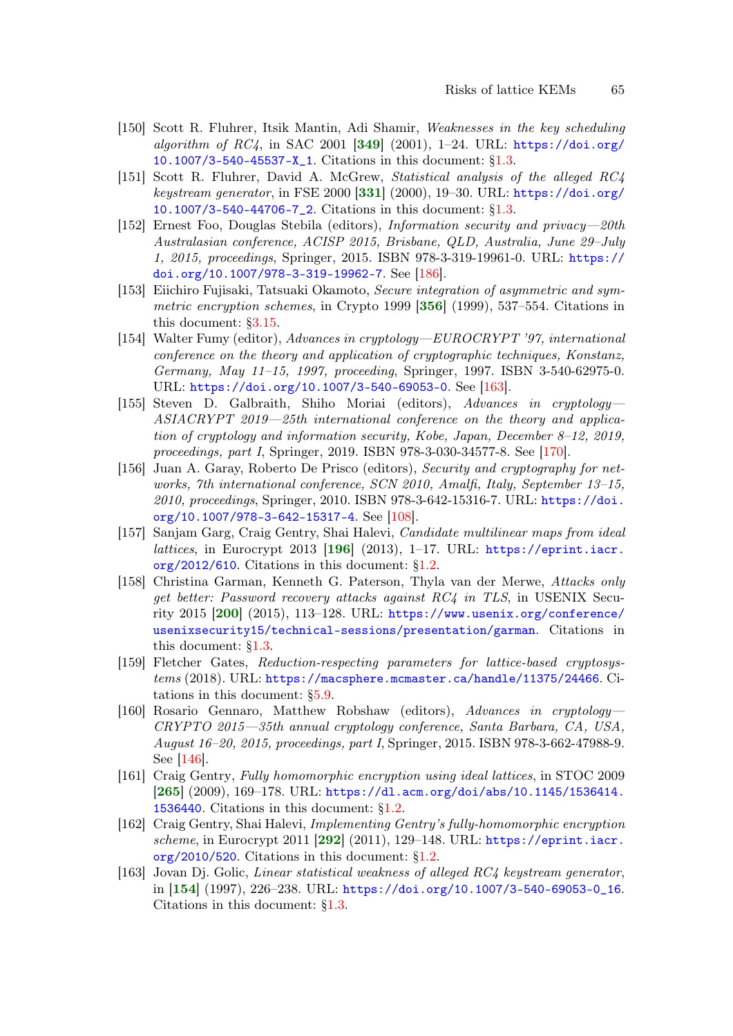[150] Scott R. Fluhrer, Itsik Mantin, Adi Shamir, *Weaknesses in the key scheduling algorithm of RC4*, in SAC 2001 [**349**] (2001), 1–24. URL: https://doi.org/10.1007/3-540-45537-X_1. Citations in this document: §1.3.

[151] Scott R. Fluhrer, David A. McGrew, *Statistical analysis of the alleged RC4 keystream generator*, in FSE 2000 [**331**] (2000), 19–30. URL: https://doi.org/10.1007/3-540-44706-7_2. Citations in this document: §1.3.

[152] Ernest Foo, Douglas Stebila (editors), *Information security and privacy—20th Australasian conference, ACISP 2015, Brisbane, QLD, Australia, June 29–July 1, 2015, proceedings*, Springer, 2015. ISBN 978-3-319-19961-0. URL: https://doi.org/10.1007/978-3-319-19962-7. See [186].

[153] Eiichiro Fujisaki, Tatsuaki Okamoto, *Secure integration of asymmetric and symmetric encryption schemes*, in Crypto 1999 [**356**] (1999), 537–554. Citations in this document: §3.15.

[154] Walter Fumy (editor), *Advances in cryptology—EUROCRYPT '97, international conference on the theory and application of cryptographic techniques, Konstanz, Germany, May 11–15, 1997, proceeding*, Springer, 1997. ISBN 3-540-62975-0. URL: https://doi.org/10.1007/3-540-69053-0. See [163].

[155] Steven D. Galbraith, Shiho Moriai (editors), *Advances in cryptology—ASIACRYPT 2019—25th international conference on the theory and application of cryptology and information security, Kobe, Japan, December 8–12, 2019, proceedings, part I*, Springer, 2019. ISBN 978-3-030-34577-8. See [170].

[156] Juan A. Garay, Roberto De Prisco (editors), *Security and cryptography for networks, 7th international conference, SCN 2010, Amalfi, Italy, September 13–15, 2010, proceedings*, Springer, 2010. ISBN 978-3-642-15316-7. URL: https://doi.org/10.1007/978-3-642-15317-4. See [108].

[157] Sanjam Garg, Craig Gentry, Shai Halevi, *Candidate multilinear maps from ideal lattices*, in Eurocrypt 2013 [**196**] (2013), 1–17. URL: https://eprint.iacr.org/2012/610. Citations in this document: §1.2.

[158] Christina Garman, Kenneth G. Paterson, Thyla van der Merwe, *Attacks only get better: Password recovery attacks against RC4 in TLS*, in USENIX Security 2015 [**200**] (2015), 113–128. URL: https://www.usenix.org/conference/usenixsecurity15/technical-sessions/presentation/garman. Citations in this document: §1.3.

[159] Fletcher Gates, *Reduction-respecting parameters for lattice-based cryptosystems* (2018). URL: https://macsphere.mcmaster.ca/handle/11375/24466. Citations in this document: §5.9.

[160] Rosario Gennaro, Matthew Robshaw (editors), *Advances in cryptology—CRYPTO 2015—35th annual cryptology conference, Santa Barbara, CA, USA, August 16–20, 2015, proceedings, part I*, Springer, 2015. ISBN 978-3-662-47988-9. See [146].

[161] Craig Gentry, *Fully homomorphic encryption using ideal lattices*, in STOC 2009 [**265**] (2009), 169–178. URL: https://dl.acm.org/doi/abs/10.1145/1536414.1536440. Citations in this document: §1.2.

[162] Craig Gentry, Shai Halevi, *Implementing Gentry's fully-homomorphic encryption scheme*, in Eurocrypt 2011 [**292**] (2011), 129–148. URL: https://eprint.iacr.org/2010/520. Citations in this document: §1.2.

[163] Jovan Dj. Golic, *Linear statistical weakness of alleged RC4 keystream generator*, in [**154**] (1997), 226–238. URL: https://doi.org/10.1007/3-540-69053-0_16. Citations in this document: §1.3.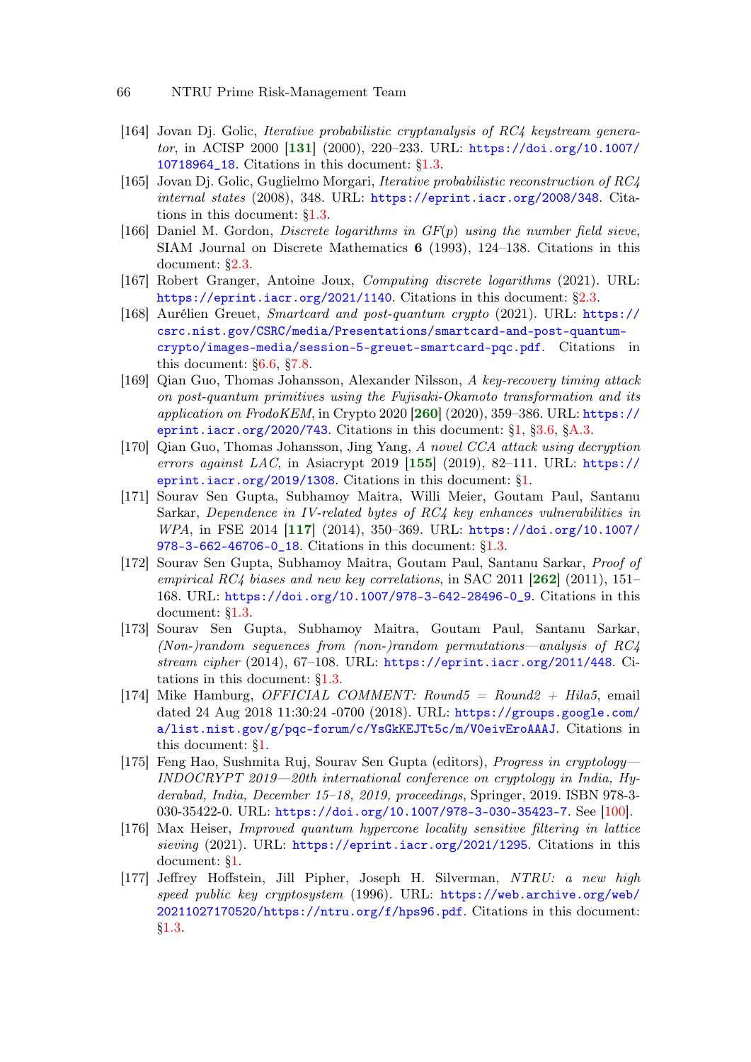[164] Jovan Dj. Golic, *Iterative probabilistic cryptanalysis of RC4 keystream generator*, in ACISP 2000 [**131**] (2000), 220–233. URL: https://doi.org/10.1007/10718964_18. Citations in this document: §1.3.

[165] Jovan Dj. Golic, Guglielmo Morgari, *Iterative probabilistic reconstruction of RC4 internal states* (2008), 348. URL: https://eprint.iacr.org/2008/348. Citations in this document: §1.3.

[166] Daniel M. Gordon, *Discrete logarithms in GF(p) using the number field sieve*, SIAM Journal on Discrete Mathematics **6** (1993), 124–138. Citations in this document: §2.3.

[167] Robert Granger, Antoine Joux, *Computing discrete logarithms* (2021). URL: https://eprint.iacr.org/2021/1140. Citations in this document: §2.3.

[168] Aurélien Greuet, *Smartcard and post-quantum crypto* (2021). URL: https://csrc.nist.gov/CSRC/media/Presentations/smartcard-and-post-quantum-crypto/images-media/session-5-greuet-smartcard-pqc.pdf. Citations in this document: §6.6, §7.8.

[169] Qian Guo, Thomas Johansson, Alexander Nilsson, *A key-recovery timing attack on post-quantum primitives using the Fujisaki-Okamoto transformation and its application on FrodoKEM*, in Crypto 2020 [**260**] (2020), 359–386. URL: https://eprint.iacr.org/2020/743. Citations in this document: §1, §3.6, §A.3.

[170] Qian Guo, Thomas Johansson, Jing Yang, *A novel CCA attack using decryption errors against LAC*, in Asiacrypt 2019 [**155**] (2019), 82–111. URL: https://eprint.iacr.org/2019/1308. Citations in this document: §1.

[171] Sourav Sen Gupta, Subhamoy Maitra, Willi Meier, Goutam Paul, Santanu Sarkar, *Dependence in IV-related bytes of RC4 key enhances vulnerabilities in WPA*, in FSE 2014 [**117**] (2014), 350–369. URL: https://doi.org/10.1007/978-3-662-46706-0_18. Citations in this document: §1.3.

[172] Sourav Sen Gupta, Subhamoy Maitra, Goutam Paul, Santanu Sarkar, *Proof of empirical RC4 biases and new key correlations*, in SAC 2011 [**262**] (2011), 151–168. URL: https://doi.org/10.1007/978-3-642-28496-0_9. Citations in this document: §1.3.

[173] Sourav Sen Gupta, Subhamoy Maitra, Goutam Paul, Santanu Sarkar, *(Non-)random sequences from (non-)random permutations—analysis of RC4 stream cipher* (2014), 67–108. URL: https://eprint.iacr.org/2011/448. Citations in this document: §1.3.

[174] Mike Hamburg, *OFFICIAL COMMENT: Round5 = Round2 + Hila5*, email dated 24 Aug 2018 11:30:24 -0700 (2018). URL: https://groups.google.com/a/list.nist.gov/g/pqc-forum/c/YsGkKEJTt5c/m/V0eivEroAAAJ. Citations in this document: §1.

[175] Feng Hao, Sushmita Ruj, Sourav Sen Gupta (editors), *Progress in cryptology—INDOCRYPT 2019—20th international conference on cryptology in India, Hyderabad, India, December 15–18, 2019, proceedings*, Springer, 2019. ISBN 978-3-030-35422-0. URL: https://doi.org/10.1007/978-3-030-35423-7. See [100].

[176] Max Heiser, *Improved quantum hypercone locality sensitive filtering in lattice sieving* (2021). URL: https://eprint.iacr.org/2021/1295. Citations in this document: §1.

[177] Jeffrey Hoffstein, Jill Pipher, Joseph H. Silverman, *NTRU: a new high speed public key cryptosystem* (1996). URL: https://web.archive.org/web/20211027170520/https://ntru.org/f/hps96.pdf. Citations in this document: §1.3.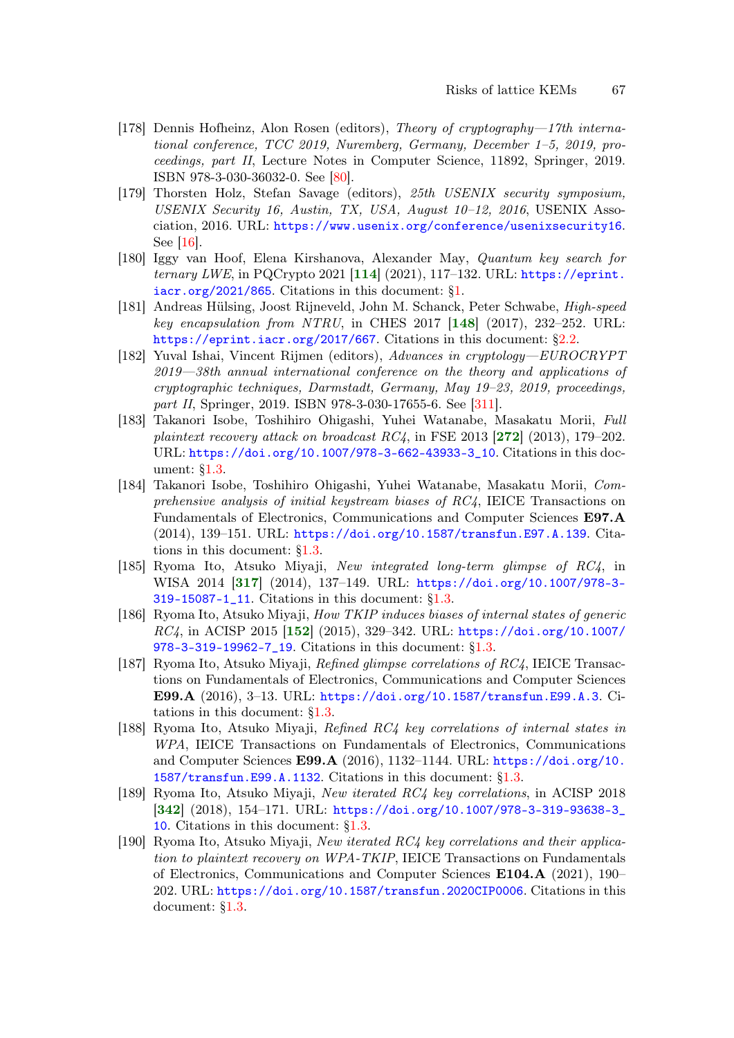[178] Dennis Hofheinz, Alon Rosen (editors), *Theory of cryptography—17th international conference, TCC 2019, Nuremberg, Germany, December 1–5, 2019, proceedings, part II*, Lecture Notes in Computer Science, 11892, Springer, 2019. ISBN 978-3-030-36032-0. See [80].

[179] Thorsten Holz, Stefan Savage (editors), *25th USENIX security symposium, USENIX Security 16, Austin, TX, USA, August 10–12, 2016*, USENIX Association, 2016. URL: https://www.usenix.org/conference/usenixsecurity16. See [16].

[180] Iggy van Hoof, Elena Kirshanova, Alexander May, *Quantum key search for ternary LWE*, in PQCrypto 2021 [**114**] (2021), 117–132. URL: https://eprint.iacr.org/2021/865. Citations in this document: §1.

[181] Andreas Hülsing, Joost Rijneveld, John M. Schanck, Peter Schwabe, *High-speed key encapsulation from NTRU*, in CHES 2017 [**148**] (2017), 232–252. URL: https://eprint.iacr.org/2017/667. Citations in this document: §2.2.

[182] Yuval Ishai, Vincent Rijmen (editors), *Advances in cryptology—EUROCRYPT 2019—38th annual international conference on the theory and applications of cryptographic techniques, Darmstadt, Germany, May 19–23, 2019, proceedings, part II*, Springer, 2019. ISBN 978-3-030-17655-6. See [311].

[183] Takanori Isobe, Toshihiro Ohigashi, Yuhei Watanabe, Masakatu Morii, *Full plaintext recovery attack on broadcast RC4*, in FSE 2013 [**272**] (2013), 179–202. URL: https://doi.org/10.1007/978-3-662-43933-3_10. Citations in this document: §1.3.

[184] Takanori Isobe, Toshihiro Ohigashi, Yuhei Watanabe, Masakatu Morii, *Comprehensive analysis of initial keystream biases of RC4*, IEICE Transactions on Fundamentals of Electronics, Communications and Computer Sciences **E97.A** (2014), 139–151. URL: https://doi.org/10.1587/transfun.E97.A.139. Citations in this document: §1.3.

[185] Ryoma Ito, Atsuko Miyaji, *New integrated long-term glimpse of RC4*, in WISA 2014 [**317**] (2014), 137–149. URL: https://doi.org/10.1007/978-3-319-15087-1_11. Citations in this document: §1.3.

[186] Ryoma Ito, Atsuko Miyaji, *How TKIP induces biases of internal states of generic RC4*, in ACISP 2015 [**152**] (2015), 329–342. URL: https://doi.org/10.1007/978-3-319-19962-7_19. Citations in this document: §1.3.

[187] Ryoma Ito, Atsuko Miyaji, *Refined glimpse correlations of RC4*, IEICE Transactions on Fundamentals of Electronics, Communications and Computer Sciences **E99.A** (2016), 3–13. URL: https://doi.org/10.1587/transfun.E99.A.3. Citations in this document: §1.3.

[188] Ryoma Ito, Atsuko Miyaji, *Refined RC4 key correlations of internal states in WPA*, IEICE Transactions on Fundamentals of Electronics, Communications and Computer Sciences **E99.A** (2016), 1132–1144. URL: https://doi.org/10.1587/transfun.E99.A.1132. Citations in this document: §1.3.

[189] Ryoma Ito, Atsuko Miyaji, *New iterated RC4 key correlations*, in ACISP 2018 [**342**] (2018), 154–171. URL: https://doi.org/10.1007/978-3-319-93638-3_10. Citations in this document: §1.3.

[190] Ryoma Ito, Atsuko Miyaji, *New iterated RC4 key correlations and their application to plaintext recovery on WPA-TKIP*, IEICE Transactions on Fundamentals of Electronics, Communications and Computer Sciences **E104.A** (2021), 190–202. URL: https://doi.org/10.1587/transfun.2020CIP0006. Citations in this document: §1.3.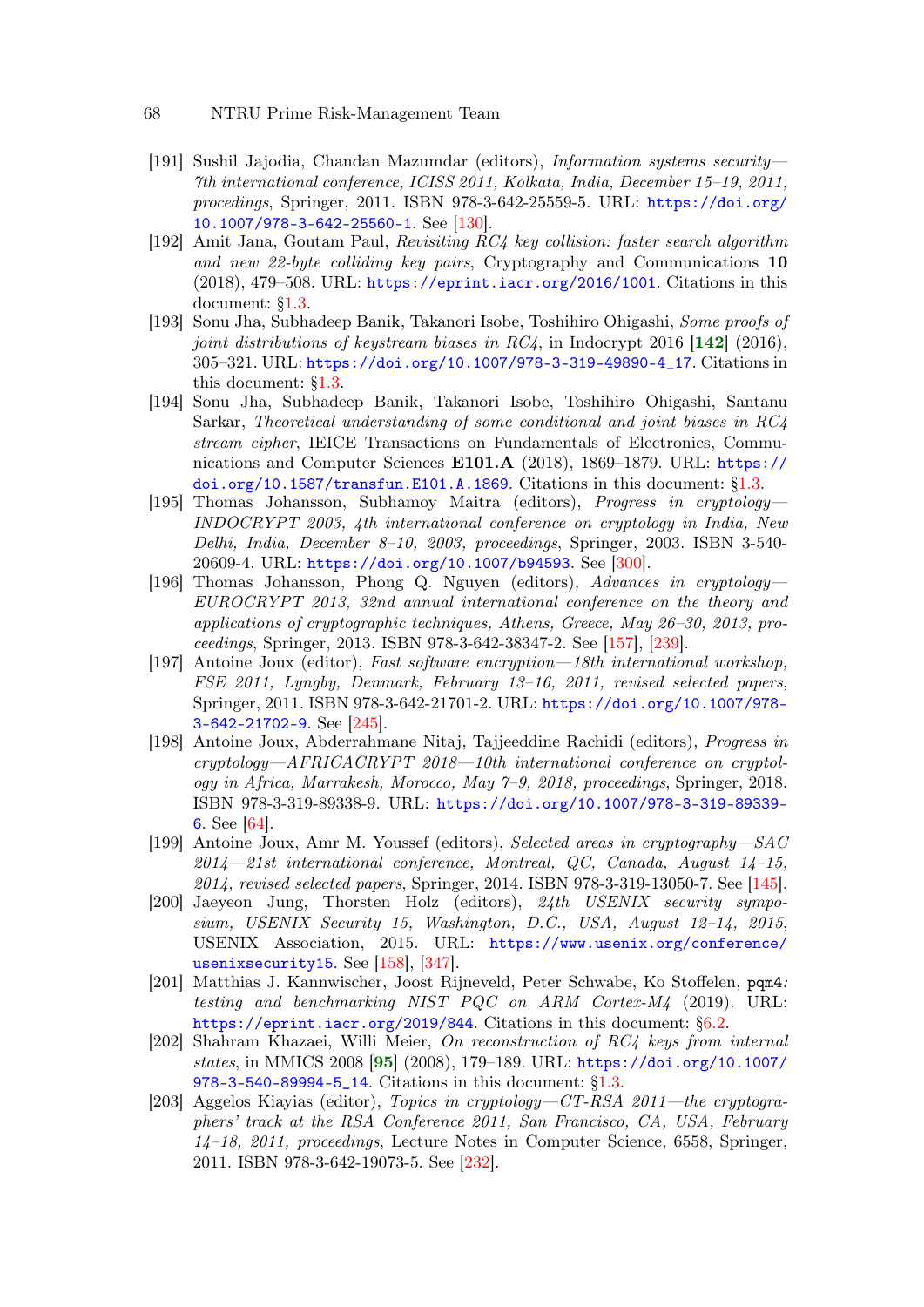[191] Sushil Jajodia, Chandan Mazumdar (editors), *Information systems security—7th international conference, ICISS 2011, Kolkata, India, December 15–19, 2011, procedings*, Springer, 2011. ISBN 978-3-642-25559-5. URL: https://doi.org/10.1007/978-3-642-25560-1. See [130].

[192] Amit Jana, Goutam Paul, *Revisiting RC4 key collision: faster search algorithm and new 22-byte colliding key pairs*, Cryptography and Communications **10** (2018), 479–508. URL: https://eprint.iacr.org/2016/1001. Citations in this document: §1.3.

[193] Sonu Jha, Subhadeep Banik, Takanori Isobe, Toshihiro Ohigashi, *Some proofs of joint distributions of keystream biases in RC4*, in Indocrypt 2016 [**142**] (2016), 305–321. URL: https://doi.org/10.1007/978-3-319-49890-4_17. Citations in this document: §1.3.

[194] Sonu Jha, Subhadeep Banik, Takanori Isobe, Toshihiro Ohigashi, Santanu Sarkar, *Theoretical understanding of some conditional and joint biases in RC4 stream cipher*, IEICE Transactions on Fundamentals of Electronics, Communications and Computer Sciences **E101.A** (2018), 1869–1879. URL: https://doi.org/10.1587/transfun.E101.A.1869. Citations in this document: §1.3.

[195] Thomas Johansson, Subhamoy Maitra (editors), *Progress in cryptology—INDOCRYPT 2003, 4th international conference on cryptology in India, New Delhi, India, December 8–10, 2003, proceedings*, Springer, 2003. ISBN 3-540-20609-4. URL: https://doi.org/10.1007/b94593. See [300].

[196] Thomas Johansson, Phong Q. Nguyen (editors), *Advances in cryptology—EUROCRYPT 2013, 32nd annual international conference on the theory and applications of cryptographic techniques, Athens, Greece, May 26–30, 2013, proceedings*, Springer, 2013. ISBN 978-3-642-38347-2. See [157], [239].

[197] Antoine Joux (editor), *Fast software encryption—18th international workshop, FSE 2011, Lyngby, Denmark, February 13–16, 2011, revised selected papers*, Springer, 2011. ISBN 978-3-642-21701-2. URL: https://doi.org/10.1007/978-3-642-21702-9. See [245].

[198] Antoine Joux, Abderrahmane Nitaj, Tajjeeddine Rachidi (editors), *Progress in cryptology—AFRICACRYPT 2018—10th international conference on cryptology in Africa, Marrakesh, Morocco, May 7–9, 2018, proceedings*, Springer, 2018. ISBN 978-3-319-89338-9. URL: https://doi.org/10.1007/978-3-319-89339-6. See [64].

[199] Antoine Joux, Amr M. Youssef (editors), *Selected areas in cryptography—SAC 2014—21st international conference, Montreal, QC, Canada, August 14–15, 2014, revised selected papers*, Springer, 2014. ISBN 978-3-319-13050-7. See [145].

[200] Jaeyeon Jung, Thorsten Holz (editors), *24th USENIX security symposium, USENIX Security 15, Washington, D.C., USA, August 12–14, 2015*, USENIX Association, 2015. URL: https://www.usenix.org/conference/usenixsecurity15. See [158], [347].

[201] Matthias J. Kannwischer, Joost Rijneveld, Peter Schwabe, Ko Stoffelen, `pqm4`*: testing and benchmarking NIST PQC on ARM Cortex-M4* (2019). URL: https://eprint.iacr.org/2019/844. Citations in this document: §6.2.

[202] Shahram Khazaei, Willi Meier, *On reconstruction of RC4 keys from internal states*, in MMICS 2008 [**95**] (2008), 179–189. URL: https://doi.org/10.1007/978-3-540-89994-5_14. Citations in this document: §1.3.

[203] Aggelos Kiayias (editor), *Topics in cryptology—CT-RSA 2011—the cryptographers' track at the RSA Conference 2011, San Francisco, CA, USA, February 14–18, 2011, proceedings*, Lecture Notes in Computer Science, 6558, Springer, 2011. ISBN 978-3-642-19073-5. See [232].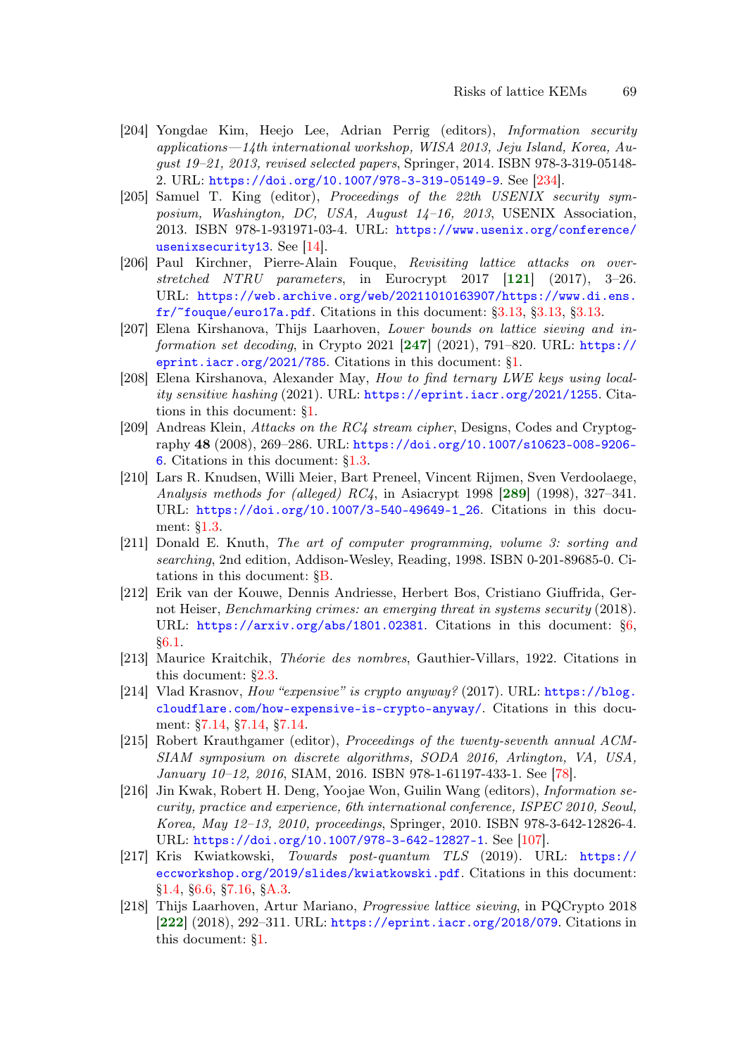[204] Yongdae Kim, Heejo Lee, Adrian Perrig (editors), *Information security applications—14th international workshop, WISA 2013, Jeju Island, Korea, August 19–21, 2013, revised selected papers*, Springer, 2014. ISBN 978-3-319-05148-2. URL: https://doi.org/10.1007/978-3-319-05149-9. See [234].

[205] Samuel T. King (editor), *Proceedings of the 22th USENIX security symposium, Washington, DC, USA, August 14–16, 2013*, USENIX Association, 2013. ISBN 978-1-931971-03-4. URL: https://www.usenix.org/conference/usenixsecurity13. See [14].

[206] Paul Kirchner, Pierre-Alain Fouque, *Revisiting lattice attacks on overstretched NTRU parameters*, in Eurocrypt 2017 [**121**] (2017), 3–26. URL: https://web.archive.org/web/20211010163907/https://www.di.ens.fr/~fouque/euro17a.pdf. Citations in this document: §3.13, §3.13, §3.13.

[207] Elena Kirshanova, Thijs Laarhoven, *Lower bounds on lattice sieving and information set decoding*, in Crypto 2021 [**247**] (2021), 791–820. URL: https://eprint.iacr.org/2021/785. Citations in this document: §1.

[208] Elena Kirshanova, Alexander May, *How to find ternary LWE keys using locality sensitive hashing* (2021). URL: https://eprint.iacr.org/2021/1255. Citations in this document: §1.

[209] Andreas Klein, *Attacks on the RC4 stream cipher*, Designs, Codes and Cryptography **48** (2008), 269–286. URL: https://doi.org/10.1007/s10623-008-9206-6. Citations in this document: §1.3.

[210] Lars R. Knudsen, Willi Meier, Bart Preneel, Vincent Rijmen, Sven Verdoolaege, *Analysis methods for (alleged) RC4*, in Asiacrypt 1998 [**289**] (1998), 327–341. URL: https://doi.org/10.1007/3-540-49649-1_26. Citations in this document: §1.3.

[211] Donald E. Knuth, *The art of computer programming, volume 3: sorting and searching*, 2nd edition, Addison-Wesley, Reading, 1998. ISBN 0-201-89685-0. Citations in this document: §B.

[212] Erik van der Kouwe, Dennis Andriesse, Herbert Bos, Cristiano Giuffrida, Gernot Heiser, *Benchmarking crimes: an emerging threat in systems security* (2018). URL: https://arxiv.org/abs/1801.02381. Citations in this document: §6, §6.1.

[213] Maurice Kraitchik, *Théorie des nombres*, Gauthier-Villars, 1922. Citations in this document: §2.3.

[214] Vlad Krasnov, *How "expensive" is crypto anyway?* (2017). URL: https://blog.cloudflare.com/how-expensive-is-crypto-anyway/. Citations in this document: §7.14, §7.14, §7.14.

[215] Robert Krauthgamer (editor), *Proceedings of the twenty-seventh annual ACM-SIAM symposium on discrete algorithms, SODA 2016, Arlington, VA, USA, January 10–12, 2016*, SIAM, 2016. ISBN 978-1-61197-433-1. See [78].

[216] Jin Kwak, Robert H. Deng, Yoojae Won, Guilin Wang (editors), *Information security, practice and experience, 6th international conference, ISPEC 2010, Seoul, Korea, May 12–13, 2010, proceedings*, Springer, 2010. ISBN 978-3-642-12826-4. URL: https://doi.org/10.1007/978-3-642-12827-1. See [107].

[217] Kris Kwiatkowski, *Towards post-quantum TLS* (2019). URL: https://eccworkshop.org/2019/slides/kwiatkowski.pdf. Citations in this document: §1.4, §6.6, §7.16, §A.3.

[218] Thijs Laarhoven, Artur Mariano, *Progressive lattice sieving*, in PQCrypto 2018 [**222**] (2018), 292–311. URL: https://eprint.iacr.org/2018/079. Citations in this document: §1.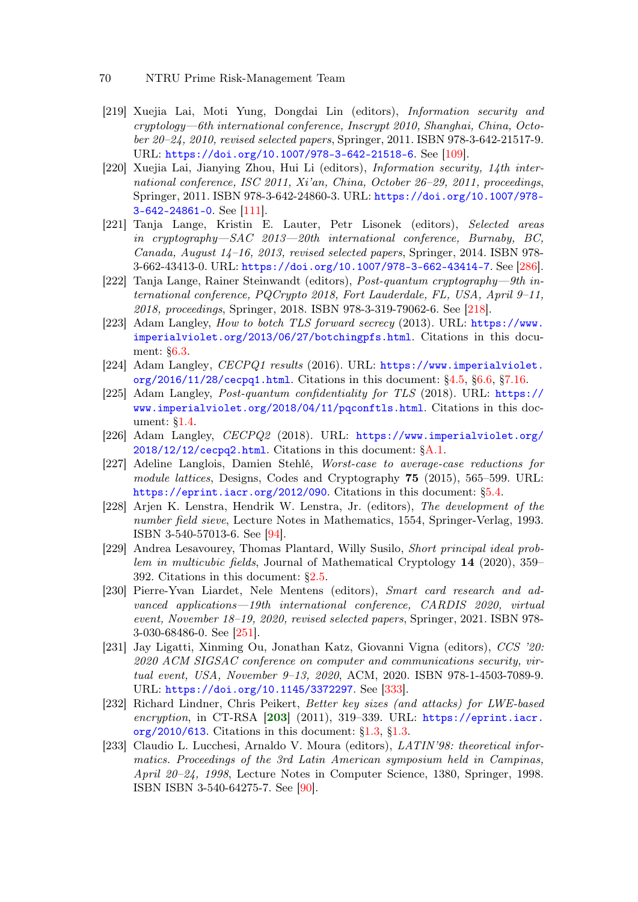[219] Xuejia Lai, Moti Yung, Dongdai Lin (editors), *Information security and cryptology—6th international conference, Inscrypt 2010, Shanghai, China, October 20–24, 2010, revised selected papers*, Springer, 2011. ISBN 978-3-642-21517-9. URL: https://doi.org/10.1007/978-3-642-21518-6. See [109].

[220] Xuejia Lai, Jianying Zhou, Hui Li (editors), *Information security, 14th international conference, ISC 2011, Xi'an, China, October 26–29, 2011, proceedings*, Springer, 2011. ISBN 978-3-642-24860-3. URL: https://doi.org/10.1007/978-3-642-24861-0. See [111].

[221] Tanja Lange, Kristin E. Lauter, Petr Lisonek (editors), *Selected areas in cryptography—SAC 2013—20th international conference, Burnaby, BC, Canada, August 14–16, 2013, revised selected papers*, Springer, 2014. ISBN 978-3-662-43413-0. URL: https://doi.org/10.1007/978-3-662-43414-7. See [286].

[222] Tanja Lange, Rainer Steinwandt (editors), *Post-quantum cryptography—9th international conference, PQCrypto 2018, Fort Lauderdale, FL, USA, April 9–11, 2018, proceedings*, Springer, 2018. ISBN 978-3-319-79062-6. See [218].

[223] Adam Langley, *How to botch TLS forward secrecy* (2013). URL: https://www.imperialviolet.org/2013/06/27/botchingpfs.html. Citations in this document: §6.3.

[224] Adam Langley, *CECPQ1 results* (2016). URL: https://www.imperialviolet.org/2016/11/28/cecpq1.html. Citations in this document: §4.5, §6.6, §7.16.

[225] Adam Langley, *Post-quantum confidentiality for TLS* (2018). URL: https://www.imperialviolet.org/2018/04/11/pqconftls.html. Citations in this document: §1.4.

[226] Adam Langley, *CECPQ2* (2018). URL: https://www.imperialviolet.org/2018/12/12/cecpq2.html. Citations in this document: §A.1.

[227] Adeline Langlois, Damien Stehlé, *Worst-case to average-case reductions for module lattices*, Designs, Codes and Cryptography **75** (2015), 565–599. URL: https://eprint.iacr.org/2012/090. Citations in this document: §5.4.

[228] Arjen K. Lenstra, Hendrik W. Lenstra, Jr. (editors), *The development of the number field sieve*, Lecture Notes in Mathematics, 1554, Springer-Verlag, 1993. ISBN 3-540-57013-6. See [94].

[229] Andrea Lesavourey, Thomas Plantard, Willy Susilo, *Short principal ideal problem in multicubic fields*, Journal of Mathematical Cryptology **14** (2020), 359–392. Citations in this document: §2.5.

[230] Pierre-Yvan Liardet, Nele Mentens (editors), *Smart card research and advanced applications—19th international conference, CARDIS 2020, virtual event, November 18–19, 2020, revised selected papers*, Springer, 2021. ISBN 978-3-030-68486-0. See [251].

[231] Jay Ligatti, Xinming Ou, Jonathan Katz, Giovanni Vigna (editors), *CCS '20: 2020 ACM SIGSAC conference on computer and communications security, virtual event, USA, November 9–13, 2020*, ACM, 2020. ISBN 978-1-4503-7089-9. URL: https://doi.org/10.1145/3372297. See [333].

[232] Richard Lindner, Chris Peikert, *Better key sizes (and attacks) for LWE-based encryption*, in CT-RSA [**203**] (2011), 319–339. URL: https://eprint.iacr.org/2010/613. Citations in this document: §1.3, §1.3.

[233] Claudio L. Lucchesi, Arnaldo V. Moura (editors), *LATIN'98: theoretical informatics. Proceedings of the 3rd Latin American symposium held in Campinas, April 20–24, 1998*, Lecture Notes in Computer Science, 1380, Springer, 1998. ISBN ISBN 3-540-64275-7. See [90].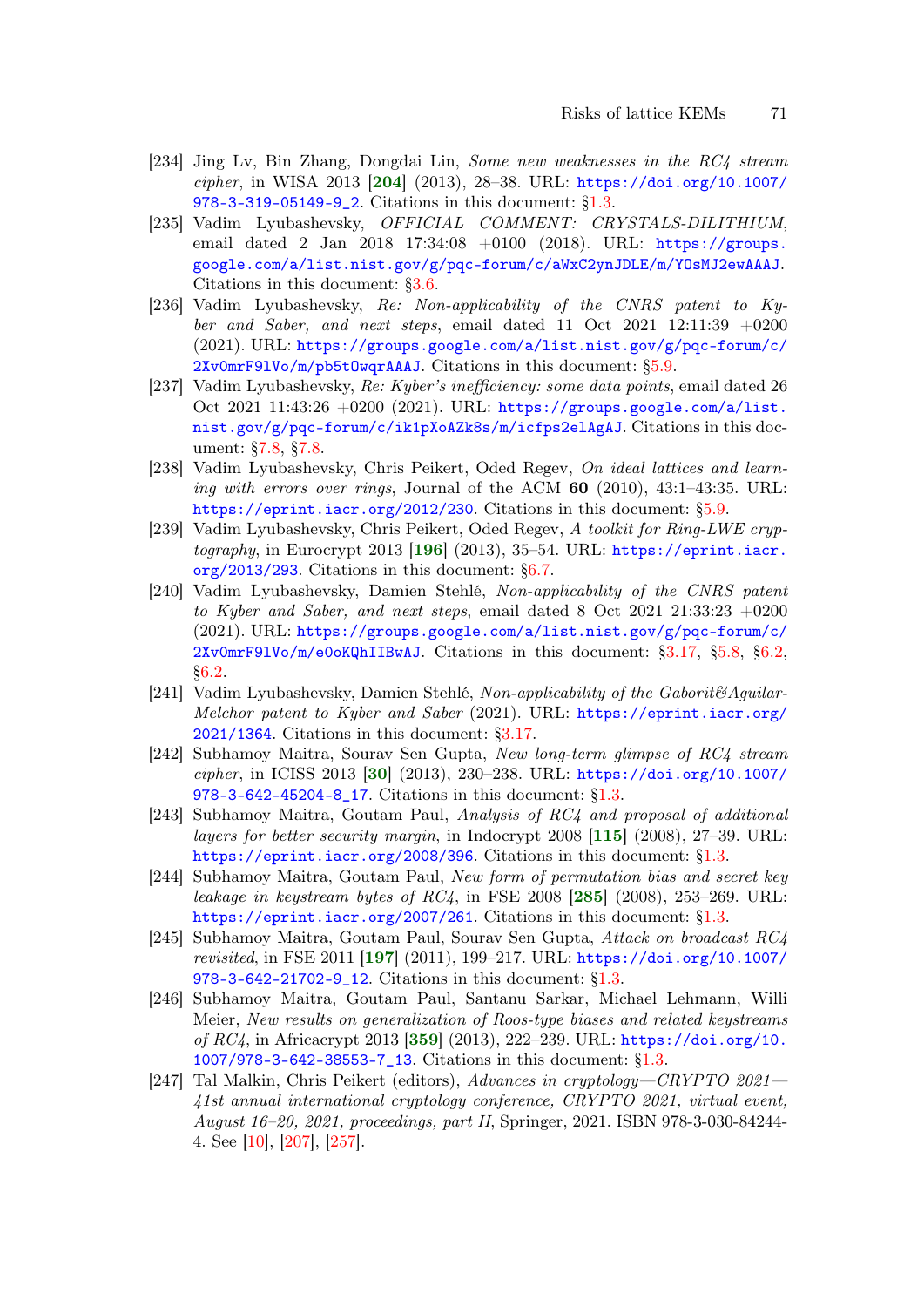[234] Jing Lv, Bin Zhang, Dongdai Lin, *Some new weaknesses in the RC4 stream cipher*, in WISA 2013 [**204**] (2013), 28–38. URL: https://doi.org/10.1007/978-3-319-05149-9_2. Citations in this document: §1.3.

[235] Vadim Lyubashevsky, *OFFICIAL COMMENT: CRYSTALS-DILITHIUM*, email dated 2 Jan 2018 17:34:08 +0100 (2018). URL: https://groups.google.com/a/list.nist.gov/g/pqc-forum/c/aWxC2ynJDLE/m/YOsMJ2ewAAAJ. Citations in this document: §3.6.

[236] Vadim Lyubashevsky, *Re: Non-applicability of the CNRS patent to Kyber and Saber, and next steps*, email dated 11 Oct 2021 12:11:39 +0200 (2021). URL: https://groups.google.com/a/list.nist.gov/g/pqc-forum/c/2Xv0mrF9lVo/m/pb5tOwqrAAAJ. Citations in this document: §5.9.

[237] Vadim Lyubashevsky, *Re: Kyber's inefficiency: some data points*, email dated 26 Oct 2021 11:43:26 +0200 (2021). URL: https://groups.google.com/a/list.nist.gov/g/pqc-forum/c/ik1pXoAZk8s/m/icfps2elAgAJ. Citations in this document: §7.8, §7.8.

[238] Vadim Lyubashevsky, Chris Peikert, Oded Regev, *On ideal lattices and learning with errors over rings*, Journal of the ACM **60** (2010), 43:1–43:35. URL: https://eprint.iacr.org/2012/230. Citations in this document: §5.9.

[239] Vadim Lyubashevsky, Chris Peikert, Oded Regev, *A toolkit for Ring-LWE cryptography*, in Eurocrypt 2013 [**196**] (2013), 35–54. URL: https://eprint.iacr.org/2013/293. Citations in this document: §6.7.

[240] Vadim Lyubashevsky, Damien Stehlé, *Non-applicability of the CNRS patent to Kyber and Saber, and next steps*, email dated 8 Oct 2021 21:33:23 +0200 (2021). URL: https://groups.google.com/a/list.nist.gov/g/pqc-forum/c/2Xv0mrF9lVo/m/e0oKQhIIBwAJ. Citations in this document: §3.17, §5.8, §6.2, §6.2.

[241] Vadim Lyubashevsky, Damien Stehlé, *Non-applicability of the Gaborit&Aguilar-Melchor patent to Kyber and Saber* (2021). URL: https://eprint.iacr.org/2021/1364. Citations in this document: §3.17.

[242] Subhamoy Maitra, Sourav Sen Gupta, *New long-term glimpse of RC4 stream cipher*, in ICISS 2013 [**30**] (2013), 230–238. URL: https://doi.org/10.1007/978-3-642-45204-8_17. Citations in this document: §1.3.

[243] Subhamoy Maitra, Goutam Paul, *Analysis of RC4 and proposal of additional layers for better security margin*, in Indocrypt 2008 [**115**] (2008), 27–39. URL: https://eprint.iacr.org/2008/396. Citations in this document: §1.3.

[244] Subhamoy Maitra, Goutam Paul, *New form of permutation bias and secret key leakage in keystream bytes of RC4*, in FSE 2008 [**285**] (2008), 253–269. URL: https://eprint.iacr.org/2007/261. Citations in this document: §1.3.

[245] Subhamoy Maitra, Goutam Paul, Sourav Sen Gupta, *Attack on broadcast RC4 revisited*, in FSE 2011 [**197**] (2011), 199–217. URL: https://doi.org/10.1007/978-3-642-21702-9_12. Citations in this document: §1.3.

[246] Subhamoy Maitra, Goutam Paul, Santanu Sarkar, Michael Lehmann, Willi Meier, *New results on generalization of Roos-type biases and related keystreams of RC4*, in Africacrypt 2013 [**359**] (2013), 222–239. URL: https://doi.org/10.1007/978-3-642-38553-7_13. Citations in this document: §1.3.

[247] Tal Malkin, Chris Peikert (editors), *Advances in cryptology—CRYPTO 2021—41st annual international cryptology conference, CRYPTO 2021, virtual event, August 16–20, 2021, proceedings, part II*, Springer, 2021. ISBN 978-3-030-84244-4. See [10], [207], [257].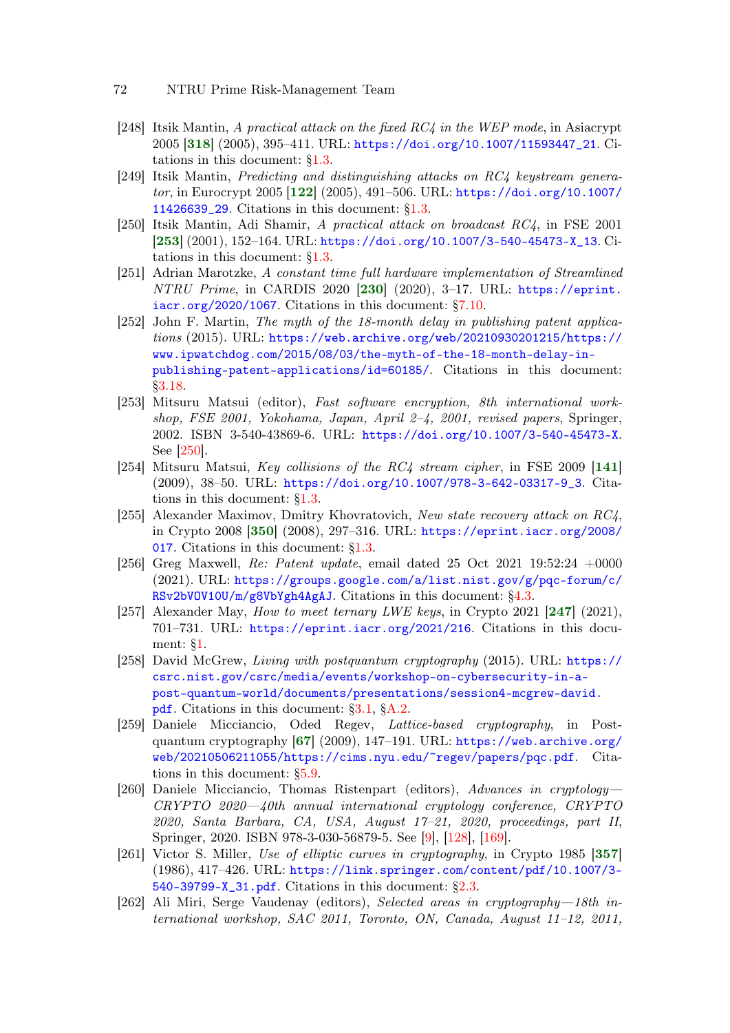[248] Itsik Mantin, *A practical attack on the fixed RC4 in the WEP mode*, in Asiacrypt 2005 [**318**] (2005), 395–411. URL: https://doi.org/10.1007/11593447_21. Citations in this document: §1.3.

[249] Itsik Mantin, *Predicting and distinguishing attacks on RC4 keystream generator*, in Eurocrypt 2005 [**122**] (2005), 491–506. URL: https://doi.org/10.1007/11426639_29. Citations in this document: §1.3.

[250] Itsik Mantin, Adi Shamir, *A practical attack on broadcast RC4*, in FSE 2001 [**253**] (2001), 152–164. URL: https://doi.org/10.1007/3-540-45473-X_13. Citations in this document: §1.3.

[251] Adrian Marotzke, *A constant time full hardware implementation of Streamlined NTRU Prime*, in CARDIS 2020 [**230**] (2020), 3–17. URL: https://eprint.iacr.org/2020/1067. Citations in this document: §7.10.

[252] John F. Martin, *The myth of the 18-month delay in publishing patent applications* (2015). URL: https://web.archive.org/web/20210930201215/https://www.ipwatchdog.com/2015/08/03/the-myth-of-the-18-month-delay-in-publishing-patent-applications/id=60185/. Citations in this document: §3.18.

[253] Mitsuru Matsui (editor), *Fast software encryption, 8th international workshop, FSE 2001, Yokohama, Japan, April 2–4, 2001, revised papers*, Springer, 2002. ISBN 3-540-43869-6. URL: https://doi.org/10.1007/3-540-45473-X. See [250].

[254] Mitsuru Matsui, *Key collisions of the RC4 stream cipher*, in FSE 2009 [**141**] (2009), 38–50. URL: https://doi.org/10.1007/978-3-642-03317-9_3. Citations in this document: §1.3.

[255] Alexander Maximov, Dmitry Khovratovich, *New state recovery attack on RC4*, in Crypto 2008 [**350**] (2008), 297–316. URL: https://eprint.iacr.org/2008/017. Citations in this document: §1.3.

[256] Greg Maxwell, *Re: Patent update*, email dated 25 Oct 2021 19:52:24 +0000 (2021). URL: https://groups.google.com/a/list.nist.gov/g/pqc-forum/c/RSv2bVOV10U/m/g8VbYgh4AgAJ. Citations in this document: §4.3.

[257] Alexander May, *How to meet ternary LWE keys*, in Crypto 2021 [**247**] (2021), 701–731. URL: https://eprint.iacr.org/2021/216. Citations in this document: §1.

[258] David McGrew, *Living with postquantum cryptography* (2015). URL: https://csrc.nist.gov/csrc/media/events/workshop-on-cybersecurity-in-a-post-quantum-world/documents/presentations/session4-mcgrew-david.pdf. Citations in this document: §3.1, §A.2.

[259] Daniele Micciancio, Oded Regev, *Lattice-based cryptography*, in Post-quantum cryptography [**67**] (2009), 147–191. URL: https://web.archive.org/web/20210506211055/https://cims.nyu.edu/~regev/papers/pqc.pdf. Citations in this document: §5.9.

[260] Daniele Micciancio, Thomas Ristenpart (editors), *Advances in cryptology—CRYPTO 2020—40th annual international cryptology conference, CRYPTO 2020, Santa Barbara, CA, USA, August 17–21, 2020, proceedings, part II*, Springer, 2020. ISBN 978-3-030-56879-5. See [9], [128], [169].

[261] Victor S. Miller, *Use of elliptic curves in cryptography*, in Crypto 1985 [**357**] (1986), 417–426. URL: https://link.springer.com/content/pdf/10.1007/3-540-39799-X_31.pdf. Citations in this document: §2.3.

[262] Ali Miri, Serge Vaudenay (editors), *Selected areas in cryptography—18th international workshop, SAC 2011, Toronto, ON, Canada, August 11–12, 2011,*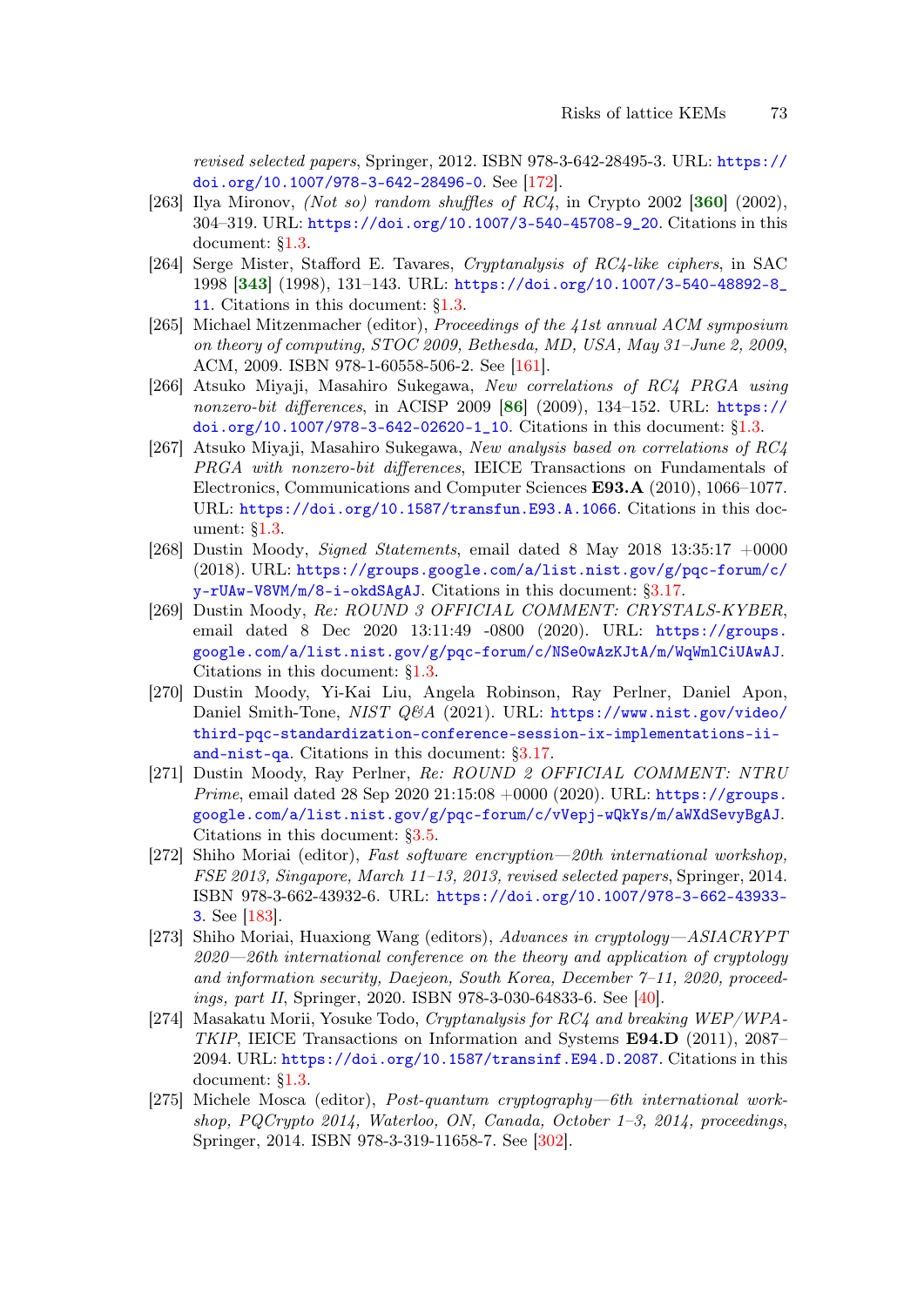*revised selected papers*, Springer, 2012. ISBN 978-3-642-28495-3. URL: https://doi.org/10.1007/978-3-642-28496-0. See [172].

[263] Ilya Mironov, *(Not so) random shuffles of RC4*, in Crypto 2002 [**360**] (2002), 304–319. URL: https://doi.org/10.1007/3-540-45708-9_20. Citations in this document: §1.3.

[264] Serge Mister, Stafford E. Tavares, *Cryptanalysis of RC4-like ciphers*, in SAC 1998 [**343**] (1998), 131–143. URL: https://doi.org/10.1007/3-540-48892-8_11. Citations in this document: §1.3.

[265] Michael Mitzenmacher (editor), *Proceedings of the 41st annual ACM symposium on theory of computing, STOC 2009, Bethesda, MD, USA, May 31–June 2, 2009*, ACM, 2009. ISBN 978-1-60558-506-2. See [161].

[266] Atsuko Miyaji, Masahiro Sukegawa, *New correlations of RC4 PRGA using nonzero-bit differences*, in ACISP 2009 [**86**] (2009), 134–152. URL: https://doi.org/10.1007/978-3-642-02620-1_10. Citations in this document: §1.3.

[267] Atsuko Miyaji, Masahiro Sukegawa, *New analysis based on correlations of RC4 PRGA with nonzero-bit differences*, IEICE Transactions on Fundamentals of Electronics, Communications and Computer Sciences **E93.A** (2010), 1066–1077. URL: https://doi.org/10.1587/transfun.E93.A.1066. Citations in this document: §1.3.

[268] Dustin Moody, *Signed Statements*, email dated 8 May 2018 13:35:17 +0000 (2018). URL: https://groups.google.com/a/list.nist.gov/g/pqc-forum/c/y-rUAw-V8VM/m/8-i-okdSAgAJ. Citations in this document: §3.17.

[269] Dustin Moody, *Re: ROUND 3 OFFICIAL COMMENT: CRYSTALS-KYBER*, email dated 8 Dec 2020 13:11:49 -0800 (2020). URL: https://groups.google.com/a/list.nist.gov/g/pqc-forum/c/NSe0wAzKJtA/m/WqWmlCiUAwAJ. Citations in this document: §1.3.

[270] Dustin Moody, Yi-Kai Liu, Angela Robinson, Ray Perlner, Daniel Apon, Daniel Smith-Tone, *NIST Q&A* (2021). URL: https://www.nist.gov/video/third-pqc-standardization-conference-session-ix-implementations-ii-and-nist-qa. Citations in this document: §3.17.

[271] Dustin Moody, Ray Perlner, *Re: ROUND 2 OFFICIAL COMMENT: NTRU Prime*, email dated 28 Sep 2020 21:15:08 +0000 (2020). URL: https://groups.google.com/a/list.nist.gov/g/pqc-forum/c/vVepj-wQkYs/m/aWXdSevyBgAJ. Citations in this document: §3.5.

[272] Shiho Moriai (editor), *Fast software encryption—20th international workshop, FSE 2013, Singapore, March 11–13, 2013, revised selected papers*, Springer, 2014. ISBN 978-3-662-43932-6. URL: https://doi.org/10.1007/978-3-662-43933-3. See [183].

[273] Shiho Moriai, Huaxiong Wang (editors), *Advances in cryptology—ASIACRYPT 2020—26th international conference on the theory and application of cryptology and information security, Daejeon, South Korea, December 7–11, 2020, proceedings, part II*, Springer, 2020. ISBN 978-3-030-64833-6. See [40].

[274] Masakatu Morii, Yosuke Todo, *Cryptanalysis for RC4 and breaking WEP/WPA-TKIP*, IEICE Transactions on Information and Systems **E94.D** (2011), 2087–2094. URL: https://doi.org/10.1587/transinf.E94.D.2087. Citations in this document: §1.3.

[275] Michele Mosca (editor), *Post-quantum cryptography—6th international workshop, PQCrypto 2014, Waterloo, ON, Canada, October 1–3, 2014, proceedings*, Springer, 2014. ISBN 978-3-319-11658-7. See [302].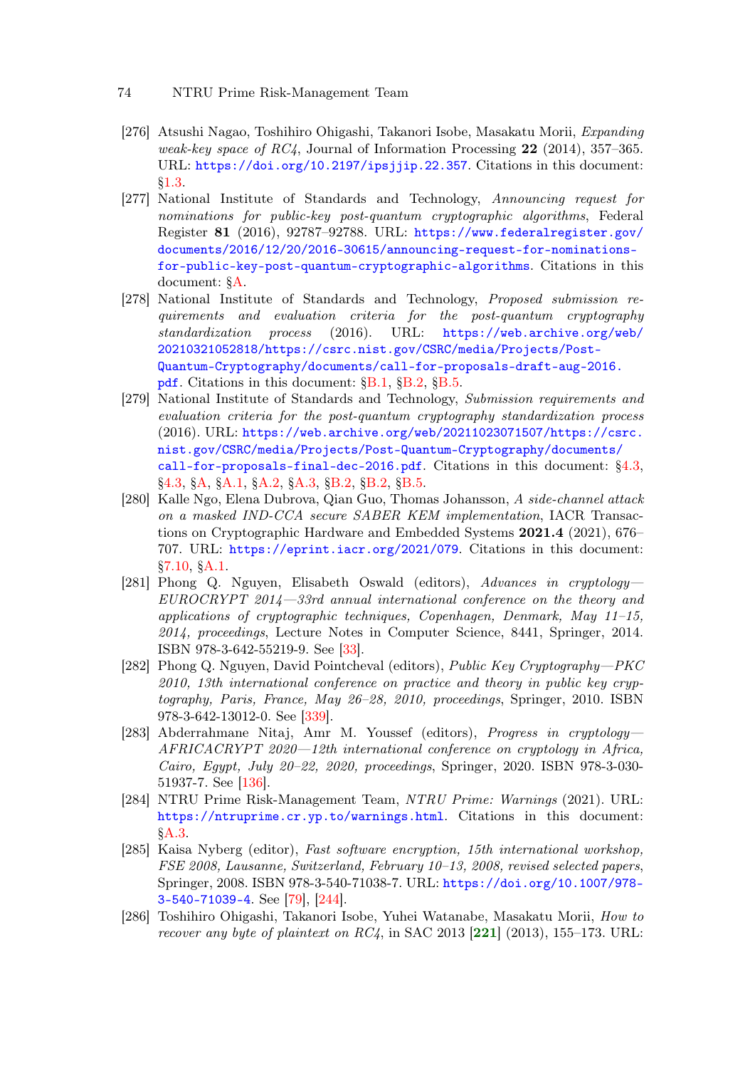[276] Atsushi Nagao, Toshihiro Ohigashi, Takanori Isobe, Masakatu Morii, *Expanding weak-key space of RC4*, Journal of Information Processing **22** (2014), 357–365. URL: https://doi.org/10.2197/ipsjjip.22.357. Citations in this document: §1.3.

[277] National Institute of Standards and Technology, *Announcing request for nominations for public-key post-quantum cryptographic algorithms*, Federal Register **81** (2016), 92787–92788. URL: https://www.federalregister.gov/documents/2016/12/20/2016-30615/announcing-request-for-nominations-for-public-key-post-quantum-cryptographic-algorithms. Citations in this document: §A.

[278] National Institute of Standards and Technology, *Proposed submission requirements and evaluation criteria for the post-quantum cryptography standardization process* (2016). URL: https://web.archive.org/web/20210321052818/https://csrc.nist.gov/CSRC/media/Projects/Post-Quantum-Cryptography/documents/call-for-proposals-draft-aug-2016.pdf. Citations in this document: §B.1, §B.2, §B.5.

[279] National Institute of Standards and Technology, *Submission requirements and evaluation criteria for the post-quantum cryptography standardization process* (2016). URL: https://web.archive.org/web/20211023071507/https://csrc.nist.gov/CSRC/media/Projects/Post-Quantum-Cryptography/documents/call-for-proposals-final-dec-2016.pdf. Citations in this document: §4.3, §4.3, §A, §A.1, §A.2, §A.3, §B.2, §B.2, §B.5.

[280] Kalle Ngo, Elena Dubrova, Qian Guo, Thomas Johansson, *A side-channel attack on a masked IND-CCA secure SABER KEM implementation*, IACR Transactions on Cryptographic Hardware and Embedded Systems **2021.4** (2021), 676–707. URL: https://eprint.iacr.org/2021/079. Citations in this document: §7.10, §A.1.

[281] Phong Q. Nguyen, Elisabeth Oswald (editors), *Advances in cryptology—EUROCRYPT 2014—33rd annual international conference on the theory and applications of cryptographic techniques, Copenhagen, Denmark, May 11–15, 2014, proceedings*, Lecture Notes in Computer Science, 8441, Springer, 2014. ISBN 978-3-642-55219-9. See [33].

[282] Phong Q. Nguyen, David Pointcheval (editors), *Public Key Cryptography—PKC 2010, 13th international conference on practice and theory in public key cryptography, Paris, France, May 26–28, 2010, proceedings*, Springer, 2010. ISBN 978-3-642-13012-0. See [339].

[283] Abderrahmane Nitaj, Amr M. Youssef (editors), *Progress in cryptology—AFRICACRYPT 2020—12th international conference on cryptology in Africa, Cairo, Egypt, July 20–22, 2020, proceedings*, Springer, 2020. ISBN 978-3-030-51937-7. See [136].

[284] NTRU Prime Risk-Management Team, *NTRU Prime: Warnings* (2021). URL: https://ntruprime.cr.yp.to/warnings.html. Citations in this document: §A.3.

[285] Kaisa Nyberg (editor), *Fast software encryption, 15th international workshop, FSE 2008, Lausanne, Switzerland, February 10–13, 2008, revised selected papers*, Springer, 2008. ISBN 978-3-540-71038-7. URL: https://doi.org/10.1007/978-3-540-71039-4. See [79], [244].

[286] Toshihiro Ohigashi, Takanori Isobe, Yuhei Watanabe, Masakatu Morii, *How to recover any byte of plaintext on RC4*, in SAC 2013 [**221**] (2013), 155–173. URL: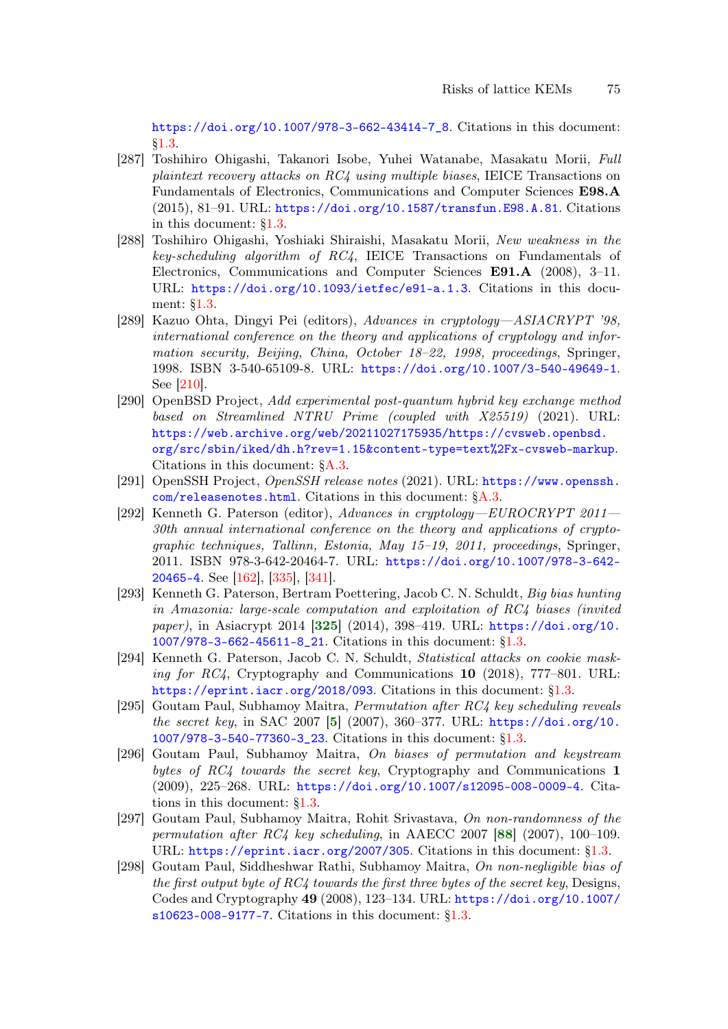https://doi.org/10.1007/978-3-662-43414-7_8. Citations in this document: §1.3.

- [287] Toshihiro Ohigashi, Takanori Isobe, Yuhei Watanabe, Masakatu Morii, *Full plaintext recovery attacks on RC4 using multiple biases*, IEICE Transactions on Fundamentals of Electronics, Communications and Computer Sciences **E98.A** (2015), 81–91. URL: https://doi.org/10.1587/transfun.E98.A.81. Citations in this document: §1.3.
- [288] Toshihiro Ohigashi, Yoshiaki Shiraishi, Masakatu Morii, *New weakness in the key-scheduling algorithm of RC4*, IEICE Transactions on Fundamentals of Electronics, Communications and Computer Sciences **E91.A** (2008), 3–11. URL: https://doi.org/10.1093/ietfec/e91-a.1.3. Citations in this document: §1.3.
- [289] Kazuo Ohta, Dingyi Pei (editors), *Advances in cryptology—ASIACRYPT '98, international conference on the theory and applications of cryptology and information security, Beijing, China, October 18–22, 1998, proceedings*, Springer, 1998. ISBN 3-540-65109-8. URL: https://doi.org/10.1007/3-540-49649-1. See [210].
- [290] OpenBSD Project, *Add experimental post-quantum hybrid key exchange method based on Streamlined NTRU Prime (coupled with X25519)* (2021). URL: https://web.archive.org/web/20211027175935/https://cvsweb.openbsd.org/src/sbin/iked/dh.h?rev=1.15&content-type=text%2Fx-cvsweb-markup. Citations in this document: §A.3.
- [291] OpenSSH Project, *OpenSSH release notes* (2021). URL: https://www.openssh.com/releasenotes.html. Citations in this document: §A.3.
- [292] Kenneth G. Paterson (editor), *Advances in cryptology—EUROCRYPT 2011—30th annual international conference on the theory and applications of cryptographic techniques, Tallinn, Estonia, May 15–19, 2011, proceedings*, Springer, 2011. ISBN 978-3-642-20464-7. URL: https://doi.org/10.1007/978-3-642-20465-4. See [162], [335], [341].
- [293] Kenneth G. Paterson, Bertram Poettering, Jacob C. N. Schuldt, *Big bias hunting in Amazonia: large-scale computation and exploitation of RC4 biases (invited paper)*, in Asiacrypt 2014 [**325**] (2014), 398–419. URL: https://doi.org/10.1007/978-3-662-45611-8_21. Citations in this document: §1.3.
- [294] Kenneth G. Paterson, Jacob C. N. Schuldt, *Statistical attacks on cookie masking for RC4*, Cryptography and Communications **10** (2018), 777–801. URL: https://eprint.iacr.org/2018/093. Citations in this document: §1.3.
- [295] Goutam Paul, Subhamoy Maitra, *Permutation after RC4 key scheduling reveals the secret key*, in SAC 2007 [**5**] (2007), 360–377. URL: https://doi.org/10.1007/978-3-540-77360-3_23. Citations in this document: §1.3.
- [296] Goutam Paul, Subhamoy Maitra, *On biases of permutation and keystream bytes of RC4 towards the secret key*, Cryptography and Communications **1** (2009), 225–268. URL: https://doi.org/10.1007/s12095-008-0009-4. Citations in this document: §1.3.
- [297] Goutam Paul, Subhamoy Maitra, Rohit Srivastava, *On non-randomness of the permutation after RC4 key scheduling*, in AAECC 2007 [**88**] (2007), 100–109. URL: https://eprint.iacr.org/2007/305. Citations in this document: §1.3.
- [298] Goutam Paul, Siddheshwar Rathi, Subhamoy Maitra, *On non-negligible bias of the first output byte of RC4 towards the first three bytes of the secret key*, Designs, Codes and Cryptography **49** (2008), 123–134. URL: https://doi.org/10.1007/s10623-008-9177-7. Citations in this document: §1.3.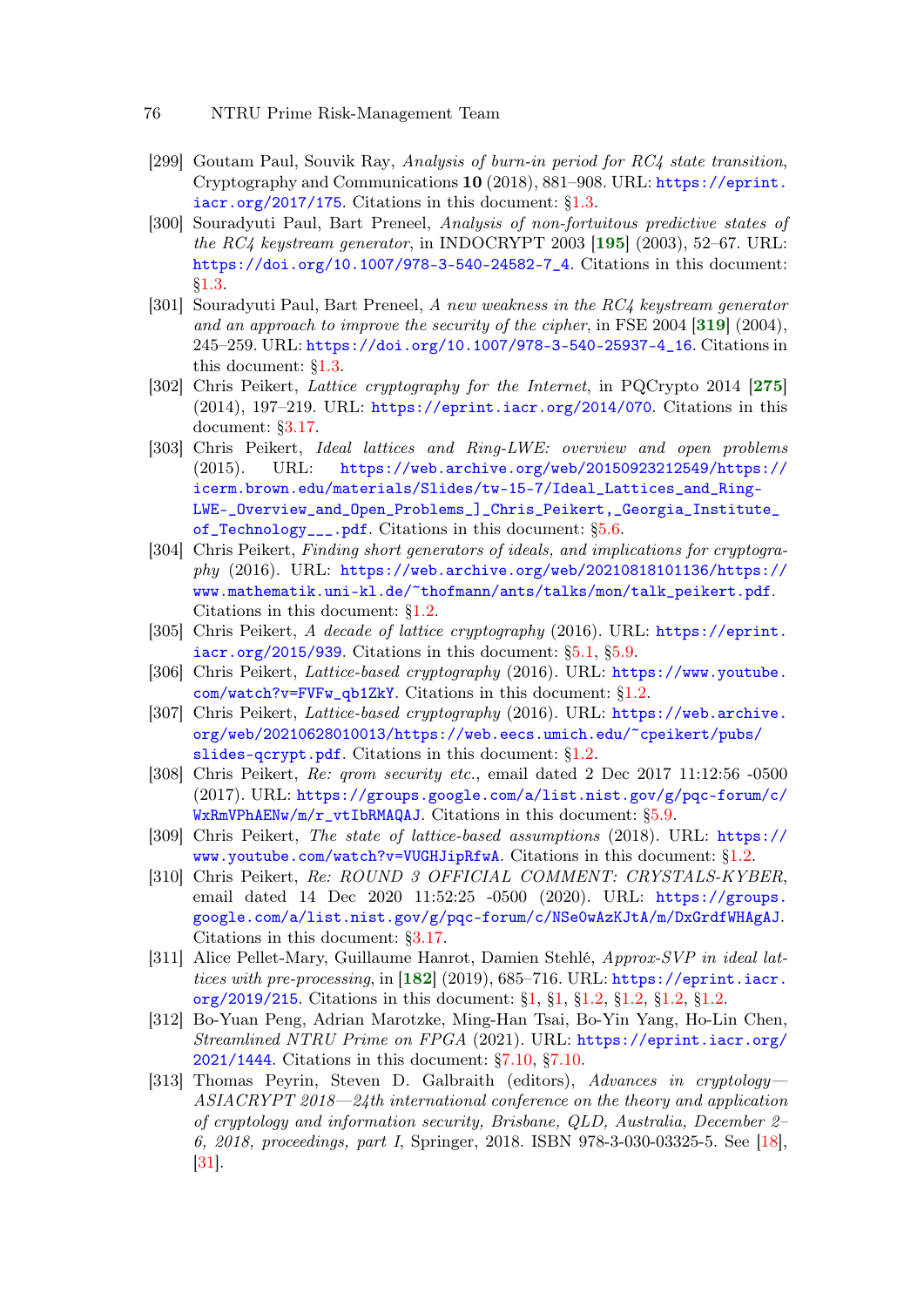[299] Goutam Paul, Souvik Ray, *Analysis of burn-in period for RC4 state transition*, Cryptography and Communications **10** (2018), 881–908. URL: https://eprint.iacr.org/2017/175. Citations in this document: §1.3.

[300] Souradyuti Paul, Bart Preneel, *Analysis of non-fortuitous predictive states of the RC4 keystream generator*, in INDOCRYPT 2003 [**195**] (2003), 52–67. URL: https://doi.org/10.1007/978-3-540-24582-7_4. Citations in this document: §1.3.

[301] Souradyuti Paul, Bart Preneel, *A new weakness in the RC4 keystream generator and an approach to improve the security of the cipher*, in FSE 2004 [**319**] (2004), 245–259. URL: https://doi.org/10.1007/978-3-540-25937-4_16. Citations in this document: §1.3.

[302] Chris Peikert, *Lattice cryptography for the Internet*, in PQCrypto 2014 [**275**] (2014), 197–219. URL: https://eprint.iacr.org/2014/070. Citations in this document: §3.17.

[303] Chris Peikert, *Ideal lattices and Ring-LWE: overview and open problems* (2015). URL: https://web.archive.org/web/20150923212549/https://icerm.brown.edu/materials/Slides/tw-15-7/Ideal_Lattices_and_Ring-LWE-_Overview_and_Open_Problems_]_Chris_Peikert,_Georgia_Institute_of_Technology___.pdf. Citations in this document: §5.6.

[304] Chris Peikert, *Finding short generators of ideals, and implications for cryptography* (2016). URL: https://web.archive.org/web/20210818101136/https://www.mathematik.uni-kl.de/~thofmann/ants/talks/mon/talk_peikert.pdf. Citations in this document: §1.2.

[305] Chris Peikert, *A decade of lattice cryptography* (2016). URL: https://eprint.iacr.org/2015/939. Citations in this document: §5.1, §5.9.

[306] Chris Peikert, *Lattice-based cryptography* (2016). URL: https://www.youtube.com/watch?v=FVFw_qb1ZkY. Citations in this document: §1.2.

[307] Chris Peikert, *Lattice-based cryptography* (2016). URL: https://web.archive.org/web/20210628010013/https://web.eecs.umich.edu/~cpeikert/pubs/slides-qcrypt.pdf. Citations in this document: §1.2.

[308] Chris Peikert, *Re: qrom security etc.*, email dated 2 Dec 2017 11:12:56 -0500 (2017). URL: https://groups.google.com/a/list.nist.gov/g/pqc-forum/c/WxRmVPhAENw/m/r_vtIbRMAQAJ. Citations in this document: §5.9.

[309] Chris Peikert, *The state of lattice-based assumptions* (2018). URL: https://www.youtube.com/watch?v=VUGHJipRfwA. Citations in this document: §1.2.

[310] Chris Peikert, *Re: ROUND 3 OFFICIAL COMMENT: CRYSTALS-KYBER*, email dated 14 Dec 2020 11:52:25 -0500 (2020). URL: https://groups.google.com/a/list.nist.gov/g/pqc-forum/c/NSe0wAzKJtA/m/DxGrdfWHAgAJ. Citations in this document: §3.17.

[311] Alice Pellet-Mary, Guillaume Hanrot, Damien Stehlé, *Approx-SVP in ideal lattices with pre-processing*, in [**182**] (2019), 685–716. URL: https://eprint.iacr.org/2019/215. Citations in this document: §1, §1, §1.2, §1.2, §1.2, §1.2.

[312] Bo-Yuan Peng, Adrian Marotzke, Ming-Han Tsai, Bo-Yin Yang, Ho-Lin Chen, *Streamlined NTRU Prime on FPGA* (2021). URL: https://eprint.iacr.org/2021/1444. Citations in this document: §7.10, §7.10.

[313] Thomas Peyrin, Steven D. Galbraith (editors), *Advances in cryptology—ASIACRYPT 2018—24th international conference on the theory and application of cryptology and information security, Brisbane, QLD, Australia, December 2–6, 2018, proceedings, part I*, Springer, 2018. ISBN 978-3-030-03325-5. See [18], [31].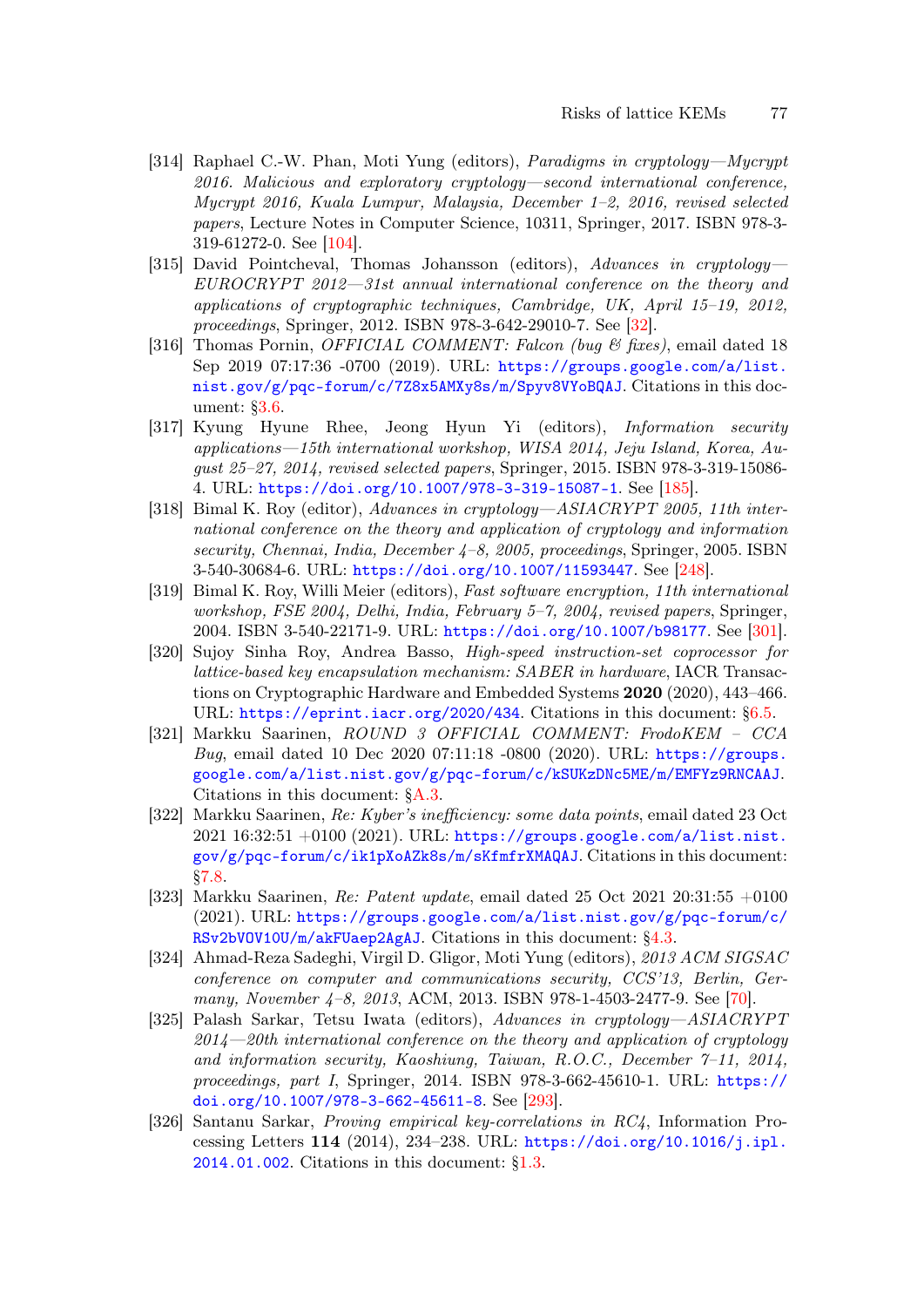[314] Raphael C.-W. Phan, Moti Yung (editors), *Paradigms in cryptology—Mycrypt 2016. Malicious and exploratory cryptology—second international conference, Mycrypt 2016, Kuala Lumpur, Malaysia, December 1–2, 2016, revised selected papers*, Lecture Notes in Computer Science, 10311, Springer, 2017. ISBN 978-3-319-61272-0. See [104].

[315] David Pointcheval, Thomas Johansson (editors), *Advances in cryptology—EUROCRYPT 2012—31st annual international conference on the theory and applications of cryptographic techniques, Cambridge, UK, April 15–19, 2012, proceedings*, Springer, 2012. ISBN 978-3-642-29010-7. See [32].

[316] Thomas Pornin, *OFFICIAL COMMENT: Falcon (bug & fixes)*, email dated 18 Sep 2019 07:17:36 -0700 (2019). URL: https://groups.google.com/a/list.nist.gov/g/pqc-forum/c/7Z8x5AMXy8s/m/Spyv8VYoBQAJ. Citations in this document: §3.6.

[317] Kyung Hyune Rhee, Jeong Hyun Yi (editors), *Information security applications—15th international workshop, WISA 2014, Jeju Island, Korea, August 25–27, 2014, revised selected papers*, Springer, 2015. ISBN 978-3-319-15086-4. URL: https://doi.org/10.1007/978-3-319-15087-1. See [185].

[318] Bimal K. Roy (editor), *Advances in cryptology—ASIACRYPT 2005, 11th international conference on the theory and application of cryptology and information security, Chennai, India, December 4–8, 2005, proceedings*, Springer, 2005. ISBN 3-540-30684-6. URL: https://doi.org/10.1007/11593447. See [248].

[319] Bimal K. Roy, Willi Meier (editors), *Fast software encryption, 11th international workshop, FSE 2004, Delhi, India, February 5–7, 2004, revised papers*, Springer, 2004. ISBN 3-540-22171-9. URL: https://doi.org/10.1007/b98177. See [301].

[320] Sujoy Sinha Roy, Andrea Basso, *High-speed instruction-set coprocessor for lattice-based key encapsulation mechanism: SABER in hardware*, IACR Transactions on Cryptographic Hardware and Embedded Systems **2020** (2020), 443–466. URL: https://eprint.iacr.org/2020/434. Citations in this document: §6.5.

[321] Markku Saarinen, *ROUND 3 OFFICIAL COMMENT: FrodoKEM – CCA Bug*, email dated 10 Dec 2020 07:11:18 -0800 (2020). URL: https://groups.google.com/a/list.nist.gov/g/pqc-forum/c/kSUKzDNc5ME/m/EMFYz9RNCAAJ. Citations in this document: §A.3.

[322] Markku Saarinen, *Re: Kyber's inefficiency: some data points*, email dated 23 Oct 2021 16:32:51 +0100 (2021). URL: https://groups.google.com/a/list.nist.gov/g/pqc-forum/c/ik1pXoAZk8s/m/sKfmfrXMAQAJ. Citations in this document: §7.8.

[323] Markku Saarinen, *Re: Patent update*, email dated 25 Oct 2021 20:31:55 +0100 (2021). URL: https://groups.google.com/a/list.nist.gov/g/pqc-forum/c/RSv2bVOV10U/m/akFUaep2AgAJ. Citations in this document: §4.3.

[324] Ahmad-Reza Sadeghi, Virgil D. Gligor, Moti Yung (editors), *2013 ACM SIGSAC conference on computer and communications security, CCS'13, Berlin, Germany, November 4–8, 2013*, ACM, 2013. ISBN 978-1-4503-2477-9. See [70].

[325] Palash Sarkar, Tetsu Iwata (editors), *Advances in cryptology—ASIACRYPT 2014—20th international conference on the theory and application of cryptology and information security, Kaoshiung, Taiwan, R.O.C., December 7–11, 2014, proceedings, part I*, Springer, 2014. ISBN 978-3-662-45610-1. URL: https://doi.org/10.1007/978-3-662-45611-8. See [293].

[326] Santanu Sarkar, *Proving empirical key-correlations in RC4*, Information Processing Letters **114** (2014), 234–238. URL: https://doi.org/10.1016/j.ipl.2014.01.002. Citations in this document: §1.3.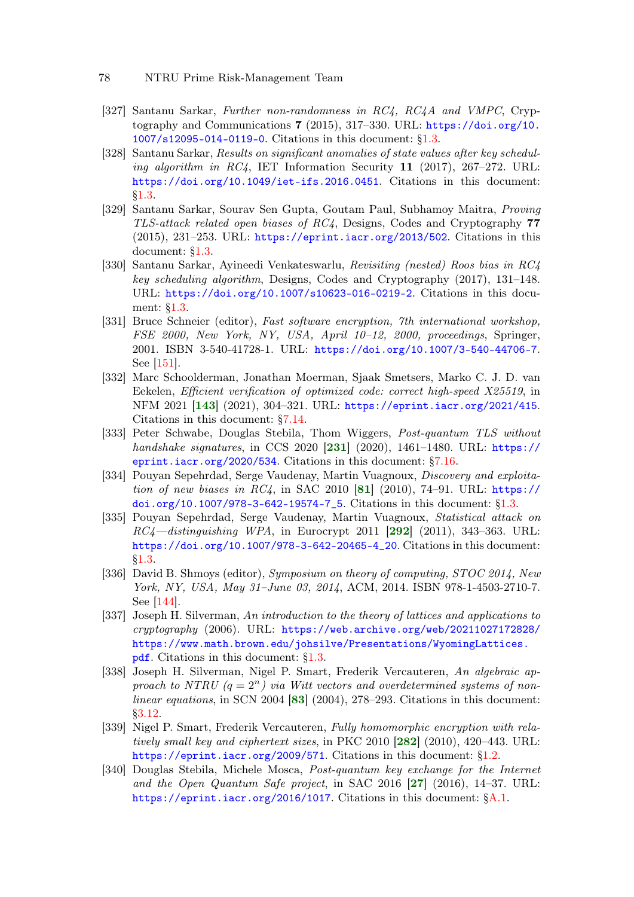[327] Santanu Sarkar, *Further non-randomness in RC4, RC4A and VMPC*, Cryptography and Communications **7** (2015), 317–330. URL: https://doi.org/10.1007/s12095-014-0119-0. Citations in this document: §1.3.

[328] Santanu Sarkar, *Results on significant anomalies of state values after key scheduling algorithm in RC4*, IET Information Security **11** (2017), 267–272. URL: https://doi.org/10.1049/iet-ifs.2016.0451. Citations in this document: §1.3.

[329] Santanu Sarkar, Sourav Sen Gupta, Goutam Paul, Subhamoy Maitra, *Proving TLS-attack related open biases of RC4*, Designs, Codes and Cryptography **77** (2015), 231–253. URL: https://eprint.iacr.org/2013/502. Citations in this document: §1.3.

[330] Santanu Sarkar, Ayineedi Venkateswarlu, *Revisiting (nested) Roos bias in RC4 key scheduling algorithm*, Designs, Codes and Cryptography (2017), 131–148. URL: https://doi.org/10.1007/s10623-016-0219-2. Citations in this document: §1.3.

[331] Bruce Schneier (editor), *Fast software encryption, 7th international workshop, FSE 2000, New York, NY, USA, April 10–12, 2000, proceedings*, Springer, 2001. ISBN 3-540-41728-1. URL: https://doi.org/10.1007/3-540-44706-7. See [151].

[332] Marc Schoolderman, Jonathan Moerman, Sjaak Smetsers, Marko C. J. D. van Eekelen, *Efficient verification of optimized code: correct high-speed X25519*, in NFM 2021 [**143**] (2021), 304–321. URL: https://eprint.iacr.org/2021/415. Citations in this document: §7.14.

[333] Peter Schwabe, Douglas Stebila, Thom Wiggers, *Post-quantum TLS without handshake signatures*, in CCS 2020 [**231**] (2020), 1461–1480. URL: https://eprint.iacr.org/2020/534. Citations in this document: §7.16.

[334] Pouyan Sepehrdad, Serge Vaudenay, Martin Vuagnoux, *Discovery and exploitation of new biases in RC4*, in SAC 2010 [**81**] (2010), 74–91. URL: https://doi.org/10.1007/978-3-642-19574-7_5. Citations in this document: §1.3.

[335] Pouyan Sepehrdad, Serge Vaudenay, Martin Vuagnoux, *Statistical attack on RC4—distinguishing WPA*, in Eurocrypt 2011 [**292**] (2011), 343–363. URL: https://doi.org/10.1007/978-3-642-20465-4_20. Citations in this document: §1.3.

[336] David B. Shmoys (editor), *Symposium on theory of computing, STOC 2014, New York, NY, USA, May 31–June 03, 2014*, ACM, 2014. ISBN 978-1-4503-2710-7. See [144].

[337] Joseph H. Silverman, *An introduction to the theory of lattices and applications to cryptography* (2006). URL: https://web.archive.org/web/20211027172828/https://www.math.brown.edu/johsilve/Presentations/WyomingLattices.pdf. Citations in this document: §1.3.

[338] Joseph H. Silverman, Nigel P. Smart, Frederik Vercauteren, *An algebraic approach to NTRU ($q = 2^n$) via Witt vectors and overdetermined systems of nonlinear equations*, in SCN 2004 [**83**] (2004), 278–293. Citations in this document: §3.12.

[339] Nigel P. Smart, Frederik Vercauteren, *Fully homomorphic encryption with relatively small key and ciphertext sizes*, in PKC 2010 [**282**] (2010), 420–443. URL: https://eprint.iacr.org/2009/571. Citations in this document: §1.2.

[340] Douglas Stebila, Michele Mosca, *Post-quantum key exchange for the Internet and the Open Quantum Safe project*, in SAC 2016 [**27**] (2016), 14–37. URL: https://eprint.iacr.org/2016/1017. Citations in this document: §A.1.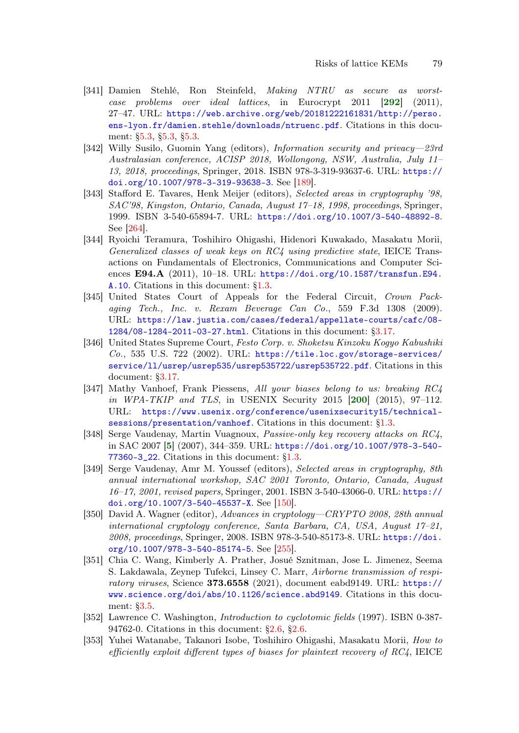[341] Damien Stehlé, Ron Steinfeld, *Making NTRU as secure as worst-case problems over ideal lattices*, in Eurocrypt 2011 [**292**] (2011), 27–47. URL: https://web.archive.org/web/20181222161831/http://perso.ens-lyon.fr/damien.stehle/downloads/ntruenc.pdf. Citations in this document: §5.3, §5.3, §5.3.

[342] Willy Susilo, Guomin Yang (editors), *Information security and privacy—23rd Australasian conference, ACISP 2018, Wollongong, NSW, Australia, July 11–13, 2018, proceedings*, Springer, 2018. ISBN 978-3-319-93637-6. URL: https://doi.org/10.1007/978-3-319-93638-3. See [189].

[343] Stafford E. Tavares, Henk Meijer (editors), *Selected areas in cryptography '98, SAC'98, Kingston, Ontario, Canada, August 17–18, 1998, proceedings*, Springer, 1999. ISBN 3-540-65894-7. URL: https://doi.org/10.1007/3-540-48892-8. See [264].

[344] Ryoichi Teramura, Toshihiro Ohigashi, Hidenori Kuwakado, Masakatu Morii, *Generalized classes of weak keys on RC4 using predictive state*, IEICE Transactions on Fundamentals of Electronics, Communications and Computer Sciences **E94.A** (2011), 10–18. URL: https://doi.org/10.1587/transfun.E94.A.10. Citations in this document: §1.3.

[345] United States Court of Appeals for the Federal Circuit, *Crown Packaging Tech., Inc. v. Rexam Beverage Can Co.*, 559 F.3d 1308 (2009). URL: https://law.justia.com/cases/federal/appellate-courts/cafc/08-1284/08-1284-2011-03-27.html. Citations in this document: §3.17.

[346] United States Supreme Court, *Festo Corp. v. Shoketsu Kinzoku Kogyo Kabushiki Co.*, 535 U.S. 722 (2002). URL: https://tile.loc.gov/storage-services/service/ll/usrep/usrep535/usrep535722/usrep535722.pdf. Citations in this document: §3.17.

[347] Mathy Vanhoef, Frank Piessens, *All your biases belong to us: breaking RC4 in WPA-TKIP and TLS*, in USENIX Security 2015 [**200**] (2015), 97–112. URL: https://www.usenix.org/conference/usenixsecurity15/technical-sessions/presentation/vanhoef. Citations in this document: §1.3.

[348] Serge Vaudenay, Martin Vuagnoux, *Passive-only key recovery attacks on RC4*, in SAC 2007 [**5**] (2007), 344–359. URL: https://doi.org/10.1007/978-3-540-77360-3_22. Citations in this document: §1.3.

[349] Serge Vaudenay, Amr M. Youssef (editors), *Selected areas in cryptography, 8th annual international workshop, SAC 2001 Toronto, Ontario, Canada, August 16–17, 2001, revised papers*, Springer, 2001. ISBN 3-540-43066-0. URL: https://doi.org/10.1007/3-540-45537-X. See [150].

[350] David A. Wagner (editor), *Advances in cryptology—CRYPTO 2008, 28th annual international cryptology conference, Santa Barbara, CA, USA, August 17–21, 2008, proceedings*, Springer, 2008. ISBN 978-3-540-85173-8. URL: https://doi.org/10.1007/978-3-540-85174-5. See [255].

[351] Chia C. Wang, Kimberly A. Prather, Josué Sznitman, Jose L. Jimenez, Seema S. Lakdawala, Zeynep Tufekci, Linsey C. Marr, *Airborne transmission of respiratory viruses*, Science **373.6558** (2021), document eabd9149. URL: https://www.science.org/doi/abs/10.1126/science.abd9149. Citations in this document: §3.5.

[352] Lawrence C. Washington, *Introduction to cyclotomic fields* (1997). ISBN 0-387-94762-0. Citations in this document: §2.6, §2.6.

[353] Yuhei Watanabe, Takanori Isobe, Toshihiro Ohigashi, Masakatu Morii, *How to efficiently exploit different types of biases for plaintext recovery of RC4*, IEICE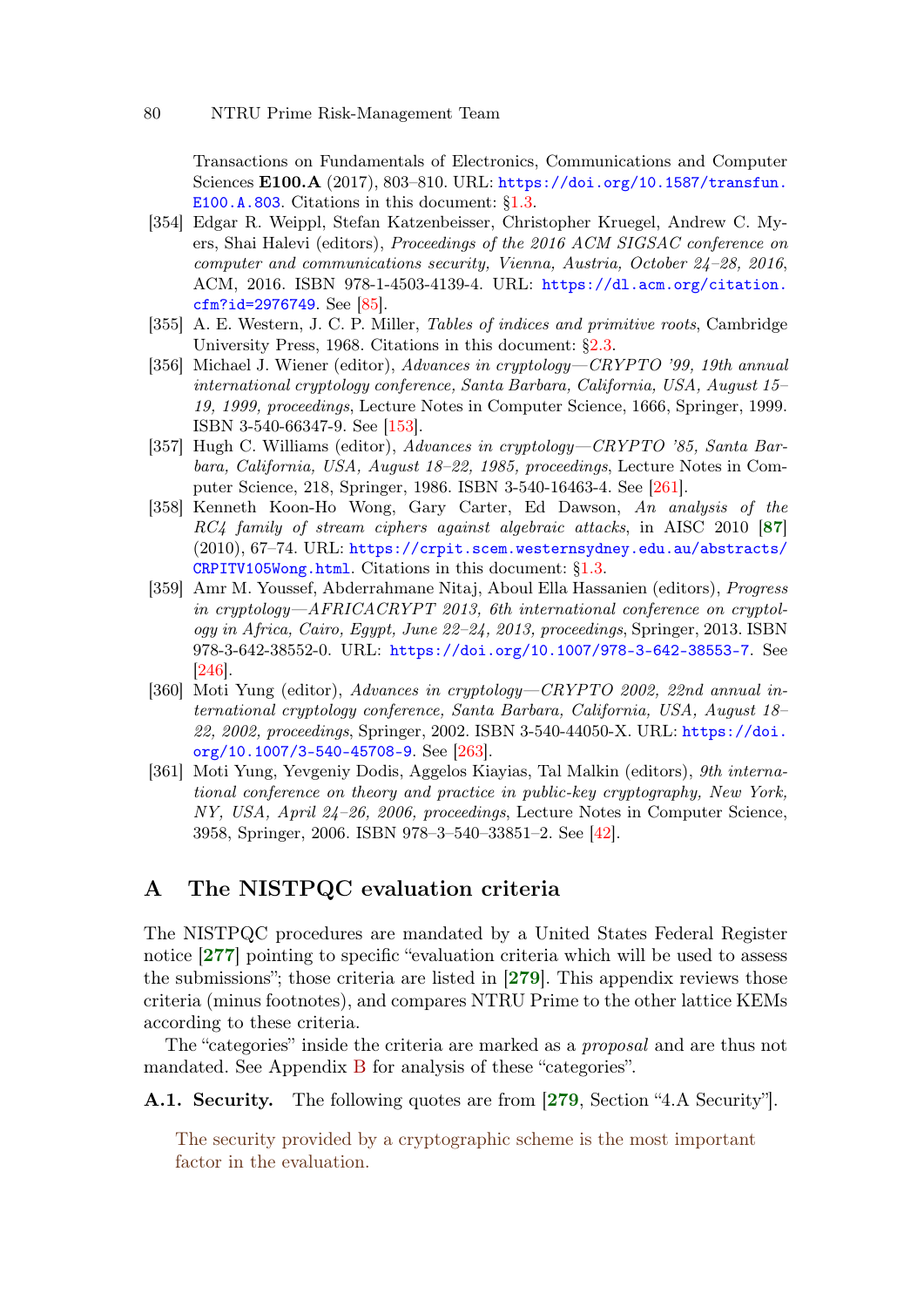Transactions on Fundamentals of Electronics, Communications and Computer Sciences **E100.A** (2017), 803–810. URL: https://doi.org/10.1587/transfun.E100.A.803. Citations in this document: §1.3.

[354] Edgar R. Weippl, Stefan Katzenbeisser, Christopher Kruegel, Andrew C. Myers, Shai Halevi (editors), *Proceedings of the 2016 ACM SIGSAC conference on computer and communications security, Vienna, Austria, October 24–28, 2016*, ACM, 2016. ISBN 978-1-4503-4139-4. URL: https://dl.acm.org/citation.cfm?id=2976749. See [85].

[355] A. E. Western, J. C. P. Miller, *Tables of indices and primitive roots*, Cambridge University Press, 1968. Citations in this document: §2.3.

[356] Michael J. Wiener (editor), *Advances in cryptology—CRYPTO '99, 19th annual international cryptology conference, Santa Barbara, California, USA, August 15–19, 1999, proceedings*, Lecture Notes in Computer Science, 1666, Springer, 1999. ISBN 3-540-66347-9. See [153].

[357] Hugh C. Williams (editor), *Advances in cryptology—CRYPTO '85, Santa Barbara, California, USA, August 18–22, 1985, proceedings*, Lecture Notes in Computer Science, 218, Springer, 1986. ISBN 3-540-16463-4. See [261].

[358] Kenneth Koon-Ho Wong, Gary Carter, Ed Dawson, *An analysis of the RC4 family of stream ciphers against algebraic attacks*, in AISC 2010 [**87**] (2010), 67–74. URL: https://crpit.scem.westernsydney.edu.au/abstracts/CRPITV105Wong.html. Citations in this document: §1.3.

[359] Amr M. Youssef, Abderrahmane Nitaj, Aboul Ella Hassanien (editors), *Progress in cryptology—AFRICACRYPT 2013, 6th international conference on cryptology in Africa, Cairo, Egypt, June 22–24, 2013, proceedings*, Springer, 2013. ISBN 978-3-642-38552-0. URL: https://doi.org/10.1007/978-3-642-38553-7. See [246].

[360] Moti Yung (editor), *Advances in cryptology—CRYPTO 2002, 22nd annual international cryptology conference, Santa Barbara, California, USA, August 18–22, 2002, proceedings*, Springer, 2002. ISBN 3-540-44050-X. URL: https://doi.org/10.1007/3-540-45708-9. See [263].

[361] Moti Yung, Yevgeniy Dodis, Aggelos Kiayias, Tal Malkin (editors), *9th international conference on theory and practice in public-key cryptography, New York, NY, USA, April 24–26, 2006, proceedings*, Lecture Notes in Computer Science, 3958, Springer, 2006. ISBN 978–3–540–33851–2. See [42].

# A The NISTPQC evaluation criteria

The NISTPQC procedures are mandated by a United States Federal Register notice [**277**] pointing to specific "evaluation criteria which will be used to assess the submissions"; those criteria are listed in [**279**]. This appendix reviews those criteria (minus footnotes), and compares NTRU Prime to the other lattice KEMs according to these criteria.

The "categories" inside the criteria are marked as a *proposal* and are thus not mandated. See Appendix B for analysis of these "categories".

**A.1. Security.** The following quotes are from [**279**, Section "4.A Security"].

> The security provided by a cryptographic scheme is the most important factor in the evaluation.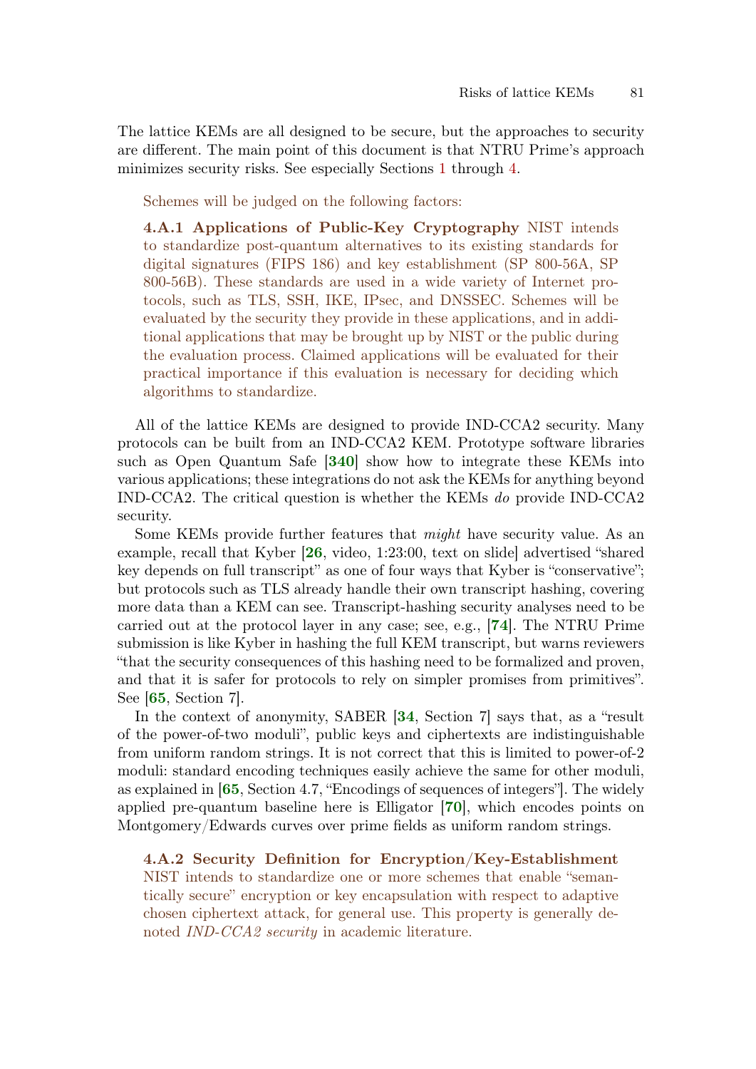The lattice KEMs are all designed to be secure, but the approaches to security are different. The main point of this document is that NTRU Prime's approach minimizes security risks. See especially Sections 1 through 4.

> Schemes will be judged on the following factors:
>
> **4.A.1 Applications of Public-Key Cryptography** NIST intends to standardize post-quantum alternatives to its existing standards for digital signatures (FIPS 186) and key establishment (SP 800-56A, SP 800-56B). These standards are used in a wide variety of Internet protocols, such as TLS, SSH, IKE, IPsec, and DNSSEC. Schemes will be evaluated by the security they provide in these applications, and in additional applications that may be brought up by NIST or the public during the evaluation process. Claimed applications will be evaluated for their practical importance if this evaluation is necessary for deciding which algorithms to standardize.

All of the lattice KEMs are designed to provide IND-CCA2 security. Many protocols can be built from an IND-CCA2 KEM. Prototype software libraries such as Open Quantum Safe [**340**] show how to integrate these KEMs into various applications; these integrations do not ask the KEMs for anything beyond IND-CCA2. The critical question is whether the KEMs *do* provide IND-CCA2 security.

Some KEMs provide further features that *might* have security value. As an example, recall that Kyber [**26**, video, 1:23:00, text on slide] advertised "shared key depends on full transcript" as one of four ways that Kyber is "conservative"; but protocols such as TLS already handle their own transcript hashing, covering more data than a KEM can see. Transcript-hashing security analyses need to be carried out at the protocol layer in any case; see, e.g., [**74**]. The NTRU Prime submission is like Kyber in hashing the full KEM transcript, but warns reviewers "that the security consequences of this hashing need to be formalized and proven, and that it is safer for protocols to rely on simpler promises from primitives". See [**65**, Section 7].

In the context of anonymity, SABER [**34**, Section 7] says that, as a "result of the power-of-two moduli", public keys and ciphertexts are indistinguishable from uniform random strings. It is not correct that this is limited to power-of-2 moduli: standard encoding techniques easily achieve the same for other moduli, as explained in [**65**, Section 4.7, "Encodings of sequences of integers"]. The widely applied pre-quantum baseline here is Elligator [**70**], which encodes points on Montgomery/Edwards curves over prime fields as uniform random strings.

> **4.A.2 Security Definition for Encryption/Key-Establishment** NIST intends to standardize one or more schemes that enable "semantically secure" encryption or key encapsulation with respect to adaptive chosen ciphertext attack, for general use. This property is generally denoted *IND-CCA2 security* in academic literature.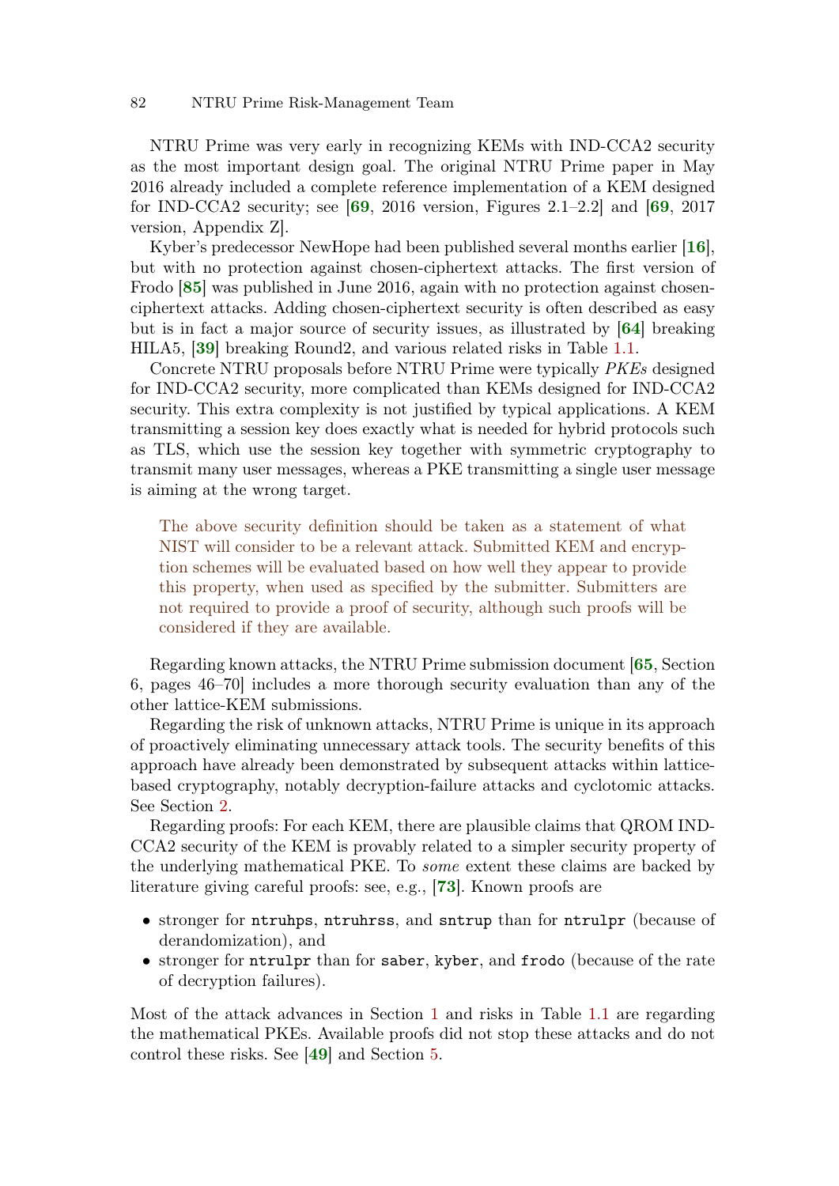NTRU Prime was very early in recognizing KEMs with IND-CCA2 security as the most important design goal. The original NTRU Prime paper in May 2016 already included a complete reference implementation of a KEM designed for IND-CCA2 security; see [69, 2016 version, Figures 2.1–2.2] and [69, 2017 version, Appendix Z].

Kyber's predecessor NewHope had been published several months earlier [16], but with no protection against chosen-ciphertext attacks. The first version of Frodo [85] was published in June 2016, again with no protection against chosen-ciphertext attacks. Adding chosen-ciphertext security is often described as easy but is in fact a major source of security issues, as illustrated by [64] breaking HILA5, [39] breaking Round2, and various related risks in Table 1.1.

Concrete NTRU proposals before NTRU Prime were typically *PKEs* designed for IND-CCA2 security, more complicated than KEMs designed for IND-CCA2 security. This extra complexity is not justified by typical applications. A KEM transmitting a session key does exactly what is needed for hybrid protocols such as TLS, which use the session key together with symmetric cryptography to transmit many user messages, whereas a PKE transmitting a single user message is aiming at the wrong target.

> The above security definition should be taken as a statement of what NIST will consider to be a relevant attack. Submitted KEM and encryption schemes will be evaluated based on how well they appear to provide this property, when used as specified by the submitter. Submitters are not required to provide a proof of security, although such proofs will be considered if they are available.

Regarding known attacks, the NTRU Prime submission document [65, Section 6, pages 46–70] includes a more thorough security evaluation than any of the other lattice-KEM submissions.

Regarding the risk of unknown attacks, NTRU Prime is unique in its approach of proactively eliminating unnecessary attack tools. The security benefits of this approach have already been demonstrated by subsequent attacks within lattice-based cryptography, notably decryption-failure attacks and cyclotomic attacks. See Section 2.

Regarding proofs: For each KEM, there are plausible claims that QROM IND-CCA2 security of the KEM is provably related to a simpler security property of the underlying mathematical PKE. To *some* extent these claims are backed by literature giving careful proofs: see, e.g., [73]. Known proofs are

- stronger for `ntruhps`, `ntruhrss`, and `sntrup` than for `ntrulpr` (because of derandomization), and
- stronger for `ntrulpr` than for `saber`, `kyber`, and `frodo` (because of the rate of decryption failures).

Most of the attack advances in Section 1 and risks in Table 1.1 are regarding the mathematical PKEs. Available proofs did not stop these attacks and do not control these risks. See [49] and Section 5.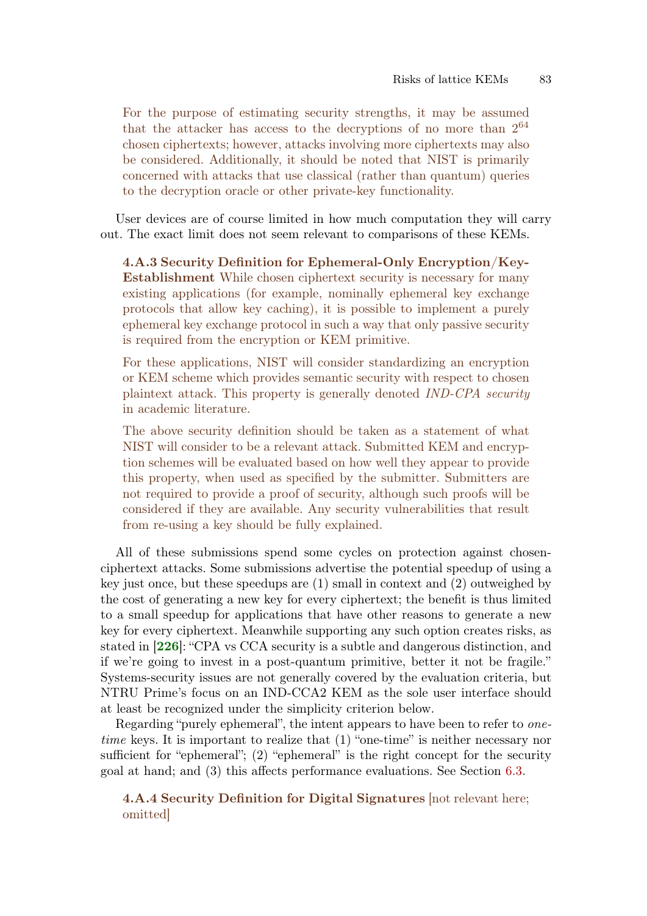> For the purpose of estimating security strengths, it may be assumed that the attacker has access to the decryptions of no more than $2^{64}$ chosen ciphertexts; however, attacks involving more ciphertexts may also be considered. Additionally, it should be noted that NIST is primarily concerned with attacks that use classical (rather than quantum) queries to the decryption oracle or other private-key functionality.

User devices are of course limited in how much computation they will carry out. The exact limit does not seem relevant to comparisons of these KEMs.

> **4.A.3 Security Definition for Ephemeral-Only Encryption/Key-Establishment** While chosen ciphertext security is necessary for many existing applications (for example, nominally ephemeral key exchange protocols that allow key caching), it is possible to implement a purely ephemeral key exchange protocol in such a way that only passive security is required from the encryption or KEM primitive.
>
> For these applications, NIST will consider standardizing an encryption or KEM scheme which provides semantic security with respect to chosen plaintext attack. This property is generally denoted *IND-CPA security* in academic literature.
>
> The above security definition should be taken as a statement of what NIST will consider to be a relevant attack. Submitted KEM and encryption schemes will be evaluated based on how well they appear to provide this property, when used as specified by the submitter. Submitters are not required to provide a proof of security, although such proofs will be considered if they are available. Any security vulnerabilities that result from re-using a key should be fully explained.

All of these submissions spend some cycles on protection against chosen-ciphertext attacks. Some submissions advertise the potential speedup of using a key just once, but these speedups are (1) small in context and (2) outweighed by the cost of generating a new key for every ciphertext; the benefit is thus limited to a small speedup for applications that have other reasons to generate a new key for every ciphertext. Meanwhile supporting any such option creates risks, as stated in [**226**]: "CPA vs CCA security is a subtle and dangerous distinction, and if we're going to invest in a post-quantum primitive, better it not be fragile." Systems-security issues are not generally covered by the evaluation criteria, but NTRU Prime's focus on an IND-CCA2 KEM as the sole user interface should at least be recognized under the simplicity criterion below.

Regarding "purely ephemeral", the intent appears to have been to refer to *one-time* keys. It is important to realize that (1) "one-time" is neither necessary nor sufficient for "ephemeral"; (2) "ephemeral" is the right concept for the security goal at hand; and (3) this affects performance evaluations. See Section 6.3.

> **4.A.4 Security Definition for Digital Signatures** [not relevant here; omitted]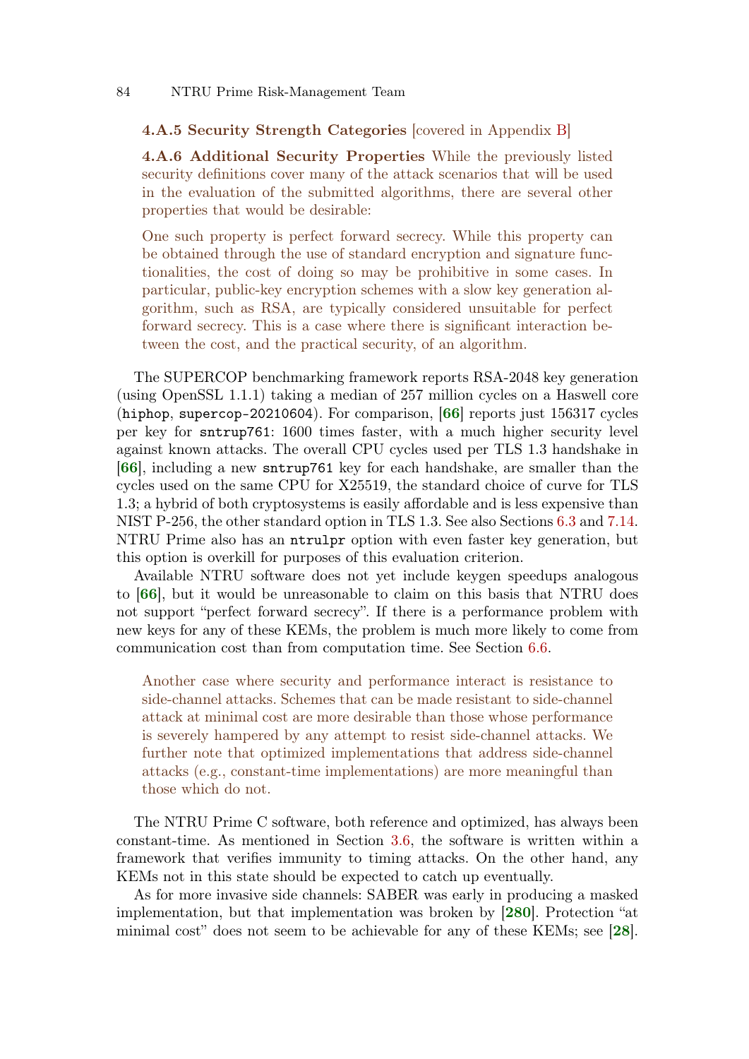**4.A.5 Security Strength Categories** [covered in Appendix B]

**4.A.6 Additional Security Properties** While the previously listed security definitions cover many of the attack scenarios that will be used in the evaluation of the submitted algorithms, there are several other properties that would be desirable:

One such property is perfect forward secrecy. While this property can be obtained through the use of standard encryption and signature functionalities, the cost of doing so may be prohibitive in some cases. In particular, public-key encryption schemes with a slow key generation algorithm, such as RSA, are typically considered unsuitable for perfect forward secrecy. This is a case where there is significant interaction between the cost, and the practical security, of an algorithm.

The SUPERCOP benchmarking framework reports RSA-2048 key generation (using OpenSSL 1.1.1) taking a median of 257 million cycles on a Haswell core (`hiphop`, `supercop-20210604`). For comparison, [**66**] reports just 156317 cycles per key for `sntrup761`: 1600 times faster, with a much higher security level against known attacks. The overall CPU cycles used per TLS 1.3 handshake in [**66**], including a new `sntrup761` key for each handshake, are smaller than the cycles used on the same CPU for X25519, the standard choice of curve for TLS 1.3; a hybrid of both cryptosystems is easily affordable and is less expensive than NIST P-256, the other standard option in TLS 1.3. See also Sections 6.3 and 7.14. NTRU Prime also has an `ntrulpr` option with even faster key generation, but this option is overkill for purposes of this evaluation criterion.

Available NTRU software does not yet include keygen speedups analogous to [**66**], but it would be unreasonable to claim on this basis that NTRU does not support "perfect forward secrecy". If there is a performance problem with new keys for any of these KEMs, the problem is much more likely to come from communication cost than from computation time. See Section 6.6.

Another case where security and performance interact is resistance to side-channel attacks. Schemes that can be made resistant to side-channel attack at minimal cost are more desirable than those whose performance is severely hampered by any attempt to resist side-channel attacks. We further note that optimized implementations that address side-channel attacks (e.g., constant-time implementations) are more meaningful than those which do not.

The NTRU Prime C software, both reference and optimized, has always been constant-time. As mentioned in Section 3.6, the software is written within a framework that verifies immunity to timing attacks. On the other hand, any KEMs not in this state should be expected to catch up eventually.

As for more invasive side channels: SABER was early in producing a masked implementation, but that implementation was broken by [**280**]. Protection "at minimal cost" does not seem to be achievable for any of these KEMs; see [**28**].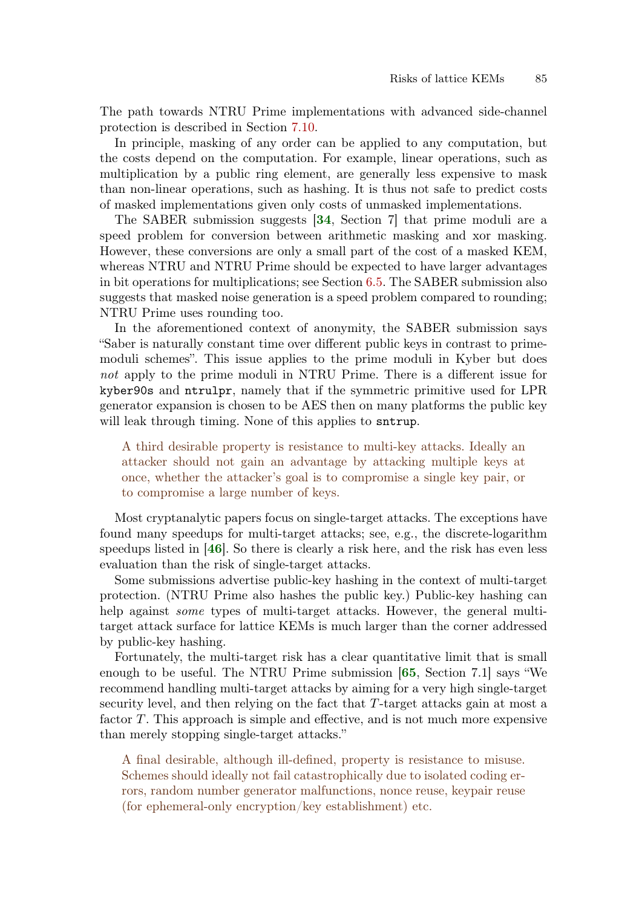The path towards NTRU Prime implementations with advanced side-channel protection is described in Section 7.10.

In principle, masking of any order can be applied to any computation, but the costs depend on the computation. For example, linear operations, such as multiplication by a public ring element, are generally less expensive to mask than non-linear operations, such as hashing. It is thus not safe to predict costs of masked implementations given only costs of unmasked implementations.

The SABER submission suggests [**34**, Section 7] that prime moduli are a speed problem for conversion between arithmetic masking and xor masking. However, these conversions are only a small part of the cost of a masked KEM, whereas NTRU and NTRU Prime should be expected to have larger advantages in bit operations for multiplications; see Section 6.5. The SABER submission also suggests that masked noise generation is a speed problem compared to rounding; NTRU Prime uses rounding too.

In the aforementioned context of anonymity, the SABER submission says "Saber is naturally constant time over different public keys in contrast to prime-moduli schemes". This issue applies to the prime moduli in Kyber but does *not* apply to the prime moduli in NTRU Prime. There is a different issue for `kyber90s` and `ntrulpr`, namely that if the symmetric primitive used for LPR generator expansion is chosen to be AES then on many platforms the public key will leak through timing. None of this applies to `sntrup`.

> A third desirable property is resistance to multi-key attacks. Ideally an attacker should not gain an advantage by attacking multiple keys at once, whether the attacker's goal is to compromise a single key pair, or to compromise a large number of keys.

Most cryptanalytic papers focus on single-target attacks. The exceptions have found many speedups for multi-target attacks; see, e.g., the discrete-logarithm speedups listed in [**46**]. So there is clearly a risk here, and the risk has even less evaluation than the risk of single-target attacks.

Some submissions advertise public-key hashing in the context of multi-target protection. (NTRU Prime also hashes the public key.) Public-key hashing can help against *some* types of multi-target attacks. However, the general multi-target attack surface for lattice KEMs is much larger than the corner addressed by public-key hashing.

Fortunately, the multi-target risk has a clear quantitative limit that is small enough to be useful. The NTRU Prime submission [**65**, Section 7.1] says "We recommend handling multi-target attacks by aiming for a very high single-target security level, and then relying on the fact that $T$-target attacks gain at most a factor $T$. This approach is simple and effective, and is not much more expensive than merely stopping single-target attacks."

> A final desirable, although ill-defined, property is resistance to misuse. Schemes should ideally not fail catastrophically due to isolated coding errors, random number generator malfunctions, nonce reuse, keypair reuse (for ephemeral-only encryption/key establishment) etc.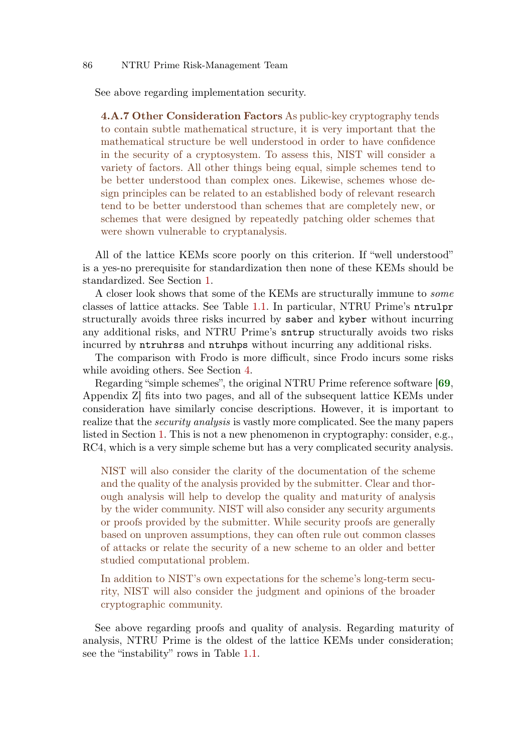See above regarding implementation security.

> **4.A.7 Other Consideration Factors** As public-key cryptography tends to contain subtle mathematical structure, it is very important that the mathematical structure be well understood in order to have confidence in the security of a cryptosystem. To assess this, NIST will consider a variety of factors. All other things being equal, simple schemes tend to be better understood than complex ones. Likewise, schemes whose design principles can be related to an established body of relevant research tend to be better understood than schemes that are completely new, or schemes that were designed by repeatedly patching older schemes that were shown vulnerable to cryptanalysis.

All of the lattice KEMs score poorly on this criterion. If "well understood" is a yes-no prerequisite for standardization then none of these KEMs should be standardized. See Section 1.

A closer look shows that some of the KEMs are structurally immune to *some* classes of lattice attacks. See Table 1.1. In particular, NTRU Prime's `ntrulpr` structurally avoids three risks incurred by `saber` and `kyber` without incurring any additional risks, and NTRU Prime's `sntrup` structurally avoids two risks incurred by `ntruhrss` and `ntruhps` without incurring any additional risks.

The comparison with Frodo is more difficult, since Frodo incurs some risks while avoiding others. See Section 4.

Regarding "simple schemes", the original NTRU Prime reference software [69, Appendix Z] fits into two pages, and all of the subsequent lattice KEMs under consideration have similarly concise descriptions. However, it is important to realize that the *security analysis* is vastly more complicated. See the many papers listed in Section 1. This is not a new phenomenon in cryptography: consider, e.g., RC4, which is a very simple scheme but has a very complicated security analysis.

> NIST will also consider the clarity of the documentation of the scheme and the quality of the analysis provided by the submitter. Clear and thorough analysis will help to develop the quality and maturity of analysis by the wider community. NIST will also consider any security arguments or proofs provided by the submitter. While security proofs are generally based on unproven assumptions, they can often rule out common classes of attacks or relate the security of a new scheme to an older and better studied computational problem.
>
> In addition to NIST's own expectations for the scheme's long-term security, NIST will also consider the judgment and opinions of the broader cryptographic community.

See above regarding proofs and quality of analysis. Regarding maturity of analysis, NTRU Prime is the oldest of the lattice KEMs under consideration; see the "instability" rows in Table 1.1.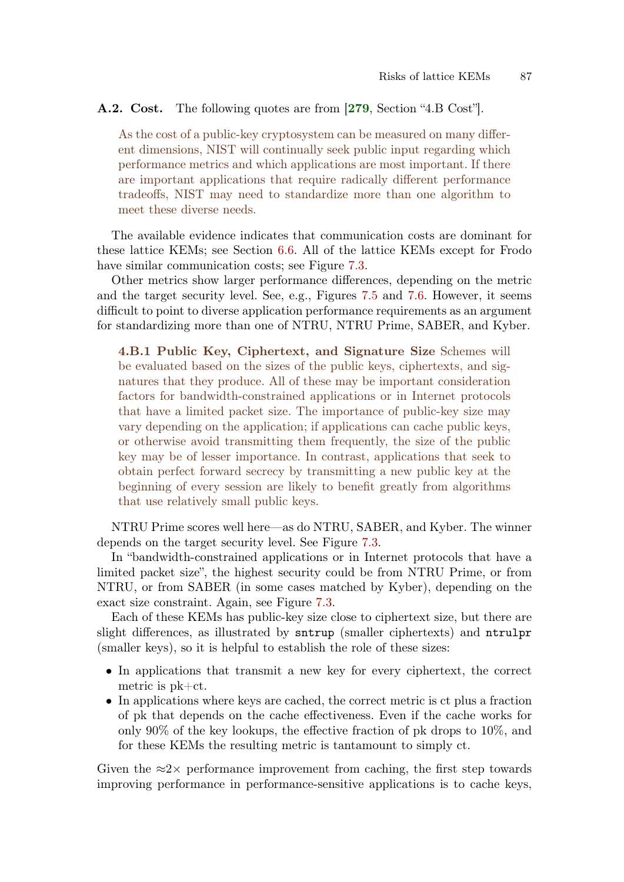**A.2. Cost.** The following quotes are from [279, Section "4.B Cost"].

> As the cost of a public-key cryptosystem can be measured on many different dimensions, NIST will continually seek public input regarding which performance metrics and which applications are most important. If there are important applications that require radically different performance tradeoffs, NIST may need to standardize more than one algorithm to meet these diverse needs.

The available evidence indicates that communication costs are dominant for these lattice KEMs; see Section 6.6. All of the lattice KEMs except for Frodo have similar communication costs; see Figure 7.3.

Other metrics show larger performance differences, depending on the metric and the target security level. See, e.g., Figures 7.5 and 7.6. However, it seems difficult to point to diverse application performance requirements as an argument for standardizing more than one of NTRU, NTRU Prime, SABER, and Kyber.

> **4.B.1 Public Key, Ciphertext, and Signature Size** Schemes will be evaluated based on the sizes of the public keys, ciphertexts, and signatures that they produce. All of these may be important consideration factors for bandwidth-constrained applications or in Internet protocols that have a limited packet size. The importance of public-key size may vary depending on the application; if applications can cache public keys, or otherwise avoid transmitting them frequently, the size of the public key may be of lesser importance. In contrast, applications that seek to obtain perfect forward secrecy by transmitting a new public key at the beginning of every session are likely to benefit greatly from algorithms that use relatively small public keys.

NTRU Prime scores well here—as do NTRU, SABER, and Kyber. The winner depends on the target security level. See Figure 7.3.

In "bandwidth-constrained applications or in Internet protocols that have a limited packet size", the highest security could be from NTRU Prime, or from NTRU, or from SABER (in some cases matched by Kyber), depending on the exact size constraint. Again, see Figure 7.3.

Each of these KEMs has public-key size close to ciphertext size, but there are slight differences, as illustrated by `sntrup` (smaller ciphertexts) and `ntrulpr` (smaller keys), so it is helpful to establish the role of these sizes:

- In applications that transmit a new key for every ciphertext, the correct metric is pk+ct.
- In applications where keys are cached, the correct metric is ct plus a fraction of pk that depends on the cache effectiveness. Even if the cache works for only 90% of the key lookups, the effective fraction of pk drops to 10%, and for these KEMs the resulting metric is tantamount to simply ct.

Given the $\approx 2\times$ performance improvement from caching, the first step towards improving performance in performance-sensitive applications is to cache keys,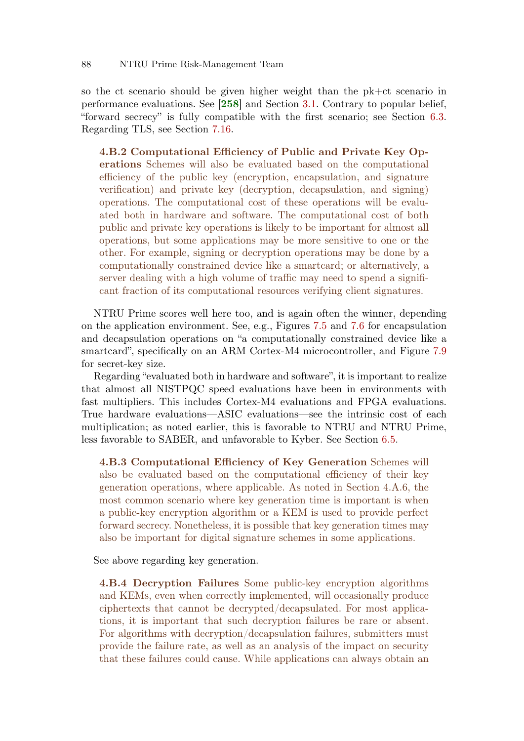so the ct scenario should be given higher weight than the pk+ct scenario in performance evaluations. See [258] and Section 3.1. Contrary to popular belief, "forward secrecy" is fully compatible with the first scenario; see Section 6.3. Regarding TLS, see Section 7.16.

> **4.B.2 Computational Efficiency of Public and Private Key Operations** Schemes will also be evaluated based on the computational efficiency of the public key (encryption, encapsulation, and signature verification) and private key (decryption, decapsulation, and signing) operations. The computational cost of these operations will be evaluated both in hardware and software. The computational cost of both public and private key operations is likely to be important for almost all operations, but some applications may be more sensitive to one or the other. For example, signing or decryption operations may be done by a computationally constrained device like a smartcard; or alternatively, a server dealing with a high volume of traffic may need to spend a significant fraction of its computational resources verifying client signatures.

NTRU Prime scores well here too, and is again often the winner, depending on the application environment. See, e.g., Figures 7.5 and 7.6 for encapsulation and decapsulation operations on "a computationally constrained device like a smartcard", specifically on an ARM Cortex-M4 microcontroller, and Figure 7.9 for secret-key size.

Regarding "evaluated both in hardware and software", it is important to realize that almost all NISTPQC speed evaluations have been in environments with fast multipliers. This includes Cortex-M4 evaluations and FPGA evaluations. True hardware evaluations—ASIC evaluations—see the intrinsic cost of each multiplication; as noted earlier, this is favorable to NTRU and NTRU Prime, less favorable to SABER, and unfavorable to Kyber. See Section 6.5.

> **4.B.3 Computational Efficiency of Key Generation** Schemes will also be evaluated based on the computational efficiency of their key generation operations, where applicable. As noted in Section 4.A.6, the most common scenario where key generation time is important is when a public-key encryption algorithm or a KEM is used to provide perfect forward secrecy. Nonetheless, it is possible that key generation times may also be important for digital signature schemes in some applications.

See above regarding key generation.

> **4.B.4 Decryption Failures** Some public-key encryption algorithms and KEMs, even when correctly implemented, will occasionally produce ciphertexts that cannot be decrypted/decapsulated. For most applications, it is important that such decryption failures be rare or absent. For algorithms with decryption/decapsulation failures, submitters must provide the failure rate, as well as an analysis of the impact on security that these failures could cause. While applications can always obtain an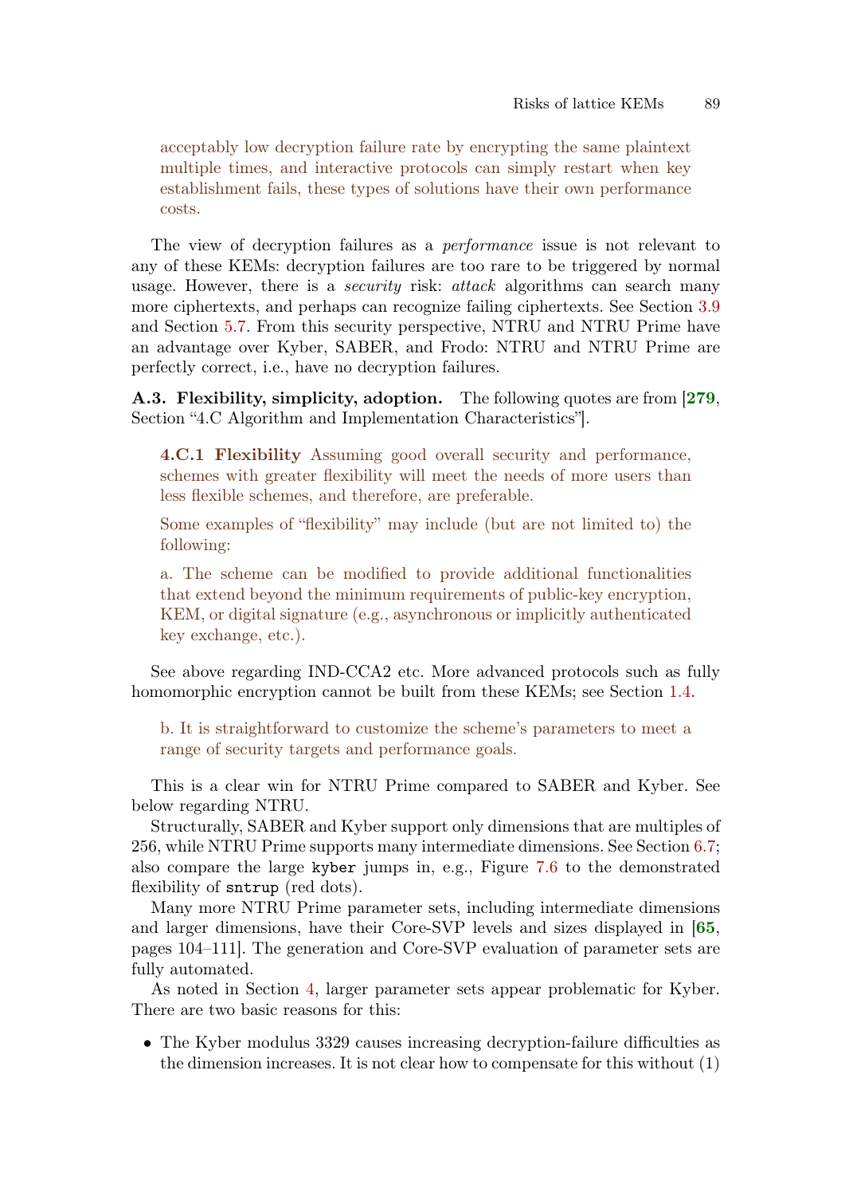> acceptably low decryption failure rate by encrypting the same plaintext multiple times, and interactive protocols can simply restart when key establishment fails, these types of solutions have their own performance costs.

The view of decryption failures as a *performance* issue is not relevant to any of these KEMs: decryption failures are too rare to be triggered by normal usage. However, there is a *security* risk: *attack* algorithms can search many more ciphertexts, and perhaps can recognize failing ciphertexts. See Section 3.9 and Section 5.7. From this security perspective, NTRU and NTRU Prime have an advantage over Kyber, SABER, and Frodo: NTRU and NTRU Prime are perfectly correct, i.e., have no decryption failures.

**A.3. Flexibility, simplicity, adoption.** The following quotes are from [**279**, Section "4.C Algorithm and Implementation Characteristics"].

> **4.C.1 Flexibility** Assuming good overall security and performance, schemes with greater flexibility will meet the needs of more users than less flexible schemes, and therefore, are preferable.
>
> Some examples of "flexibility" may include (but are not limited to) the following:
>
> a. The scheme can be modified to provide additional functionalities that extend beyond the minimum requirements of public-key encryption, KEM, or digital signature (e.g., asynchronous or implicitly authenticated key exchange, etc.).

See above regarding IND-CCA2 etc. More advanced protocols such as fully homomorphic encryption cannot be built from these KEMs; see Section 1.4.

> b. It is straightforward to customize the scheme's parameters to meet a range of security targets and performance goals.

This is a clear win for NTRU Prime compared to SABER and Kyber. See below regarding NTRU.

Structurally, SABER and Kyber support only dimensions that are multiples of 256, while NTRU Prime supports many intermediate dimensions. See Section 6.7; also compare the large `kyber` jumps in, e.g., Figure 7.6 to the demonstrated flexibility of `sntrup` (red dots).

Many more NTRU Prime parameter sets, including intermediate dimensions and larger dimensions, have their Core-SVP levels and sizes displayed in [**65**, pages 104–111]. The generation and Core-SVP evaluation of parameter sets are fully automated.

As noted in Section 4, larger parameter sets appear problematic for Kyber. There are two basic reasons for this:

- The Kyber modulus 3329 causes increasing decryption-failure difficulties as the dimension increases. It is not clear how to compensate for this without (1)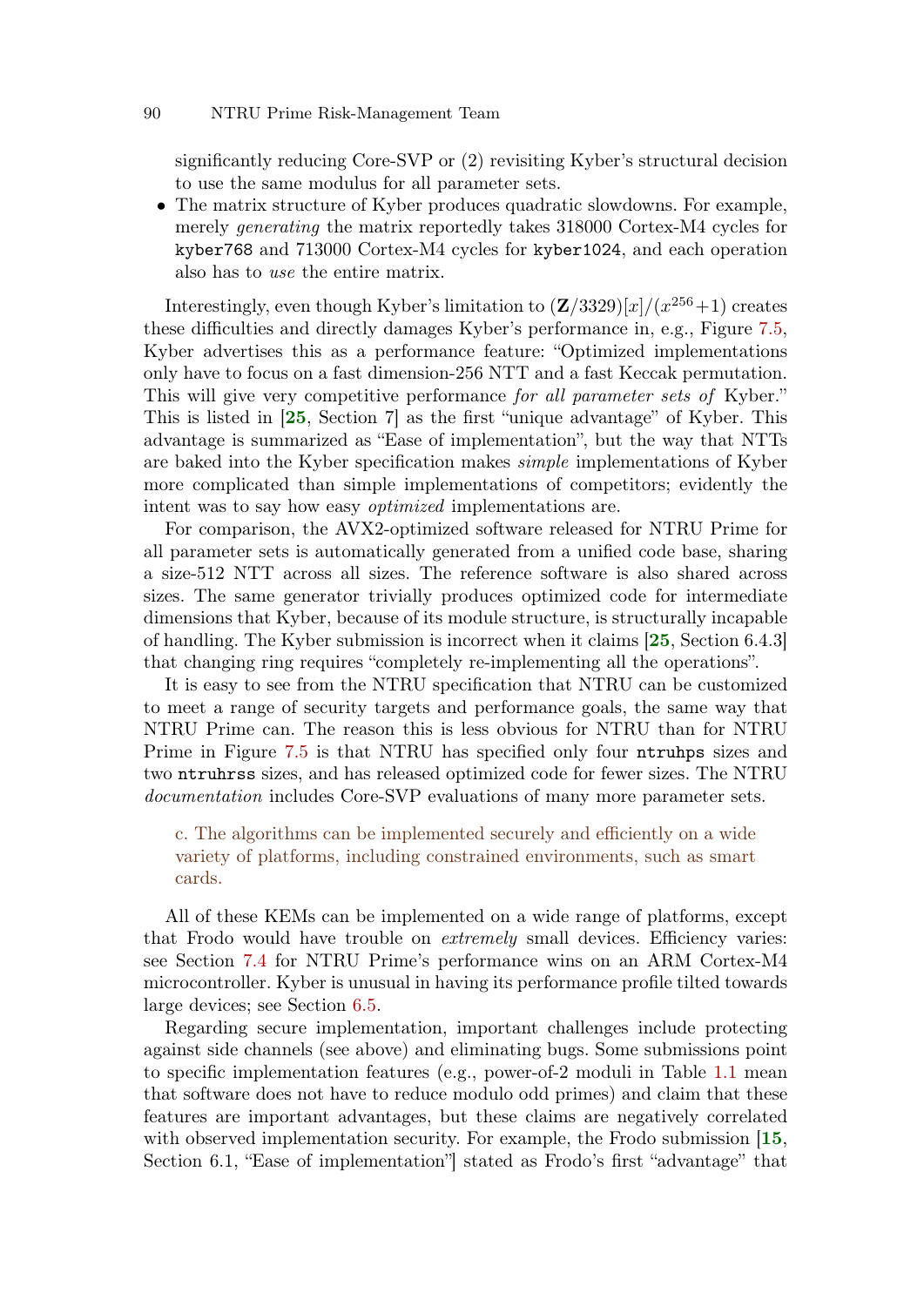significantly reducing Core-SVP or (2) revisiting Kyber's structural decision to use the same modulus for all parameter sets.

- The matrix structure of Kyber produces quadratic slowdowns. For example, merely *generating* the matrix reportedly takes 318000 Cortex-M4 cycles for `kyber768` and 713000 Cortex-M4 cycles for `kyber1024`, and each operation also has to *use* the entire matrix.

Interestingly, even though Kyber's limitation to $(\mathbf{Z}/3329)[x]/(x^{256}+1)$ creates these difficulties and directly damages Kyber's performance in, e.g., Figure 7.5, Kyber advertises this as a performance feature: "Optimized implementations only have to focus on a fast dimension-256 NTT and a fast Keccak permutation. This will give very competitive performance *for all parameter sets of* Kyber." This is listed in [**25**, Section 7] as the first "unique advantage" of Kyber. This advantage is summarized as "Ease of implementation", but the way that NTTs are baked into the Kyber specification makes *simple* implementations of Kyber more complicated than simple implementations of competitors; evidently the intent was to say how easy *optimized* implementations are.

For comparison, the AVX2-optimized software released for NTRU Prime for all parameter sets is automatically generated from a unified code base, sharing a size-512 NTT across all sizes. The reference software is also shared across sizes. The same generator trivially produces optimized code for intermediate dimensions that Kyber, because of its module structure, is structurally incapable of handling. The Kyber submission is incorrect when it claims [**25**, Section 6.4.3] that changing ring requires "completely re-implementing all the operations".

It is easy to see from the NTRU specification that NTRU can be customized to meet a range of security targets and performance goals, the same way that NTRU Prime can. The reason this is less obvious for NTRU than for NTRU Prime in Figure 7.5 is that NTRU has specified only four `ntruhps` sizes and two `ntruhrss` sizes, and has released optimized code for fewer sizes. The NTRU *documentation* includes Core-SVP evaluations of many more parameter sets.

> c. The algorithms can be implemented securely and efficiently on a wide variety of platforms, including constrained environments, such as smart cards.

All of these KEMs can be implemented on a wide range of platforms, except that Frodo would have trouble on *extremely* small devices. Efficiency varies: see Section 7.4 for NTRU Prime's performance wins on an ARM Cortex-M4 microcontroller. Kyber is unusual in having its performance profile tilted towards large devices; see Section 6.5.

Regarding secure implementation, important challenges include protecting against side channels (see above) and eliminating bugs. Some submissions point to specific implementation features (e.g., power-of-2 moduli in Table 1.1 mean that software does not have to reduce modulo odd primes) and claim that these features are important advantages, but these claims are negatively correlated with observed implementation security. For example, the Frodo submission [**15**, Section 6.1, "Ease of implementation"] stated as Frodo's first "advantage" that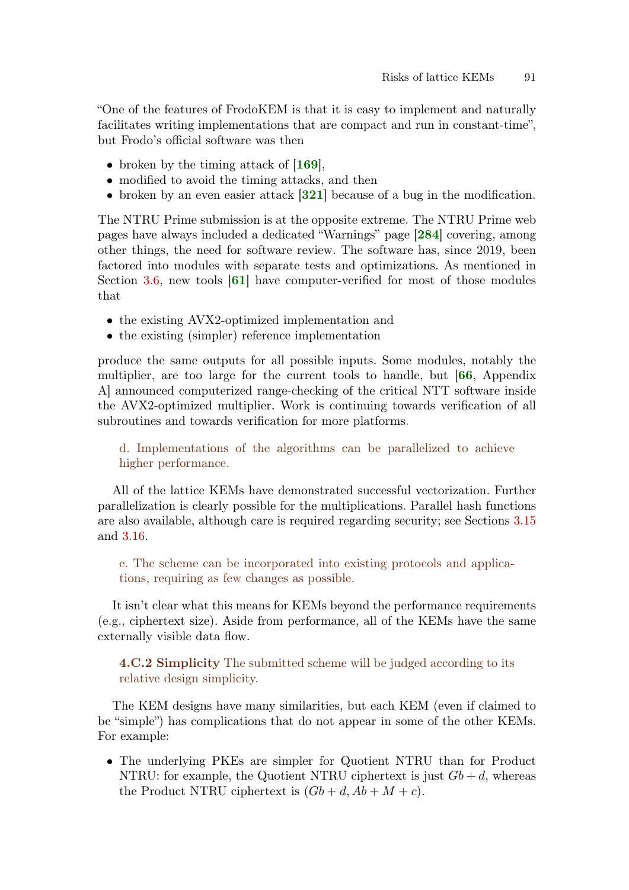"One of the features of FrodoKEM is that it is easy to implement and naturally facilitates writing implementations that are compact and run in constant-time", but Frodo's official software was then

- broken by the timing attack of [**169**],
- modified to avoid the timing attacks, and then
- broken by an even easier attack [**321**] because of a bug in the modification.

The NTRU Prime submission is at the opposite extreme. The NTRU Prime web pages have always included a dedicated "Warnings" page [**284**] covering, among other things, the need for software review. The software has, since 2019, been factored into modules with separate tests and optimizations. As mentioned in Section 3.6, new tools [**61**] have computer-verified for most of those modules that

- the existing AVX2-optimized implementation and
- the existing (simpler) reference implementation

produce the same outputs for all possible inputs. Some modules, notably the multiplier, are too large for the current tools to handle, but [**66**, Appendix A] announced computerized range-checking of the critical NTT software inside the AVX2-optimized multiplier. Work is continuing towards verification of all subroutines and towards verification for more platforms.

> d. Implementations of the algorithms can be parallelized to achieve higher performance.

All of the lattice KEMs have demonstrated successful vectorization. Further parallelization is clearly possible for the multiplications. Parallel hash functions are also available, although care is required regarding security; see Sections 3.15 and 3.16.

> e. The scheme can be incorporated into existing protocols and applications, requiring as few changes as possible.

It isn't clear what this means for KEMs beyond the performance requirements (e.g., ciphertext size). Aside from performance, all of the KEMs have the same externally visible data flow.

> **4.C.2 Simplicity** The submitted scheme will be judged according to its relative design simplicity.

The KEM designs have many similarities, but each KEM (even if claimed to be "simple") has complications that do not appear in some of the other KEMs. For example:

- The underlying PKEs are simpler for Quotient NTRU than for Product NTRU: for example, the Quotient NTRU ciphertext is just $Gb + d$, whereas the Product NTRU ciphertext is $(Gb + d, Ab + M + c)$.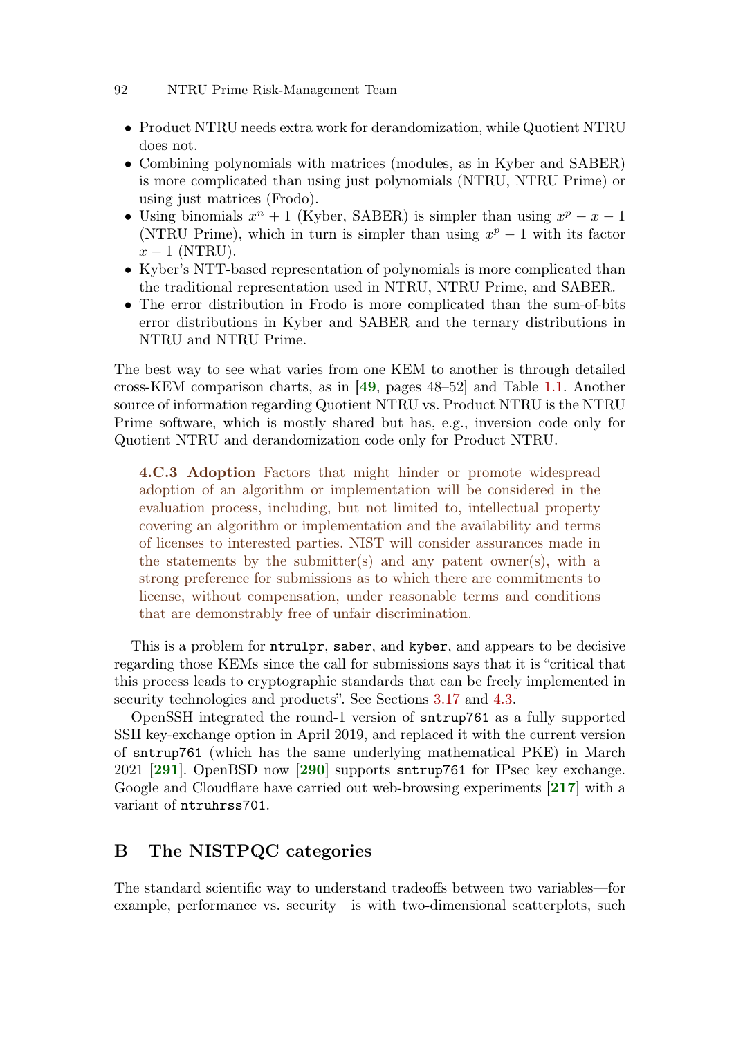- Product NTRU needs extra work for derandomization, while Quotient NTRU does not.
- Combining polynomials with matrices (modules, as in Kyber and SABER) is more complicated than using just polynomials (NTRU, NTRU Prime) or using just matrices (Frodo).
- Using binomials $x^n + 1$ (Kyber, SABER) is simpler than using $x^p - x - 1$ (NTRU Prime), which in turn is simpler than using $x^p - 1$ with its factor $x - 1$ (NTRU).
- Kyber's NTT-based representation of polynomials is more complicated than the traditional representation used in NTRU, NTRU Prime, and SABER.
- The error distribution in Frodo is more complicated than the sum-of-bits error distributions in Kyber and SABER and the ternary distributions in NTRU and NTRU Prime.

The best way to see what varies from one KEM to another is through detailed cross-KEM comparison charts, as in [49, pages 48–52] and Table 1.1. Another source of information regarding Quotient NTRU vs. Product NTRU is the NTRU Prime software, which is mostly shared but has, e.g., inversion code only for Quotient NTRU and derandomization code only for Product NTRU.

> **4.C.3 Adoption** Factors that might hinder or promote widespread adoption of an algorithm or implementation will be considered in the evaluation process, including, but not limited to, intellectual property covering an algorithm or implementation and the availability and terms of licenses to interested parties. NIST will consider assurances made in the statements by the submitter(s) and any patent owner(s), with a strong preference for submissions as to which there are commitments to license, without compensation, under reasonable terms and conditions that are demonstrably free of unfair discrimination.

This is a problem for `ntrulpr`, `saber`, and `kyber`, and appears to be decisive regarding those KEMs since the call for submissions says that it is "critical that this process leads to cryptographic standards that can be freely implemented in security technologies and products". See Sections 3.17 and 4.3.

OpenSSH integrated the round-1 version of `sntrup761` as a fully supported SSH key-exchange option in April 2019, and replaced it with the current version of `sntrup761` (which has the same underlying mathematical PKE) in March 2021 [291]. OpenBSD now [290] supports `sntrup761` for IPsec key exchange. Google and Cloudflare have carried out web-browsing experiments [217] with a variant of `ntruhrss701`.

## B The NISTPQC categories

The standard scientific way to understand tradeoffs between two variables—for example, performance vs. security—is with two-dimensional scatterplots, such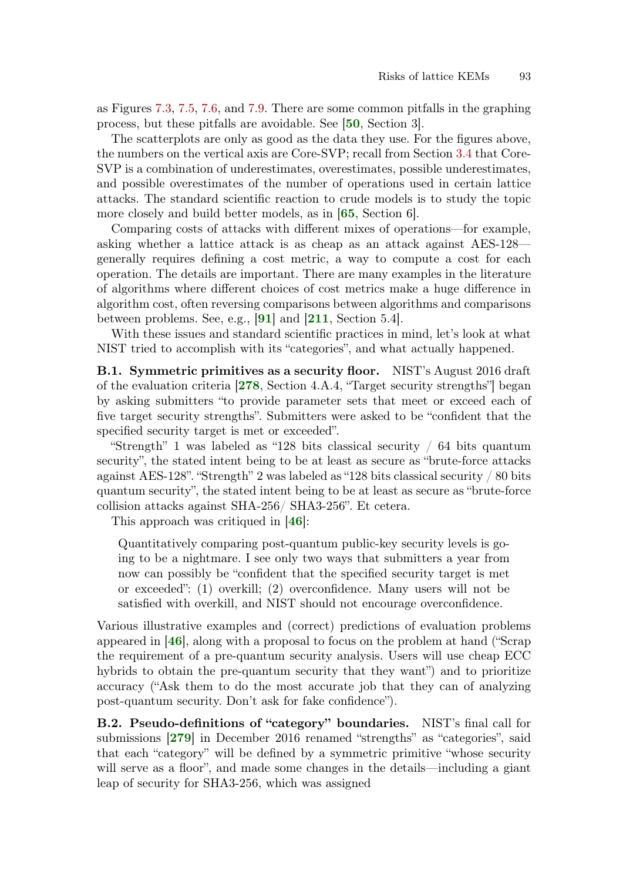as Figures 7.3, 7.5, 7.6, and 7.9. There are some common pitfalls in the graphing process, but these pitfalls are avoidable. See [**50**, Section 3].

The scatterplots are only as good as the data they use. For the figures above, the numbers on the vertical axis are Core-SVP; recall from Section 3.4 that Core-SVP is a combination of underestimates, overestimates, possible underestimates, and possible overestimates of the number of operations used in certain lattice attacks. The standard scientific reaction to crude models is to study the topic more closely and build better models, as in [**65**, Section 6].

Comparing costs of attacks with different mixes of operations—for example, asking whether a lattice attack is as cheap as an attack against AES-128—generally requires defining a cost metric, a way to compute a cost for each operation. The details are important. There are many examples in the literature of algorithms where different choices of cost metrics make a huge difference in algorithm cost, often reversing comparisons between algorithms and comparisons between problems. See, e.g., [**91**] and [**211**, Section 5.4].

With these issues and standard scientific practices in mind, let's look at what NIST tried to accomplish with its "categories", and what actually happened.

**B.1. Symmetric primitives as a security floor.** NIST's August 2016 draft of the evaluation criteria [**278**, Section 4.A.4, "Target security strengths"] began by asking submitters "to provide parameter sets that meet or exceed each of five target security strengths". Submitters were asked to be "confident that the specified security target is met or exceeded".

"Strength" 1 was labeled as "128 bits classical security / 64 bits quantum security", the stated intent being to be at least as secure as "brute-force attacks against AES-128". "Strength" 2 was labeled as "128 bits classical security / 80 bits quantum security", the stated intent being to be at least as secure as "brute-force collision attacks against SHA-256/ SHA3-256". Et cetera.

This approach was critiqued in [**46**]:

> Quantitatively comparing post-quantum public-key security levels is going to be a nightmare. I see only two ways that submitters a year from now can possibly be "confident that the specified security target is met or exceeded": (1) overkill; (2) overconfidence. Many users will not be satisfied with overkill, and NIST should not encourage overconfidence.

Various illustrative examples and (correct) predictions of evaluation problems appeared in [**46**], along with a proposal to focus on the problem at hand ("Scrap the requirement of a pre-quantum security analysis. Users will use cheap ECC hybrids to obtain the pre-quantum security that they want") and to prioritize accuracy ("Ask them to do the most accurate job that they can of analyzing post-quantum security. Don't ask for fake confidence").

**B.2. Pseudo-definitions of "category" boundaries.** NIST's final call for submissions [**279**] in December 2016 renamed "strengths" as "categories", said that each "category" will be defined by a symmetric primitive "whose security will serve as a floor", and made some changes in the details—including a giant leap of security for SHA3-256, which was assigned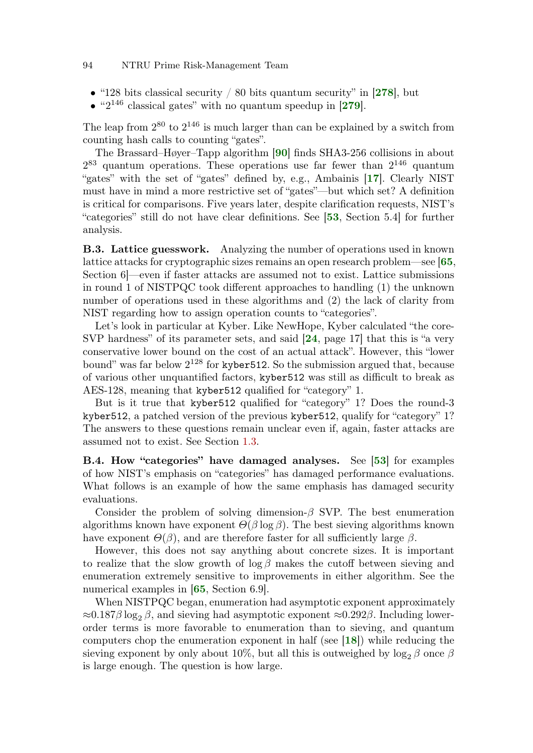- "128 bits classical security / 80 bits quantum security" in [278], but
- "$2^{146}$ classical gates" with no quantum speedup in [279].

The leap from $2^{80}$ to $2^{146}$ is much larger than can be explained by a switch from counting hash calls to counting "gates".

The Brassard–Høyer–Tapp algorithm [90] finds SHA3-256 collisions in about $2^{83}$ quantum operations. These operations use far fewer than $2^{146}$ quantum "gates" with the set of "gates" defined by, e.g., Ambainis [17]. Clearly NIST must have in mind a more restrictive set of "gates"—but which set? A definition is critical for comparisons. Five years later, despite clarification requests, NIST's "categories" still do not have clear definitions. See [53, Section 5.4] for further analysis.

**B.3. Lattice guesswork.** Analyzing the number of operations used in known lattice attacks for cryptographic sizes remains an open research problem—see [65, Section 6]—even if faster attacks are assumed not to exist. Lattice submissions in round 1 of NISTPQC took different approaches to handling (1) the unknown number of operations used in these algorithms and (2) the lack of clarity from NIST regarding how to assign operation counts to "categories".

Let's look in particular at Kyber. Like NewHope, Kyber calculated "the core-SVP hardness" of its parameter sets, and said [24, page 17] that this is "a very conservative lower bound on the cost of an actual attack". However, this "lower bound" was far below $2^{128}$ for `kyber512`. So the submission argued that, because of various other unquantified factors, `kyber512` was still as difficult to break as AES-128, meaning that `kyber512` qualified for "category" 1.

But is it true that `kyber512` qualified for "category" 1? Does the round-3 `kyber512`, a patched version of the previous `kyber512`, qualify for "category" 1? The answers to these questions remain unclear even if, again, faster attacks are assumed not to exist. See Section 1.3.

**B.4. How "categories" have damaged analyses.** See [53] for examples of how NIST's emphasis on "categories" has damaged performance evaluations. What follows is an example of how the same emphasis has damaged security evaluations.

Consider the problem of solving dimension-$\beta$ SVP. The best enumeration algorithms known have exponent $\Theta(\beta \log \beta)$. The best sieving algorithms known have exponent $\Theta(\beta)$, and are therefore faster for all sufficiently large $\beta$.

However, this does not say anything about concrete sizes. It is important to realize that the slow growth of $\log \beta$ makes the cutoff between sieving and enumeration extremely sensitive to improvements in either algorithm. See the numerical examples in [65, Section 6.9].

When NISTPQC began, enumeration had asymptotic exponent approximately $\approx 0.187\beta \log_2 \beta$, and sieving had asymptotic exponent $\approx 0.292\beta$. Including lower-order terms is more favorable to enumeration than to sieving, and quantum computers chop the enumeration exponent in half (see [18]) while reducing the sieving exponent by only about 10%, but all this is outweighed by $\log_2 \beta$ once $\beta$ is large enough. The question is how large.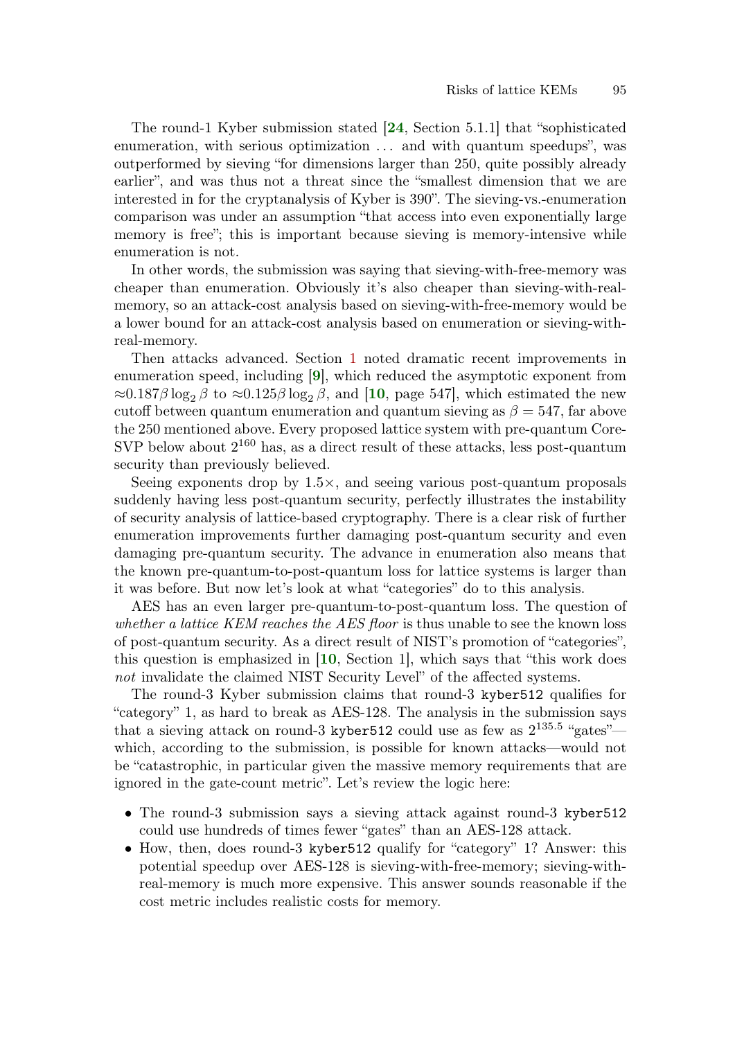The round-1 Kyber submission stated [**24**, Section 5.1.1] that "sophisticated enumeration, with serious optimization ... and with quantum speedups", was outperformed by sieving "for dimensions larger than 250, quite possibly already earlier", and was thus not a threat since the "smallest dimension that we are interested in for the cryptanalysis of Kyber is 390". The sieving-vs.-enumeration comparison was under an assumption "that access into even exponentially large memory is free"; this is important because sieving is memory-intensive while enumeration is not.

In other words, the submission was saying that sieving-with-free-memory was cheaper than enumeration. Obviously it's also cheaper than sieving-with-real-memory, so an attack-cost analysis based on sieving-with-free-memory would be a lower bound for an attack-cost analysis based on enumeration or sieving-with-real-memory.

Then attacks advanced. Section 1 noted dramatic recent improvements in enumeration speed, including [**9**], which reduced the asymptotic exponent from $\approx 0.187\beta \log_2 \beta$ to $\approx 0.125\beta \log_2 \beta$, and [**10**, page 547], which estimated the new cutoff between quantum enumeration and quantum sieving as $\beta = 547$, far above the 250 mentioned above. Every proposed lattice system with pre-quantum Core-SVP below about $2^{160}$ has, as a direct result of these attacks, less post-quantum security than previously believed.

Seeing exponents drop by $1.5\times$, and seeing various post-quantum proposals suddenly having less post-quantum security, perfectly illustrates the instability of security analysis of lattice-based cryptography. There is a clear risk of further enumeration improvements further damaging post-quantum security and even damaging pre-quantum security. The advance in enumeration also means that the known pre-quantum-to-post-quantum loss for lattice systems is larger than it was before. But now let's look at what "categories" do to this analysis.

AES has an even larger pre-quantum-to-post-quantum loss. The question of *whether a lattice KEM reaches the AES floor* is thus unable to see the known loss of post-quantum security. As a direct result of NIST's promotion of "categories", this question is emphasized in [**10**, Section 1], which says that "this work does *not* invalidate the claimed NIST Security Level" of the affected systems.

The round-3 Kyber submission claims that round-3 `kyber512` qualifies for "category" 1, as hard to break as AES-128. The analysis in the submission says that a sieving attack on round-3 `kyber512` could use as few as $2^{135.5}$ "gates"—which, according to the submission, is possible for known attacks—would not be "catastrophic, in particular given the massive memory requirements that are ignored in the gate-count metric". Let's review the logic here:

- The round-3 submission says a sieving attack against round-3 `kyber512` could use hundreds of times fewer "gates" than an AES-128 attack.
- How, then, does round-3 `kyber512` qualify for "category" 1? Answer: this potential speedup over AES-128 is sieving-with-free-memory; sieving-with-real-memory is much more expensive. This answer sounds reasonable if the cost metric includes realistic costs for memory.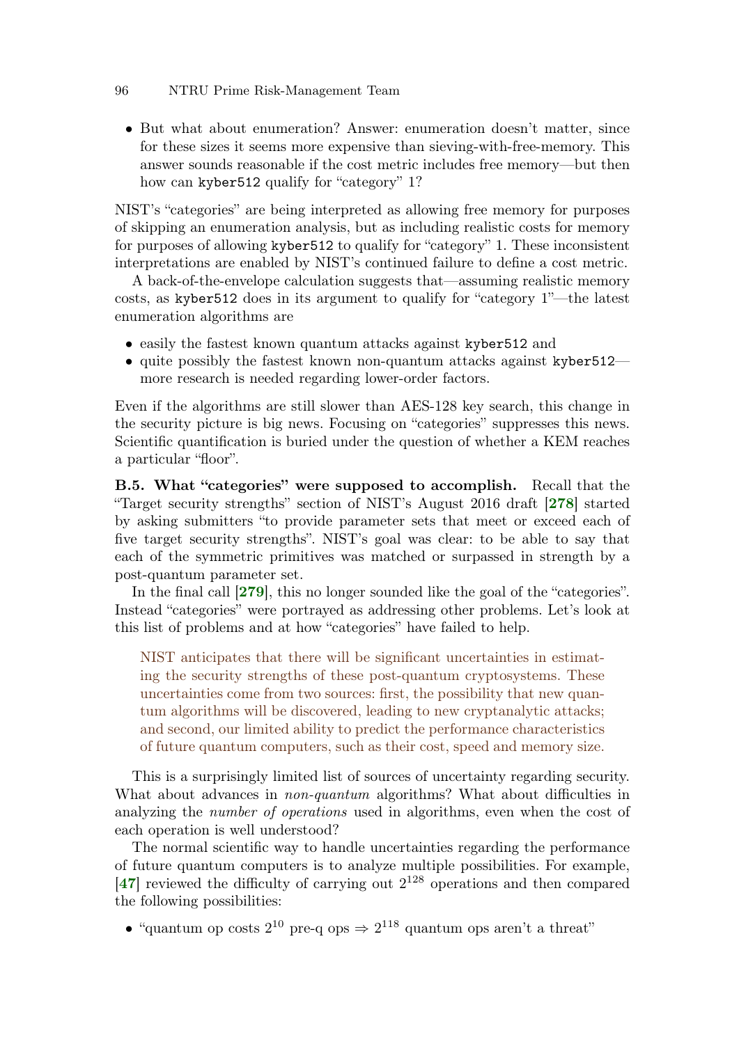- But what about enumeration? Answer: enumeration doesn't matter, since for these sizes it seems more expensive than sieving-with-free-memory. This answer sounds reasonable if the cost metric includes free memory—but then how can `kyber512` qualify for "category" 1?

NIST's "categories" are being interpreted as allowing free memory for purposes of skipping an enumeration analysis, but as including realistic costs for memory for purposes of allowing `kyber512` to qualify for "category" 1. These inconsistent interpretations are enabled by NIST's continued failure to define a cost metric.

A back-of-the-envelope calculation suggests that—assuming realistic memory costs, as `kyber512` does in its argument to qualify for "category 1"—the latest enumeration algorithms are

- easily the fastest known quantum attacks against `kyber512` and
- quite possibly the fastest known non-quantum attacks against `kyber512`—more research is needed regarding lower-order factors.

Even if the algorithms are still slower than AES-128 key search, this change in the security picture is big news. Focusing on "categories" suppresses this news. Scientific quantification is buried under the question of whether a KEM reaches a particular "floor".

**B.5. What "categories" were supposed to accomplish.** Recall that the "Target security strengths" section of NIST's August 2016 draft [**278**] started by asking submitters "to provide parameter sets that meet or exceed each of five target security strengths". NIST's goal was clear: to be able to say that each of the symmetric primitives was matched or surpassed in strength by a post-quantum parameter set.

In the final call [**279**], this no longer sounded like the goal of the "categories". Instead "categories" were portrayed as addressing other problems. Let's look at this list of problems and at how "categories" have failed to help.

> NIST anticipates that there will be significant uncertainties in estimating the security strengths of these post-quantum cryptosystems. These uncertainties come from two sources: first, the possibility that new quantum algorithms will be discovered, leading to new cryptanalytic attacks; and second, our limited ability to predict the performance characteristics of future quantum computers, such as their cost, speed and memory size.

This is a surprisingly limited list of sources of uncertainty regarding security. What about advances in *non-quantum* algorithms? What about difficulties in analyzing the *number of operations* used in algorithms, even when the cost of each operation is well understood?

The normal scientific way to handle uncertainties regarding the performance of future quantum computers is to analyze multiple possibilities. For example, [**47**] reviewed the difficulty of carrying out $2^{128}$ operations and then compared the following possibilities:

- "quantum op costs $2^{10}$ pre-q ops $\Rightarrow$ $2^{118}$ quantum ops aren't a threat"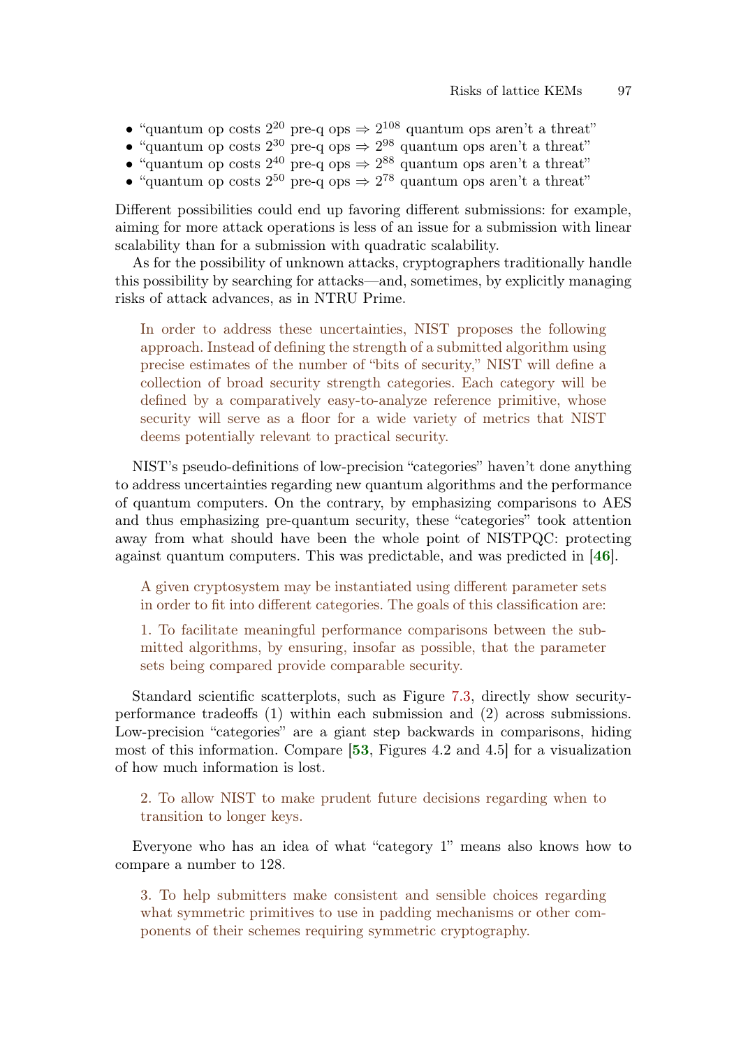- "quantum op costs $2^{20}$ pre-q ops $\Rightarrow$ $2^{108}$ quantum ops aren't a threat"
- "quantum op costs $2^{30}$ pre-q ops $\Rightarrow$ $2^{98}$ quantum ops aren't a threat"
- "quantum op costs $2^{40}$ pre-q ops $\Rightarrow$ $2^{88}$ quantum ops aren't a threat"
- "quantum op costs $2^{50}$ pre-q ops $\Rightarrow$ $2^{78}$ quantum ops aren't a threat"

Different possibilities could end up favoring different submissions: for example, aiming for more attack operations is less of an issue for a submission with linear scalability than for a submission with quadratic scalability.

As for the possibility of unknown attacks, cryptographers traditionally handle this possibility by searching for attacks—and, sometimes, by explicitly managing risks of attack advances, as in NTRU Prime.

> In order to address these uncertainties, NIST proposes the following approach. Instead of defining the strength of a submitted algorithm using precise estimates of the number of "bits of security," NIST will define a collection of broad security strength categories. Each category will be defined by a comparatively easy-to-analyze reference primitive, whose security will serve as a floor for a wide variety of metrics that NIST deems potentially relevant to practical security.

NIST's pseudo-definitions of low-precision "categories" haven't done anything to address uncertainties regarding new quantum algorithms and the performance of quantum computers. On the contrary, by emphasizing comparisons to AES and thus emphasizing pre-quantum security, these "categories" took attention away from what should have been the whole point of NISTPQC: protecting against quantum computers. This was predictable, and was predicted in [46].

> A given cryptosystem may be instantiated using different parameter sets in order to fit into different categories. The goals of this classification are:
>
> 1. To facilitate meaningful performance comparisons between the submitted algorithms, by ensuring, insofar as possible, that the parameter sets being compared provide comparable security.

Standard scientific scatterplots, such as Figure 7.3, directly show security-performance tradeoffs (1) within each submission and (2) across submissions. Low-precision "categories" are a giant step backwards in comparisons, hiding most of this information. Compare [53, Figures 4.2 and 4.5] for a visualization of how much information is lost.

> 2. To allow NIST to make prudent future decisions regarding when to transition to longer keys.

Everyone who has an idea of what "category 1" means also knows how to compare a number to 128.

> 3. To help submitters make consistent and sensible choices regarding what symmetric primitives to use in padding mechanisms or other components of their schemes requiring symmetric cryptography.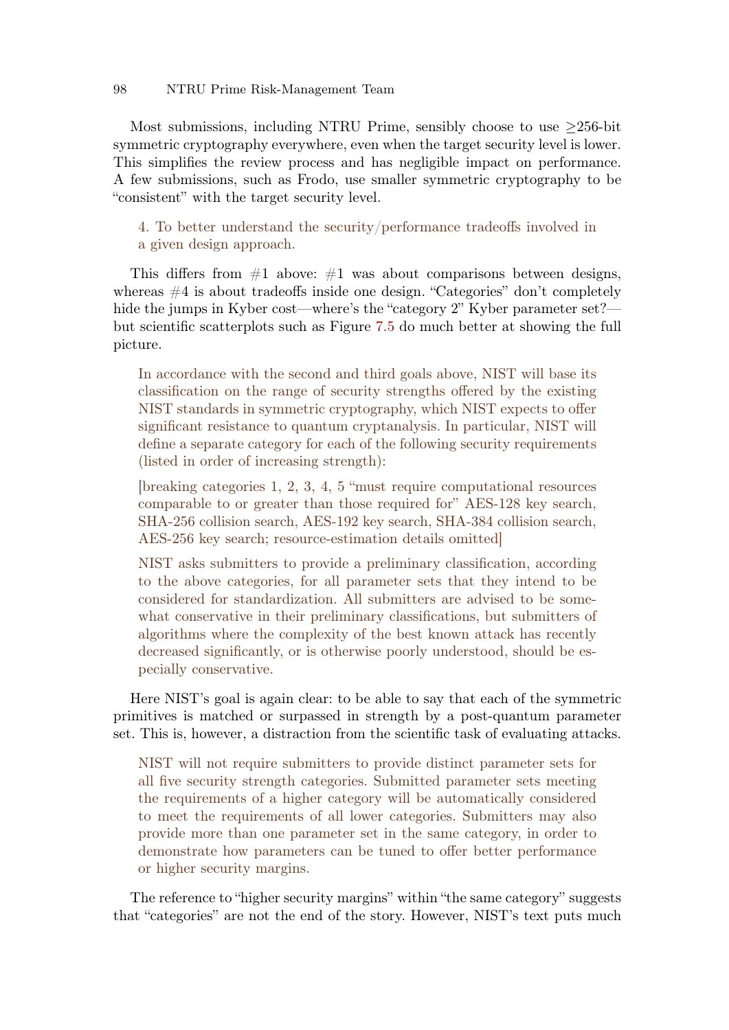Most submissions, including NTRU Prime, sensibly choose to use $\geq$256-bit symmetric cryptography everywhere, even when the target security level is lower. This simplifies the review process and has negligible impact on performance. A few submissions, such as Frodo, use smaller symmetric cryptography to be "consistent" with the target security level.

> 4. To better understand the security/performance tradeoffs involved in a given design approach.

This differs from #1 above: #1 was about comparisons between designs, whereas #4 is about tradeoffs inside one design. "Categories" don't completely hide the jumps in Kyber cost—where's the "category 2" Kyber parameter set?—but scientific scatterplots such as Figure 7.5 do much better at showing the full picture.

> In accordance with the second and third goals above, NIST will base its classification on the range of security strengths offered by the existing NIST standards in symmetric cryptography, which NIST expects to offer significant resistance to quantum cryptanalysis. In particular, NIST will define a separate category for each of the following security requirements (listed in order of increasing strength):
>
> [breaking categories 1, 2, 3, 4, 5 "must require computational resources comparable to or greater than those required for" AES-128 key search, SHA-256 collision search, AES-192 key search, SHA-384 collision search, AES-256 key search; resource-estimation details omitted]
>
> NIST asks submitters to provide a preliminary classification, according to the above categories, for all parameter sets that they intend to be considered for standardization. All submitters are advised to be somewhat conservative in their preliminary classifications, but submitters of algorithms where the complexity of the best known attack has recently decreased significantly, or is otherwise poorly understood, should be especially conservative.

Here NIST's goal is again clear: to be able to say that each of the symmetric primitives is matched or surpassed in strength by a post-quantum parameter set. This is, however, a distraction from the scientific task of evaluating attacks.

> NIST will not require submitters to provide distinct parameter sets for all five security strength categories. Submitted parameter sets meeting the requirements of a higher category will be automatically considered to meet the requirements of all lower categories. Submitters may also provide more than one parameter set in the same category, in order to demonstrate how parameters can be tuned to offer better performance or higher security margins.

The reference to "higher security margins" within "the same category" suggests that "categories" are not the end of the story. However, NIST's text puts much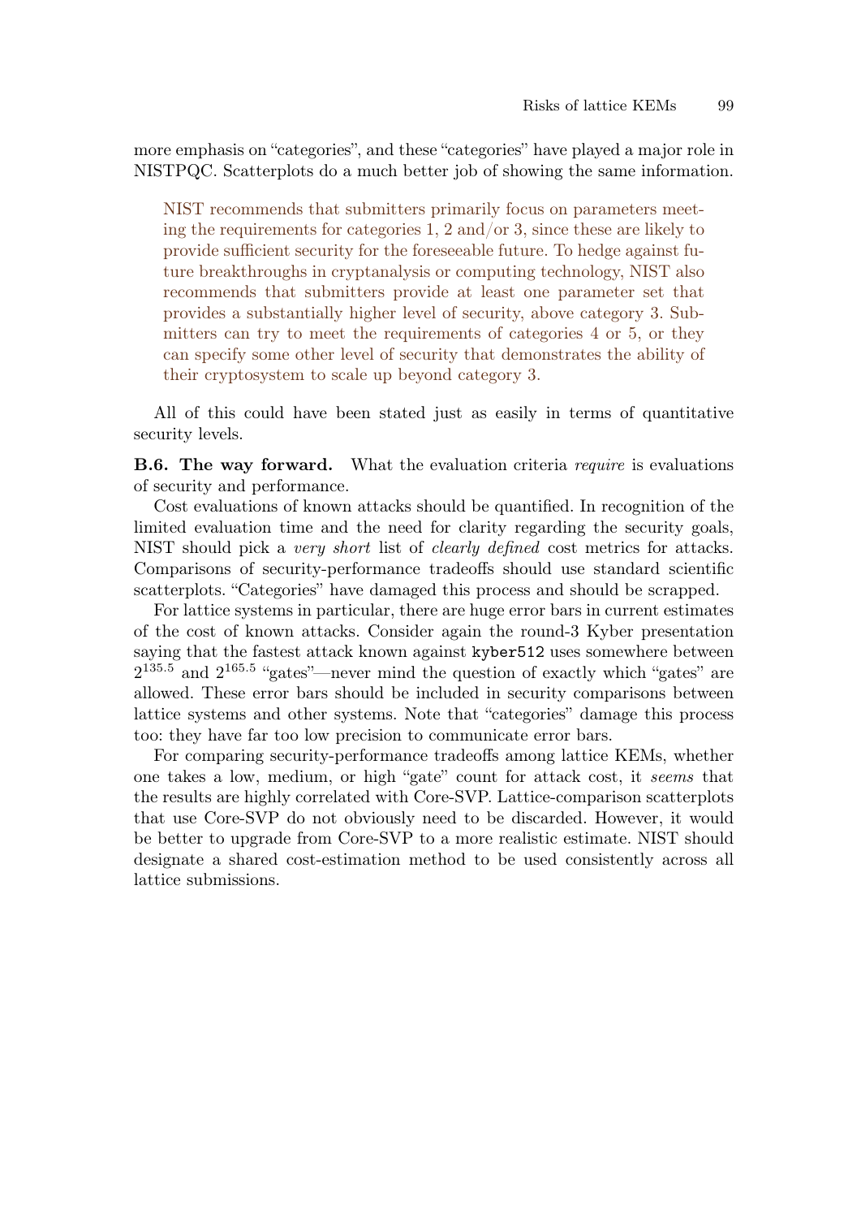more emphasis on "categories", and these "categories" have played a major role in NISTPQC. Scatterplots do a much better job of showing the same information.

> NIST recommends that submitters primarily focus on parameters meeting the requirements for categories 1, 2 and/or 3, since these are likely to provide sufficient security for the foreseeable future. To hedge against future breakthroughs in cryptanalysis or computing technology, NIST also recommends that submitters provide at least one parameter set that provides a substantially higher level of security, above category 3. Submitters can try to meet the requirements of categories 4 or 5, or they can specify some other level of security that demonstrates the ability of their cryptosystem to scale up beyond category 3.

All of this could have been stated just as easily in terms of quantitative security levels.

**B.6. The way forward.** What the evaluation criteria *require* is evaluations of security and performance.

Cost evaluations of known attacks should be quantified. In recognition of the limited evaluation time and the need for clarity regarding the security goals, NIST should pick a *very short* list of *clearly defined* cost metrics for attacks. Comparisons of security-performance tradeoffs should use standard scientific scatterplots. "Categories" have damaged this process and should be scrapped.

For lattice systems in particular, there are huge error bars in current estimates of the cost of known attacks. Consider again the round-3 Kyber presentation saying that the fastest attack known against `kyber512` uses somewhere between $2^{135.5}$ and $2^{165.5}$ "gates"—never mind the question of exactly which "gates" are allowed. These error bars should be included in security comparisons between lattice systems and other systems. Note that "categories" damage this process too: they have far too low precision to communicate error bars.

For comparing security-performance tradeoffs among lattice KEMs, whether one takes a low, medium, or high "gate" count for attack cost, it *seems* that the results are highly correlated with Core-SVP. Lattice-comparison scatterplots that use Core-SVP do not obviously need to be discarded. However, it would be better to upgrade from Core-SVP to a more realistic estimate. NIST should designate a shared cost-estimation method to be used consistently across all lattice submissions.